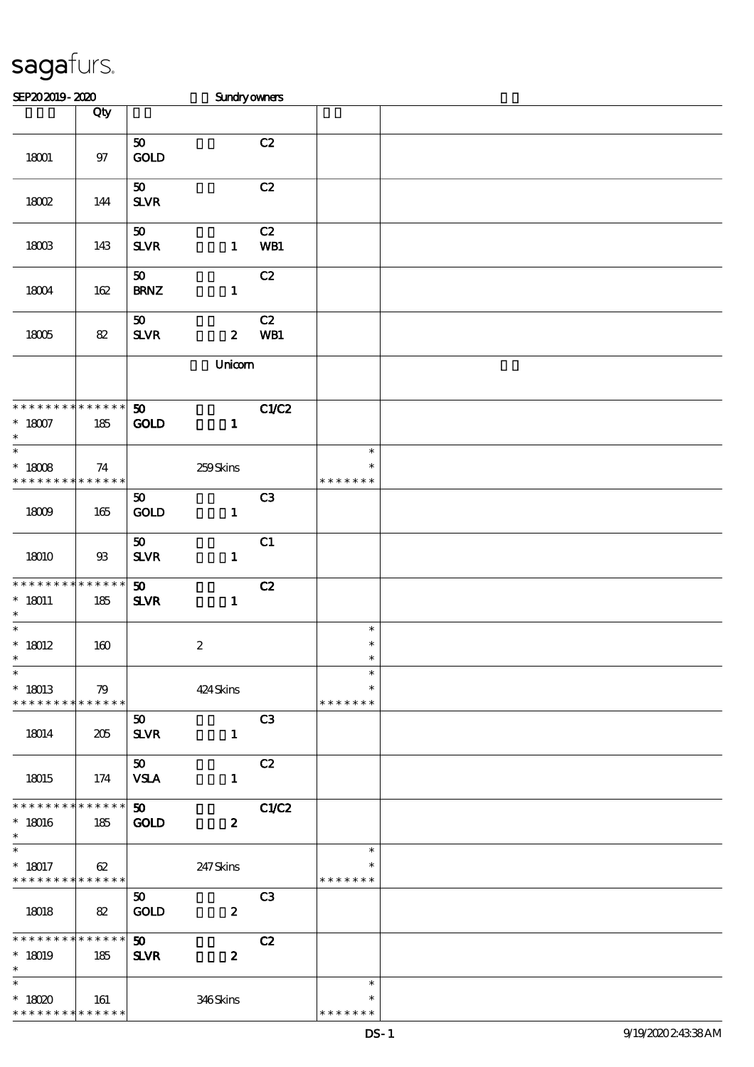# sagafurs.

SEP20 2019 - 2020 Sundry owners

| | Qty | | | | | |
|---|---|---|---|---|---|---|
| 18001 | 97 | 50 GOLD | | C2 | | |
| 18002 | 144 | 50 SLVR | | C2 | | |
| 18003 | 143 | 50 SLVR | 1 | C2 WB1 | | |
| 18004 | 162 | 50 BRNZ | 1 | C2 | | |
| 18005 | 82 | 50 SLVR | 2 | C2 WB1 | | |
| | | | Unicorn | | | |
| * * * * * * * * * * * * * * 18007 * | 185 | 50 GOLD | 1 | C1/C2 | | |
| * * 18008 * * * * * * * * * * * * * | 74 | | 259 Skins | | * * * * * * * * * | |
| 18009 | 165 | 50 GOLD | 1 | C3 | | |
| 18010 | 93 | 50 SLVR | 1 | C1 | | |
| * * * * * * * * * * * * * * 18011 * | 185 | 50 SLVR | 1 | C2 | | |
| * * 18012 * | 160 | | 2 | | * * * | |
| * * 18013 * * * * * * * * * * * * * | 79 | | 424 Skins | | * * * * * * * * * | |
| 18014 | 205 | 50 SLVR | 1 | C3 | | |
| 18015 | 174 | 50 VSLA | 1 | C2 | | |
| * * * * * * * * * * * * * * 18016 * | 185 | 50 GOLD | 2 | C1/C2 | | |
| * * 18017 * * * * * * * * * * * * * | 62 | | 247 Skins | | * * * * * * * * * | |
| 18018 | 82 | 50 GOLD | 2 | C3 | | |
| * * * * * * * * * * * * * * 18019 * | 185 | 50 SLVR | 2 | C2 | | |
| * * 18020 * * * * * * * * * * * * * | 161 | | 346 Skins | | * * * * * * * * * | |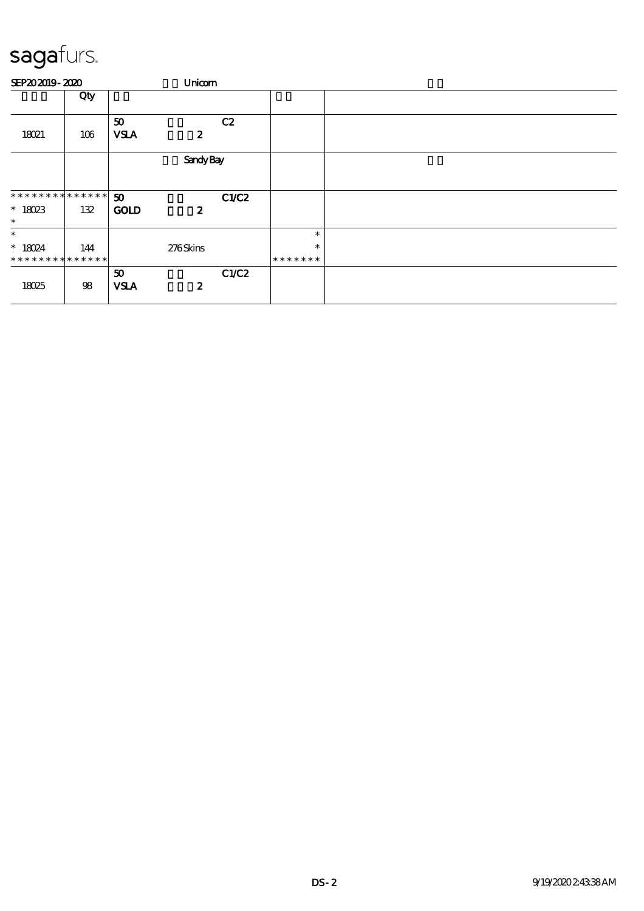sagafurs.

SEP20 2019 - 2020 Unicorn

| | Qty | | | |
|---|---|---|---|---|
| 18021 | 106 | 50 VSLA 2 C2 | | |
| | | Sandy Bay | | |
| * * * * * * * * * * * * * * | | 50 GOLD 2 C1/C2 | | |
| * 18023 * | 132 | | | |
| * * 18024 * * * * * * * * * * * * * * | 144 | 276 Skins | * * * * * * * * * | |
| 18025 | 98 | 50 VSLA 2 C1/C2 | | |

DS-2 9/19/2020 2:43:38 AM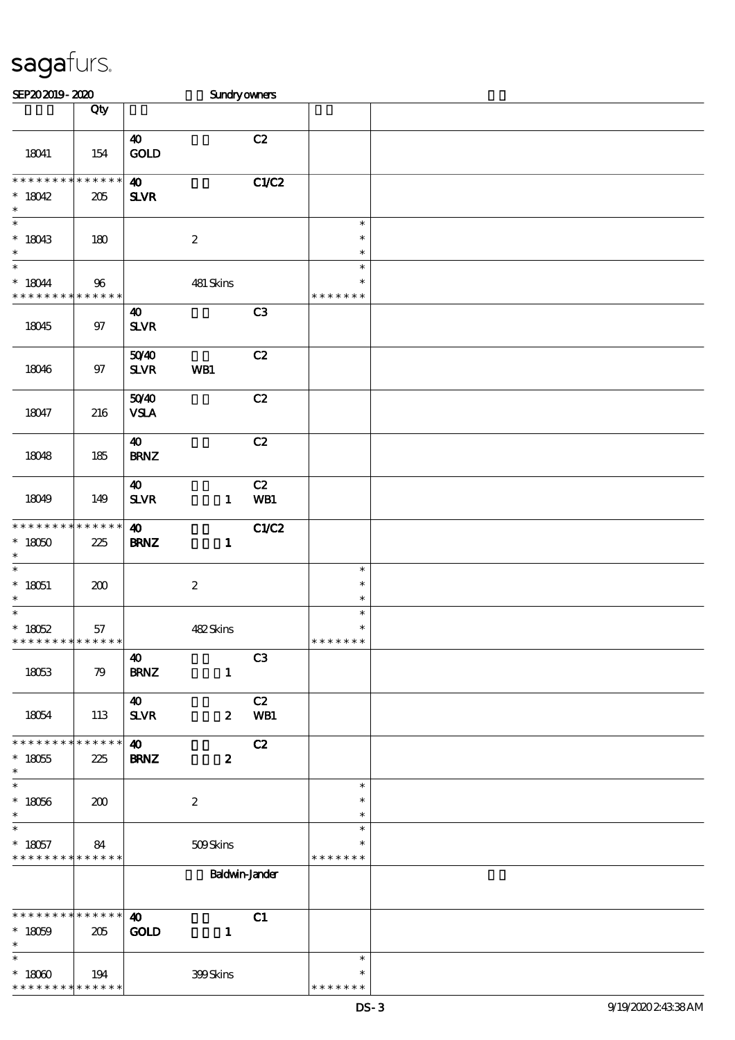sagafurs.

SEP20 2019 - 2020 Sundry owners

| | Qty | | | | | |
|---|---|---|---|---|---|---|
| 18041 | 154 | 40 GOLD | | C2 | | |
| * * * * * * * * * * * * * * 18042 * | 205 | 40 SLVR | | C1/C2 | | |
| * * 18043 * | 180 | | 2 | | * * * | |
| * * 18044 * * * * * * * * * * * * * * | 96 | | 481 Skins | | * * * * * * * * | |
| 18045 | 97 | 40 SLVR | | C3 | | |
| 18046 | 97 | 50/40 SLVR | WB1 | C2 | | |
| 18047 | 216 | 50/40 VSLA | | C2 | | |
| 18048 | 185 | 40 BRNZ | | C2 | | |
| 18049 | 149 | 40 SLVR | 1 | C2 WB1 | | |
| * * * * * * * * * * * * * * 18050 * | 225 | 40 BRNZ | 1 | C1/C2 | | |
| * * 18051 * | 200 | | 2 | | * * * | |
| * * 18052 * * * * * * * * * * * * * * | 57 | | 482 Skins | | * * * * * * * * | |
| 18053 | 79 | 40 BRNZ | 1 | C3 | | |
| 18054 | 113 | 40 SLVR | 2 | C2 WB1 | | |
| * * * * * * * * * * * * * * 18055 * | 225 | 40 BRNZ | 2 | C2 | | |
| * * 18056 * | 200 | | 2 | | * * * | |
| * * 18057 * * * * * * * * * * * * * * | 84 | | 509 Skins | | * * * * * * * * | |
| | | | Baldwin-Jander | | | |
| * * * * * * * * * * * * * * 18059 * | 205 | 40 GOLD | 1 | C1 | | |
| * * 18060 * * * * * * * * * * * * * * | 194 | | 399 Skins | | * * * * * * * * | |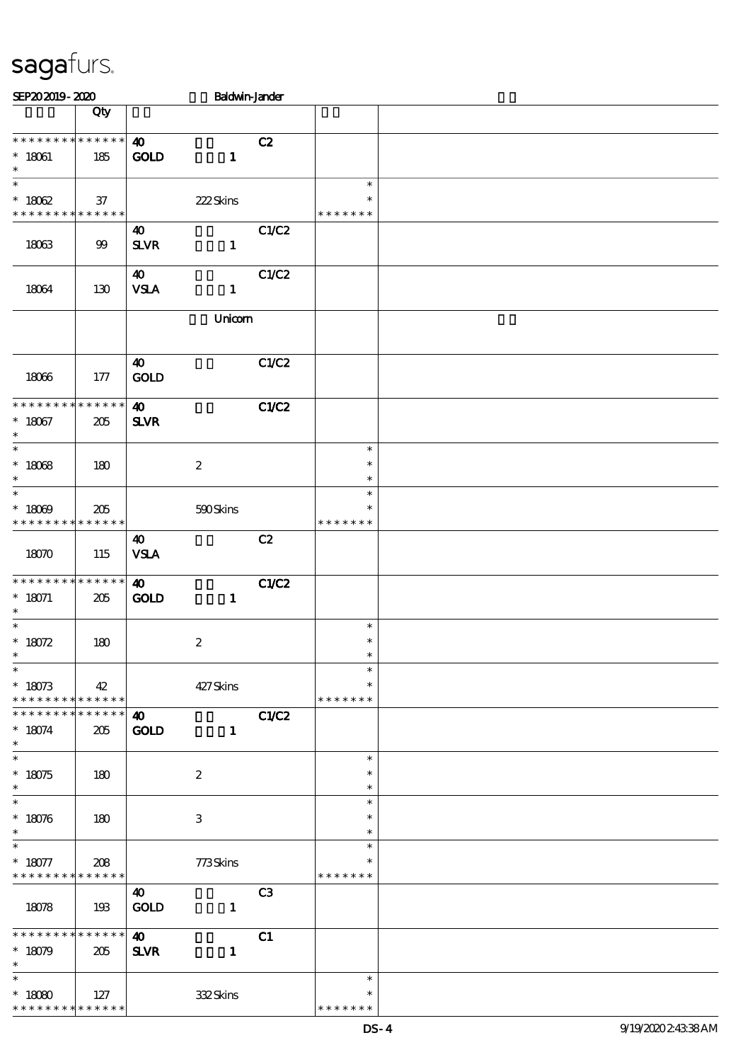sagafurs.

SEP20 2019 - 2020 Baldwin-Jander

| | Qty | | | | |
|---|---|---|---|---|---|
| * * * * * * * * * * * * * * | | 40 | | C2 | |
| * 18061 | 185 | GOLD | 1 | | |
| * | | | | | |
| * | | | | | * |
| * 18062 | 37 | | 222 Skins | | * |
| * * * * * * * * * * * * * * | | | | | * * * * * * * |
| | | 40 | | C1/C2 | |
| 18063 | 99 | SLVR | 1 | | |
| | | 40 | | C1/C2 | |
| 18064 | 130 | VSLA | 1 | | |
| | | | Unicorn | | |
| | | 40 | | C1/C2 | |
| 18066 | 177 | GOLD | | | |
| * * * * * * * * * * * * * * | | 40 | | C1/C2 | |
| * 18067 | 205 | SLVR | | | |
| * | | | | | |
| * | | | | | * |
| * 18068 | 180 | | 2 | | * |
| * | | | | | * |
| * | | | | | * |
| * 18069 | 205 | | 590 Skins | | * |
| * * * * * * * * * * * * * * | | | | | * * * * * * * |
| | | 40 | | C2 | |
| 18070 | 115 | VSLA | | | |
| * * * * * * * * * * * * * * | | 40 | | C1/C2 | |
| * 18071 | 205 | GOLD | 1 | | |
| * | | | | | |
| * | | | | | * |
| * 18072 | 180 | | 2 | | * |
| * | | | | | * |
| * | | | | | * |
| * 18073 | 42 | | 427 Skins | | * |
| * * * * * * * * * * * * * * | | | | | * * * * * * * |
| * * * * * * * * * * * * * * | | 40 | | C1/C2 | |
| * 18074 | 205 | GOLD | 1 | | |
| * | | | | | |
| * | | | | | * |
| * 18075 | 180 | | 2 | | * |
| * | | | | | * |
| * | | | | | * |
| * 18076 | 180 | | 3 | | * |
| * | | | | | * |
| * | | | | | * |
| * 18077 | 208 | | 773 Skins | | * |
| * * * * * * * * * * * * * * | | | | | * * * * * * * |
| | | 40 | | C3 | |
| 18078 | 193 | GOLD | 1 | | |
| * * * * * * * * * * * * * * | | 40 | | C1 | |
| * 18079 | 205 | SLVR | 1 | | |
| * | | | | | |
| * | | | | | * |
| * 18080 | 127 | | 332 Skins | | * |
| * * * * * * * * * * * * * * | | | | | * * * * * * * |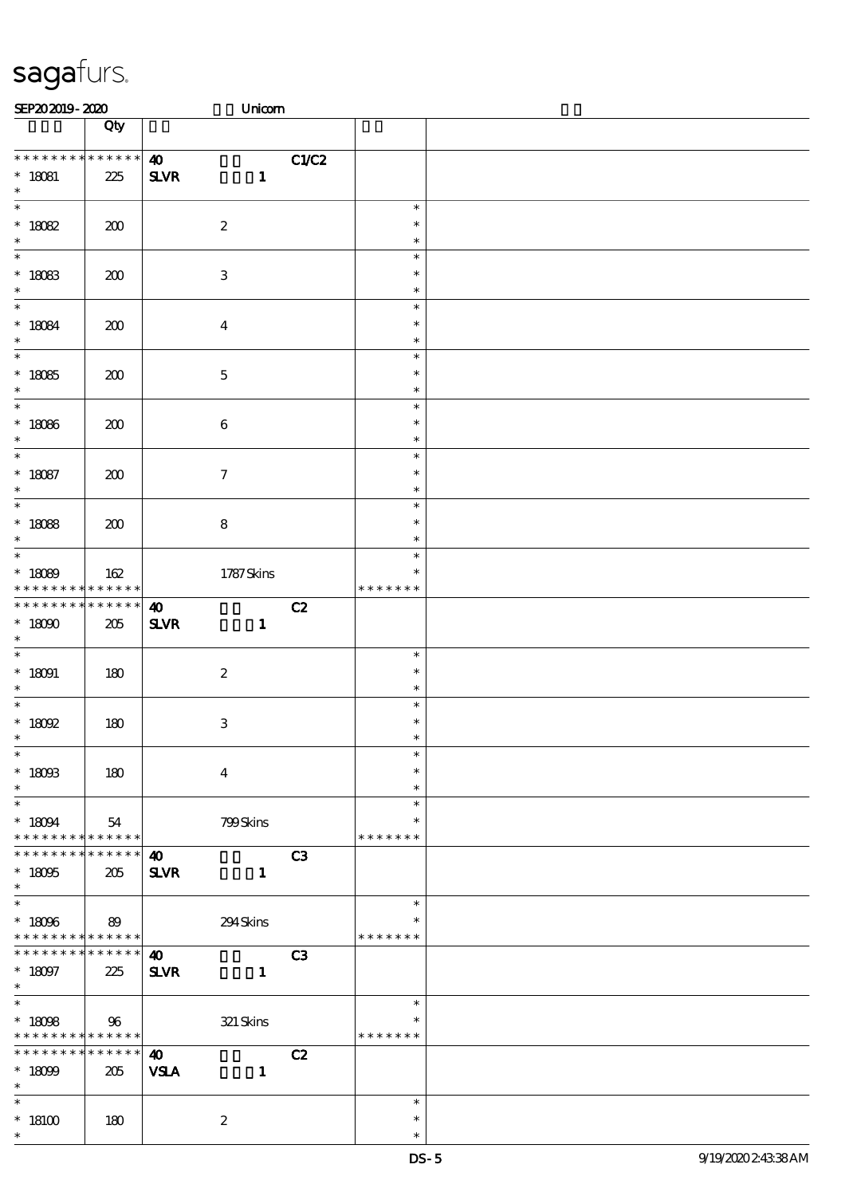sagafurs.

SEP20 2019 - 2020 Unicorn

| | Qty | | | |
|---|---|---|---|---|
| * * * * * * * * * * * * * * | 40 | | C1/C2 | |
| * 18081 | 225 | SLVR 1 | | |
| * | | | | |
| * 18082 | 200 | 2 | | * * * |
| * 18083 | 200 | 3 | | * * * |
| * 18084 | 200 | 4 | | * * * |
| * 18085 | 200 | 5 | | * * * |
| * 18086 | 200 | 6 | | * * * |
| * 18087 | 200 | 7 | | * * * |
| * 18088 | 200 | 8 | | * * * |
| * 18089 | 162 | 1787 Skins | | * * * * * * * * |
| * * * * * * * * * * * * * * | 40 | | C2 | |
| * 18090 | 205 | SLVR 1 | | |
| * 18091 | 180 | 2 | | * * * |
| * 18092 | 180 | 3 | | * * * |
| * 18093 | 180 | 4 | | * * * |
| * 18094 | 54 | 799 Skins | | * * * * * * * * |
| * * * * * * * * * * * * * * | 40 | | C3 | |
| * 18095 | 205 | SLVR 1 | | |
| * 18096 | 89 | 294 Skins | | * * * * * * * * |
| * * * * * * * * * * * * * * | 40 | | C3 | |
| * 18097 | 225 | SLVR 1 | | |
| * 18098 | 96 | 321 Skins | | * * * * * * * * |
| * * * * * * * * * * * * * * | 40 | | C2 | |
| * 18099 | 205 | VSLA 1 | | |
| * 18100 | 180 | 2 | | * * * |

DS-5 9/19/2020 2:43:38 AM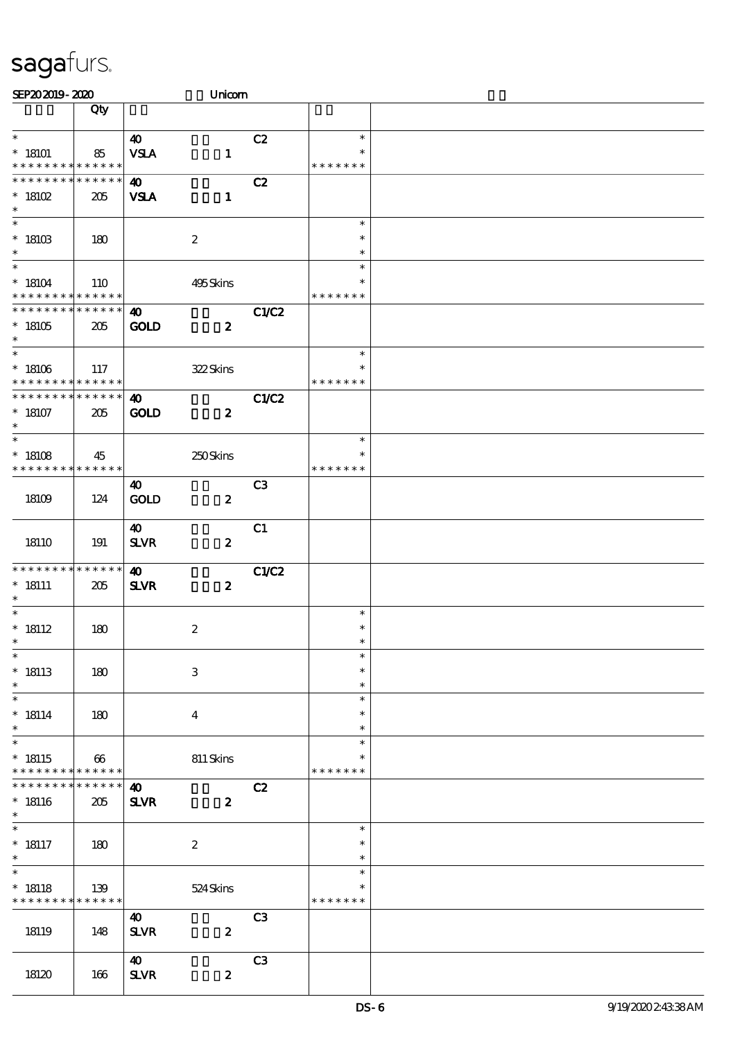sagafurs.

SEP202019 - 2020 Unicorn

| | Qty | | | |
|---|---|---|---|---|
| * <br> * 18101 <br> * * * * * * * * * * * * * * | 85 | 40 <br> VSLA 1 | C2 | * <br> * <br> * * * * * * * |
| * * * * * * * * * * * * * * <br> * 18102 <br> * | 205 | 40 <br> VSLA 1 | C2 | |
| * <br> * 18103 <br> * | 180 | 2 | | * <br> * <br> * |
| * <br> * 18104 <br> * * * * * * * * * * * * * * | 110 | 495 Skins | | * <br> * <br> * * * * * * * |
| * * * * * * * * * * * * * * <br> * 18105 <br> * | 205 | 40 <br> GOLD 2 | C1/C2 | |
| * <br> * 18106 <br> * * * * * * * * * * * * * * | 117 | 322 Skins | | * <br> * <br> * * * * * * * |
| * * * * * * * * * * * * * * <br> * 18107 <br> * | 205 | 40 <br> GOLD 2 | C1/C2 | |
| * <br> * 18108 <br> * * * * * * * * * * * * * * | 45 | 250 Skins | | * <br> * <br> * * * * * * * |
| 18109 | 124 | 40 <br> GOLD 2 | C3 | |
| 18110 | 191 | 40 <br> SLVR 2 | C1 | |
| * * * * * * * * * * * * * * <br> * 18111 <br> * | 205 | 40 <br> SLVR 2 | C1/C2 | |
| * <br> * 18112 <br> * | 180 | 2 | | * <br> * <br> * |
| * <br> * 18113 <br> * | 180 | 3 | | * <br> * <br> * |
| * <br> * 18114 <br> * | 180 | 4 | | * <br> * <br> * |
| * <br> * 18115 <br> * * * * * * * * * * * * * * | 66 | 811 Skins | | * <br> * <br> * * * * * * * |
| * * * * * * * * * * * * * * <br> * 18116 <br> * | 205 | 40 <br> SLVR 2 | C2 | |
| * <br> * 18117 <br> * | 180 | 2 | | * <br> * <br> * |
| * <br> * 18118 <br> * * * * * * * * * * * * * * | 139 | 524 Skins | | * <br> * <br> * * * * * * * |
| 18119 | 148 | 40 <br> SLVR 2 | C3 | |
| 18120 | 166 | 40 <br> SLVR 2 | C3 | |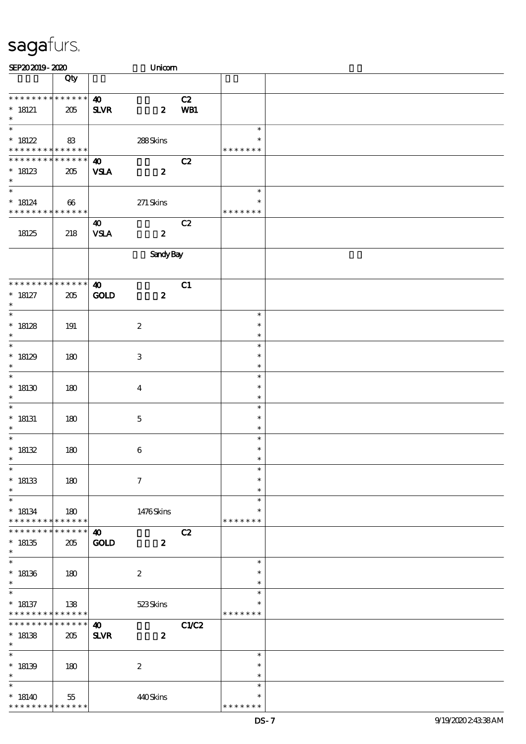sagafurs.

SEP20 2019 - 2020 Unicorn

| | Qty | | | |
|---|---|---|---|---|
| * * * * * * * * * * * * * * | 40 | | C2 | |
| * 18121 | 205 | SLVR 2 | WB1 | |
| * | | | | |
| * 18122 | 83 | 288 Skins | | * * * * * * * |
| * * * * * * * * * * * * * * | 40 | | C2 | |
| * 18123 | 205 | VSLA 2 | | |
| * | | | | |
| * 18124 | 66 | 271 Skins | | * * * * * * * |
| | | 40 | C2 | |
| 18125 | 218 | VSLA 2 | | |
| | | Sandy Bay | | |
| * * * * * * * * * * * * * * | 40 | | C1 | |
| * 18127 | 205 | GOLD 2 | | |
| * 18128 | 191 | 2 | | * |
| * 18129 | 180 | 3 | | * |
| * 18130 | 180 | 4 | | * |
| * 18131 | 180 | 5 | | * |
| * 18132 | 180 | 6 | | * |
| * 18133 | 180 | 7 | | * |
| * 18134 | 180 | 1476 Skins | | * * * * * * * |
| * * * * * * * * * * * * * * | 40 | | C2 | |
| * 18135 | 205 | GOLD 2 | | |
| * 18136 | 180 | 2 | | * |
| * 18137 | 138 | 523 Skins | | * * * * * * * |
| * * * * * * * * * * * * * * | 40 | | C1/C2 | |
| * 18138 | 205 | SLVR 2 | | |
| * 18139 | 180 | 2 | | * |
| * 18140 | 55 | 440 Skins | | * * * * * * * |

DS-7 9/19/2020 2:43:38 AM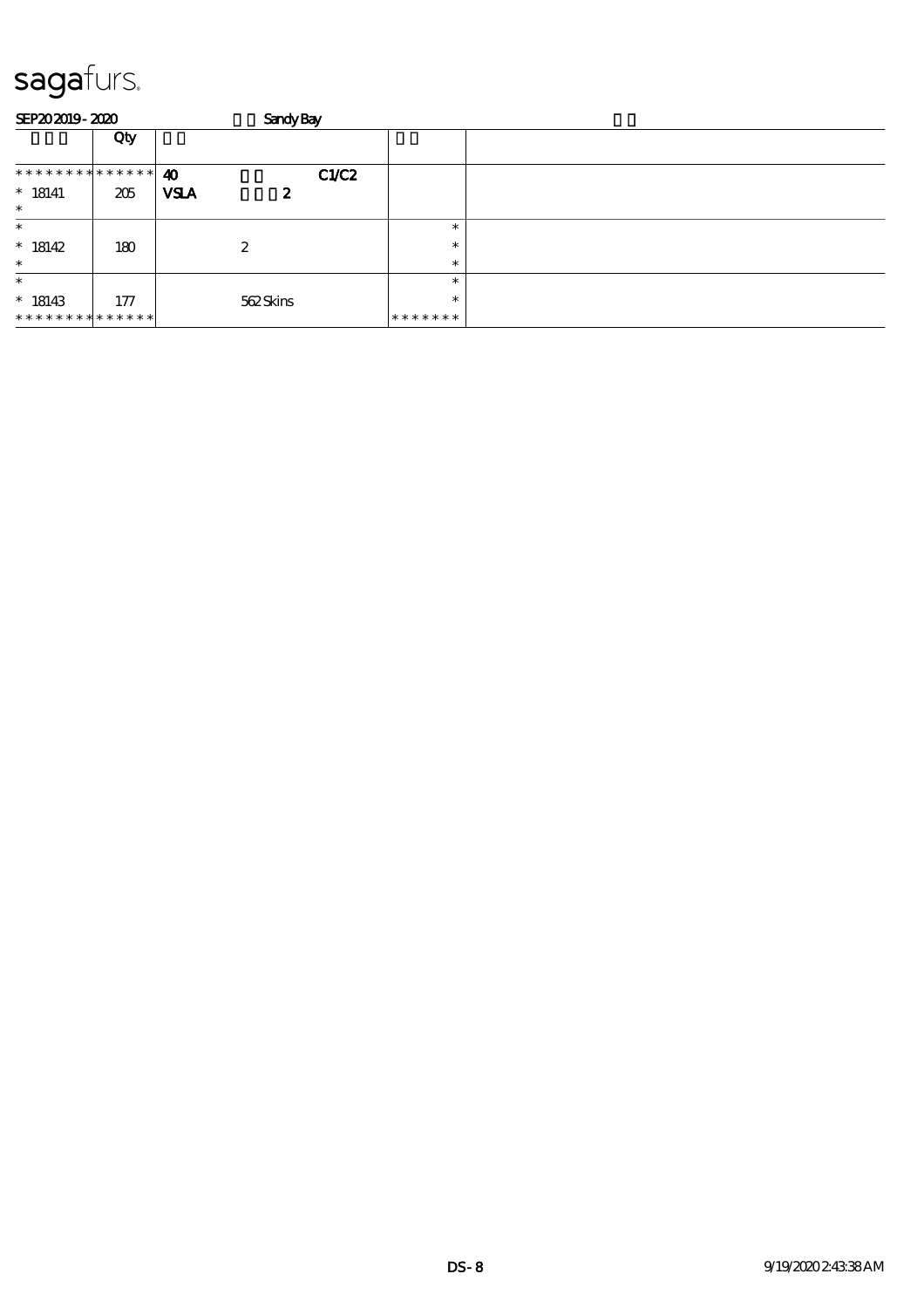# sagafurs.

SEP20 2019 - 2020 Sandy Bay

| | Qty | | | |
|---|---|---|---|---|
| * * * * * * * * * * * * * * | 40 | C1/C2 | | |
| * 18141 | 205 | VSLA 2 | | |
| * | | | | |
| * | | | * | |
| * 18142 | 180 | 2 | * | |
| * | | | * | |
| * | | | * | |
| * 18143 | 177 | 562 Skins | * | |
| * * * * * * * * * * * * * * | | | * * * * * * * | |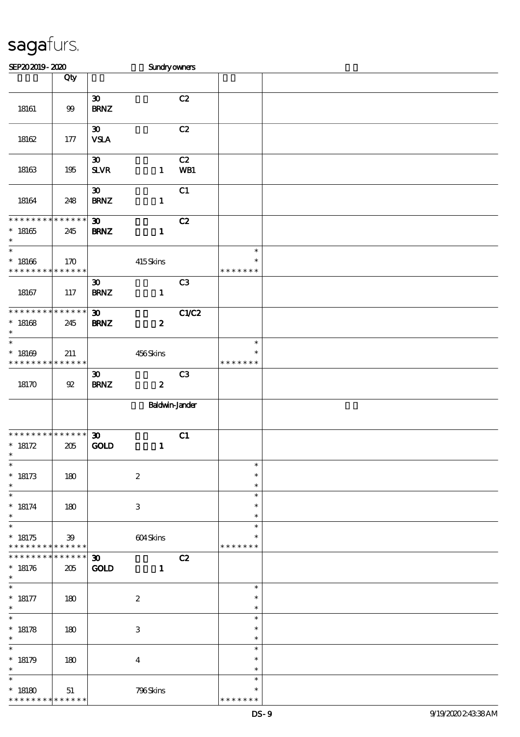# sagafurs.

SEP20 2019 - 2020 Sundry owners

| | Qty | | | | |
|---|---|---|---|---|---|
| 18161 | 99 | 30 BRNZ | C2 | | |
| 18162 | 177 | 30 VSLA | C2 | | |
| 18163 | 195 | 30 SLVR 1 | C2 WB1 | | |
| 18164 | 248 | 30 BRNZ 1 | C1 | | |
| * * * * * * * * * * * * * * 18165 * | 245 | 30 BRNZ 1 | C2 | | |
| * * 18166 * * * * * * * * * * * * * | 170 | 415 Skins | | * * * * * * * * * | |
| 18167 | 117 | 30 BRNZ 1 | C3 | | |
| * * * * * * * * * * * * * * 18168 * | 245 | 30 BRNZ 2 | C1/C2 | | |
| * * 18169 * * * * * * * * * * * * * | 211 | 456 Skins | | * * * * * * * * * | |
| 18170 | 92 | 30 BRNZ 2 | C3 | | |
| | | Baldwin-Jander | | | |
| * * * * * * * * * * * * * * 18172 * | 205 | 30 GOLD 1 | C1 | | |
| * * 18173 * | 180 | 2 | | * * * | |
| * * 18174 * | 180 | 3 | | * * * | |
| * * 18175 * * * * * * * * * * * * * | 39 | 604 Skins | | * * * * * * * * * | |
| * * * * * * * * * * * * * * 18176 * | 205 | 30 GOLD 1 | C2 | | |
| * * 18177 * | 180 | 2 | | * * * | |
| * * 18178 * | 180 | 3 | | * * * | |
| * * 18179 * | 180 | 4 | | * * * | |
| * * 18180 * * * * * * * * * * * * * | 51 | 796 Skins | | * * * * * * * * * | |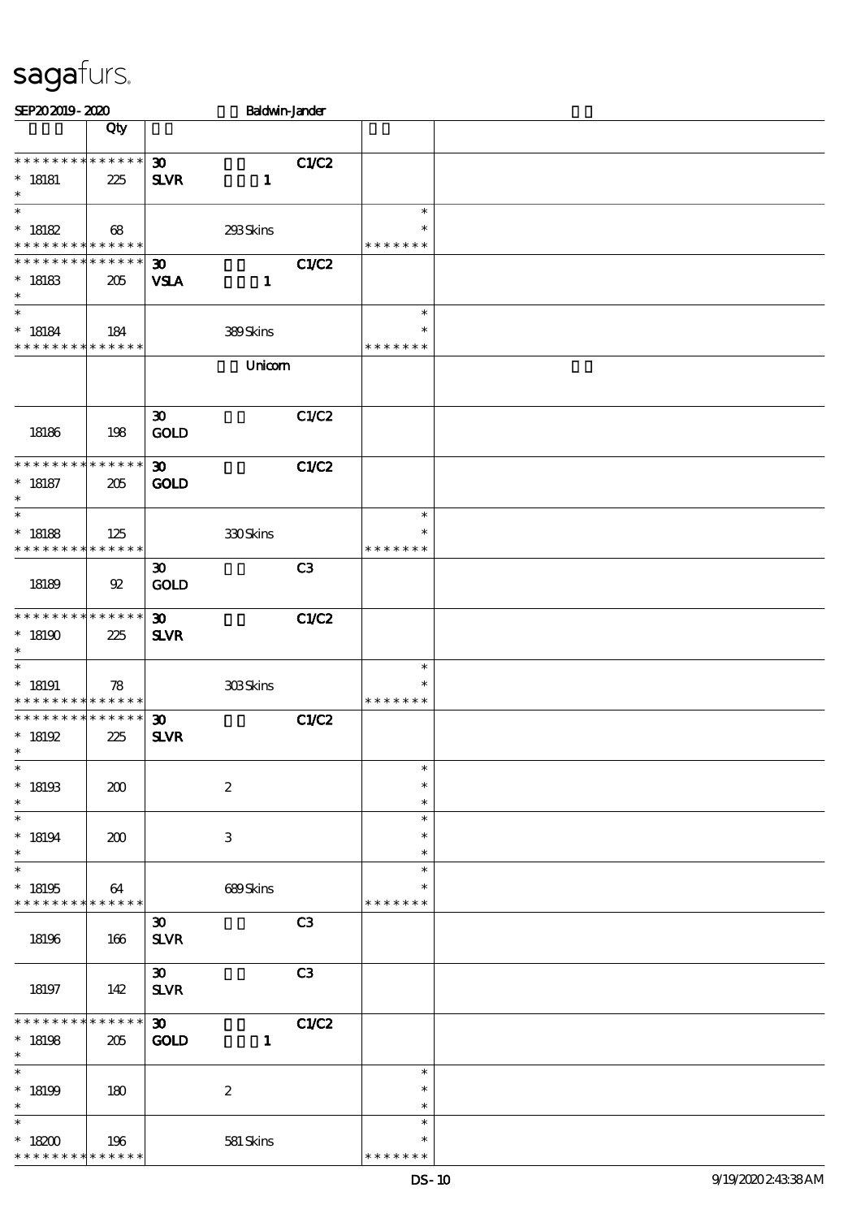sagafurs.

SEP20 2019 - 2020 Baldwin-Jander

| | Qty | | | | |
|---|---|---|---|---|---|
| * * * * * * * * * * * * * *<br>* 18181<br>* | 225 | 30<br>SLVR | 1 | C1/C2 | |
| *<br>* 18182<br>* * * * * * * * * * * * * * | 68 | | 293 Skins | | *<br>*<br>* * * * * * * |
| * * * * * * * * * * * * * *<br>* 18183<br>* | 205 | 30<br>VSLA | 1 | C1/C2 | |
| *<br>* 18184<br>* * * * * * * * * * * * * * | 184 | | 389 Skins | | *<br>*<br>* * * * * * * |
| | | | Unicorn | | |
| 18186 | 198 | 30<br>GOLD | | C1/C2 | |
| * * * * * * * * * * * * * *<br>* 18187<br>* | 205 | 30<br>GOLD | | C1/C2 | |
| *<br>* 18188<br>* * * * * * * * * * * * * * | 125 | | 330 Skins | | *<br>*<br>* * * * * * * |
| 18189 | 92 | 30<br>GOLD | | C3 | |
| * * * * * * * * * * * * * *<br>* 18190<br>* | 225 | 30<br>SLVR | | C1/C2 | |
| *<br>* 18191<br>* * * * * * * * * * * * * * | 78 | | 303 Skins | | *<br>*<br>* * * * * * * |
| * * * * * * * * * * * * * *<br>* 18192<br>* | 225 | 30<br>SLVR | | C1/C2 | |
| *<br>* 18193<br>* | 200 | | 2 | | *<br>*<br>* |
| *<br>* 18194<br>* | 200 | | 3 | | *<br>*<br>* |
| *<br>* 18195<br>* * * * * * * * * * * * * * | 64 | | 689 Skins | | *<br>*<br>* * * * * * * |
| 18196 | 166 | 30<br>SLVR | | C3 | |
| 18197 | 142 | 30<br>SLVR | | C3 | |
| * * * * * * * * * * * * * *<br>* 18198<br>* | 205 | 30<br>GOLD | 1 | C1/C2 | |
| *<br>* 18199<br>* | 180 | | 2 | | *<br>*<br>* |
| *<br>* 18200<br>* * * * * * * * * * * * * * | 196 | | 581 Skins | | *<br>*<br>* * * * * * * |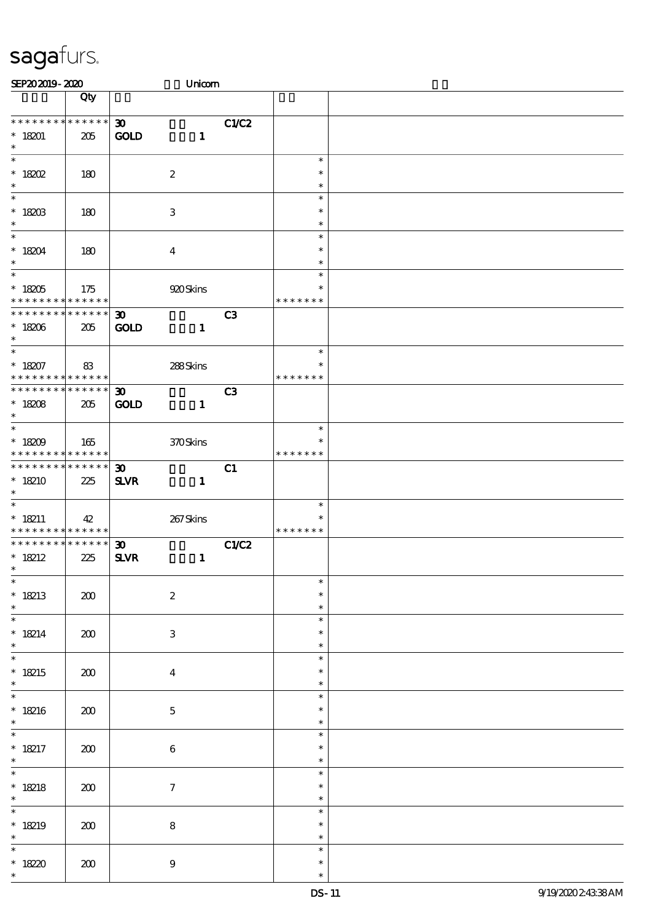sagafurs.

SEP20 2019 - 2020 Unicorn

| | Qty | | | | |
|---|---|---|---|---|---|
| * * * * * * * * * * * * * * | | 30 | | C1/C2 | |
| * 18201 | 205 | GOLD | 1 | | |
| * | | | | | |
| * | | | | | * |
| * 18202 | 180 | | 2 | | * |
| * | | | | | * |
| * | | | | | * |
| * 18203 | 180 | | 3 | | * |
| * | | | | | * |
| * | | | | | * |
| * 18204 | 180 | | 4 | | * |
| * | | | | | * |
| * | | | | | * |
| * 18205 | 175 | | 920 Skins | | * |
| * * * * * * * * * * * * * * | | | | | * * * * * * * |
| * * * * * * * * * * * * * * | | 30 | | C3 | |
| * 18206 | 205 | GOLD | 1 | | |
| * | | | | | |
| * | | | | | * |
| * 18207 | 83 | | 288 Skins | | * |
| * * * * * * * * * * * * * * | | | | | * * * * * * * |
| * * * * * * * * * * * * * * | | 30 | | C3 | |
| * 18208 | 205 | GOLD | 1 | | |
| * | | | | | |
| * | | | | | * |
| * 18209 | 165 | | 370 Skins | | * |
| * * * * * * * * * * * * * * | | | | | * * * * * * * |
| * * * * * * * * * * * * * * | | 30 | | C1 | |
| * 18210 | 225 | SLVR | 1 | | |
| * | | | | | |
| * | | | | | * |
| * 18211 | 42 | | 267 Skins | | * |
| * * * * * * * * * * * * * * | | | | | * * * * * * * |
| * * * * * * * * * * * * * * | | 30 | | C1/C2 | |
| * 18212 | 225 | SLVR | 1 | | |
| * | | | | | |
| * | | | | | * |
| * 18213 | 200 | | 2 | | * |
| * | | | | | * |
| * | | | | | * |
| * 18214 | 200 | | 3 | | * |
| * | | | | | * |
| * | | | | | * |
| * 18215 | 200 | | 4 | | * |
| * | | | | | * |
| * | | | | | * |
| * 18216 | 200 | | 5 | | * |
| * | | | | | * |
| * | | | | | * |
| * 18217 | 200 | | 6 | | * |
| * | | | | | * |
| * | | | | | * |
| * 18218 | 200 | | 7 | | * |
| * | | | | | * |
| * | | | | | * |
| * 18219 | 200 | | 8 | | * |
| * | | | | | * |
| * | | | | | * |
| * 18220 | 200 | | 9 | | * |
| * | | | | | * |

DS-11 9/19/2020 2:43:38 AM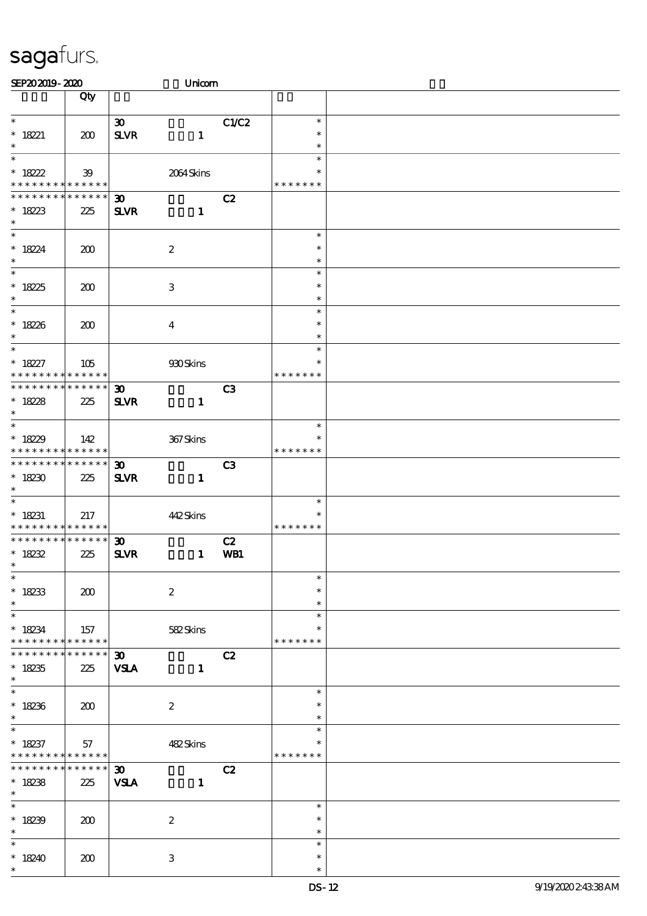sagafurs.

SEP20 2019 - 2020 Unicorn

| | Qty | | | | | |
|---|---|---|---|---|---|---|
| * | | 30 | | C1/C2 | * | |
| * 18221 | 200 | SLVR | 1 | | * | |
| * | | | | | * | |
| * | | | | | * | |
| * 18222 | 39 | | 2064 Skins | | * | |
| * * * * * * * * * * * * * * | | | | | * * * * * * * | |
| * * * * * * * * * * * * * * | | 30 | | C2 | | |
| * 18223 | 225 | SLVR | 1 | | | |
| * | | | | | | |
| * | | | | | * | |
| * 18224 | 200 | | 2 | | * | |
| * | | | | | * | |
| * | | | | | * | |
| * 18225 | 200 | | 3 | | * | |
| * | | | | | * | |
| * | | | | | * | |
| * 18226 | 200 | | 4 | | * | |
| * | | | | | * | |
| * | | | | | * | |
| * 18227 | 105 | | 930 Skins | | * | |
| * * * * * * * * * * * * * * | | | | | * * * * * * * | |
| * * * * * * * * * * * * * * | | 30 | | C3 | | |
| * 18228 | 225 | SLVR | 1 | | | |
| * | | | | | | |
| * | | | | | * | |
| * 18229 | 142 | | 367 Skins | | * | |
| * * * * * * * * * * * * * * | | | | | * * * * * * * | |
| * * * * * * * * * * * * * * | | 30 | | C3 | | |
| * 18230 | 225 | SLVR | 1 | | | |
| * | | | | | | |
| * | | | | | * | |
| * 18231 | 217 | | 442 Skins | | * | |
| * * * * * * * * * * * * * * | | | | | * * * * * * * | |
| * * * * * * * * * * * * * * | | 30 | | C2 | | |
| * 18232 | 225 | SLVR | 1 | WB1 | | |
| * | | | | | | |
| * | | | | | * | |
| * 18233 | 200 | | 2 | | * | |
| * | | | | | * | |
| * | | | | | * | |
| * 18234 | 157 | | 582 Skins | | * | |
| * * * * * * * * * * * * * * | | | | | * * * * * * * | |
| * * * * * * * * * * * * * * | | 30 | | C2 | | |
| * 18235 | 225 | VSLA | 1 | | | |
| * | | | | | | |
| * | | | | | * | |
| * 18236 | 200 | | 2 | | * | |
| * | | | | | * | |
| * | | | | | * | |
| * 18237 | 57 | | 482 Skins | | * | |
| * * * * * * * * * * * * * * | | | | | * * * * * * * | |
| * * * * * * * * * * * * * * | | 30 | | C2 | | |
| * 18238 | 225 | VSLA | 1 | | | |
| * | | | | | | |
| * | | | | | * | |
| * 18239 | 200 | | 2 | | * | |
| * | | | | | * | |
| * | | | | | * | |
| * 18240 | 200 | | 3 | | * | |
| * | | | | | * | |

DS-12 9/19/2020 2:43:38 AM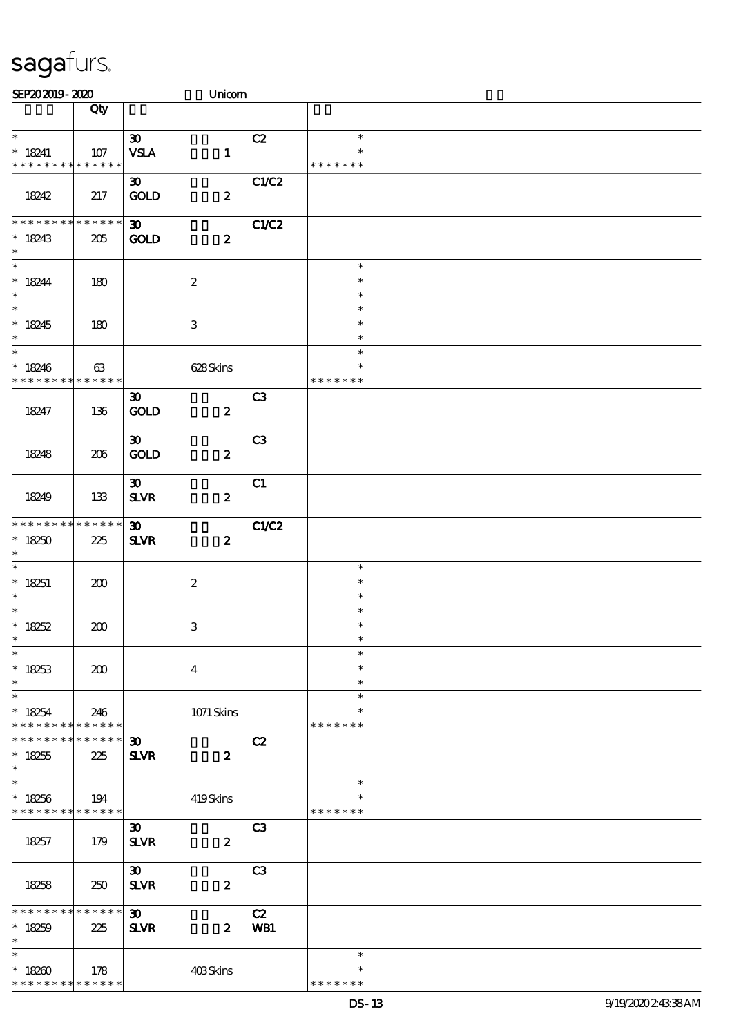# sagafurs.

SEP20 2019 - 2020 Unicorn

| | Qty | | | | | |
|---|---|---|---|---|---|---|
| * <br> * 18241 <br> * * * * * * * * * * * * * * | 107 | 30 <br> VSLA | 1 | C2 | * <br> * <br> * * * * * * * | |
| 18242 | 217 | 30 <br> GOLD | 2 | C1/C2 | | |
| * * * * * * * * * * * * * * <br> * 18243 <br> * | 205 | 30 <br> GOLD | 2 | C1/C2 | | |
| * <br> * 18244 <br> * | 180 | | 2 | | * <br> * <br> * | |
| * <br> * 18245 <br> * | 180 | | 3 | | * <br> * <br> * | |
| * <br> * 18246 <br> * * * * * * * * * * * * * * | 63 | | 628 Skins | | * <br> * <br> * * * * * * * | |
| 18247 | 136 | 30 <br> GOLD | 2 | C3 | | |
| 18248 | 206 | 30 <br> GOLD | 2 | C3 | | |
| 18249 | 133 | 30 <br> SLVR | 2 | C1 | | |
| * * * * * * * * * * * * * * <br> * 18250 <br> * | 225 | 30 <br> SLVR | 2 | C1/C2 | | |
| * <br> * 18251 <br> * | 200 | | 2 | | * <br> * <br> * | |
| * <br> * 18252 <br> * | 200 | | 3 | | * <br> * <br> * | |
| * <br> * 18253 <br> * | 200 | | 4 | | * <br> * <br> * | |
| * <br> * 18254 <br> * * * * * * * * * * * * * * | 246 | | 1071 Skins | | * <br> * <br> * * * * * * * | |
| * * * * * * * * * * * * * * <br> * 18255 <br> * | 225 | 30 <br> SLVR | 2 | C2 | | |
| * <br> * 18256 <br> * * * * * * * * * * * * * * | 194 | | 419 Skins | | * <br> * <br> * * * * * * * | |
| 18257 | 179 | 30 <br> SLVR | 2 | C3 | | |
| 18258 | 250 | 30 <br> SLVR | 2 | C3 | | |
| * * * * * * * * * * * * * * <br> * 18259 <br> * | 225 | 30 <br> SLVR | 2 | C2 <br> WB1 | | |
| * <br> * 18260 <br> * * * * * * * * * * * * * * | 178 | | 403 Skins | | * <br> * <br> * * * * * * * | |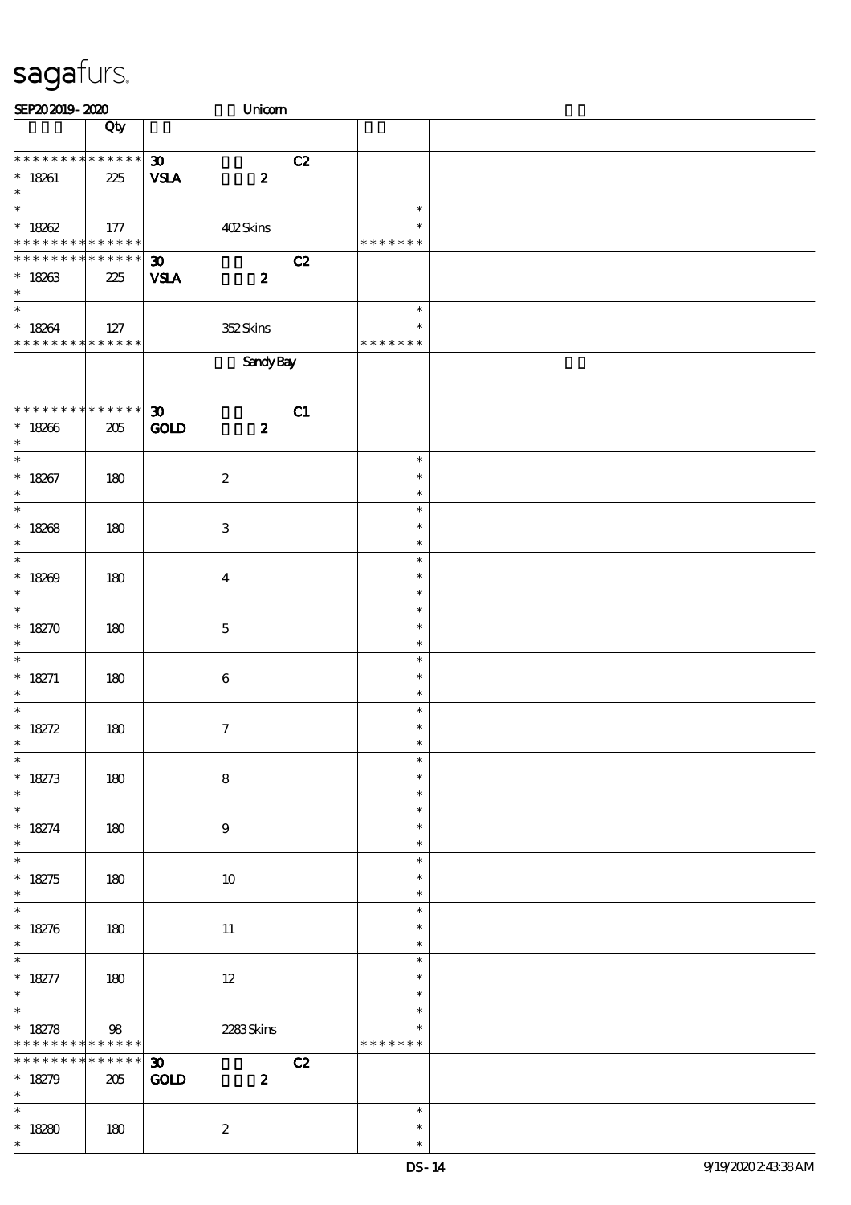sagafurs.

SEP20 2019 - 2020 Unicorn

| | Qty | | | |
|---|---|---|---|---|
| * * * * * * * * * * * * * * | | 30 C2 | | |
| * 18261 | 225 | VSLA 2 | | |
| * | | | | |
| * | | | * | |
| * 18262 | 177 | 402 Skins | * | |
| * * * * * * * * * * * * * * | | | * * * * * * * | |
| * * * * * * * * * * * * * * | | 30 C2 | | |
| * 18263 | 225 | VSLA 2 | | |
| * | | | | |
| * | | | * | |
| * 18264 | 127 | 352 Skins | * | |
| * * * * * * * * * * * * * * | | | * * * * * * * | |
| | | Sandy Bay | | |
| * * * * * * * * * * * * * * | | 30 C1 | | |
| * 18266 | 205 | GOLD 2 | | |
| * | | | | |
| * 18267 | 180 | 2 | * | |
| * 18268 | 180 | 3 | * | |
| * 18269 | 180 | 4 | * | |
| * 18270 | 180 | 5 | * | |
| * 18271 | 180 | 6 | * | |
| * 18272 | 180 | 7 | * | |
| * 18273 | 180 | 8 | * | |
| * 18274 | 180 | 9 | * | |
| * 18275 | 180 | 10 | * | |
| * 18276 | 180 | 11 | * | |
| * 18277 | 180 | 12 | * | |
| * 18278 | 98 | 2283 Skins | * | |
| * * * * * * * * * * * * * * | | | * * * * * * * | |
| * * * * * * * * * * * * * * | | 30 C2 | | |
| * 18279 | 205 | GOLD 2 | | |
| * | | | | |
| * 18280 | 180 | 2 | * | |
| * | | | * | |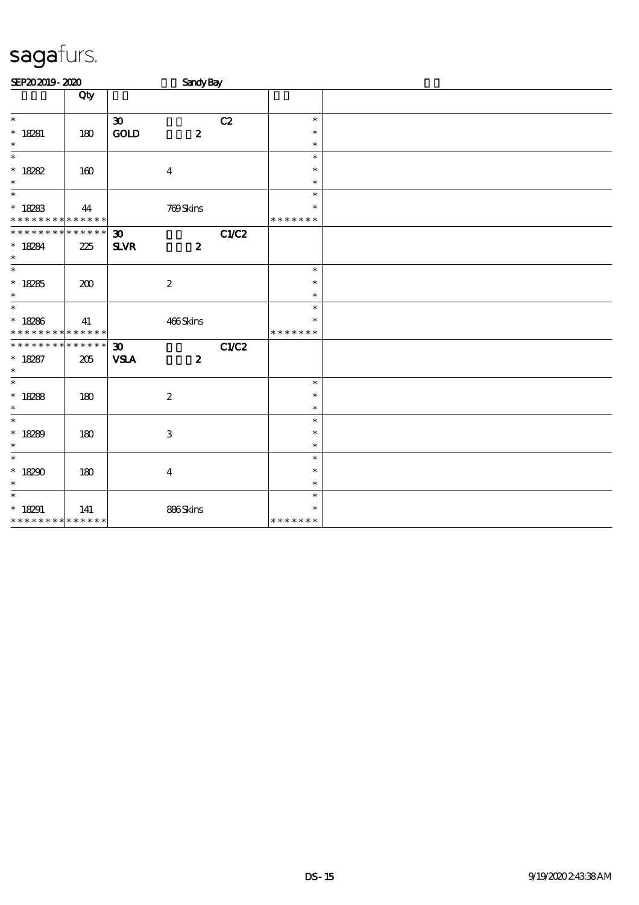# sagafurs.

SEP20 2019 - 2020 Sandy Bay

| | Qty | | | | | |
|---|---|---|---|---|---|---|
| * 18281 * | 180 | 30 GOLD | 2 | C2 | * * * | |
| * 18282 * | 160 | | 4 | | * * * | |
| * 18283 * * * * * * * * * * * * * | 44 | | 769 Skins | | * * * * * * * * | |
| * * * * * * * * * * * * * * 18284 * | 225 | 30 SLVR | 2 | C1/C2 | | |
| * 18285 * | 200 | | 2 | | * * * | |
| * 18286 * * * * * * * * * * * * * | 41 | | 466 Skins | | * * * * * * * * | |
| * * * * * * * * * * * * * * 18287 * | 205 | 30 VSLA | 2 | C1/C2 | | |
| * 18288 * | 180 | | 2 | | * * * | |
| * 18289 * | 180 | | 3 | | * * * | |
| * 18290 * | 180 | | 4 | | * * * | |
| * 18291 * * * * * * * * * * * * * | 141 | | 886 Skins | | * * * * * * * * | |

DS-15 9/19/2020 2:43:38 AM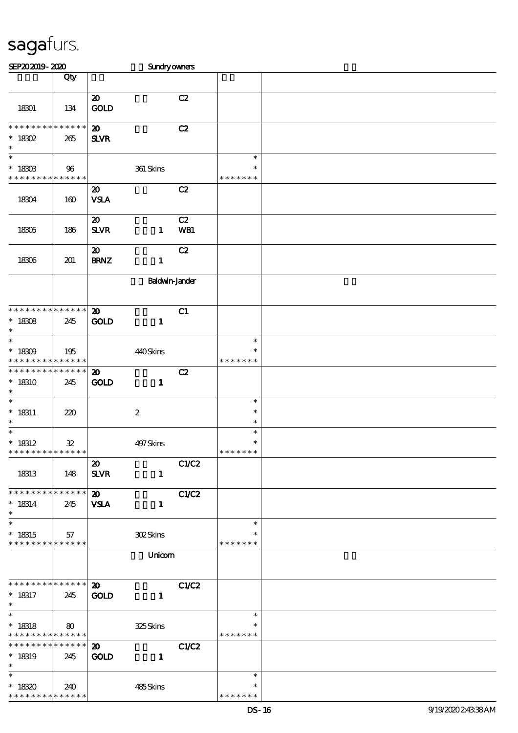# sagafurs.

SEP20 2019 - 2020 Sundry owners

| | Qty | | | | |
|---|---|---|---|---|---|
| 18301 | 134 | 20 GOLD | C2 | | |
| * * * * * * * * * * * * * * 18302 * | 265 | 20 SLVR | C2 | | |
| * 18303 * * * * * * * * * * * * * | 96 | 361 Skins | | * * * * * * * * | |
| 18304 | 160 | 20 VSLA | C2 | | |
| 18305 | 186 | 20 SLVR 1 | C2 WB1 | | |
| 18306 | 201 | 20 BRNZ 1 | C2 | | |
| | | Baldwin-Jander | | | |
| * * * * * * * * * * * * * * 18308 * | 245 | 20 GOLD 1 | C1 | | |
| * 18309 * * * * * * * * * * * * * | 195 | 440 Skins | | * * * * * * * * | |
| * * * * * * * * * * * * * * 18310 * | 245 | 20 GOLD 1 | C2 | | |
| * 18311 * | 220 | 2 | | * * * | |
| * 18312 * * * * * * * * * * * * * | 32 | 497 Skins | | * * * * * * * * | |
| 18313 | 148 | 20 SLVR 1 | C1/C2 | | |
| * * * * * * * * * * * * * * 18314 * | 245 | 20 VSLA 1 | C1/C2 | | |
| * 18315 * * * * * * * * * * * * * | 57 | 302 Skins | | * * * * * * * * | |
| | | Unicorn | | | |
| * * * * * * * * * * * * * * 18317 * | 245 | 20 GOLD 1 | C1/C2 | | |
| * 18318 * * * * * * * * * * * * * | 80 | 325 Skins | | * * * * * * * * | |
| * * * * * * * * * * * * * * 18319 * | 245 | 20 GOLD 1 | C1/C2 | | |
| * 18320 * * * * * * * * * * * * * | 240 | 485 Skins | | * * * * * * * * | |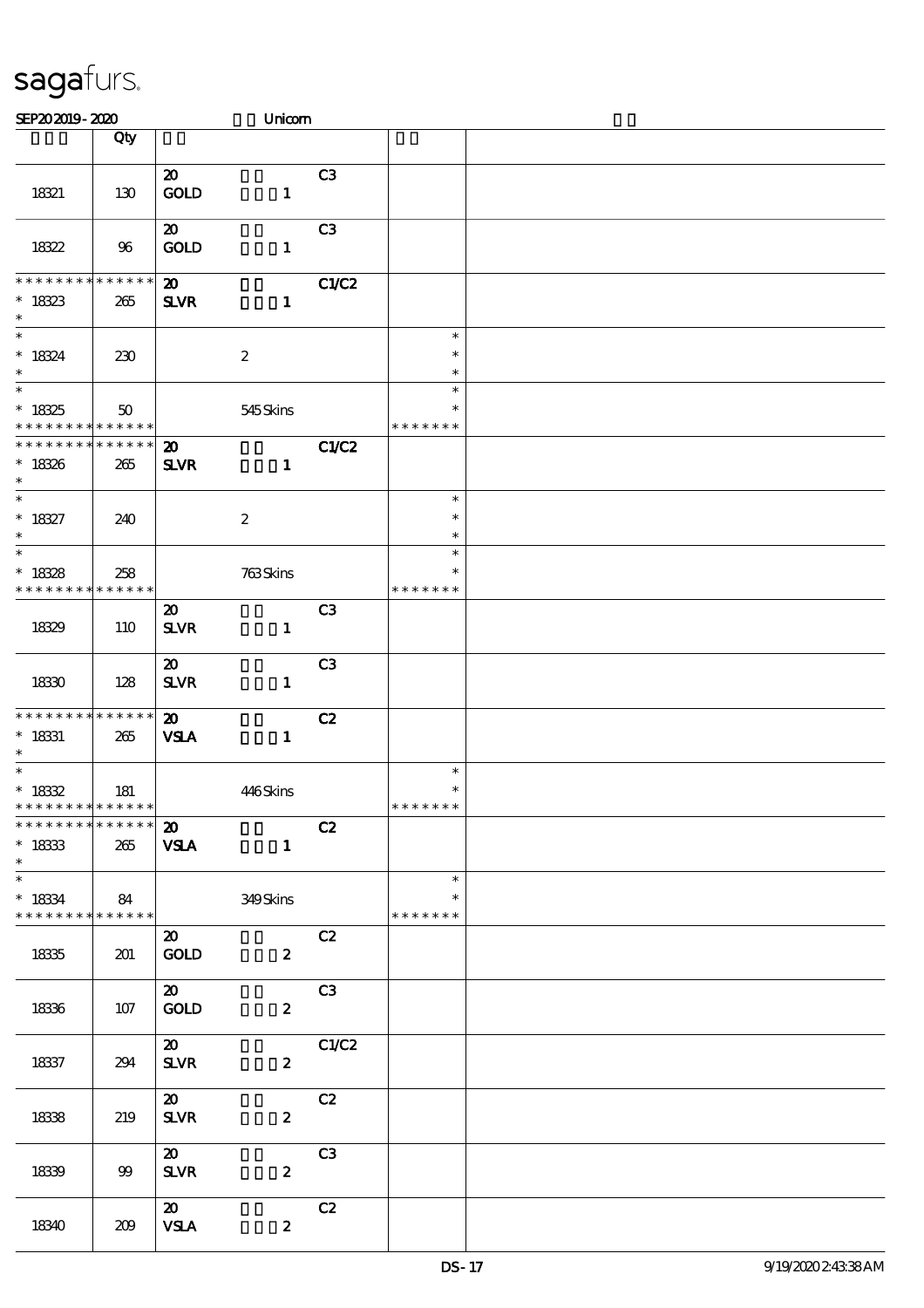sagafurs.

SEP20 2019 - 2020 Unicorn

| | Qty | | |
|---|---|---|---|
| 18321 | 130 | 20 GOLD 1 C3 | |
| 18322 | 96 | 20 GOLD 1 C3 | |
| * * * * * * * * * * * * * * 18323 * | 265 | 20 SLVR 1 C1/C2 | |
| * * 18324 * | 230 | 2 | * * * |
| * * 18325 * * * * * * * * * * * * * | 50 | 545 Skins | * * * * * * * * * |
| * * * * * * * * * * * * * * 18326 * | 265 | 20 SLVR 1 C1/C2 | |
| * * 18327 * | 240 | 2 | * * * |
| * * 18328 * * * * * * * * * * * * * | 258 | 763 Skins | * * * * * * * * * |
| 18329 | 110 | 20 SLVR 1 C3 | |
| 18330 | 128 | 20 SLVR 1 C3 | |
| * * * * * * * * * * * * * * 18331 * | 265 | 20 VSLA 1 C2 | |
| * * 18332 * * * * * * * * * * * * * | 181 | 446 Skins | * * * * * * * * |
| * * * * * * * * * * * * * * 18333 * | 265 | 20 VSLA 1 C2 | |
| * * 18334 * * * * * * * * * * * * * | 84 | 349 Skins | * * * * * * * * |
| 18335 | 201 | 20 GOLD 2 C2 | |
| 18336 | 107 | 20 GOLD 2 C3 | |
| 18337 | 294 | 20 SLVR 2 C1/C2 | |
| 18338 | 219 | 20 SLVR 2 C2 | |
| 18339 | 99 | 20 SLVR 2 C3 | |
| 18340 | 209 | 20 VSLA 2 C2 | |

DS-17 9/19/2020 2:43:38 AM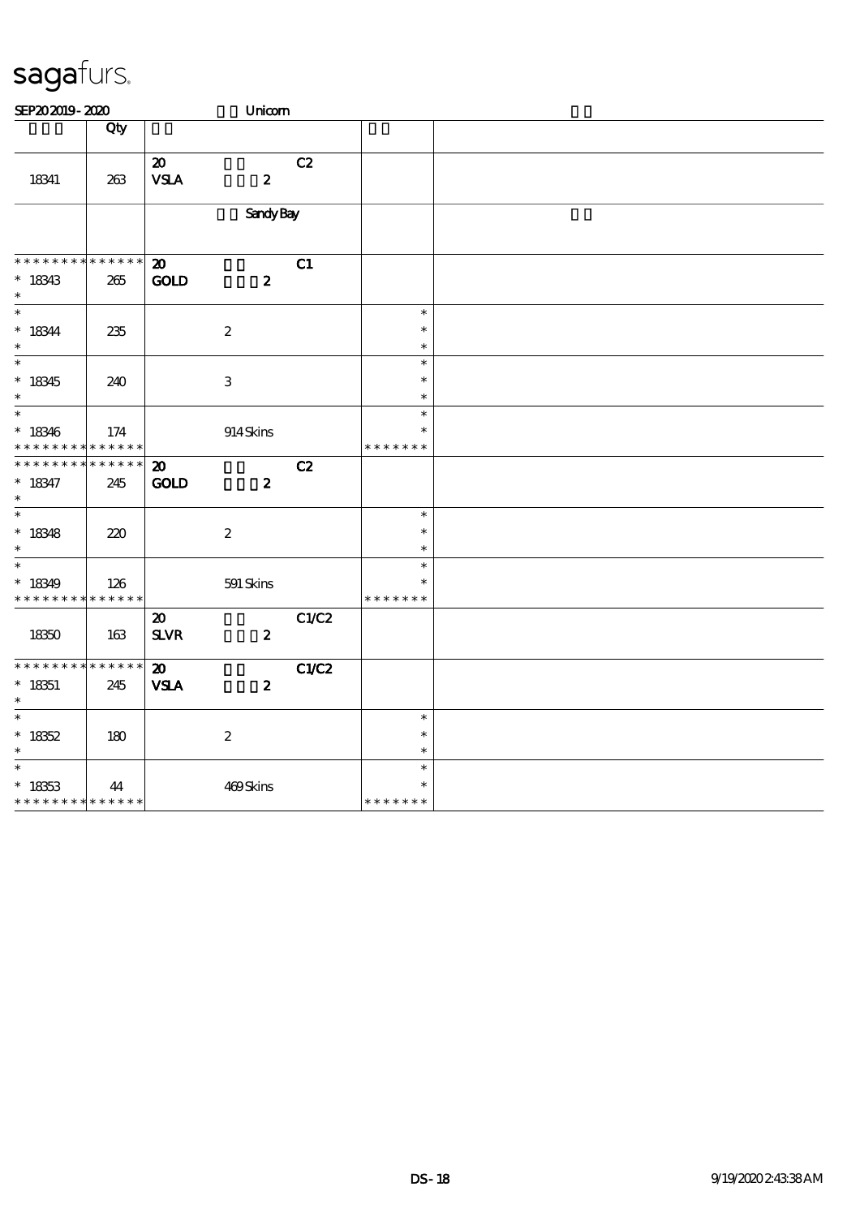sagafurs.

SEP20 2019 - 2020 Unicorn

| | Qty | | | |
|---|---|---|---|---|
| 18341 | 263 | 20 VSLA 2 C2 | | |
| | | Sandy Bay | | |
| * * * * * * * * * * * * * * 18343 * | 265 | 20 GOLD 2 C1 | | |
| * * 18344 * | 235 | 2 | * * * | |
| * * 18345 * | 240 | 3 | * * * | |
| * * 18346 * * * * * * * * * * * * * * | 174 | 914 Skins | * * * * * * * * * | |
| * * * * * * * * * * * * * * 18347 * | 245 | 20 GOLD 2 C2 | | |
| * * 18348 * | 220 | 2 | * * * | |
| * * 18349 * * * * * * * * * * * * * * | 126 | 591 Skins | * * * * * * * * * | |
| 18350 | 163 | 20 SLVR 2 C1/C2 | | |
| * * * * * * * * * * * * * * 18351 * | 245 | 20 VSLA 2 C1/C2 | | |
| * * 18352 * | 180 | 2 | * * * | |
| * * 18353 * * * * * * * * * * * * * * | 44 | 469 Skins | * * * * * * * * * | |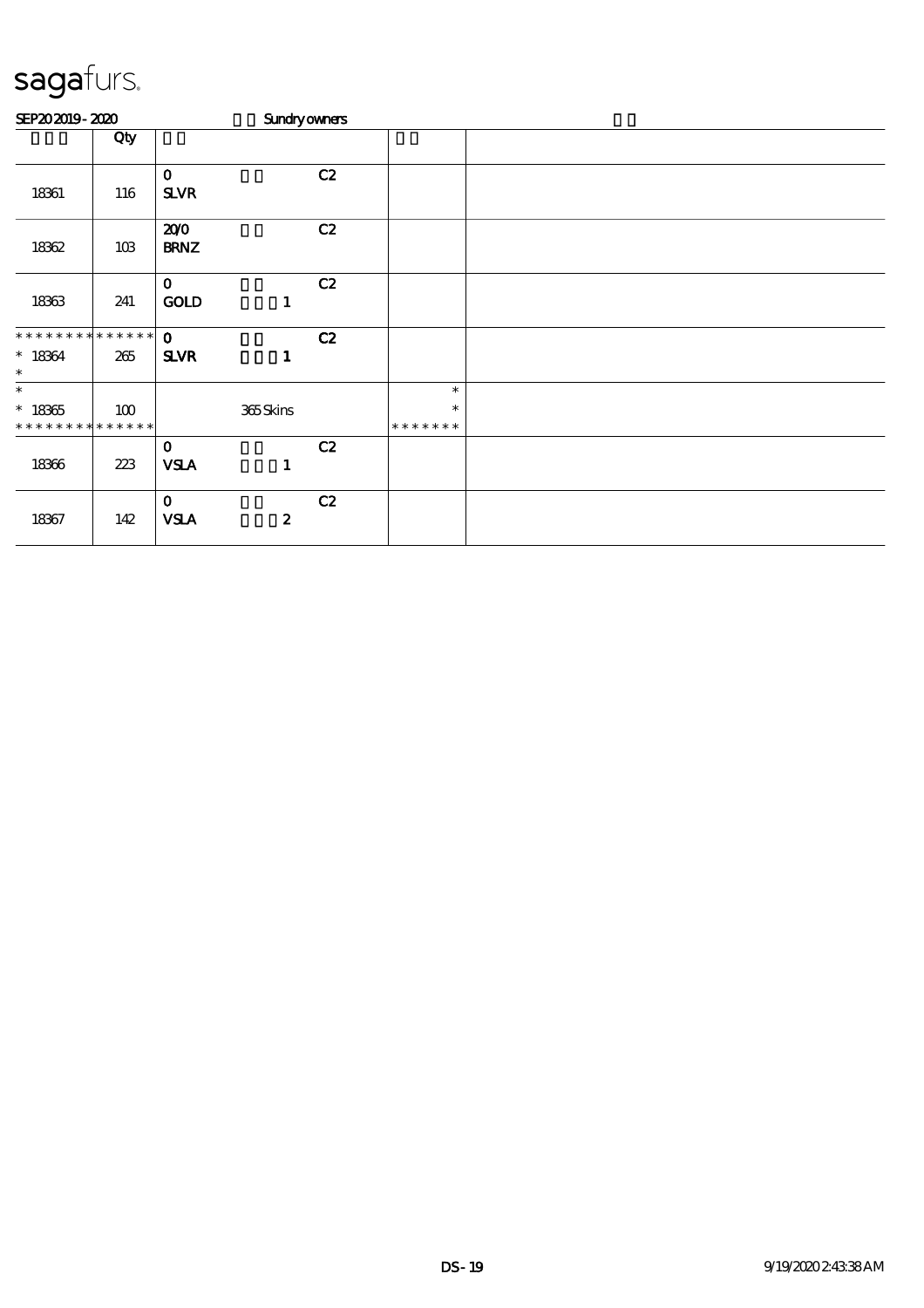# sagafurs.

SEP20 2019 - 2020 Sundry owners

| | Qty | | | | | |
|---|---|---|---|---|---|---|
| 18361 | 116 | 0<br>SLVR | | C2 | | |
| 18362 | 103 | 20/0<br>BRNZ | | C2 | | |
| 18363 | 241 | 0<br>GOLD | 1 | C2 | | |
| * * * * * * * * * * * * * *<br>* 18364<br>* | 265 | 0<br>SLVR | 1 | C2 | | |
| *<br>* 18365<br>* * * * * * * * * * * * * * | 100 | | 365 Skins | | *<br>*<br>* * * * * * * | |
| 18366 | 223 | 0<br>VSLA | 1 | C2 | | |
| 18367 | 142 | 0<br>VSLA | 2 | C2 | | |

DS-19 9/19/2020 2:43:38 AM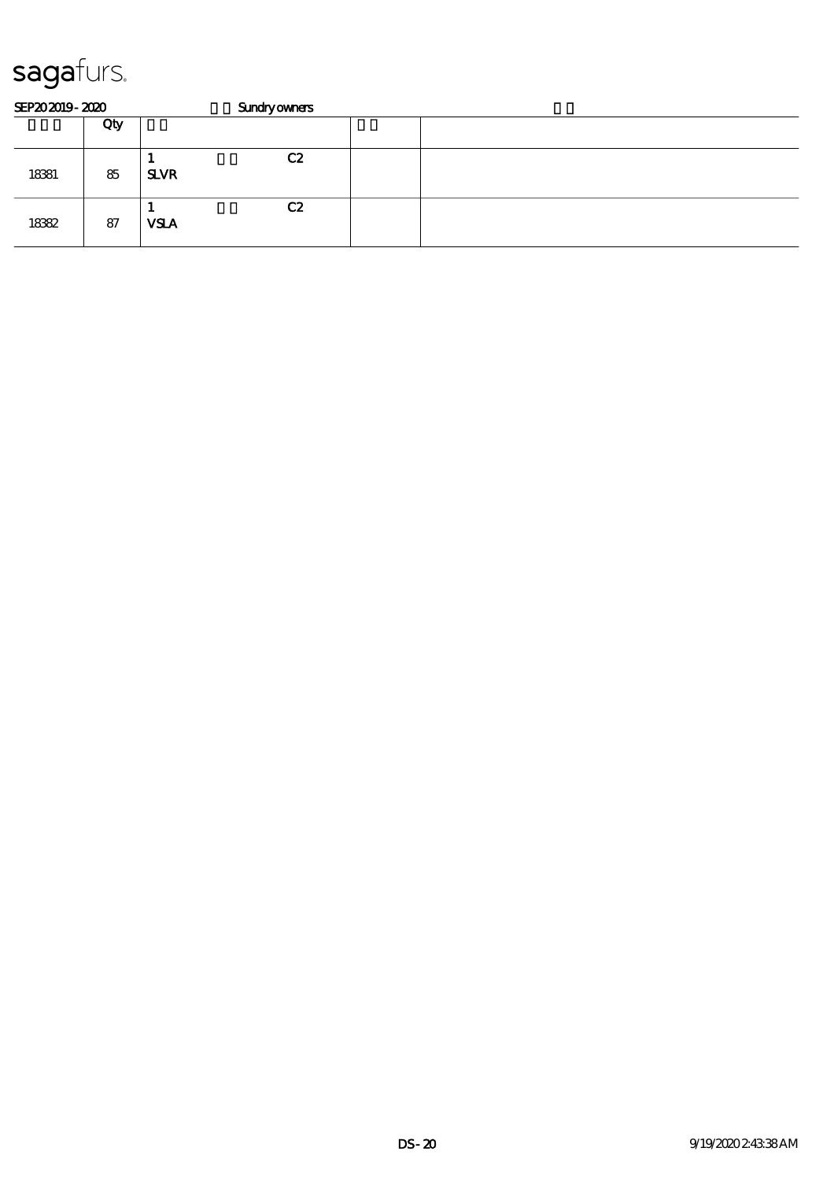sagafurs.

SEP20 2019 - 2020 Sundry owners

| | Qty | | | |
|---|---|---|---|---|
| 18381 | 85 | 1 C2<br>**SLVR** | | |
| 18382 | 87 | 1 C2<br>**VSLA** | | |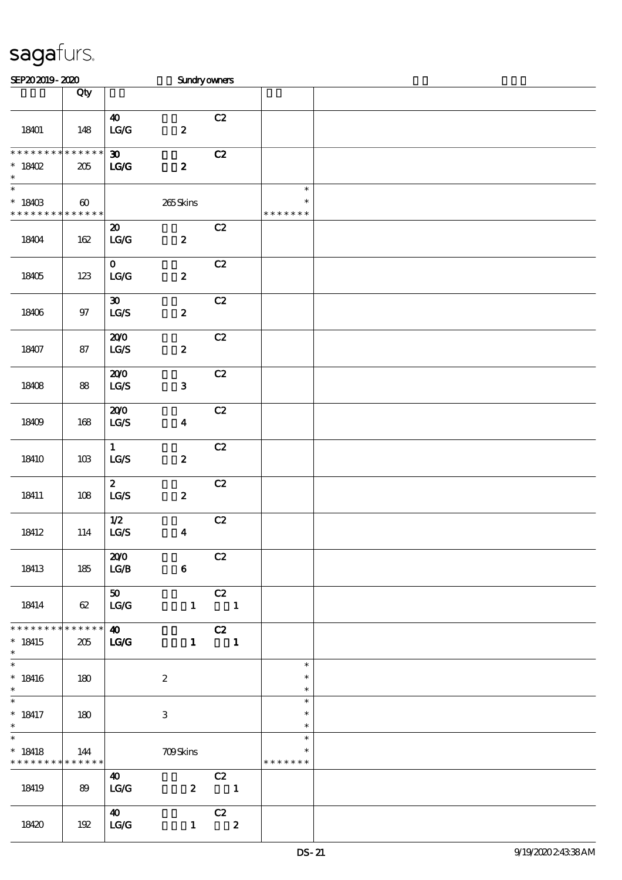sagafurs.

SEP20 2019 - 2020 Sundry owners

| | Qty | | |
|---|---|---|---|
| 18401 | 148 | 40 C2<br>LG/G 2 | |
| * * * * * * * * * * * * * *<br>* 18402<br>* | 205 | 30 C2<br>LG/G 2 | |
| *<br>* 18403<br>* * * * * * * * * * * * * * | 60 | 265 Skins | *<br>*<br>* * * * * * * |
| 18404 | 162 | 20 C2<br>LG/G 2 | |
| 18405 | 123 | 0 C2<br>LG/G 2 | |
| 18406 | 97 | 30 C2<br>LG/S 2 | |
| 18407 | 87 | 20/0 C2<br>LG/S 2 | |
| 18408 | 88 | 20/0 C2<br>LG/S 3 | |
| 18409 | 168 | 20/0 C2<br>LG/S 4 | |
| 18410 | 103 | 1 C2<br>LG/S 2 | |
| 18411 | 108 | 2 C2<br>LG/S 2 | |
| 18412 | 114 | 1/2 C2<br>LG/S 4 | |
| 18413 | 185 | 20/0 C2<br>LG/B 6 | |
| 18414 | 62 | 50 C2<br>LG/G 1 1 | |
| * * * * * * * * * * * * * *<br>* 18415<br>* | 205 | 40 C2<br>LG/G 1 1 | |
| *<br>* 18416<br>* | 180 | 2 | *<br>*<br>* |
| *<br>* 18417<br>* | 180 | 3 | *<br>*<br>* |
| *<br>* 18418<br>* * * * * * * * * * * * * * | 144 | 709 Skins | *<br>*<br>* * * * * * * |
| 18419 | 89 | 40 C2<br>LG/G 2 1 | |
| 18420 | 192 | 40 C2<br>LG/G 1 2 | |

DS-21 9/19/2020 2:43:38 AM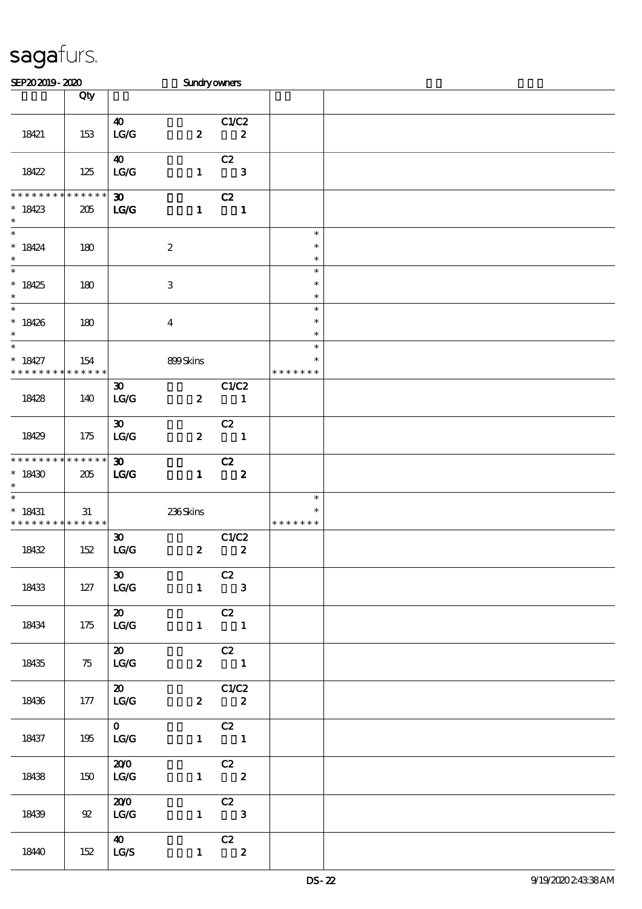sagafurs.

SEP20 2019 - 2020 Sundry owners

| | Qty | | |
|---|---|---|---|
| 18421 | 153 | 40 LG/G 2 C1/C2 2 | |
| 18422 | 125 | 40 LG/G 1 C2 3 | |
| * * * * * * * * * * * * * * 18423 * | 205 | 30 LG/G 1 C2 1 | |
| * 18424 * | 180 | 2 | * * * |
| * 18425 * | 180 | 3 | * * * |
| * 18426 * | 180 | 4 | * * * |
| * 18427 * * * * * * * * * * * * * * | 154 | 899 Skins | * * * * * * * * |
| 18428 | 140 | 30 LG/G 2 C1/C2 1 | |
| 18429 | 175 | 30 LG/G 2 C2 1 | |
| * * * * * * * * * * * * * * 18430 * | 205 | 30 LG/G 1 C2 2 | |
| * 18431 * * * * * * * * * * * * * * | 31 | 236 Skins | * * * * * * * * |
| 18432 | 152 | 30 LG/G 2 C1/C2 2 | |
| 18433 | 127 | 30 LG/G 1 C2 3 | |
| 18434 | 175 | 20 LG/G 1 C2 1 | |
| 18435 | 75 | 20 LG/G 2 C2 1 | |
| 18436 | 177 | 20 LG/G 2 C1/C2 2 | |
| 18437 | 195 | 0 LG/G 1 C2 1 | |
| 18438 | 150 | 20/0 LG/G 1 C2 2 | |
| 18439 | 92 | 20/0 LG/G 1 C2 3 | |
| 18440 | 152 | 40 LG/S 1 C2 2 | |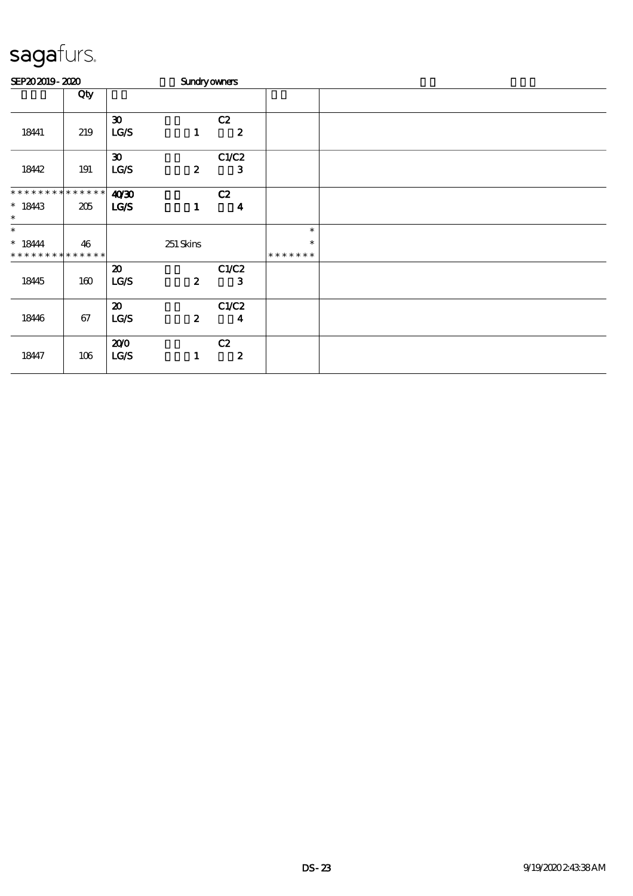# sagafurs.

SEP20 2019 - 2020 Sundry owners

| | Qty | | | | | |
|---|---|---|---|---|---|---|
| 18441 | 219 | 30<br>LG/S | 1 | C2<br>2 | | |
| 18442 | 191 | 30<br>LG/S | 2 | C1/C2<br>3 | | |
| * * * * * * * * * * * * * *<br>* 18443<br>* | 205 | **40/30**<br>**LG/S** | 1 | C2<br>4 | | |
| *<br>* 18444<br>* * * * * * * * * * * * * * | 46 | | 251 Skins | | *<br>*<br>* * * * * * * | |
| 18445 | 160 | 20<br>LG/S | 2 | C1/C2<br>3 | | |
| 18446 | 67 | 20<br>LG/S | 2 | C1/C2<br>4 | | |
| 18447 | 106 | 20/0<br>LG/S | 1 | C2<br>2 | | |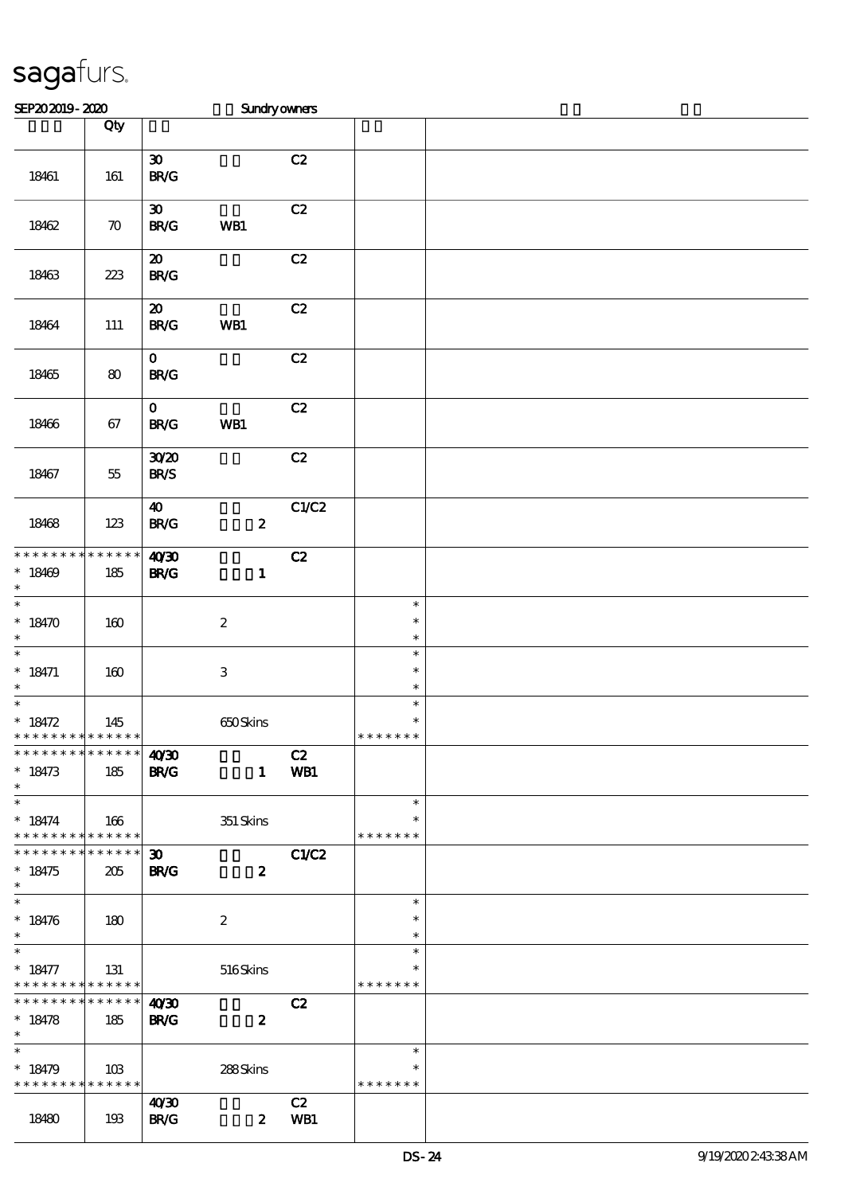sagafurs.

SEP20 2019 - 2020 Sundry owners

| | Qty | | | | | |
|---|---|---|---|---|---|---|
| 18461 | 161 | 30<br>BR/G | | C2 | | |
| 18462 | 70 | 30<br>BR/G | WB1 | C2 | | |
| 18463 | 223 | 20<br>BR/G | | C2 | | |
| 18464 | 111 | 20<br>BR/G | WB1 | C2 | | |
| 18465 | 80 | 0<br>BR/G | | C2 | | |
| 18466 | 67 | 0<br>BR/G | WB1 | C2 | | |
| 18467 | 55 | 30/20<br>BR/S | | C2 | | |
| 18468 | 123 | 40<br>BR/G | 2 | C1/C2 | | |
| * * * * * * * * * * * * * *<br>* 18469<br>* | 185 | 40/30<br>BR/G | 1 | C2 | | |
| *<br>* 18470<br>* | 160 | | 2 | | *<br>*<br>* | |
| *<br>* 18471<br>* | 160 | | 3 | | *<br>*<br>* | |
| *<br>* 18472<br>* * * * * * * * * * * * * * | 145 | | 650 Skins | | *<br>*<br>* * * * * * * | |
| * * * * * * * * * * * * * *<br>* 18473<br>* | 185 | 40/30<br>BR/G | 1 | C2<br>WB1 | | |
| *<br>* 18474<br>* * * * * * * * * * * * * * | 166 | | 351 Skins | | *<br>*<br>* * * * * * * | |
| * * * * * * * * * * * * * *<br>* 18475<br>* | 205 | 30<br>BR/G | 2 | C1/C2 | | |
| *<br>* 18476<br>* | 180 | | 2 | | *<br>*<br>* | |
| *<br>* 18477<br>* * * * * * * * * * * * * * | 131 | | 516 Skins | | *<br>*<br>* * * * * * * | |
| * * * * * * * * * * * * * *<br>* 18478<br>* | 185 | 40/30<br>BR/G | 2 | C2 | | |
| *<br>* 18479<br>* * * * * * * * * * * * * * | 103 | | 288 Skins | | *<br>*<br>* * * * * * * | |
| 18480 | 193 | 40/30<br>BR/G | 2 | C2<br>WB1 | | |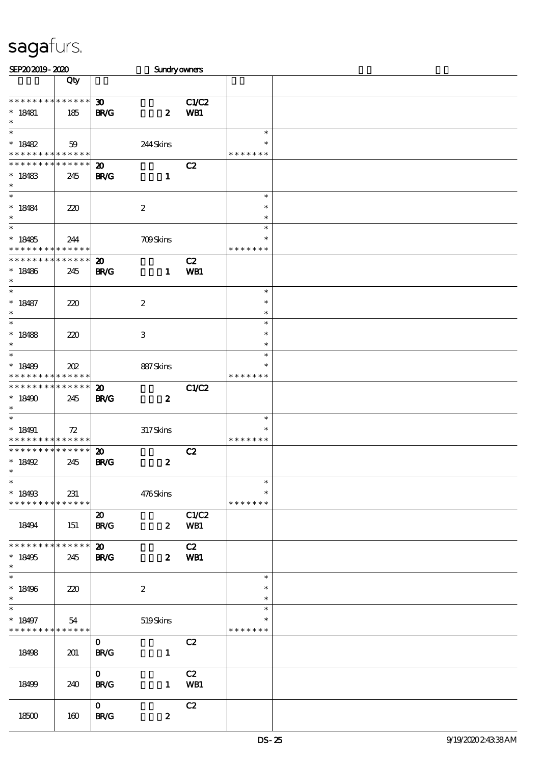sagafurs.

SEP20 2019 - 2020 Sundry owners

| | Qty | | | | |
|---|---|---|---|---|---|
| * * * * * * * * * * * * * * | | 30 | | C1/C2 | |
| * 18481 | 185 | BR/G | 2 | WB1 | |
| * | | | | | |
| * | | | | | * |
| * 18482 | 59 | | 244 Skins | | * |
| * * * * * * * * * * * * * * | | | | | * * * * * * * |
| * * * * * * * * * * * * * * | | 20 | | C2 | |
| * 18483 | 245 | BR/G | 1 | | |
| * | | | | | |
| * | | | | | * |
| * 18484 | 220 | | 2 | | * |
| * | | | | | * |
| * | | | | | * |
| * 18485 | 244 | | 709 Skins | | * |
| * * * * * * * * * * * * * * | | | | | * * * * * * * |
| * * * * * * * * * * * * * * | | 20 | | C2 | |
| * 18486 | 245 | BR/G | 1 | WB1 | |
| * | | | | | |
| * | | | | | * |
| * 18487 | 220 | | 2 | | * |
| * | | | | | * |
| * | | | | | * |
| * 18488 | 220 | | 3 | | * |
| * | | | | | * |
| * | | | | | * |
| * 18489 | 202 | | 887 Skins | | * |
| * * * * * * * * * * * * * * | | | | | * * * * * * * |
| * * * * * * * * * * * * * * | | 20 | | C1/C2 | |
| * 18490 | 245 | BR/G | 2 | | |
| * | | | | | |
| * | | | | | * |
| * 18491 | 72 | | 317 Skins | | * |
| * * * * * * * * * * * * * * | | | | | * * * * * * * |
| * * * * * * * * * * * * * * | | 20 | | C2 | |
| * 18492 | 245 | BR/G | 2 | | |
| * | | | | | |
| * | | | | | * |
| * 18493 | 231 | | 476 Skins | | * |
| * * * * * * * * * * * * * * | | | | | * * * * * * * |
| | | 20 | | C1/C2 | |
| 18494 | 151 | BR/G | 2 | WB1 | |
| * * * * * * * * * * * * * * | | 20 | | C2 | |
| * 18495 | 245 | BR/G | 2 | WB1 | |
| * | | | | | |
| * | | | | | * |
| * 18496 | 220 | | 2 | | * |
| * | | | | | * |
| * | | | | | * |
| * 18497 | 54 | | 519 Skins | | * |
| * * * * * * * * * * * * * * | | | | | * * * * * * * |
| | | 0 | | C2 | |
| 18498 | 201 | BR/G | 1 | | |
| | | 0 | | C2 | |
| 18499 | 240 | BR/G | 1 | WB1 | |
| | | 0 | | C2 | |
| 18500 | 160 | BR/G | 2 | | |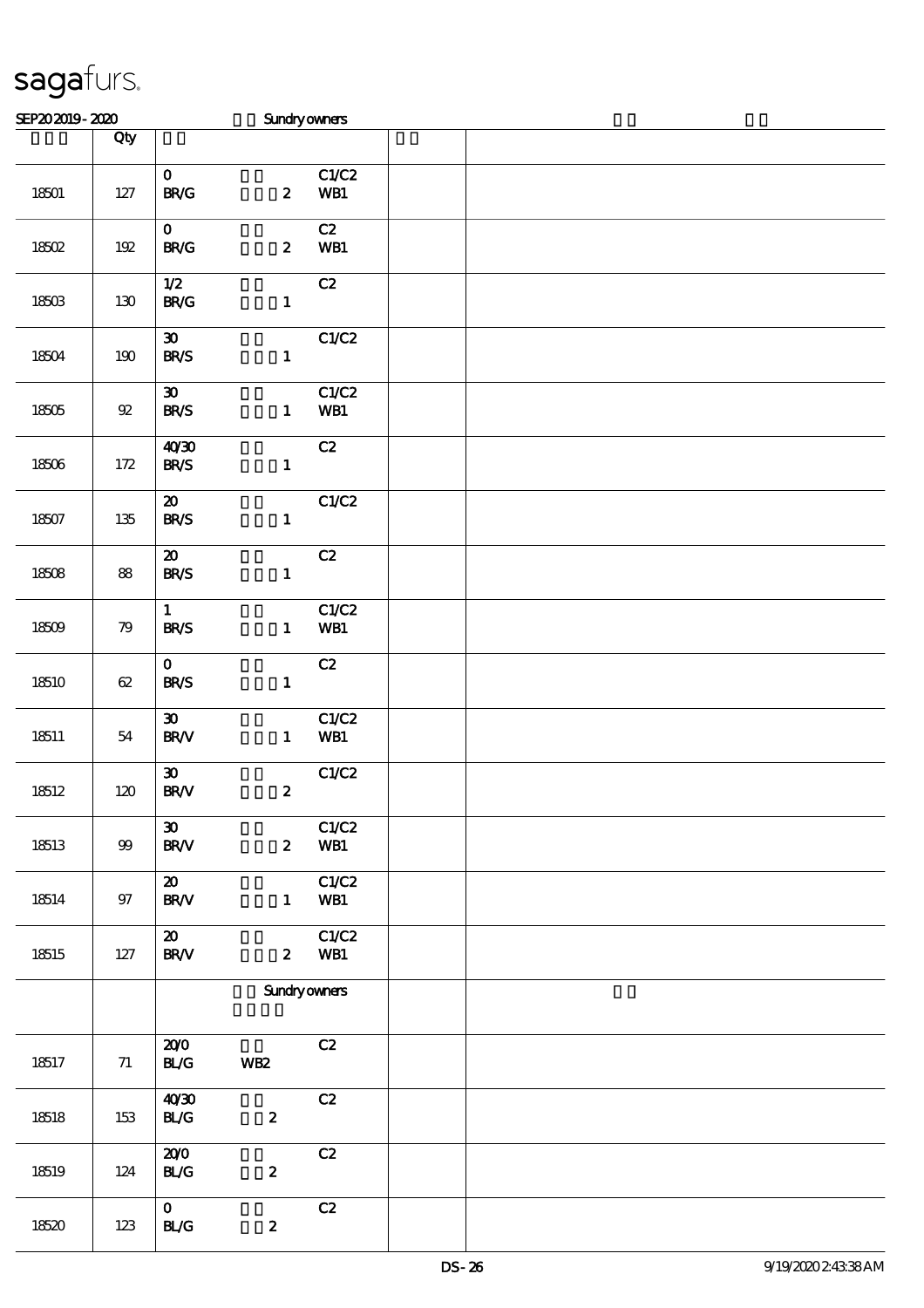# sagafurs.

SEP20 2019 - 2020 Sundry owners

| | Qty | | | | | |
|---|---|---|---|---|---|---|
| 18501 | 127 | 0<br>BR/G | 2 | C1/C2<br>WB1 | | |
| 18502 | 192 | 0<br>BR/G | 2 | C2<br>WB1 | | |
| 18503 | 130 | 1/2<br>BR/G | 1 | C2 | | |
| 18504 | 190 | 30<br>BR/S | 1 | C1/C2 | | |
| 18505 | 92 | 30<br>BR/S | 1 | C1/C2<br>WB1 | | |
| 18506 | 172 | 40/30<br>BR/S | 1 | C2 | | |
| 18507 | 135 | 20<br>BR/S | 1 | C1/C2 | | |
| 18508 | 88 | 20<br>BR/S | 1 | C2 | | |
| 18509 | 79 | 1<br>BR/S | 1 | C1/C2<br>WB1 | | |
| 18510 | 62 | 0<br>BR/S | 1 | C2 | | |
| 18511 | 54 | 30<br>BR/V | 1 | C1/C2<br>WB1 | | |
| 18512 | 120 | 30<br>BR/V | 2 | C1/C2 | | |
| 18513 | 99 | 30<br>BR/V | 2 | C1/C2<br>WB1 | | |
| 18514 | 97 | 20<br>BR/V | 1 | C1/C2<br>WB1 | | |
| 18515 | 127 | 20<br>BR/V | 2 | C1/C2<br>WB1 | | |
| | | Sundry owners | | | | |
| 18517 | 71 | 20/0<br>BL/G | WB2 | C2 | | |
| 18518 | 153 | 40/30<br>BL/G | 2 | C2 | | |
| 18519 | 124 | 20/0<br>BL/G | 2 | C2 | | |
| 18520 | 123 | 0<br>BL/G | 2 | C2 | | |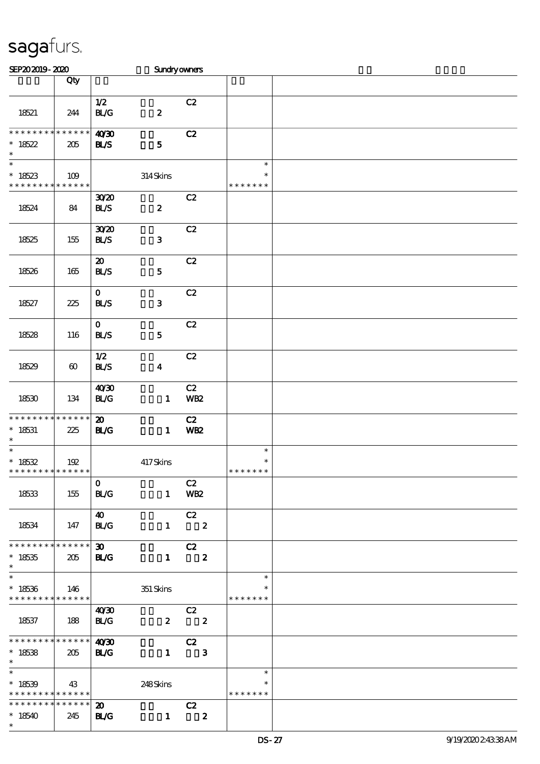sagafurs.

SEP20 2019 - 2020 Sundry owners

| | Qty | | |
|---|---|---|---|
| 18521 | 244 | 1/2 C2<br>BL/G 2 | |
| * * * * * * * * * * * * * *<br>* 18522<br>* | 205 | 40/30 C2<br>BL/S 5 | |
| *<br>* 18523<br>* * * * * * * * * * * * * * | 109 | 314 Skins | *<br>*<br>* * * * * * * |
| 18524 | 84 | 30/20 C2<br>BL/S 2 | |
| 18525 | 155 | 30/20 C2<br>BL/S 3 | |
| 18526 | 165 | 20 C2<br>BL/S 5 | |
| 18527 | 225 | 0 C2<br>BL/S 3 | |
| 18528 | 116 | 0 C2<br>BL/S 5 | |
| 18529 | 60 | 1/2 C2<br>BL/S 4 | |
| 18530 | 134 | 40/30 C2<br>BL/G 1 WB2 | |
| * * * * * * * * * * * * * *<br>* 18531<br>* | 225 | 20 C2<br>BL/G 1 WB2 | |
| *<br>* 18532<br>* * * * * * * * * * * * * * | 192 | 417 Skins | *<br>*<br>* * * * * * * |
| 18533 | 155 | 0 C2<br>BL/G 1 WB2 | |
| 18534 | 147 | 40 C2<br>BL/G 1 2 | |
| * * * * * * * * * * * * * *<br>* 18535<br>* | 205 | 30 C2<br>BL/G 1 2 | |
| *<br>* 18536<br>* * * * * * * * * * * * * * | 146 | 351 Skins | *<br>*<br>* * * * * * * |
| 18537 | 188 | 40/30 C2<br>BL/G 2 2 | |
| * * * * * * * * * * * * * *<br>* 18538<br>* | 205 | 40/30 C2<br>BL/G 1 3 | |
| *<br>* 18539<br>* * * * * * * * * * * * * * | 43 | 248 Skins | *<br>*<br>* * * * * * * |
| * * * * * * * * * * * * * *<br>* 18540<br>* | 245 | 20 C2<br>BL/G 1 2 | |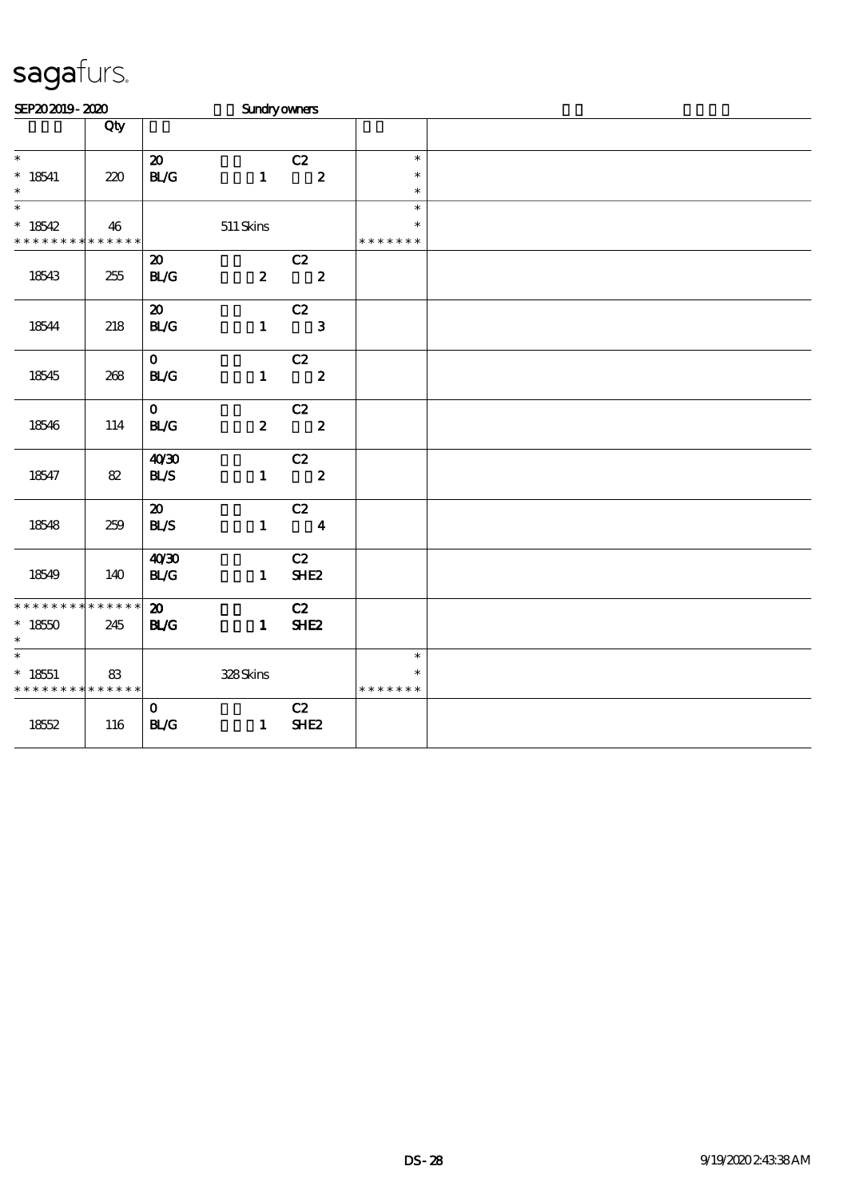# sagafurs.

SEP20 2019 - 2020 Sundry owners

| | Qty | | | | | |
|---|---|---|---|---|---|---|
| * | | 20 | | C2 | * | |
| * 18541 | 220 | BL/G | 1 | 2 | * | |
| * | | | | | * | |
| * | | | | | * | |
| * 18542 | 46 | | 511 Skins | | * | |
| * * * * * * * * * * * * * * | | | | | * * * * * * * | |
| | | 20 | | C2 | | |
| 18543 | 255 | BL/G | 2 | 2 | | |
| | | 20 | | C2 | | |
| 18544 | 218 | BL/G | 1 | 3 | | |
| | | 0 | | C2 | | |
| 18545 | 268 | BL/G | 1 | 2 | | |
| | | 0 | | C2 | | |
| 18546 | 114 | BL/G | 2 | 2 | | |
| | | 40/30 | | C2 | | |
| 18547 | 82 | BL/S | 1 | 2 | | |
| | | 20 | | C2 | | |
| 18548 | 259 | BL/S | 1 | 4 | | |
| | | 40/30 | | C2 | | |
| 18549 | 140 | BL/G | 1 | SHE2 | | |
| * * * * * * * * * * * * * * | | 20 | | C2 | | |
| * 18550 | 245 | BL/G | 1 | SHE2 | | |
| * | | | | | | |
| * | | | | | * | |
| * 18551 | 83 | | 328 Skins | | * | |
| * * * * * * * * * * * * * * | | | | | * * * * * * * | |
| | | 0 | | C2 | | |
| 18552 | 116 | BL/G | 1 | SHE2 | | |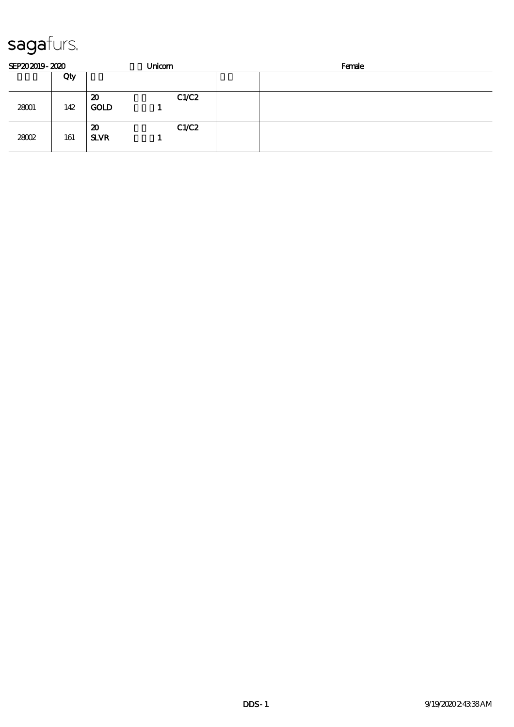sagafurs.

SEP20 2019 - 2020 Unicorn Female

| | Qty | | |
|---|---|---|---|
| 28001 | 142 | 20 C1/C2<br>GOLD 1 | | |
| 28002 | 161 | 20 C1/C2<br>SLVR 1 | | |

DDS - 1 9/19/2020 2:43:38 AM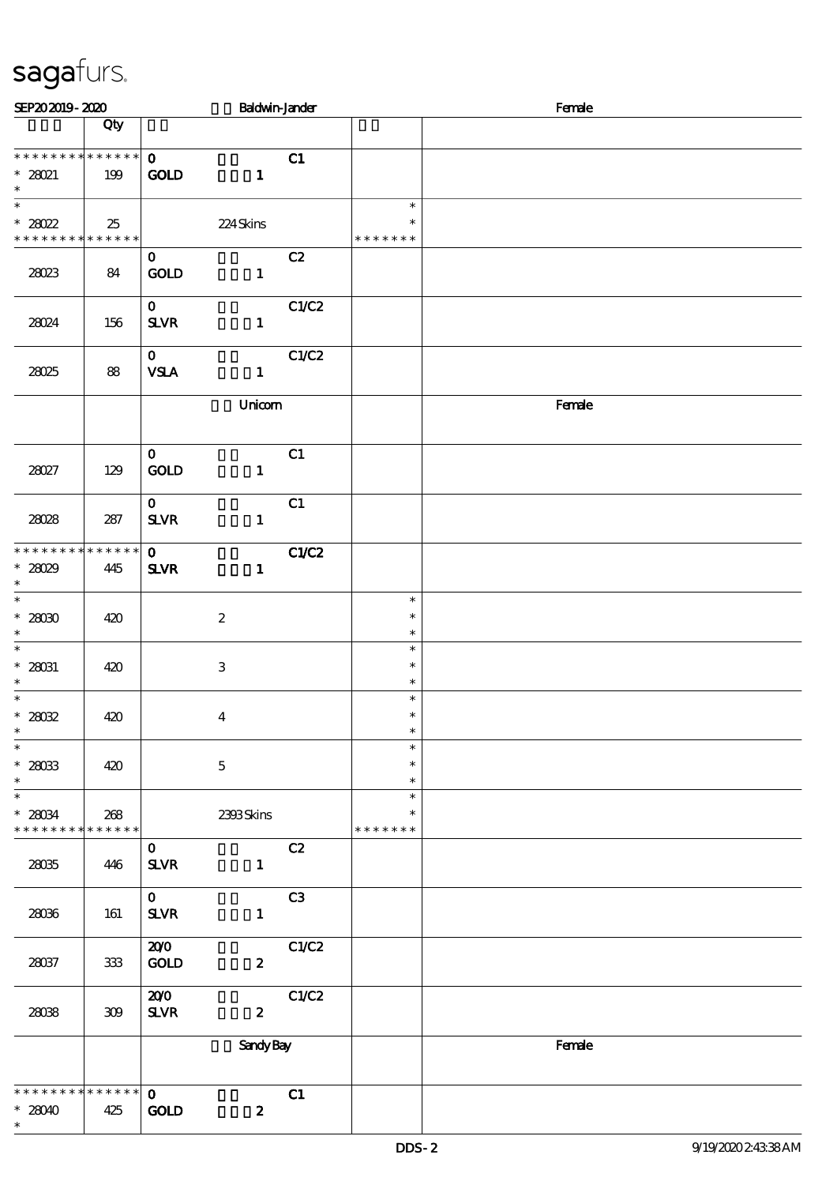# sagafurs.

SEP20 2019 - 2020 Baldwin-Jander Female

| | Qty | | | |
|---|---|---|---|---|
| * * * * * * * * * * * * * * | | 0 C1 | | |
| * 28021 | 199 | GOLD 1 | | |
| * | | | | |
| * | | | * | |
| * 28022 | 25 | 224 Skins | * | |
| * * * * * * * * * * * * * * | | | * * * * * * * | |
| 28023 | 84 | 0 C2 GOLD 1 | | |
| 28024 | 156 | 0 C1/C2 SLVR 1 | | |
| 28025 | 88 | 0 C1/C2 VSLA 1 | | |
| | | Unicorn | | Female |
| 28027 | 129 | 0 C1 GOLD 1 | | |
| 28028 | 287 | 0 C1 SLVR 1 | | |
| * * * * * * * * * * * * * * | | 0 C1/C2 | | |
| * 28029 | 445 | SLVR 1 | | |
| * | | | | |
| * 28030 | 420 | 2 | * | |
| * 28031 | 420 | 3 | * | |
| * 28032 | 420 | 4 | * | |
| * 28033 | 420 | 5 | * | |
| * 28034 | 268 | 2393 Skins | * | |
| * * * * * * * * * * * * * * | | | * * * * * * * | |
| 28035 | 446 | 0 C2 SLVR 1 | | |
| 28036 | 161 | 0 C3 SLVR 1 | | |
| 28037 | 333 | 20/0 C1/C2 GOLD 2 | | |
| 28038 | 309 | 20/0 C1/C2 SLVR 2 | | |
| | | Sandy Bay | | Female |
| * * * * * * * * * * * * * * | | 0 C1 | | |
| * 28040 | 425 | GOLD 2 | | |
| * | | | | |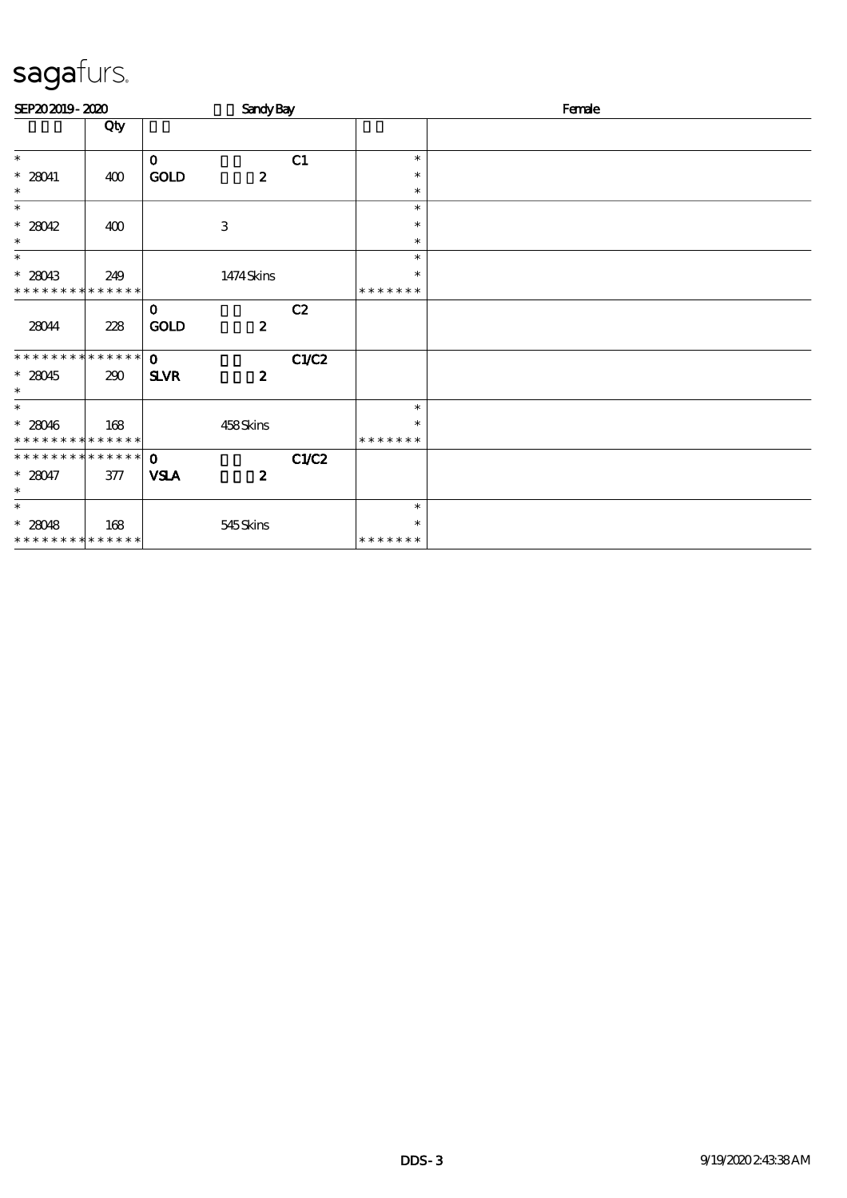# sagafurs.

SEP20 2019 - 2020 Sandy Bay Female

| | Qty | | | | |
|---|---|---|---|---|---|
| * <br> * 28041 <br> * | 400 | 0 <br> **GOLD** | **2** | C1 | * <br> * <br> * |
| * <br> * 28042 <br> * | 400 | | 3 | | * <br> * <br> * |
| * <br> * 28043 <br> * * * * * * * * * * * * * | 249 | | 1474 Skins | | * <br> * <br> * * * * * * * |
| 28044 | 228 | 0 <br> **GOLD** | **2** | C2 | |
| * * * * * * * * * * * * * <br> * 28045 <br> * | 290 | **0** <br> **SLVR** | **2** | **C1/C2** | |
| * <br> * 28046 <br> * * * * * * * * * * * * * | 168 | | 458 Skins | | * <br> * <br> * * * * * * * |
| * * * * * * * * * * * * * <br> * 28047 <br> * | 377 | **0** <br> **VSLA** | **2** | **C1/C2** | |
| * <br> * 28048 <br> * * * * * * * * * * * * * | 168 | | 545 Skins | | * <br> * <br> * * * * * * * |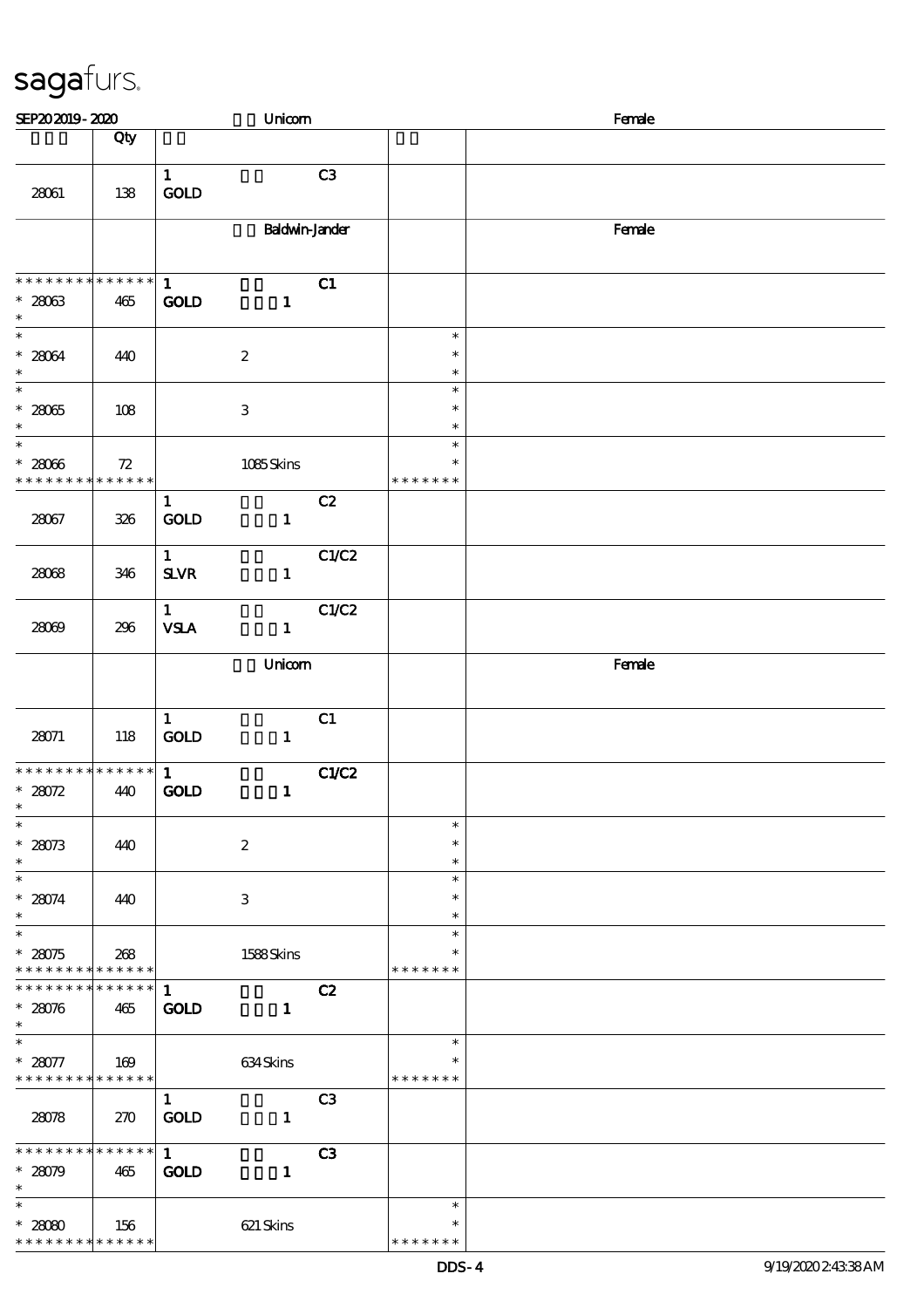# sagafurs.

SEP20 2019 - 2020 Unicorn Female

| | Qty | | | | |
|---|---|---|---|---|---|
| 28061 | 138 | 1 GOLD | C3 | | |
| | | Baldwin-Jander | | | Female |
| * * * * * * * * * * * * * * 28063 * | 465 | 1 GOLD 1 | C1 | | |
| * * 28064 * | 440 | 2 | | * * * | |
| * * 28065 * | 108 | 3 | | * * * | |
| * * 28066 * * * * * * * * * * * * * * | 72 | 1085 Skins | | * * * * * * * * | |
| 28067 | 326 | 1 GOLD 1 | C2 | | |
| 28068 | 346 | 1 SLVR 1 | C1/C2 | | |
| 28069 | 296 | 1 VSLA 1 | C1/C2 | | |
| | | Unicorn | | | Female |
| 28071 | 118 | 1 GOLD 1 | C1 | | |
| * * * * * * * * * * * * * * 28072 * | 440 | 1 GOLD 1 | C1/C2 | | |
| * * 28073 * | 440 | 2 | | * * * | |
| * * 28074 * | 440 | 3 | | * * * | |
| * * 28075 * * * * * * * * * * * * * * | 268 | 1588 Skins | | * * * * * * * * | |
| * * * * * * * * * * * * * * 28076 * | 465 | 1 GOLD 1 | C2 | | |
| * * 28077 * * * * * * * * * * * * * * | 169 | 634 Skins | | * * * * * * * * | |
| 28078 | 270 | 1 GOLD 1 | C3 | | |
| * * * * * * * * * * * * * * 28079 * | 465 | 1 GOLD 1 | C3 | | |
| * * 28080 * * * * * * * * * * * * * * | 156 | 621 Skins | | * * * * * * * * | |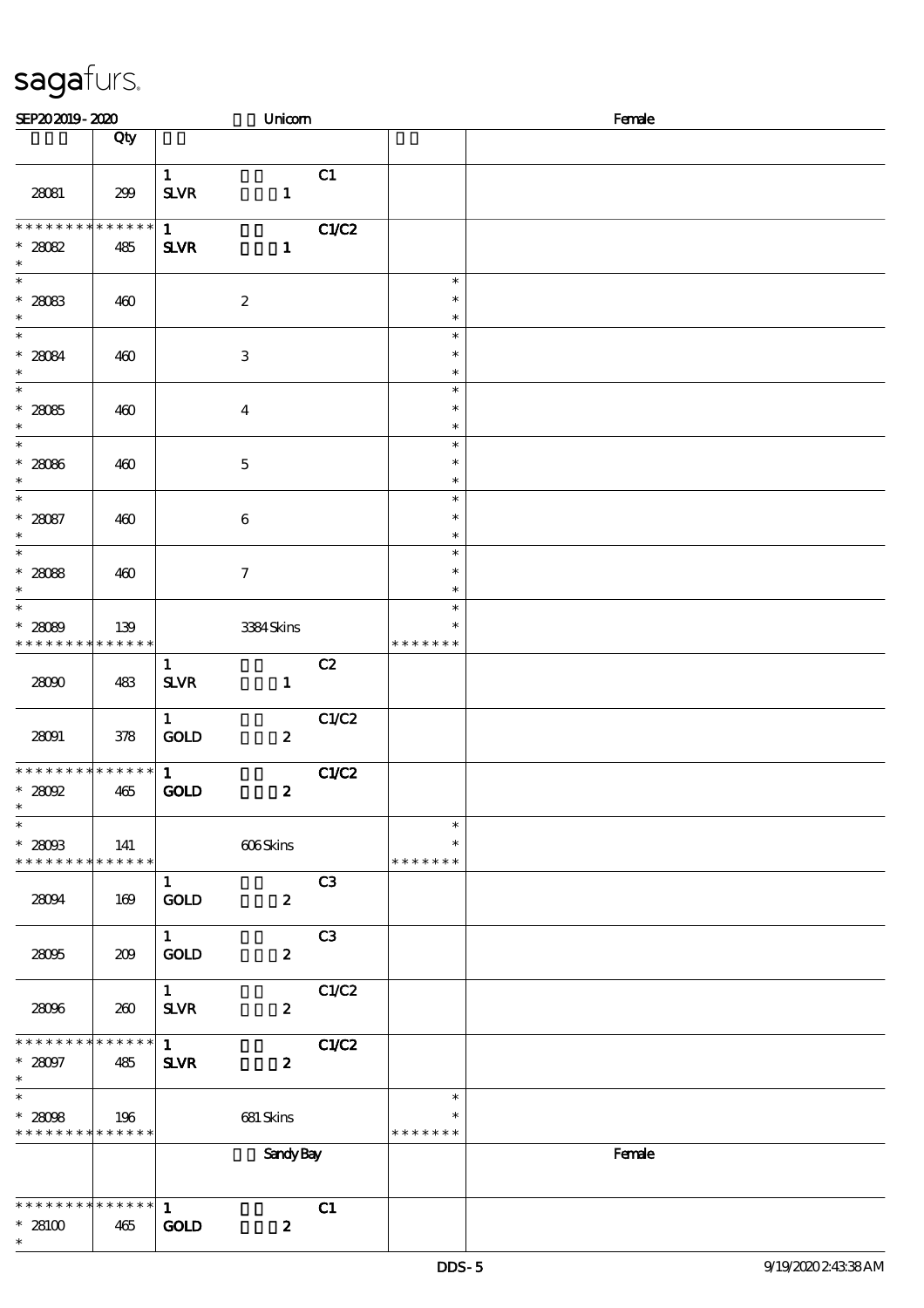# sagafurs.

| SEP20 2019 - 2020 | | Unicorn | | Female |
|---|---|---|---|---|
| | Qty | | | |
| 28081 | 299 | 1 SLVR 1 C1 | | |
| * * * * * * * * * * * * * * 28082 * | 485 | 1 SLVR 1 C1/C2 | | |
| * * 28083 * | 460 | 2 | * * * | |
| * * 28084 * | 460 | 3 | * * * | |
| * * 28085 * | 460 | 4 | * * * | |
| * * 28086 * | 460 | 5 | * * * | |
| * * 28087 * | 460 | 6 | * * * | |
| * * 28088 * | 460 | 7 | * * * | |
| * * 28089 * * * * * * * * * * * * * | 139 | 3384 Skins | * * * * * * * * | |
| 28090 | 483 | 1 SLVR 1 C2 | | |
| 28091 | 378 | 1 GOLD 2 C1/C2 | | |
| * * * * * * * * * * * * * * 28092 * | 465 | 1 GOLD 2 C1/C2 | | |
| * * 28093 * * * * * * * * * * * * * | 141 | 606 Skins | * * * * * * * * | |
| 28094 | 169 | 1 GOLD 2 C3 | | |
| 28095 | 209 | 1 GOLD 2 C3 | | |
| 28096 | 260 | 1 SLVR 2 C1/C2 | | |
| * * * * * * * * * * * * * * 28097 * | 485 | 1 SLVR 2 C1/C2 | | |
| * * 28098 * * * * * * * * * * * * * | 196 | 681 Skins | * * * * * * * * | |
| | | Sandy Bay | | Female |
| * * * * * * * * * * * * * * 28100 * | 465 | 1 GOLD 2 C1 | | |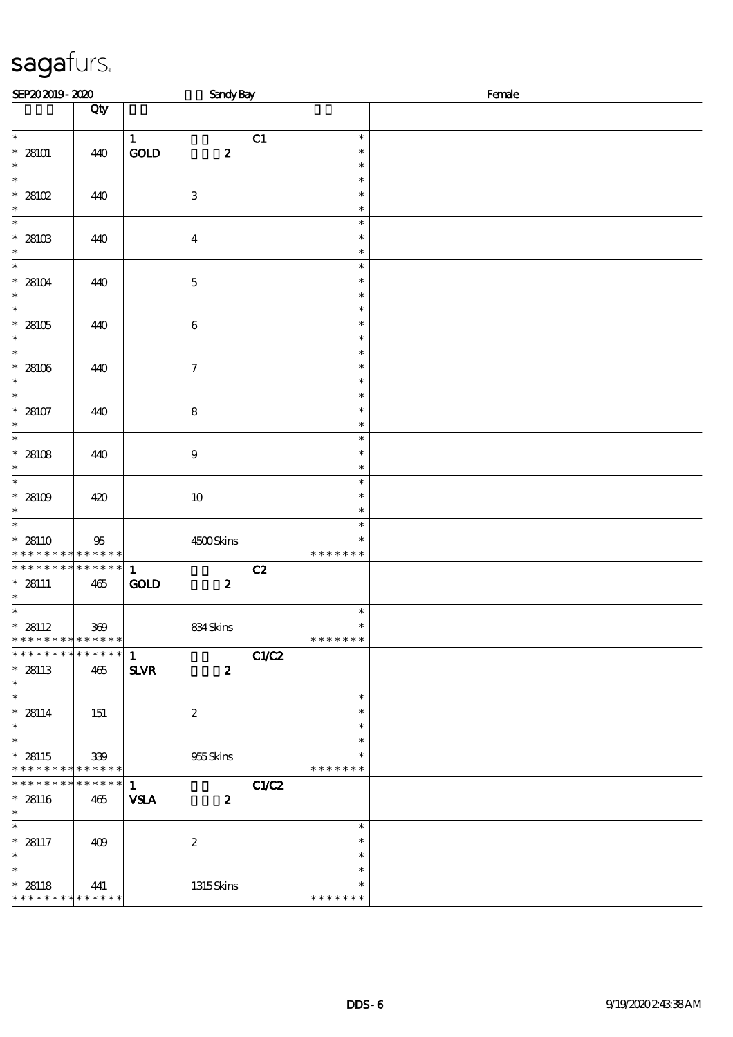sagafurs.

SEP20 2019 - 2020 Sandy Bay Female

| | Qty | | | | |
|---|---|---|---|---|---|
| * 28101 * | 440 | 1 GOLD 2 | C1 | * * * | |
| * 28102 * | 440 | 3 | | * * * | |
| * 28103 * | 440 | 4 | | * * * | |
| * 28104 * | 440 | 5 | | * * * | |
| * 28105 * | 440 | 6 | | * * * | |
| * 28106 * | 440 | 7 | | * * * | |
| * 28107 * | 440 | 8 | | * * * | |
| * 28108 * | 440 | 9 | | * * * | |
| * 28109 * | 420 | 10 | | * * * | |
| * 28110 * * * * * * * * * * * * * | 95 | 4500 Skins | | * * * * * * * * * | |
| * * * * * * * * * * * * * * 28111 * | 465 | 1 GOLD 2 | C2 | | |
| * 28112 * * * * * * * * * * * * * | 369 | 834 Skins | | * * * * * * * * | |
| * * * * * * * * * * * * * * 28113 * | 465 | 1 SLVR 2 | C1/C2 | | |
| * 28114 * | 151 | 2 | | * * * | |
| * 28115 * * * * * * * * * * * * * | 339 | 955 Skins | | * * * * * * * * | |
| * * * * * * * * * * * * * * 28116 * | 465 | 1 VSLA 2 | C1/C2 | | |
| * 28117 * | 409 | 2 | | * * * | |
| * 28118 * * * * * * * * * * * * * | 441 | 1315 Skins | | * * * * * * * * | |

DDS - 6 9/19/2020 2:43:38 AM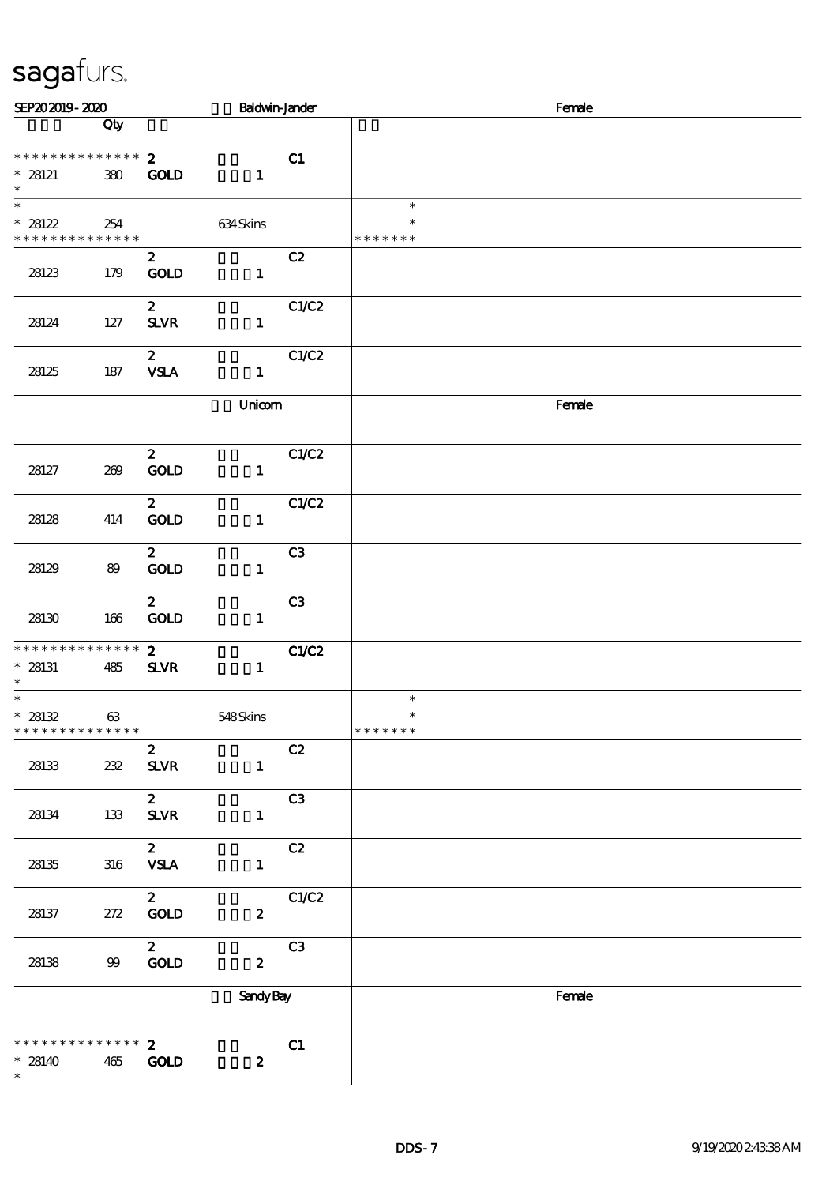sagafurs.

| SEP20 2019 - 2020 | | Baldwin-Jander | | Female |
|---|---|---|---|---|
| | Qty | | | |
| * * * * * * * * * * * * * * <br>* 28121 <br>* | 380 | 2 <br>GOLD 1 C1 | | |
| * <br>* 28122 <br>* * * * * * * * * * * * * * | 254 | 634 Skins | * <br>* <br>* * * * * * * | |
| 28123 | 179 | 2 <br>GOLD 1 C2 | | |
| 28124 | 127 | 2 <br>SLVR 1 C1/C2 | | |
| 28125 | 187 | 2 <br>VSLA 1 C1/C2 | | |
| | | Unicorn | | Female |
| 28127 | 269 | 2 <br>GOLD 1 C1/C2 | | |
| 28128 | 414 | 2 <br>GOLD 1 C1/C2 | | |
| 28129 | 89 | 2 <br>GOLD 1 C3 | | |
| 28130 | 166 | 2 <br>GOLD 1 C3 | | |
| * * * * * * * * * * * * * * <br>* 28131 <br>* | 485 | 2 <br>SLVR 1 C1/C2 | | |
| * <br>* 28132 <br>* * * * * * * * * * * * * * | 63 | 548 Skins | * <br>* <br>* * * * * * * | |
| 28133 | 232 | 2 <br>SLVR 1 C2 | | |
| 28134 | 133 | 2 <br>SLVR 1 C3 | | |
| 28135 | 316 | 2 <br>VSLA 1 C2 | | |
| 28137 | 272 | 2 <br>GOLD 2 C1/C2 | | |
| 28138 | 99 | 2 <br>GOLD 2 C3 | | |
| | | Sandy Bay | | Female |
| * * * * * * * * * * * * * * <br>* 28140 <br>* | 465 | 2 <br>GOLD 2 C1 | | |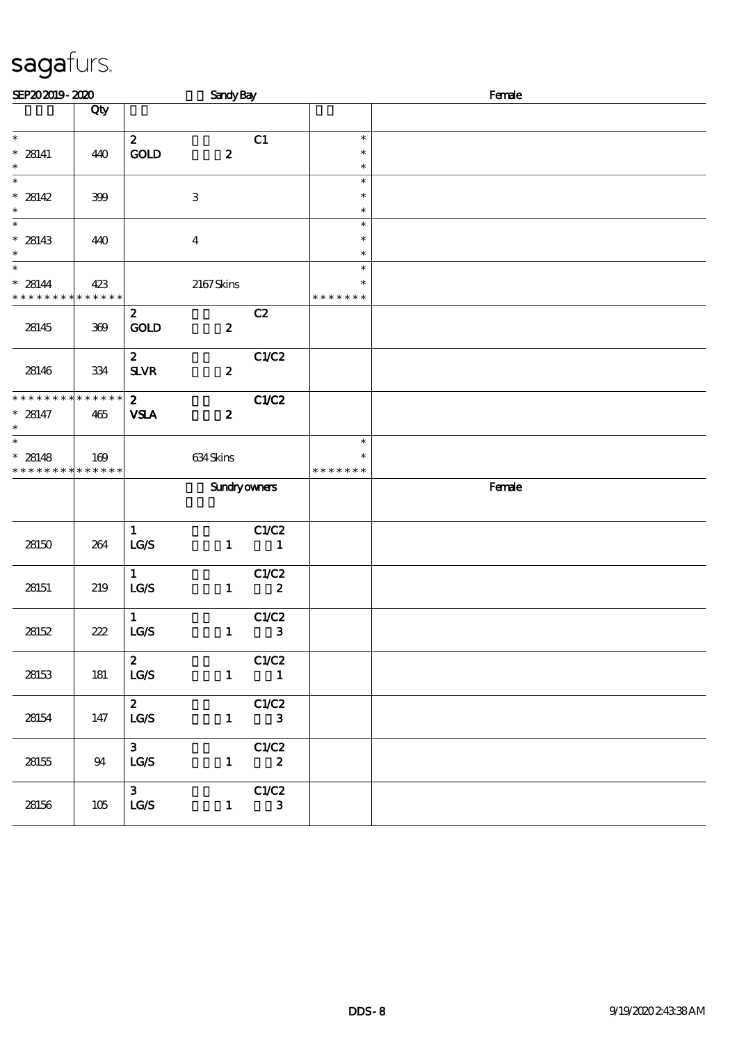sagafurs.

SEP20 2019 - 2020 Sandy Bay Female

| | Qty | | | |
|---|---|---|---|---|
| * <br> * 28141 <br> * | 440 | 2 C1 <br> GOLD 2 | * <br> * <br> * | |
| * <br> * 28142 <br> * | 399 | 3 | * <br> * <br> * | |
| * <br> * 28143 <br> * | 440 | 4 | * <br> * <br> * | |
| * <br> * 28144 <br> * * * * * * * * * * * * * * | 423 | 2167 Skins | * <br> * <br> * * * * * * * | |
| 28145 | 369 | 2 C2 <br> GOLD 2 | | |
| 28146 | 334 | 2 C1/C2 <br> SLVR 2 | | |
| * * * * * * * * * * * * * * <br> * 28147 <br> * | 465 | 2 C1/C2 <br> VSLA 2 | | |
| * <br> * 28148 <br> * * * * * * * * * * * * * * | 169 | 634 Skins | * <br> * <br> * * * * * * * | |
| | | Sundry owners | | Female |
| 28150 | 264 | 1 C1/C2 <br> LG/S 1 1 | | |
| 28151 | 219 | 1 C1/C2 <br> LG/S 1 2 | | |
| 28152 | 222 | 1 C1/C2 <br> LG/S 1 3 | | |
| 28153 | 181 | 2 C1/C2 <br> LG/S 1 1 | | |
| 28154 | 147 | 2 C1/C2 <br> LG/S 1 3 | | |
| 28155 | 94 | 3 C1/C2 <br> LG/S 1 2 | | |
| 28156 | 105 | 3 C1/C2 <br> LG/S 1 3 | | |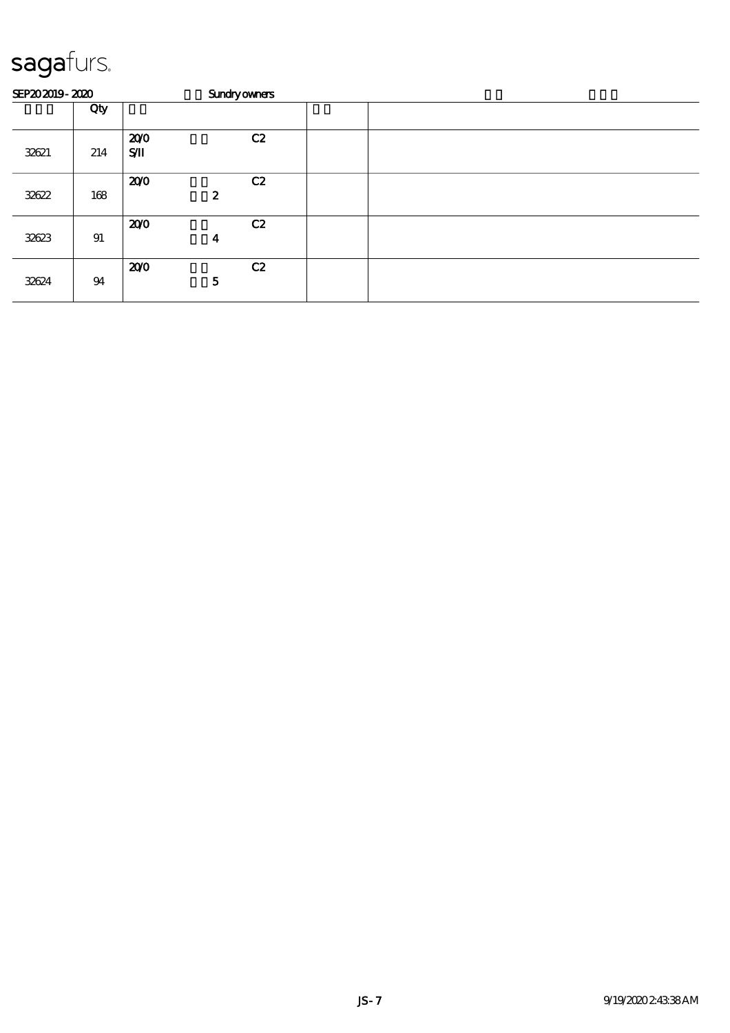sagafurs.

SEP20 2019 - 2020 Sundry owners

| | Qty | | |
|---|---|---|---|
| 32621 | 214 | 20/0 C2<br>S/II | |
| 32622 | 168 | 20/0 C2<br>2 | |
| 32623 | 91 | 20/0 C2<br>4 | |
| 32624 | 94 | 20/0 C2<br>5 | |

JS - 7 9/19/2020 2:43:38 AM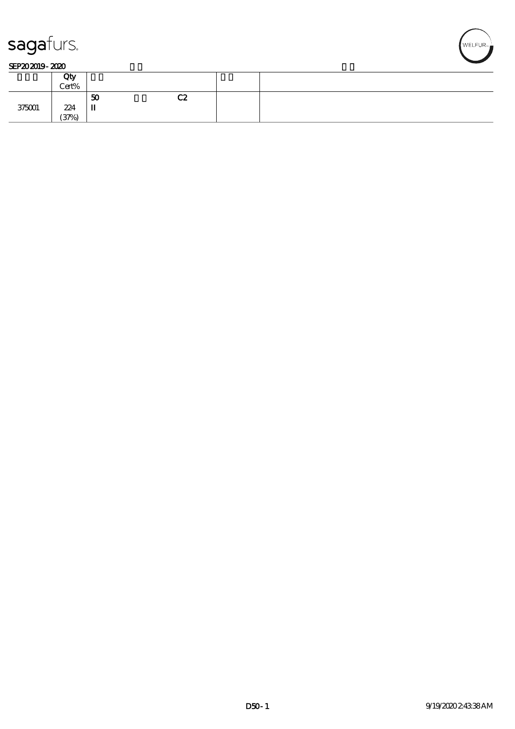SEP20 2019 - 2020

| | Qty Cert% | | | |
|---|---|---|---|---|
| 375001 | 224 (37%) | 50 C2 II | | |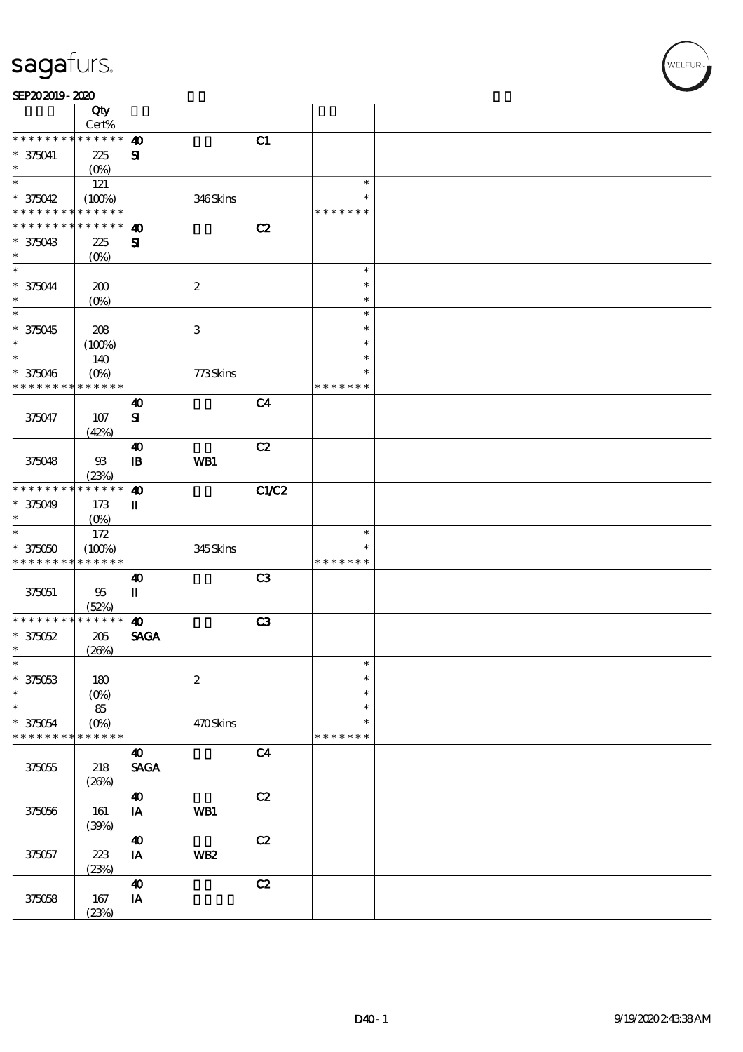sagafurs.

SEP20 2019 - 2020

| | Qty Cert% | | | | | |
|---|---|---|---|---|---|---|
| * * * * * * * * * * * * * * | | 40 | | C1 | | |
| * 375041 | 225 | SI | | | | |
| * | (0%) | | | | | |
| * | 121 | | | | * | |
| * 375042 | (100%) | | 346 Skins | | * | |
| * * * * * * * * * * * * * * | | | | | * * * * * * * | |
| * * * * * * * * * * * * * * | | 40 | | C2 | | |
| * 375043 | 225 | SI | | | | |
| * | (0%) | | | | | |
| * | | | | | * | |
| * 375044 | 200 | | 2 | | * | |
| * | (0%) | | | | * | |
| * | | | | | * | |
| * 375045 | 208 | | 3 | | * | |
| * | (100%) | | | | * | |
| * | 140 | | | | * | |
| * 375046 | (0%) | | 773 Skins | | * | |
| * * * * * * * * * * * * * * | | | | | * * * * * * * | |
| 375047 | 107 (42%) | 40 SI | | C4 | | |
| 375048 | 93 (23%) | 40 IB | WB1 | C2 | | |
| * * * * * * * * * * * * * * | | 40 | | C1/C2 | | |
| * 375049 | 173 | II | | | | |
| * | (0%) | | | | | |
| * | 172 | | | | * | |
| * 375050 | (100%) | | 345 Skins | | * | |
| * * * * * * * * * * * * * * | | | | | * * * * * * * | |
| 375051 | 95 (52%) | 40 II | | C3 | | |
| * * * * * * * * * * * * * * | | 40 | | C3 | | |
| * 375052 | 205 | SAGA | | | | |
| * | (26%) | | | | | |
| * | | | | | * | |
| * 375053 | 180 | | 2 | | * | |
| * | (0%) | | | | * | |
| * | 85 | | | | * | |
| * 375054 | (0%) | | 470 Skins | | * | |
| * * * * * * * * * * * * * * | | | | | * * * * * * * | |
| 375055 | 218 (26%) | 40 SAGA | | C4 | | |
| 375056 | 161 (39%) | 40 IA | WB1 | C2 | | |
| 375057 | 223 (23%) | 40 IA | WB2 | C2 | | |
| 375058 | 167 (23%) | 40 IA | | C2 | | |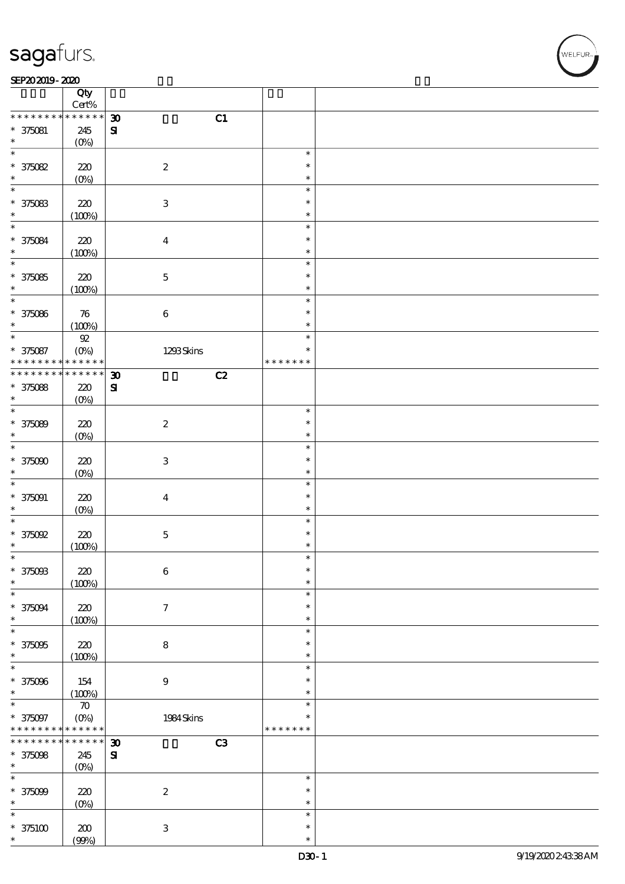| | Qty Cert% | | | |
|---|---|---|---|---|
| * * * * * * * * * * * * * * | 30 | C1 | | |
| * 375081 | 245 | SI | | |
| * | (0%) | | | |
| * 375082 | 220 (0%) | 2 | * * * | |
| * 375083 | 220 (100%) | 3 | * * * | |
| * 375084 | 220 (100%) | 4 | * * * | |
| * 375085 | 220 (100%) | 5 | * * * | |
| * 375086 | 76 (100%) | 6 | * * * | |
| * 375087 | 92 (0%) | 1293 Skins | * * * * * * * * | |
| * * * * * * * * * * * * * * | 30 | C2 | | |
| * 375088 | 220 (0%) | SI | | |
| * 375089 | 220 (0%) | 2 | * * * | |
| * 375090 | 220 (0%) | 3 | * * * | |
| * 375091 | 220 (0%) | 4 | * * * | |
| * 375092 | 220 (100%) | 5 | * * * | |
| * 375093 | 220 (100%) | 6 | * * * | |
| * 375094 | 220 (100%) | 7 | * * * | |
| * 375095 | 220 (100%) | 8 | * * * | |
| * 375096 | 154 (100%) | 9 | * * * | |
| * 375097 | 70 (0%) | 1984 Skins | * * * * * * * * | |
| * * * * * * * * * * * * * * | 30 | C3 | | |
| * 375098 | 245 (0%) | SI | | |
| * 375099 | 220 (0%) | 2 | * * * | |
| * 375100 | 200 (99%) | 3 | * * * | |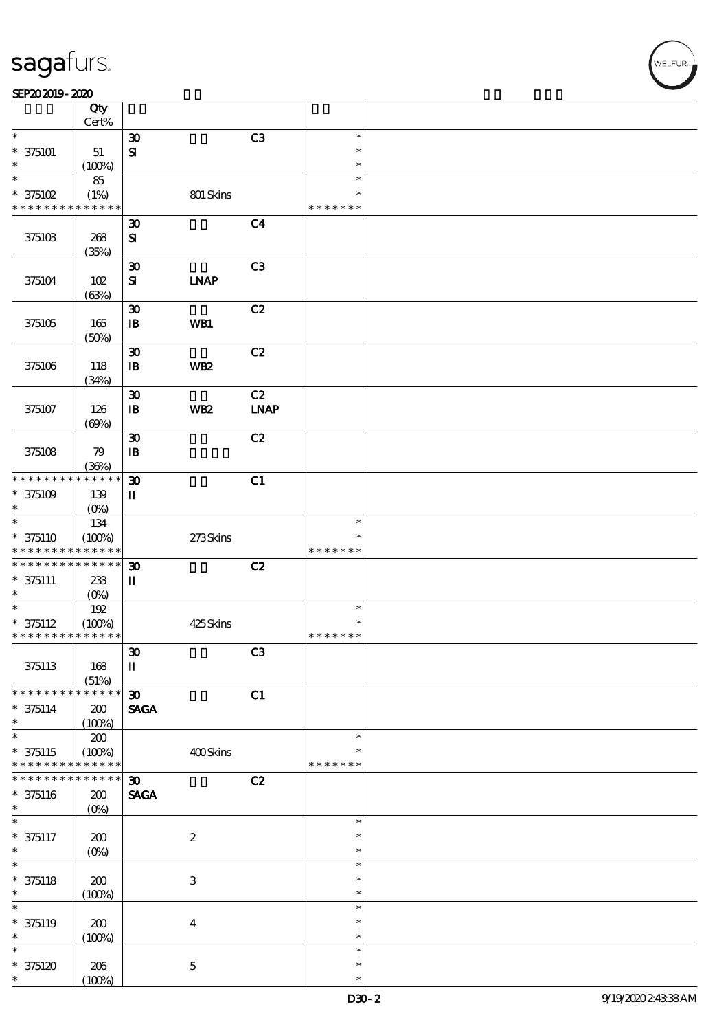| | Qty<br>Cert% | | | | | |
|---|---|---|---|---|---|---|
| * | | 30 | | C3 | * | |
| * 375101 | 51 | SI | | | * | |
| * | (100%) | | | | * | |
| * | 85 | | | | * | |
| * 375102 | (1%) | | 801 Skins | | * | |
| * * * * * * * * * * * * * * | | | | | * * * * * * * | |
| | | 30 | | C4 | | |
| 375103 | 268 | SI | | | | |
| | (35%) | | | | | |
| | | 30 | | C3 | | |
| 375104 | 102 | SI | LNAP | | | |
| | (63%) | | | | | |
| | | 30 | | C2 | | |
| 375105 | 165 | IB | WB1 | | | |
| | (50%) | | | | | |
| | | 30 | | C2 | | |
| 375106 | 118 | IB | WB2 | | | |
| | (34%) | | | | | |
| | | 30 | | C2 | | |
| 375107 | 126 | IB | WB2 | LNAP | | |
| | (69%) | | | | | |
| | | 30 | | C2 | | |
| 375108 | 79 | IB | | | | |
| | (36%) | | | | | |
| * * * * * * * * * * * * * * | | 30 | | C1 | | |
| * 375109 | 139 | II | | | | |
| * | (0%) | | | | | |
| * | 134 | | | | * | |
| * 375110 | (100%) | | 273 Skins | | * | |
| * * * * * * * * * * * * * * | | | | | * * * * * * * | |
| * * * * * * * * * * * * * * | | 30 | | C2 | | |
| * 375111 | 233 | II | | | | |
| * | (0%) | | | | | |
| * | 192 | | | | * | |
| * 375112 | (100%) | | 425 Skins | | * | |
| * * * * * * * * * * * * * * | | | | | * * * * * * * | |
| | | 30 | | C3 | | |
| 375113 | 168 | II | | | | |
| | (51%) | | | | | |
| * * * * * * * * * * * * * * | | 30 | | C1 | | |
| * 375114 | 200 | SAGA | | | | |
| * | (100%) | | | | | |
| * | 200 | | | | * | |
| * 375115 | (100%) | | 400 Skins | | * | |
| * * * * * * * * * * * * * * | | | | | * * * * * * * | |
| * * * * * * * * * * * * * * | | 30 | | C2 | | |
| * 375116 | 200 | SAGA | | | | |
| * | (0%) | | | | | |
| * | | | | | * | |
| * 375117 | 200 | | 2 | | * | |
| * | (0%) | | | | * | |
| * | | | | | * | |
| * 375118 | 200 | | 3 | | * | |
| * | (100%) | | | | * | |
| * | | | | | * | |
| * 375119 | 200 | | 4 | | * | |
| * | (100%) | | | | * | |
| * | | | | | * | |
| * 375120 | 206 | | 5 | | * | |
| * | (100%) | | | | * | |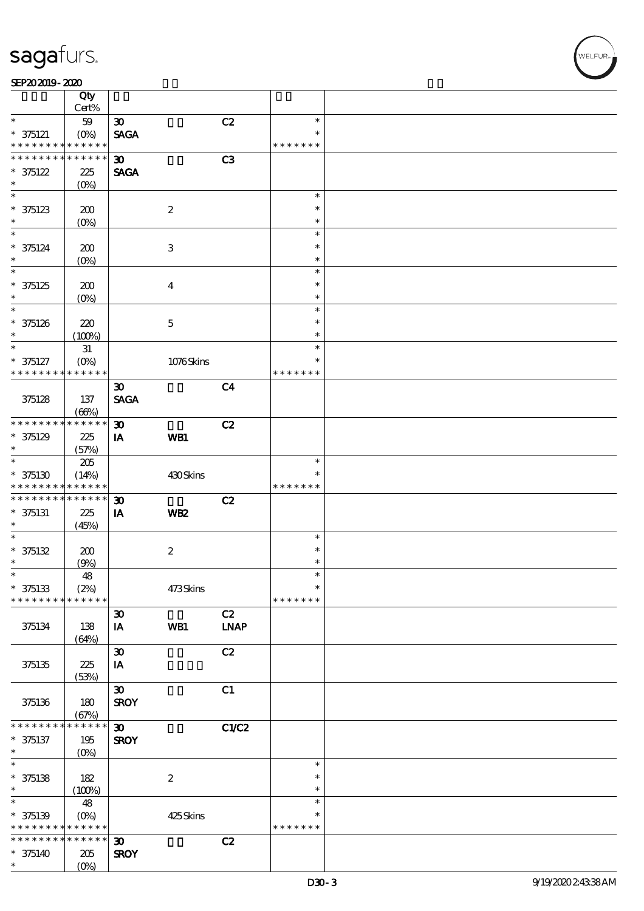| | Qty Cert% | | | | | |
|---|---|---|---|---|---|---|
| * * 375121 * * * * * * * * * * * * * | 59 (0%) | 30 SAGA | | C2 | * * * * * * * * * | |
| * * * * * * * * * * * * * * 375122 * | 225 (0%) | 30 SAGA | | C3 | | |
| * * 375123 * | 200 (0%) | | 2 | | * * * | |
| * * 375124 * | 200 (0%) | | 3 | | * * * | |
| * * 375125 * | 200 (0%) | | 4 | | * * * | |
| * * 375126 * | 220 (100%) | | 5 | | * * * | |
| * * 375127 * * * * * * * * * * * * * | 31 (0%) | | 1076 Skins | | * * * * * * * * * | |
| 375128 | 137 (66%) | 30 SAGA | | C4 | | |
| * * * * * * * * * * * * * * 375129 * | 225 (57%) | 30 IA | WB1 | C2 | | |
| * * 375130 * * * * * * * * * * * * * | 205 (14%) | | 430 Skins | | * * * * * * * * * | |
| * * * * * * * * * * * * * * 375131 * | 225 (45%) | 30 IA | WB2 | C2 | | |
| * * 375132 * | 200 (9%) | | 2 | | * * * | |
| * * 375133 * * * * * * * * * * * * * | 48 (2%) | | 473 Skins | | * * * * * * * * * | |
| 375134 | 138 (64%) | 30 IA | WB1 | C2 LNAP | | |
| 375135 | 225 (53%) | 30 IA | | C2 | | |
| 375136 | 180 (67%) | 30 SROY | | C1 | | |
| * * * * * * * * * * * * * * 375137 * | 195 (0%) | 30 SROY | | C1/C2 | | |
| * * 375138 * | 182 (100%) | | 2 | | * * * | |
| * * 375139 * * * * * * * * * * * * * | 48 (0%) | | 425 Skins | | * * * * * * * * * | |
| * * * * * * * * * * * * * * 375140 * | 205 (0%) | 30 SROY | | C2 | | |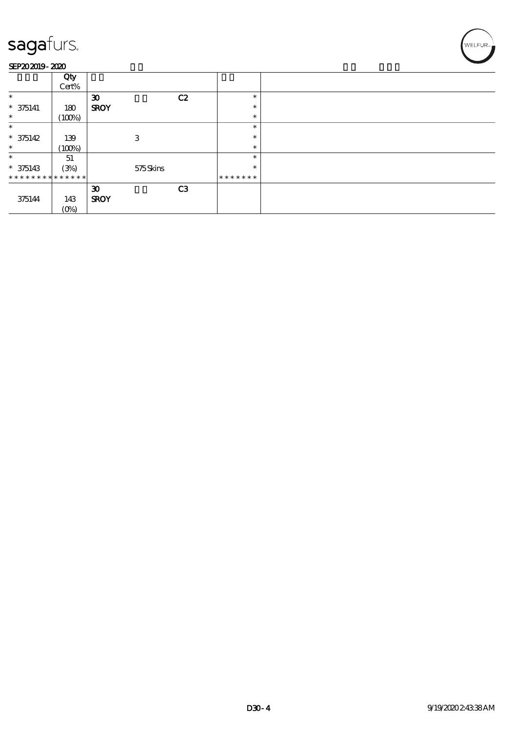sagafurs.

SEP20 2019 - 2020

| | Qty Cert% | | | | | |
|---|---|---|---|---|---|---|
| * | | 30 | | C2 | * | |
| * 375141 | 180 | SROY | | | * | |
| * | (100%) | | | | * | |
| * | | | | | * | |
| * 375142 | 139 | | 3 | | * | |
| * | (100%) | | | | * | |
| * | 51 | | | | * | |
| * 375143 | (3%) | | 575 Skins | | * | |
| * * * * * * * * | * * * * * * | | | | * * * * * * * | |
| | | 30 | | C3 | | |
| 375144 | 143 | SROY | | | | |
| | (0%) | | | | | |

D30 - 4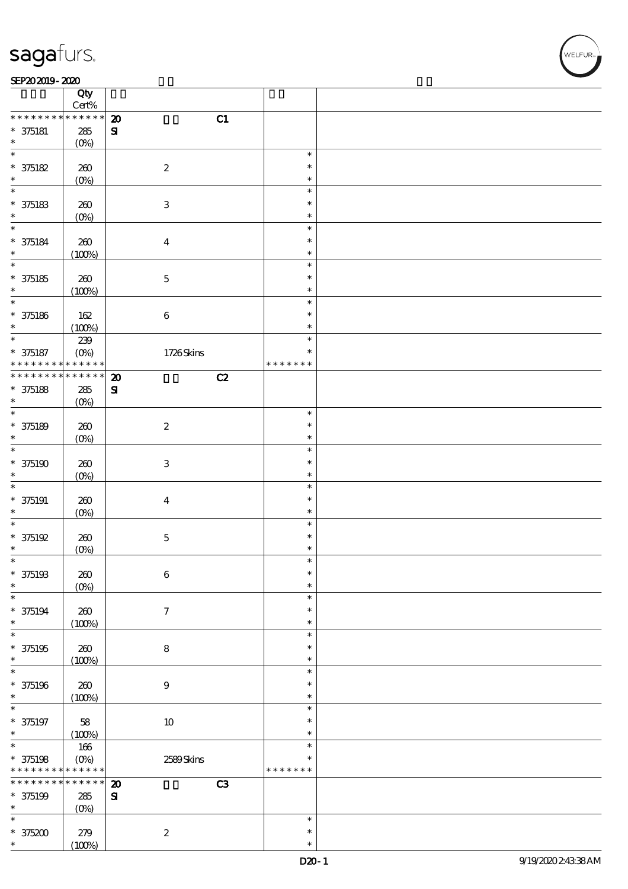| | Qty Cert% | | |
|---|---|---|---|
| * * * * * * * * * * * * * * | 20 C1 | | |
| * 375181 | 285 (0%) | SI | |
| * 375182 | 260 (0%) | 2 | * * * |
| * 375183 | 260 (0%) | 3 | * * * |
| * 375184 | 260 (100%) | 4 | * * * |
| * 375185 | 260 (100%) | 5 | * * * |
| * 375186 | 162 (100%) | 6 | * * * |
| * 375187 | 239 (0%) | 1726 Skins | * * * * * * * * * |
| * * * * * * * * * * * * * * | 20 C2 | | |
| * 375188 | 285 (0%) | SI | |
| * 375189 | 260 (0%) | 2 | * * * |
| * 375190 | 260 (0%) | 3 | * * * |
| * 375191 | 260 (0%) | 4 | * * * |
| * 375192 | 260 (0%) | 5 | * * * |
| * 375193 | 260 (0%) | 6 | * * * |
| * 375194 | 260 (100%) | 7 | * * * |
| * 375195 | 260 (100%) | 8 | * * * |
| * 375196 | 260 (100%) | 9 | * * * |
| * 375197 | 58 (100%) | 10 | * * * |
| * 375198 | 166 (0%) | 2589 Skins | * * * * * * * * * |
| * * * * * * * * * * * * * * | 20 C3 | | |
| * 375199 | 285 (0%) | SI | |
| * 375200 | 279 (100%) | 2 | * * * |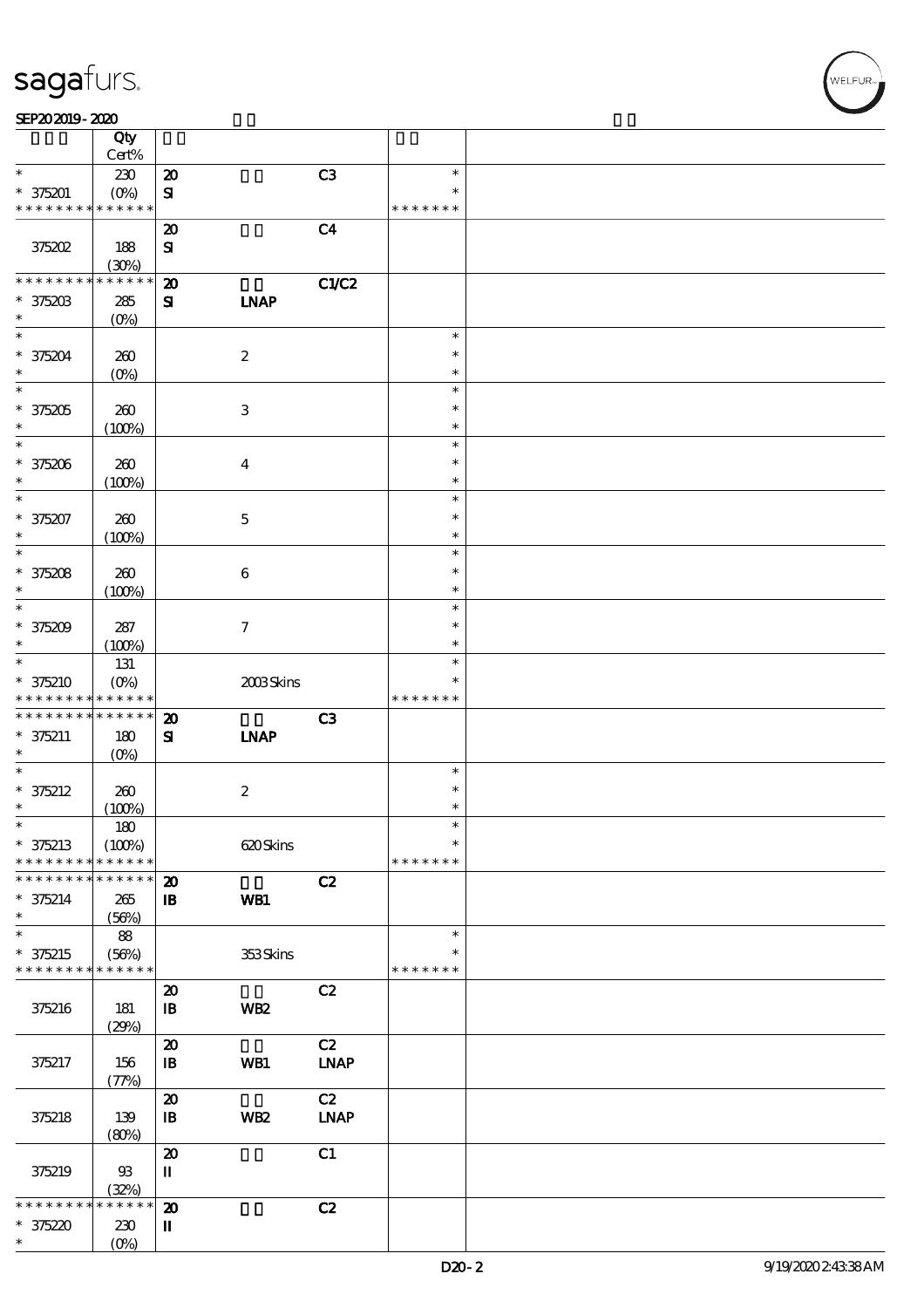sagafurs.

SEP20 2019 - 2020

| | Qty Cert% | | | | | |
|---|---|---|---|---|---|---|
| * | 230 | 20 | | C3 | * | |
| * 375201 | (0%) | SI | | | * | |
| * * * * * * * * * * * * * * | | | | | * * * * * * * | |
| | | 20 | | C4 | | |
| 375202 | 188 (30%) | SI | | | | |
| * * * * * * * * * * * * * * | | 20 | | C1/C2 | | |
| * 375203 | 285 | SI | LNAP | | | |
| * | (0%) | | | | | |
| * | | | | | * | |
| * 375204 | 260 | | 2 | | * | |
| * | (0%) | | | | * | |
| * | | | | | * | |
| * 375205 | 260 | | 3 | | * | |
| * | (100%) | | | | * | |
| * | | | | | * | |
| * 375206 | 260 | | 4 | | * | |
| * | (100%) | | | | * | |
| * | | | | | * | |
| * 375207 | 260 | | 5 | | * | |
| * | (100%) | | | | * | |
| * | | | | | * | |
| * 375208 | 260 | | 6 | | * | |
| * | (100%) | | | | * | |
| * | | | | | * | |
| * 375209 | 287 | | 7 | | * | |
| * | (100%) | | | | * | |
| * | 131 | | | | * | |
| * 375210 | (0%) | | 2003 Skins | | * | |
| * * * * * * * * * * * * * * | | | | | * * * * * * * | |
| * * * * * * * * * * * * * * | | 20 | | C3 | | |
| * 375211 | 180 | SI | LNAP | | | |
| * | (0%) | | | | | |
| * | | | | | * | |
| * 375212 | 260 | | 2 | | * | |
| * | (100%) | | | | * | |
| * | 180 | | | | * | |
| * 375213 | (100%) | | 620 Skins | | * | |
| * * * * * * * * * * * * * * | | | | | * * * * * * * | |
| * * * * * * * * * * * * * * | | 20 | | C2 | | |
| * 375214 | 265 | IB | WB1 | | | |
| * | (56%) | | | | | |
| * | 88 | | | | * | |
| * 375215 | (56%) | | 353 Skins | | * | |
| * * * * * * * * * * * * * * | | | | | * * * * * * * | |
| | | 20 | | C2 | | |
| 375216 | 181 (29%) | IB | WB2 | | | |
| | | 20 | | C2 | | |
| 375217 | 156 (77%) | IB | WB1 | LNAP | | |
| | | 20 | | C2 | | |
| 375218 | 139 (80%) | IB | WB2 | LNAP | | |
| | | 20 | | C1 | | |
| 375219 | 93 (32%) | II | | | | |
| * * * * * * * * * * * * * * | | 20 | | C2 | | |
| * 375220 | 230 | II | | | | |
| * | (0%) | | | | | |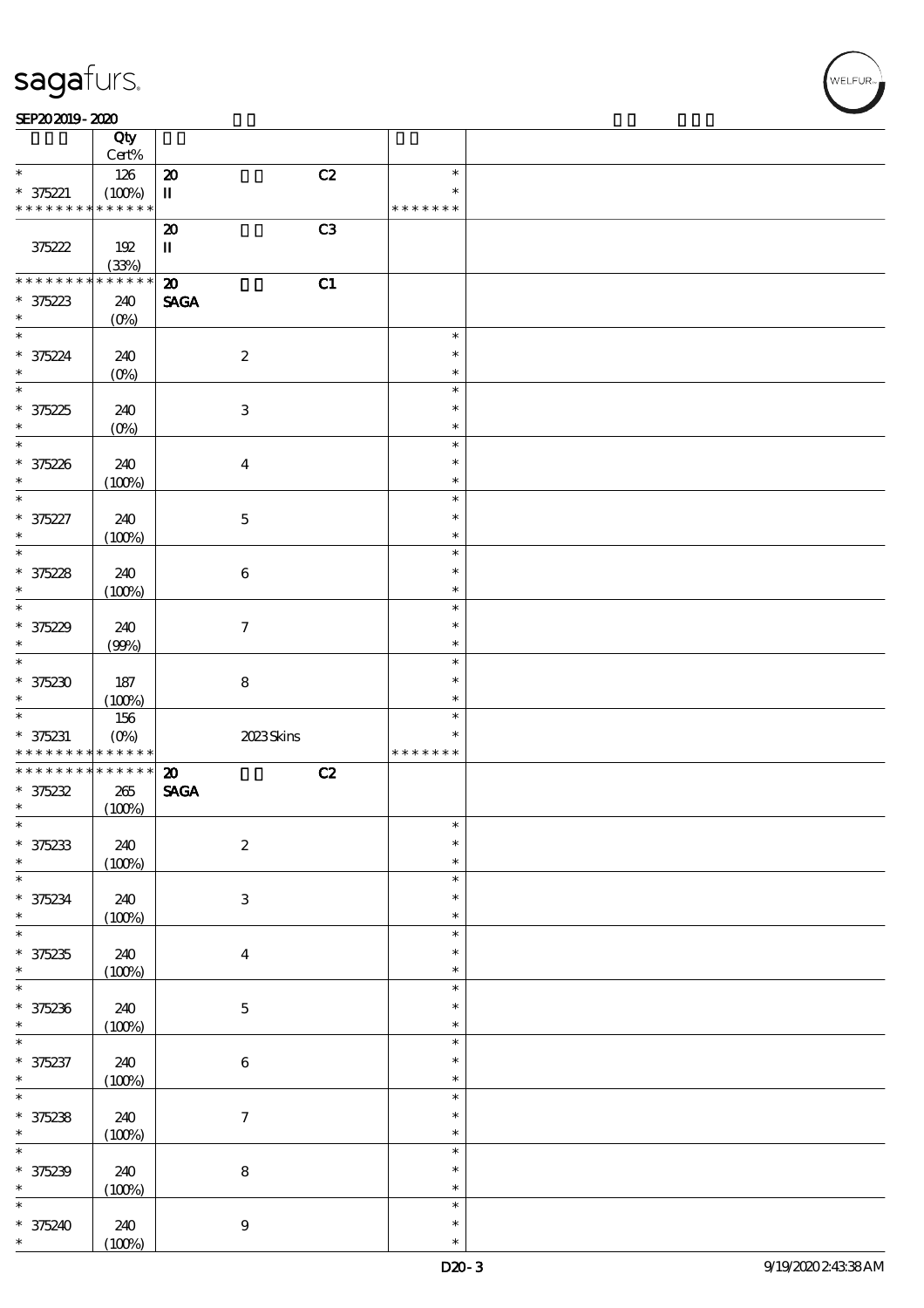| | Qty Cert% | | | |
|---|---|---|---|---|
| * | 126 | 20 C2 | * | |
| * 375221 | (100%) | II | * | |
| * * * * * * * * * * * * * * | | | * * * * * * * | |
| | | 20 C3 | | |
| 375222 | 192 | II | | |
| | (33%) | | | |
| * * * * * * * * * * * * * * | | 20 C1 | | |
| * 375223 | 240 | SAGA | | |
| * | (0%) | | | |
| * | | | * | |
| * 375224 | 240 | 2 | * | |
| * | (0%) | | * | |
| * | | | * | |
| * 375225 | 240 | 3 | * | |
| * | (0%) | | * | |
| * | | | * | |
| * 375226 | 240 | 4 | * | |
| * | (100%) | | * | |
| * | | | * | |
| * 375227 | 240 | 5 | * | |
| * | (100%) | | * | |
| * | | | * | |
| * 375228 | 240 | 6 | * | |
| * | (100%) | | * | |
| * | | | * | |
| * 375229 | 240 | 7 | * | |
| * | (99%) | | * | |
| * | | | * | |
| * 375230 | 187 | 8 | * | |
| * | (100%) | | * | |
| * | 156 | | * | |
| * 375231 | (0%) | 2023 Skins | * | |
| * * * * * * * * * * * * * * | | | * * * * * * * | |
| * * * * * * * * * * * * * * | | 20 C2 | | |
| * 375232 | 265 | SAGA | | |
| * | (100%) | | | |
| * | | | * | |
| * 375233 | 240 | 2 | * | |
| * | (100%) | | * | |
| * | | | * | |
| * 375234 | 240 | 3 | * | |
| * | (100%) | | * | |
| * | | | * | |
| * 375235 | 240 | 4 | * | |
| * | (100%) | | * | |
| * | | | * | |
| * 375236 | 240 | 5 | * | |
| * | (100%) | | * | |
| * | | | * | |
| * 375237 | 240 | 6 | * | |
| * | (100%) | | * | |
| * | | | * | |
| * 375238 | 240 | 7 | * | |
| * | (100%) | | * | |
| * | | | * | |
| * 375239 | 240 | 8 | * | |
| * | (100%) | | * | |
| * | | | * | |
| * 375240 | 240 | 9 | * | |
| * | (100%) | | * | |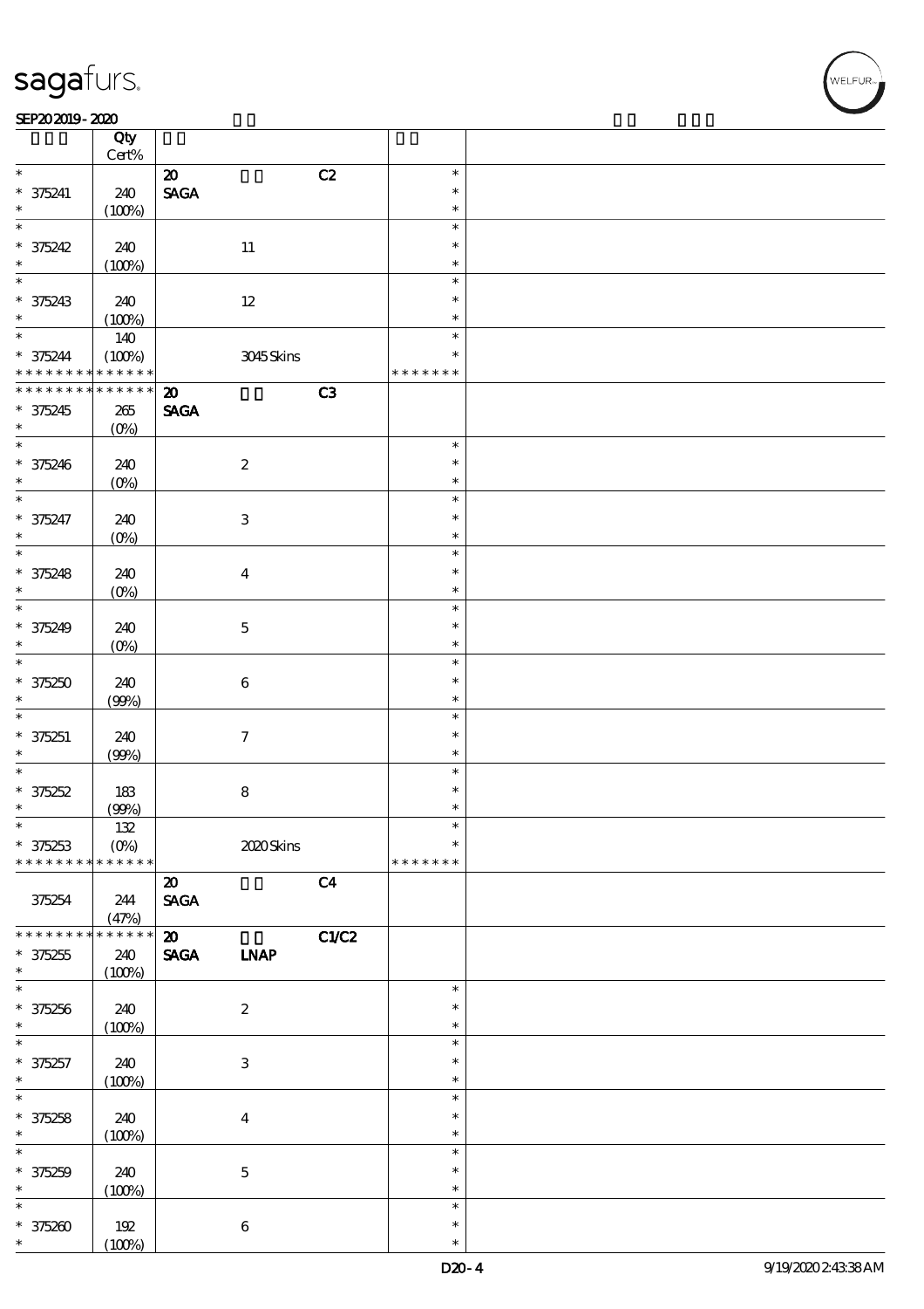| | Qty Cert% | | | | |
|---|---|---|---|---|---|
| * | | 20 | | C2 | * |
| * 375241 | 240 | SAGA | | | * |
| * | (100%) | | | | * |
| * | | | | | * |
| * 375242 | 240 | | 11 | | * |
| * | (100%) | | | | * |
| * | | | | | * |
| * 375243 | 240 | | 12 | | * |
| * | (100%) | | | | * |
| * | 140 | | | | * |
| * 375244 | (100%) | | 3045 Skins | | * |
| * * * * * * * * * * * * * * | | | | | * * * * * * * |
| * * * * * * * * * * * * * * | | 20 | | C3 | |
| * 375245 | 265 | SAGA | | | |
| * | (0%) | | | | |
| * | | | | | * |
| * 375246 | 240 | | 2 | | * |
| * | (0%) | | | | * |
| * | | | | | * |
| * 375247 | 240 | | 3 | | * |
| * | (0%) | | | | * |
| * | | | | | * |
| * 375248 | 240 | | 4 | | * |
| * | (0%) | | | | * |
| * | | | | | * |
| * 375249 | 240 | | 5 | | * |
| * | (0%) | | | | * |
| * | | | | | * |
| * 375250 | 240 | | 6 | | * |
| * | (99%) | | | | * |
| * | | | | | * |
| * 375251 | 240 | | 7 | | * |
| * | (99%) | | | | * |
| * | | | | | * |
| * 375252 | 183 | | 8 | | * |
| * | (99%) | | | | * |
| * | 132 | | | | * |
| * 375253 | (0%) | | 2020 Skins | | * |
| * * * * * * * * * * * * * * | | | | | * * * * * * * |
| | | 20 | | C4 | |
| 375254 | 244 | SAGA | | | |
| | (47%) | | | | |
| * * * * * * * * * * * * * * | | 20 | | C1/C2 | |
| * 375255 | 240 | SAGA | LNAP | | |
| * | (100%) | | | | |
| * | | | | | * |
| * 375256 | 240 | | 2 | | * |
| * | (100%) | | | | * |
| * | | | | | * |
| * 375257 | 240 | | 3 | | * |
| * | (100%) | | | | * |
| * | | | | | * |
| * 375258 | 240 | | 4 | | * |
| * | (100%) | | | | * |
| * | | | | | * |
| * 375259 | 240 | | 5 | | * |
| * | (100%) | | | | * |
| * | | | | | * |
| * 375260 | 192 | | 6 | | * |
| * | (100%) | | | | * |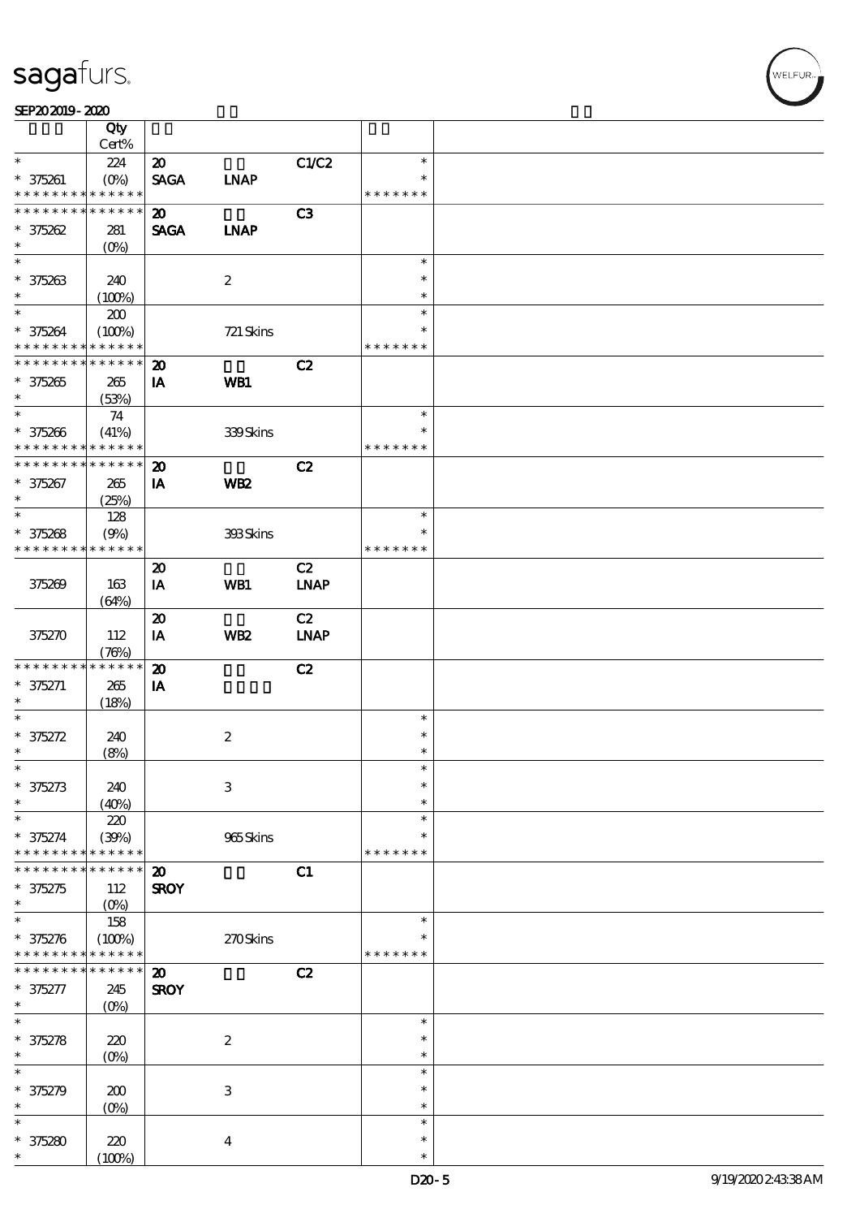| | Qty Cert% | | | | |
|---|---|---|---|---|---|
| * | 224 | 20 | | C1/C2 | * |
| * 375261 | (0%) | SAGA | LNAP | | * |
| * * * * * * * * * * * * * * | | | | | * * * * * * * |
| * * * * * * * * * * * * * * | | 20 | | C3 | |
| * 375262 | 281 | SAGA | LNAP | | |
| * | (0%) | | | | |
| * | | | | | * |
| * 375263 | 240 | | 2 | | * |
| * | (100%) | | | | * |
| * | 200 | | | | * |
| * 375264 | (100%) | | 721 Skins | | * |
| * * * * * * * * * * * * * * | | | | | * * * * * * * |
| * * * * * * * * * * * * * * | | 20 | | C2 | |
| * 375265 | 265 | IA | WB1 | | |
| * | (53%) | | | | |
| * | 74 | | | | * |
| * 375266 | (41%) | | 339 Skins | | * |
| * * * * * * * * * * * * * * | | | | | * * * * * * * |
| * * * * * * * * * * * * * * | | 20 | | C2 | |
| * 375267 | 265 | IA | WB2 | | |
| * | (25%) | | | | |
| * | 128 | | | | * |
| * 375268 | (9%) | | 393 Skins | | * |
| * * * * * * * * * * * * * * | | | | | * * * * * * * |
| | | 20 | | C2 | |
| 375269 | 163 | IA | WB1 | LNAP | |
| | (64%) | | | | |
| | | 20 | | C2 | |
| 375270 | 112 | IA | WB2 | LNAP | |
| | (76%) | | | | |
| * * * * * * * * * * * * * * | | 20 | | C2 | |
| * 375271 | 265 | IA | | | |
| * | (18%) | | | | |
| * | | | | | * |
| * 375272 | 240 | | 2 | | * |
| * | (8%) | | | | * |
| * | | | | | * |
| * 375273 | 240 | | 3 | | * |
| * | (40%) | | | | * |
| * | 220 | | | | * |
| * 375274 | (39%) | | 965 Skins | | * |
| * * * * * * * * * * * * * * | | | | | * * * * * * * |
| * * * * * * * * * * * * * * | | 20 | | C1 | |
| * 375275 | 112 | SROY | | | |
| * | (0%) | | | | |
| * | 158 | | | | * |
| * 375276 | (100%) | | 270 Skins | | * |
| * * * * * * * * * * * * * * | | | | | * * * * * * * |
| * * * * * * * * * * * * * * | | 20 | | C2 | |
| * 375277 | 245 | SROY | | | |
| * | (0%) | | | | |
| * | | | | | * |
| * 375278 | 220 | | 2 | | * |
| * | (0%) | | | | * |
| * | | | | | * |
| * 375279 | 200 | | 3 | | * |
| * | (0%) | | | | * |
| * | | | | | * |
| * 375280 | 220 | | 4 | | * |
| * | (100%) | | | | * |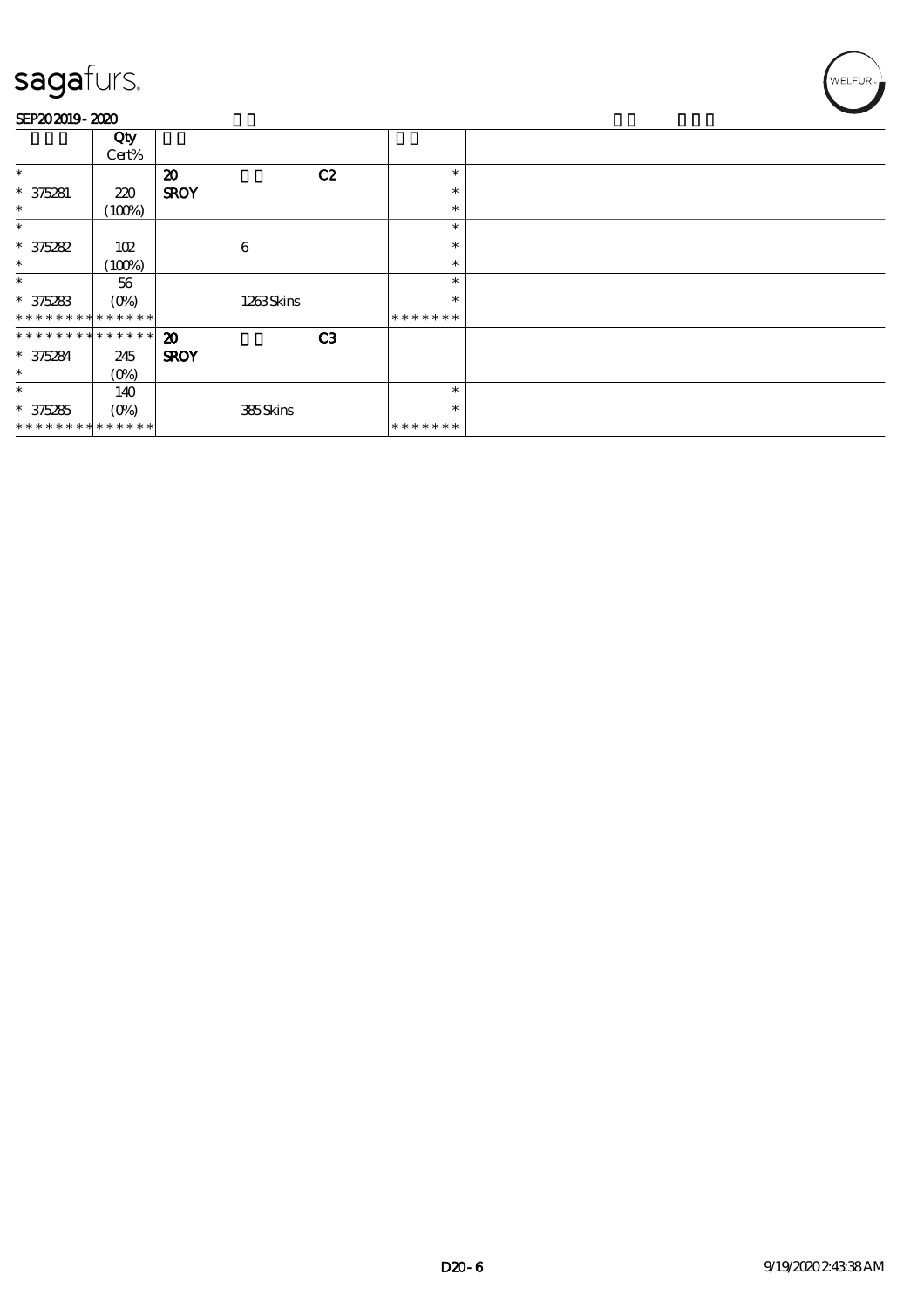| | Qty Cert% | | | | |
|---|---|---|---|---|---|
| * | | 20 | C2 | * | |
| * 375281 | 220 | SROY | | * | |
| * | (100%) | | | * | |
| * | | | | * | |
| * 375282 | 102 | 6 | | * | |
| * | (100%) | | | * | |
| * | 56 | | | * | |
| * 375283 | (0%) | 1263 Skins | | * | |
| * * * * * * * * * * * * * * | | | | * * * * * * * | |
| * * * * * * * * * * * * * * | | 20 | C3 | | |
| * 375284 | 245 | SROY | | | |
| * | (0%) | | | | |
| * | 140 | | | * | |
| * 375285 | (0%) | 385 Skins | | * | |
| * * * * * * * * * * * * * * | | | | * * * * * * * | |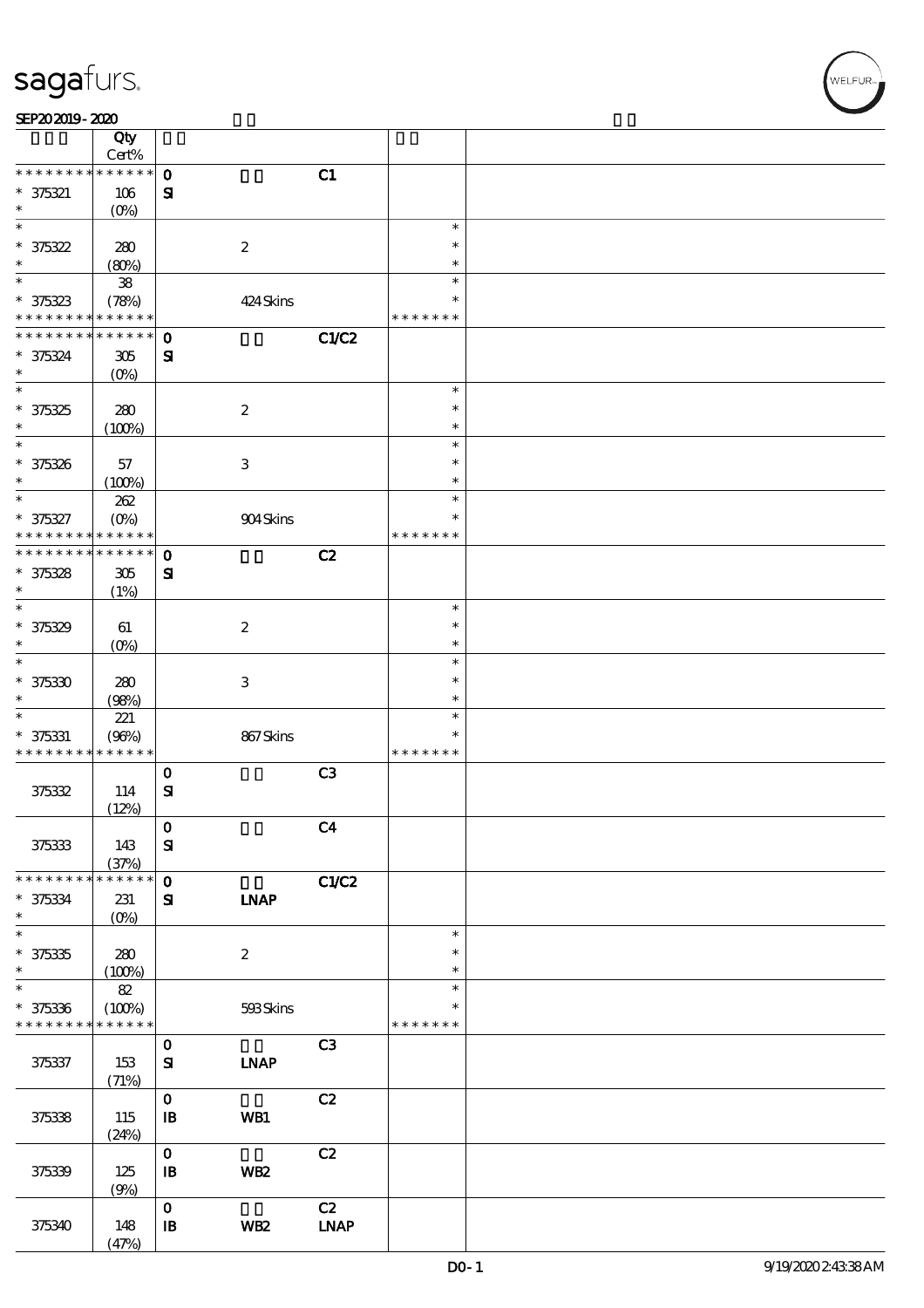| | Qty Cert% | | | | | |
|---|---|---|---|---|---|---|
| * * * * * * * * * * * * * * | | 0 | | C1 | | |
| * 375321 | 106 | SI | | | | |
| * | (0%) | | | | | |
| * | | | | | * | |
| * 375322 | 280 | | 2 | | * | |
| * | (80%) | | | | * | |
| * | 38 | | | | * | |
| * 375323 | (78%) | | 424 Skins | | * | |
| * * * * * * * * * * * * * * | | | | | * * * * * * * | |
| * * * * * * * * * * * * * * | | 0 | | C1/C2 | | |
| * 375324 | 305 | SI | | | | |
| * | (0%) | | | | | |
| * | | | | | * | |
| * 375325 | 280 | | 2 | | * | |
| * | (100%) | | | | * | |
| * | | | | | * | |
| * 375326 | 57 | | 3 | | * | |
| * | (100%) | | | | * | |
| * | 262 | | | | * | |
| * 375327 | (0%) | | 904 Skins | | * | |
| * * * * * * * * * * * * * * | | | | | * * * * * * * | |
| * * * * * * * * * * * * * * | | 0 | | C2 | | |
| * 375328 | 305 | SI | | | | |
| * | (1%) | | | | | |
| * | | | | | * | |
| * 375329 | 61 | | 2 | | * | |
| * | (0%) | | | | * | |
| * | | | | | * | |
| * 375330 | 280 | | 3 | | * | |
| * | (98%) | | | | * | |
| * | 221 | | | | * | |
| * 375331 | (96%) | | 867 Skins | | * | |
| * * * * * * * * * * * * * * | | | | | * * * * * * * | |
| | | 0 | | C3 | | |
| 375332 | 114 | SI | | | | |
| | (12%) | | | | | |
| | | 0 | | C4 | | |
| 375333 | 143 | SI | | | | |
| | (37%) | | | | | |
| * * * * * * * * * * * * * * | | 0 | | C1/C2 | | |
| * 375334 | 231 | SI | LNAP | | | |
| * | (0%) | | | | | |
| * | | | | | * | |
| * 375335 | 280 | | 2 | | * | |
| * | (100%) | | | | * | |
| * | 82 | | | | * | |
| * 375336 | (100%) | | 593 Skins | | * | |
| * * * * * * * * * * * * * * | | | | | * * * * * * * | |
| | | 0 | | C3 | | |
| 375337 | 153 | SI | LNAP | | | |
| | (71%) | | | | | |
| | | 0 | | C2 | | |
| 375338 | 115 | IB | WB1 | | | |
| | (24%) | | | | | |
| | | 0 | | C2 | | |
| 375339 | 125 | IB | WB2 | | | |
| | (9%) | | | | | |
| | | 0 | | C2 | | |
| 375340 | 148 | IB | WB2 | LNAP | | |
| | (47%) | | | | | |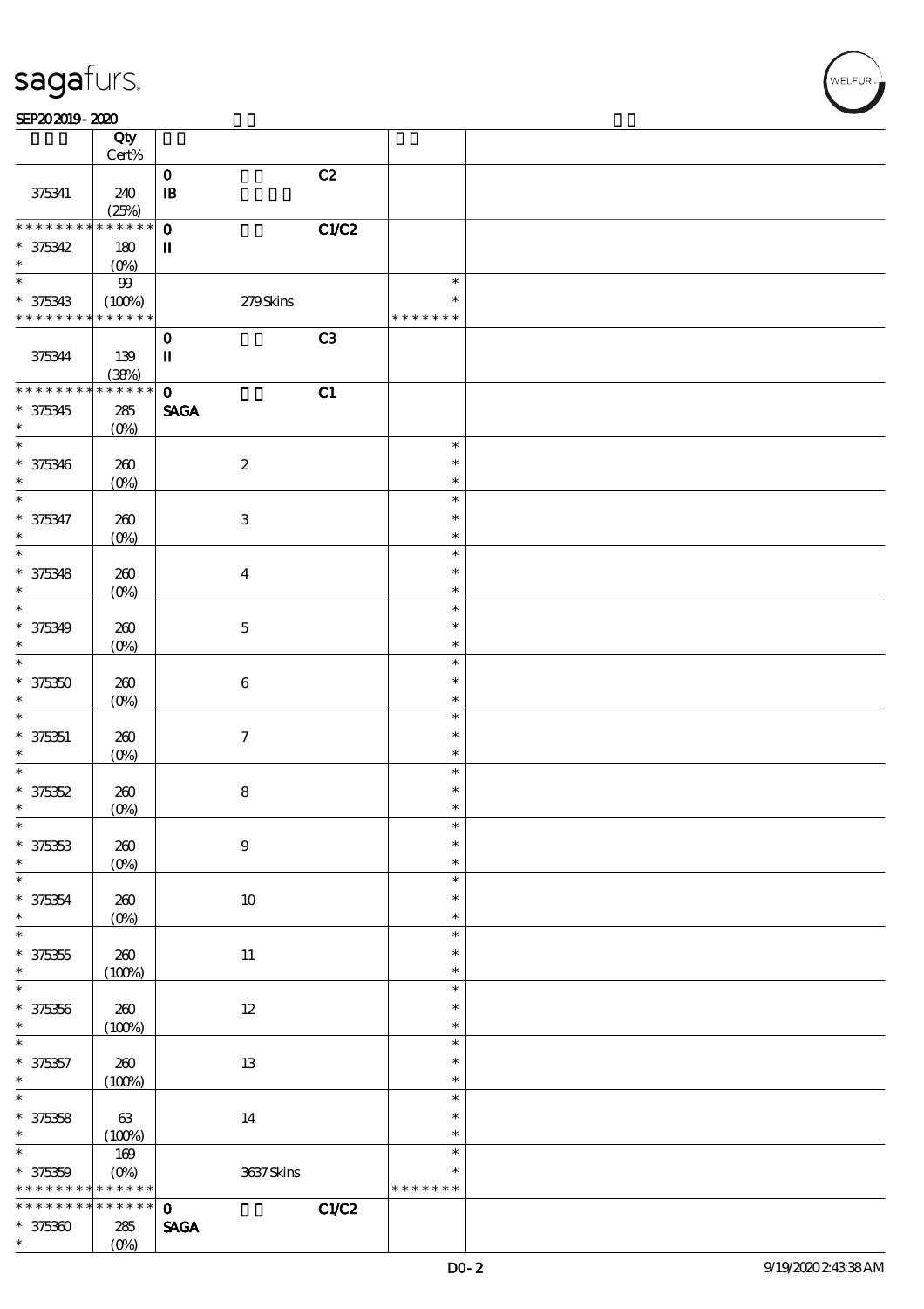| | Qty Cert% | | | | | |
|---|---|---|---|---|---|---|
| | | 0 | | C2 | | |
| 375341 | 240 (25%) | IB | | | | |
| * * * * * * * * * * * * * * | | 0 | | C1/C2 | | |
| * 375342 * | 180 (0%) | II | | | | |
| * | 99 | | | | * | |
| * 375343 * * * * * * * * * * * * * * | (100%) | | 279 Skins | | * * * * * * * * | |
| | | 0 | | C3 | | |
| 375344 | 139 (38%) | II | | | | |
| * * * * * * * * * * * * * * | | 0 | | C1 | | |
| * 375345 * | 285 (0%) | SAGA | | | | |
| * * 375346 * | 260 (0%) | | 2 | | * * * | |
| * * 375347 * | 260 (0%) | | 3 | | * * * | |
| * * 375348 * | 260 (0%) | | 4 | | * * * | |
| * * 375349 * | 260 (0%) | | 5 | | * * * | |
| * * 375350 * | 260 (0%) | | 6 | | * * * | |
| * * 375351 * | 260 (0%) | | 7 | | * * * | |
| * * 375352 * | 260 (0%) | | 8 | | * * * | |
| * * 375353 * | 260 (0%) | | 9 | | * * * | |
| * * 375354 * | 260 (0%) | | 10 | | * * * | |
| * * 375355 * | 260 (100%) | | 11 | | * * * | |
| * * 375356 * | 260 (100%) | | 12 | | * * * | |
| * * 375357 * | 260 (100%) | | 13 | | * * * | |
| * * 375358 * | 63 (100%) | | 14 | | * * * | |
| * | 169 | | | | * | |
| * 375359 * * * * * * * * * * * * * * | (0%) | | 3637 Skins | | * * * * * * * * | |
| * * * * * * * * * * * * * * | | 0 | | C1/C2 | | |
| * 375360 * | 285 (0%) | SAGA | | | | |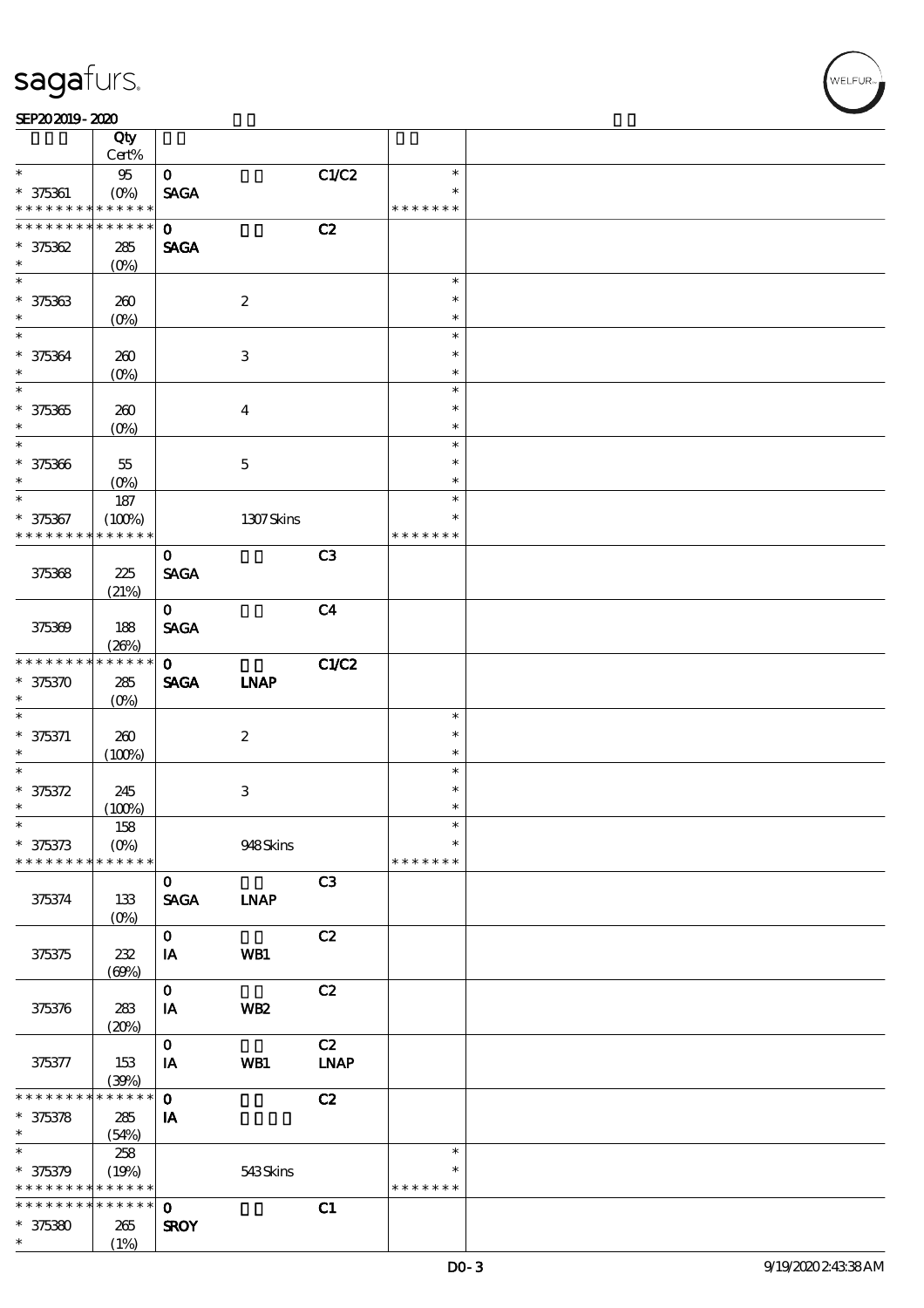| | Qty Cert% | | | | | |
|---|---|---|---|---|---|---|
| * | 95 | 0 | | C1/C2 | * | |
| * 375361 | (0%) | SAGA | | | * | |
| * * * * * * * * * * * * * * | | | | | * * * * * * * | |
| * * * * * * * * * * * * * * | | 0 | | C2 | | |
| * 375362 | 285 | SAGA | | | | |
| * | (0%) | | | | | |
| * | | | | | * | |
| * 375363 | 260 | | 2 | | * | |
| * | (0%) | | | | * | |
| * | | | | | * | |
| * 375364 | 260 | | 3 | | * | |
| * | (0%) | | | | * | |
| * | | | | | * | |
| * 375365 | 260 | | 4 | | * | |
| * | (0%) | | | | * | |
| * | | | | | * | |
| * 375366 | 55 | | 5 | | * | |
| * | (0%) | | | | * | |
| * | 187 | | | | * | |
| * 375367 | (100%) | | 1307 Skins | | * | |
| * * * * * * * * * * * * * * | | | | | * * * * * * * | |
| | | 0 | | C3 | | |
| 375368 | 225 | SAGA | | | | |
| | (21%) | | | | | |
| | | 0 | | C4 | | |
| 375369 | 188 | SAGA | | | | |
| | (26%) | | | | | |
| * * * * * * * * * * * * * * | | 0 | | C1/C2 | | |
| * 375370 | 285 | SAGA | LNAP | | | |
| * | (0%) | | | | | |
| * | | | | | * | |
| * 375371 | 260 | | 2 | | * | |
| * | (100%) | | | | * | |
| * | | | | | * | |
| * 375372 | 245 | | 3 | | * | |
| * | (100%) | | | | * | |
| * | 158 | | | | * | |
| * 375373 | (0%) | | 948 Skins | | * | |
| * * * * * * * * * * * * * * | | | | | * * * * * * * | |
| | | 0 | | C3 | | |
| 375374 | 133 | SAGA | LNAP | | | |
| | (0%) | | | | | |
| | | 0 | | C2 | | |
| 375375 | 232 | IA | WB1 | | | |
| | (69%) | | | | | |
| | | 0 | | C2 | | |
| 375376 | 283 | IA | WB2 | | | |
| | (20%) | | | | | |
| | | 0 | | C2 | | |
| 375377 | 153 | IA | WB1 | LNAP | | |
| | (39%) | | | | | |
| * * * * * * * * * * * * * * | | 0 | | C2 | | |
| * 375378 | 285 | IA | | | | |
| * | (54%) | | | | | |
| * | 258 | | | | * | |
| * 375379 | (19%) | | 543 Skins | | * | |
| * * * * * * * * * * * * * * | | | | | * * * * * * * | |
| * * * * * * * * * * * * * * | | 0 | | C1 | | |
| * 375380 | 265 | SROY | | | | |
| * | (1%) | | | | | |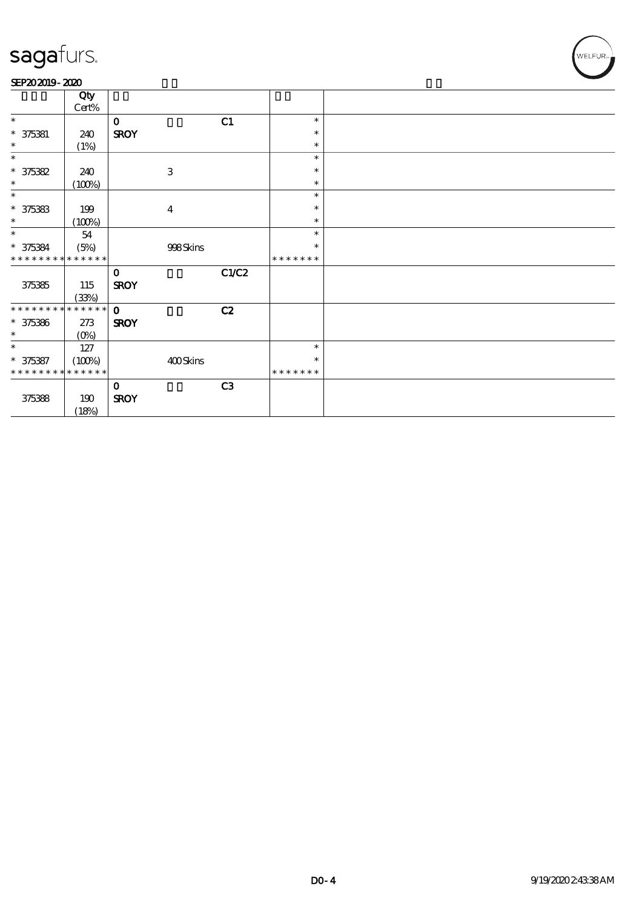sagafurs.

SEP20 2019 - 2020

| | Qty Cert% | | | | | |
|---|---|---|---|---|---|---|
| * | | 0 | | C1 | * | |
| * 375381 | 240 | SROY | | | * | |
| * | (1%) | | | | * | |
| * | | | | | * | |
| * 375382 | 240 | | 3 | | * | |
| * | (100%) | | | | * | |
| * | | | | | * | |
| * 375383 | 199 | | 4 | | * | |
| * | (100%) | | | | * | |
| * | 54 | | | | * | |
| * 375384 | (5%) | | 998 Skins | | * | |
| * * * * * * * * * * * * * * | | | | | * * * * * * * | |
| | | 0 | | C1/C2 | | |
| 375385 | 115 | SROY | | | | |
| | (33%) | | | | | |
| * * * * * * * * * * * * * * | | 0 | | C2 | | |
| * 375386 | 273 | SROY | | | | |
| * | (0%) | | | | | |
| * | 127 | | | | * | |
| * 375387 | (100%) | | 400 Skins | | * | |
| * * * * * * * * * * * * * * | | | | | * * * * * * * | |
| | | 0 | | C3 | | |
| 375388 | 190 | SROY | | | | |
| | (18%) | | | | | |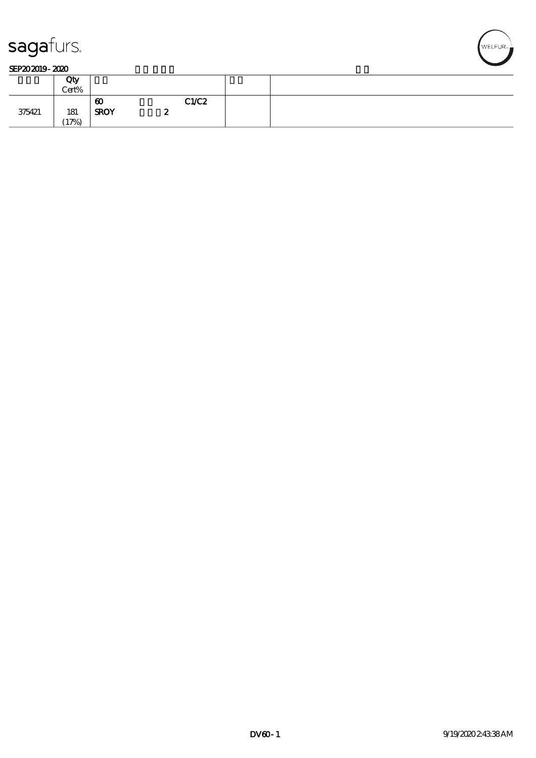SEP20 2019 - 2020

| | Qty Cert% | | |
|---|---|---|---|
| 375421 | 181 (17%) | 60 C1/C2 SROY 2 | |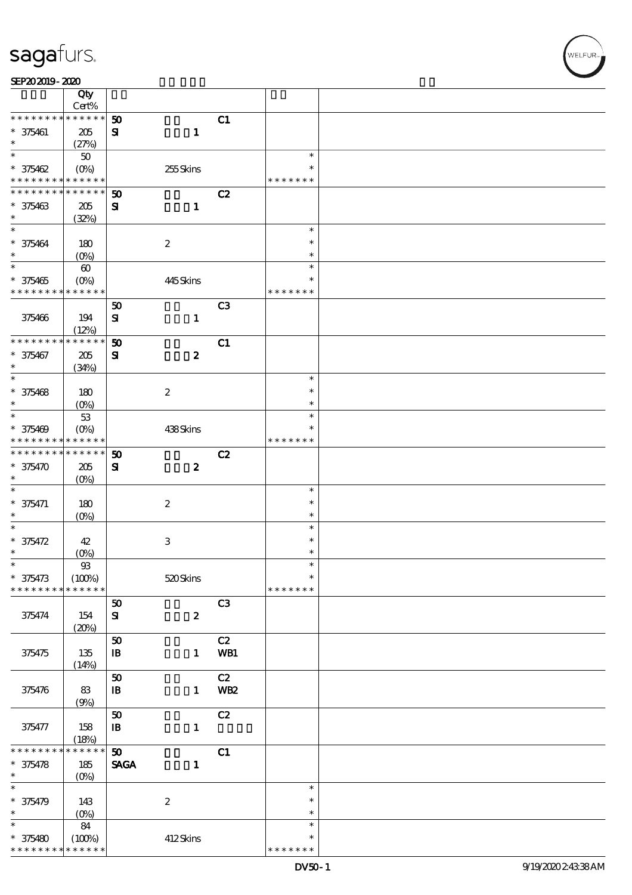sagafurs.

SEP20 2019 - 2020

| | Qty Cert% | | | | |
|---|---|---|---|---|---|
| * * * * * * * * * * * * * * | | 50 | | C1 | |
| * 375461 | 205 | SI | 1 | | |
| * | (27%) | | | | |
| * | 50 | | | | * |
| * 375462 | (0%) | | 255 Skins | | * |
| * * * * * * * * * * * * * * | | | | | * * * * * * * |
| * * * * * * * * * * * * * * | | 50 | | C2 | |
| * 375463 | 205 | SI | 1 | | |
| * | (32%) | | | | |
| * | | | | | * |
| * 375464 | 180 | | 2 | | * |
| * | (0%) | | | | * |
| * | 60 | | | | * |
| * 375465 | (0%) | | 445 Skins | | * |
| * * * * * * * * * * * * * * | | | | | * * * * * * * |
| | | 50 | | C3 | |
| 375466 | 194 | SI | 1 | | |
| | (12%) | | | | |
| * * * * * * * * * * * * * * | | 50 | | C1 | |
| * 375467 | 205 | SI | 2 | | |
| * | (34%) | | | | |
| * | | | | | * |
| * 375468 | 180 | | 2 | | * |
| * | (0%) | | | | * |
| * | 53 | | | | * |
| * 375469 | (0%) | | 438 Skins | | * |
| * * * * * * * * * * * * * * | | | | | * * * * * * * |
| * * * * * * * * * * * * * * | | 50 | | C2 | |
| * 375470 | 205 | SI | 2 | | |
| * | (0%) | | | | |
| * | | | | | * |
| * 375471 | 180 | | 2 | | * |
| * | (0%) | | | | * |
| * | | | | | * |
| * 375472 | 42 | | 3 | | * |
| * | (0%) | | | | * |
| * | 93 | | | | * |
| * 375473 | (100%) | | 520 Skins | | * |
| * * * * * * * * * * * * * * | | | | | * * * * * * * |
| | | 50 | | C3 | |
| 375474 | 154 | SI | 2 | | |
| | (20%) | | | | |
| | | 50 | | C2 | |
| 375475 | 135 | IB | 1 | WB1 | |
| | (14%) | | | | |
| | | 50 | | C2 | |
| 375476 | 83 | IB | 1 | WB2 | |
| | (9%) | | | | |
| | | 50 | | C2 | |
| 375477 | 158 | IB | 1 | | |
| | (18%) | | | | |
| * * * * * * * * * * * * * * | | 50 | | C1 | |
| * 375478 | 185 | SAGA | 1 | | |
| * | (0%) | | | | |
| * | | | | | * |
| * 375479 | 143 | | 2 | | * |
| * | (0%) | | | | * |
| * | 84 | | | | * |
| * 375480 | (100%) | | 412 Skins | | * |
| * * * * * * * * * * * * * * | | | | | * * * * * * * |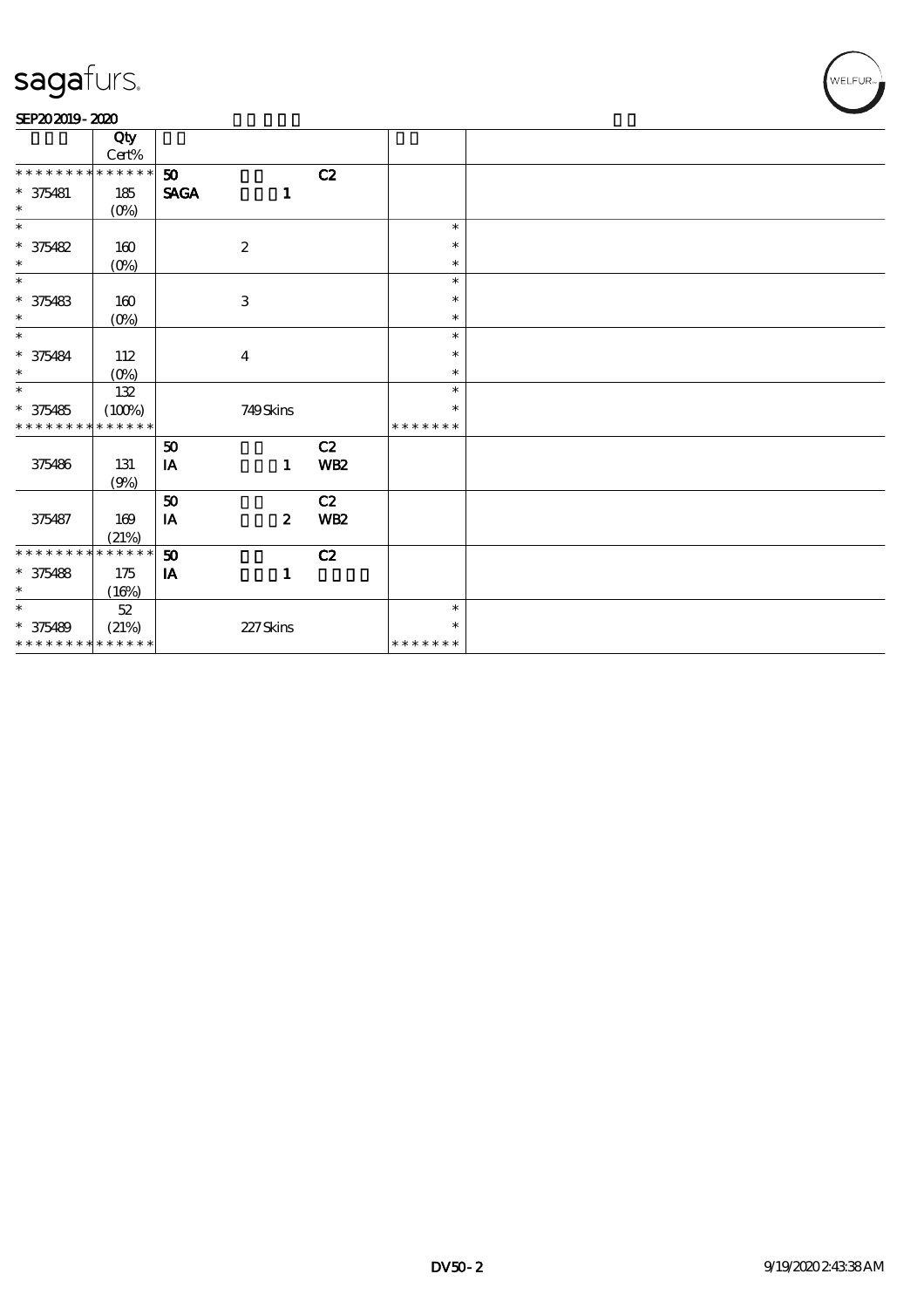sagafurs.

SEP20 2019 - 2020

| | Qty Cert% | | | | | |
|---|---|---|---|---|---|---|
| * * * * * * * * * * * * * * | 50 | | C2 | | | |
| * 375481 | 185 | SAGA | 1 | | | |
| * | (0%) | | | | | |
| * | | | | | * | |
| * 375482 | 160 | | 2 | | * | |
| * | (0%) | | | | * | |
| * | | | | | * | |
| * 375483 | 160 | | 3 | | * | |
| * | (0%) | | | | * | |
| * | | | | | * | |
| * 375484 | 112 | | 4 | | * | |
| * | (0%) | | | | * | |
| * | 132 | | | | * | |
| * 375485 | (100%) | | 749 Skins | | * | |
| * * * * * * * * * * * * * * | | | | | * * * * * * * | |
| | | 50 | | C2 | | |
| 375486 | 131 | IA | 1 | WB2 | | |
| | (9%) | | | | | |
| | | 50 | | C2 | | |
| 375487 | 169 | IA | 2 | WB2 | | |
| | (21%) | | | | | |
| * * * * * * * * * * * * * * | | 50 | | C2 | | |
| * 375488 | 175 | IA | 1 | | | |
| * | (16%) | | | | | |
| * | 52 | | | | * | |
| * 375489 | (21%) | | 227 Skins | | * | |
| * * * * * * * * * * * * * * | | | | | * * * * * * * | |

DV50 - 2

9/19/2020 2:43:38 AM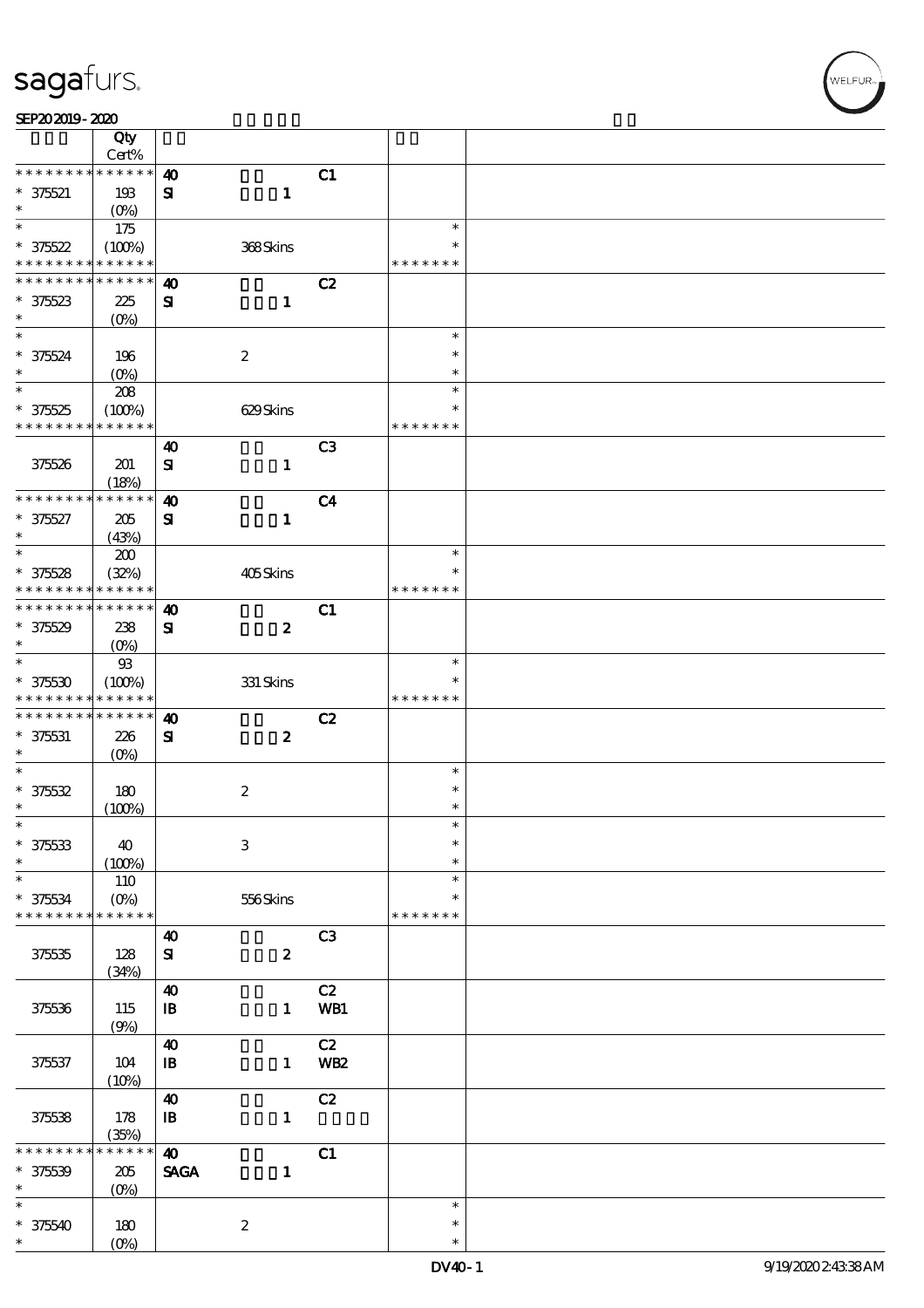sagafurs.

SEP20 2019 - 2020

| | Qty Cert% | | | | |
|---|---|---|---|---|---|
| * * * * * * * * * * * * * * | 40 | | C1 | | |
| * 375521 | 193 | SI | 1 | | |
| * | (0%) | | | | |
| * | 175 | | | * | |
| * 375522 | (100%) | 368 Skins | | * | |
| * * * * * * * * * * * * * * | | | | * * * * * * * | |
| * * * * * * * * * * * * * * | 40 | | C2 | | |
| * 375523 | 225 | SI | 1 | | |
| * | (0%) | | | | |
| * | | | | * | |
| * 375524 | 196 | 2 | | * | |
| * | (0%) | | | * | |
| * | 208 | | | * | |
| * 375525 | (100%) | 629 Skins | | * | |
| * * * * * * * * * * * * * * | | | | * * * * * * * | |
| | 40 | | C3 | | |
| 375526 | 201 | SI | 1 | | |
| | (18%) | | | | |
| * * * * * * * * * * * * * * | 40 | | C4 | | |
| * 375527 | 205 | SI | 1 | | |
| * | (43%) | | | | |
| * | 200 | | | * | |
| * 375528 | (32%) | 405 Skins | | * | |
| * * * * * * * * * * * * * * | | | | * * * * * * * | |
| * * * * * * * * * * * * * * | 40 | | C1 | | |
| * 375529 | 238 | SI | 2 | | |
| * | (0%) | | | | |
| * | 93 | | | * | |
| * 375530 | (100%) | 331 Skins | | * | |
| * * * * * * * * * * * * * * | | | | * * * * * * * | |
| * * * * * * * * * * * * * * | 40 | | C2 | | |
| * 375531 | 226 | SI | 2 | | |
| * | (0%) | | | | |
| * | | | | * | |
| * 375532 | 180 | 2 | | * | |
| * | (100%) | | | * | |
| * | | | | * | |
| * 375533 | 40 | 3 | | * | |
| * | (100%) | | | * | |
| * | 110 | | | * | |
| * 375534 | (0%) | 556 Skins | | * | |
| * * * * * * * * * * * * * * | | | | * * * * * * * | |
| | 40 | | C3 | | |
| 375535 | 128 | SI | 2 | | |
| | (34%) | | | | |
| | 40 | | C2 | | |
| 375536 | 115 | IB | 1 | WB1 | |
| | (9%) | | | | |
| | 40 | | C2 | | |
| 375537 | 104 | IB | 1 | WB2 | |
| | (10%) | | | | |
| | 40 | | C2 | | |
| 375538 | 178 | IB | 1 | | |
| | (35%) | | | | |
| * * * * * * * * * * * * * * | 40 | | C1 | | |
| * 375539 | 205 | SAGA | 1 | | |
| * | (0%) | | | | |
| * | | | | * | |
| * 375540 | 180 | 2 | | * | |
| * | (0%) | | | * | |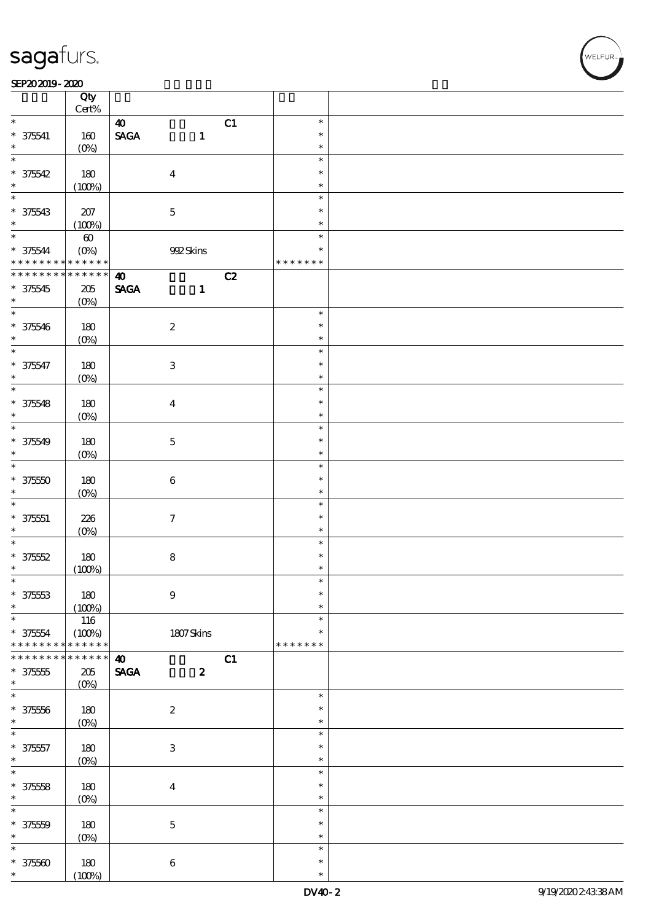| | Qty Cert% | | | |
|---|---|---|---|---|
| * | | 40 C1 | * | |
| * 375541 | 160 | SAGA 1 | * | |
| * | (0%) | | * | |
| * | | | * | |
| * 375542 | 180 | 4 | * | |
| * | (100%) | | * | |
| * | | | * | |
| * 375543 | 207 | 5 | * | |
| * | (100%) | | * | |
| * | 60 | | * | |
| * 375544 | (0%) | 992 Skins | * | |
| * * * * * * * * * * * * * * | | | * * * * * * * | |
| * * * * * * * * * * * * * * | | 40 C2 | | |
| * 375545 | 205 | SAGA 1 | | |
| * | (0%) | | | |
| * | | | * | |
| * 375546 | 180 | 2 | * | |
| * | (0%) | | * | |
| * | | | * | |
| * 375547 | 180 | 3 | * | |
| * | (0%) | | * | |
| * | | | * | |
| * 375548 | 180 | 4 | * | |
| * | (0%) | | * | |
| * | | | * | |
| * 375549 | 180 | 5 | * | |
| * | (0%) | | * | |
| * | | | * | |
| * 375550 | 180 | 6 | * | |
| * | (0%) | | * | |
| * | | | * | |
| * 375551 | 226 | 7 | * | |
| * | (0%) | | * | |
| * | | | * | |
| * 375552 | 180 | 8 | * | |
| * | (100%) | | * | |
| * | | | * | |
| * 375553 | 180 | 9 | * | |
| * | (100%) | | * | |
| * | 116 | | * | |
| * 375554 | (100%) | 1807 Skins | * | |
| * * * * * * * * * * * * * * | | | * * * * * * * | |
| * * * * * * * * * * * * * * | | 40 C1 | | |
| * 375555 | 205 | SAGA 2 | | |
| * | (0%) | | | |
| * | | | * | |
| * 375556 | 180 | 2 | * | |
| * | (0%) | | * | |
| * | | | * | |
| * 375557 | 180 | 3 | * | |
| * | (0%) | | * | |
| * | | | * | |
| * 375558 | 180 | 4 | * | |
| * | (0%) | | * | |
| * | | | * | |
| * 375559 | 180 | 5 | * | |
| * | (0%) | | * | |
| * | | | * | |
| * 375560 | 180 | 6 | * | |
| * | (100%) | | * | |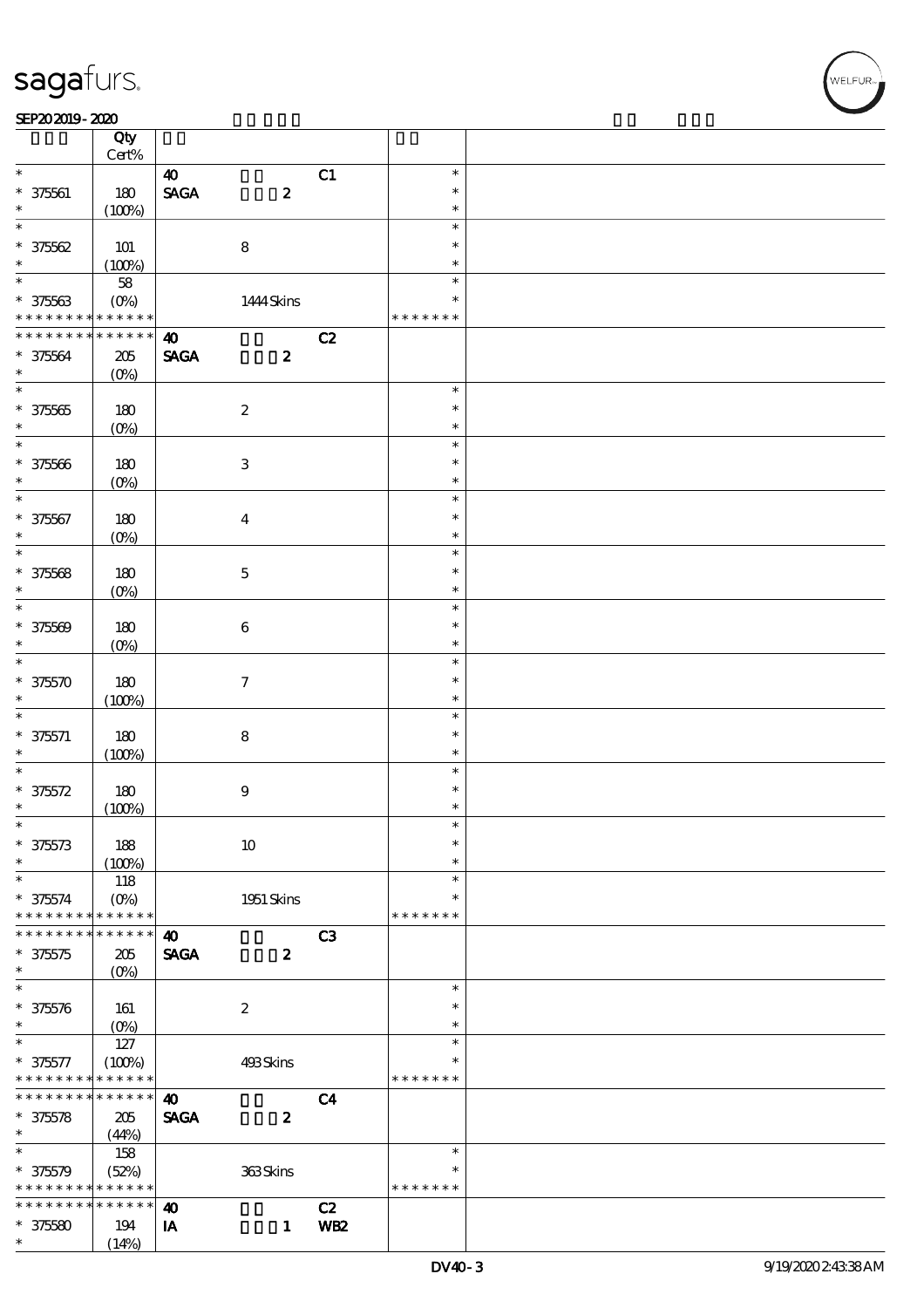| | Qty<br>Cert% | | | |
|---|---|---|---|---|
| * | | 40 C1 | * | |
| * 375561 | 180 | SAGA 2 | * | |
| * | (100%) | | * | |
| * | | | * | |
| * 375562 | 101 | 8 | * | |
| * | (100%) | | * | |
| * | 58 | | * | |
| * 375563 | (0%) | 1444 Skins | * | |
| * * * * * * * * * * * * * * | | | * * * * * * * | |
| * * * * * * * * * * * * * * | | 40 C2 | | |
| * 375564 | 205 | SAGA 2 | | |
| * | (0%) | | | |
| * | | | * | |
| * 375565 | 180 | 2 | * | |
| * | (0%) | | * | |
| * | | | * | |
| * 375566 | 180 | 3 | * | |
| * | (0%) | | * | |
| * | | | * | |
| * 375567 | 180 | 4 | * | |
| * | (0%) | | * | |
| * | | | * | |
| * 375568 | 180 | 5 | * | |
| * | (0%) | | * | |
| * | | | * | |
| * 375569 | 180 | 6 | * | |
| * | (0%) | | * | |
| * | | | * | |
| * 375570 | 180 | 7 | * | |
| * | (100%) | | * | |
| * | | | * | |
| * 375571 | 180 | 8 | * | |
| * | (100%) | | * | |
| * | | | * | |
| * 375572 | 180 | 9 | * | |
| * | (100%) | | * | |
| * | | | * | |
| * 375573 | 188 | 10 | * | |
| * | (100%) | | * | |
| * | 118 | | * | |
| * 375574 | (0%) | 1951 Skins | * | |
| * * * * * * * * * * * * * * | | | * * * * * * * | |
| * * * * * * * * * * * * * * | | 40 C3 | | |
| * 375575 | 205 | SAGA 2 | | |
| * | (0%) | | | |
| * | | | * | |
| * 375576 | 161 | 2 | * | |
| * | (0%) | | * | |
| * | 127 | | * | |
| * 375577 | (100%) | 493 Skins | * | |
| * * * * * * * * * * * * * * | | | * * * * * * * | |
| * * * * * * * * * * * * * * | | 40 C4 | | |
| * 375578 | 205 | SAGA 2 | | |
| * | (44%) | | | |
| * | 158 | | * | |
| * 375579 | (52%) | 363 Skins | * | |
| * * * * * * * * * * * * * * | | | * * * * * * * | |
| * * * * * * * * * * * * * * | | 40 C2 | | |
| * 375580 | 194 | IA 1 WB2 | | |
| * | (14%) | | | |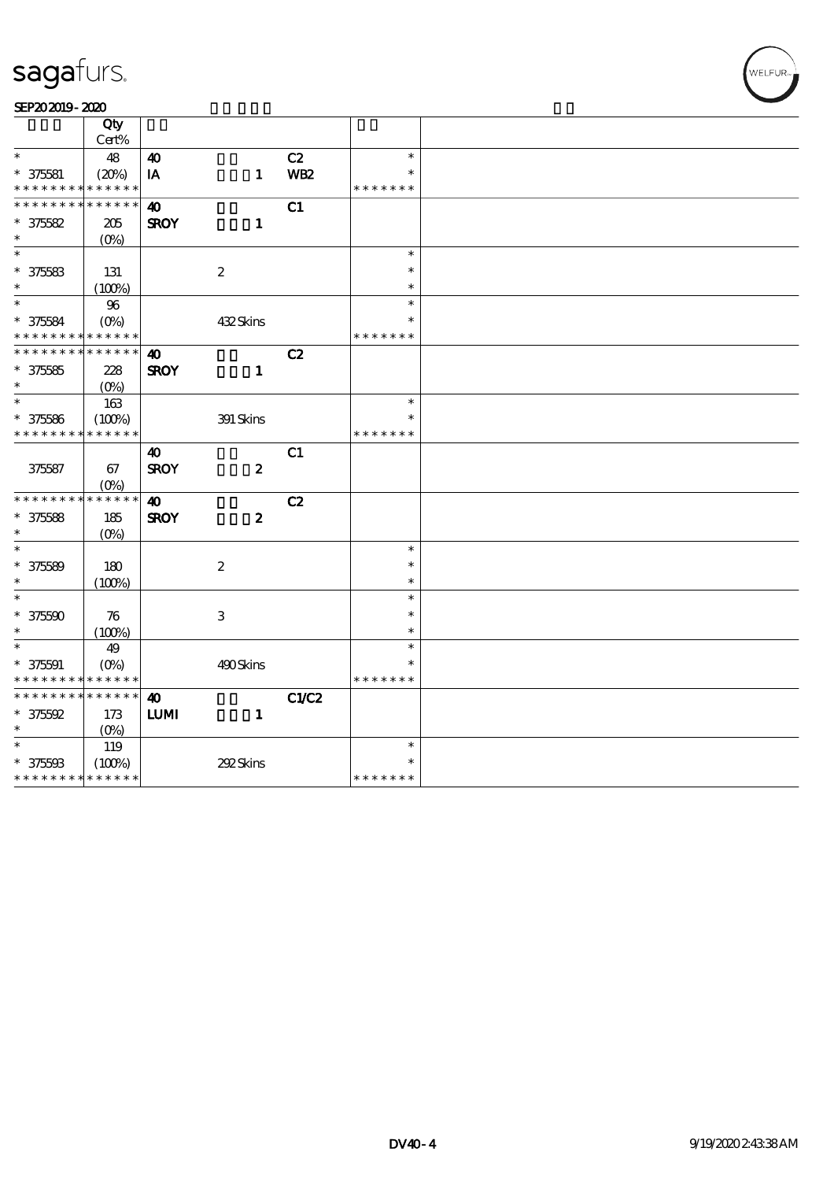| | Qty<br>Cert% | | | | | |
|---|---|---|---|---|---|---|
| * | 48 | 40 | | C2 | * | |
| * 375581 | (20%) | IA | 1 | WB2 | * | |
| * * * * * * * * * * * * * * | | | | | * * * * * * * | |
| * * * * * * * * * * * * * * | | 40 | | C1 | | |
| * 375582 | 205 | SROY | 1 | | | |
| * | (0%) | | | | | |
| * | | | | | * | |
| * 375583 | 131 | | 2 | | * | |
| * | (100%) | | | | * | |
| * | 96 | | | | * | |
| * 375584 | (0%) | | 432 Skins | | * | |
| * * * * * * * * * * * * * * | | | | | * * * * * * * | |
| * * * * * * * * * * * * * * | | 40 | | C2 | | |
| * 375585 | 228 | SROY | 1 | | | |
| * | (0%) | | | | | |
| * | 163 | | | | * | |
| * 375586 | (100%) | | 391 Skins | | * | |
| * * * * * * * * * * * * * * | | | | | * * * * * * * | |
| | | 40 | | C1 | | |
| 375587 | 67 | SROY | 2 | | | |
| | (0%) | | | | | |
| * * * * * * * * * * * * * * | | 40 | | C2 | | |
| * 375588 | 185 | SROY | 2 | | | |
| * | (0%) | | | | | |
| * | | | | | * | |
| * 375589 | 180 | | 2 | | * | |
| * | (100%) | | | | * | |
| * | | | | | * | |
| * 375590 | 76 | | 3 | | * | |
| * | (100%) | | | | * | |
| * | 49 | | | | * | |
| * 375591 | (0%) | | 490 Skins | | * | |
| * * * * * * * * * * * * * * | | | | | * * * * * * * | |
| * * * * * * * * * * * * * * | | 40 | | C1/C2 | | |
| * 375592 | 173 | LUMI | 1 | | | |
| * | (0%) | | | | | |
| * | 119 | | | | * | |
| * 375593 | (100%) | | 292 Skins | | * | |
| * * * * * * * * * * * * * * | | | | | * * * * * * * | |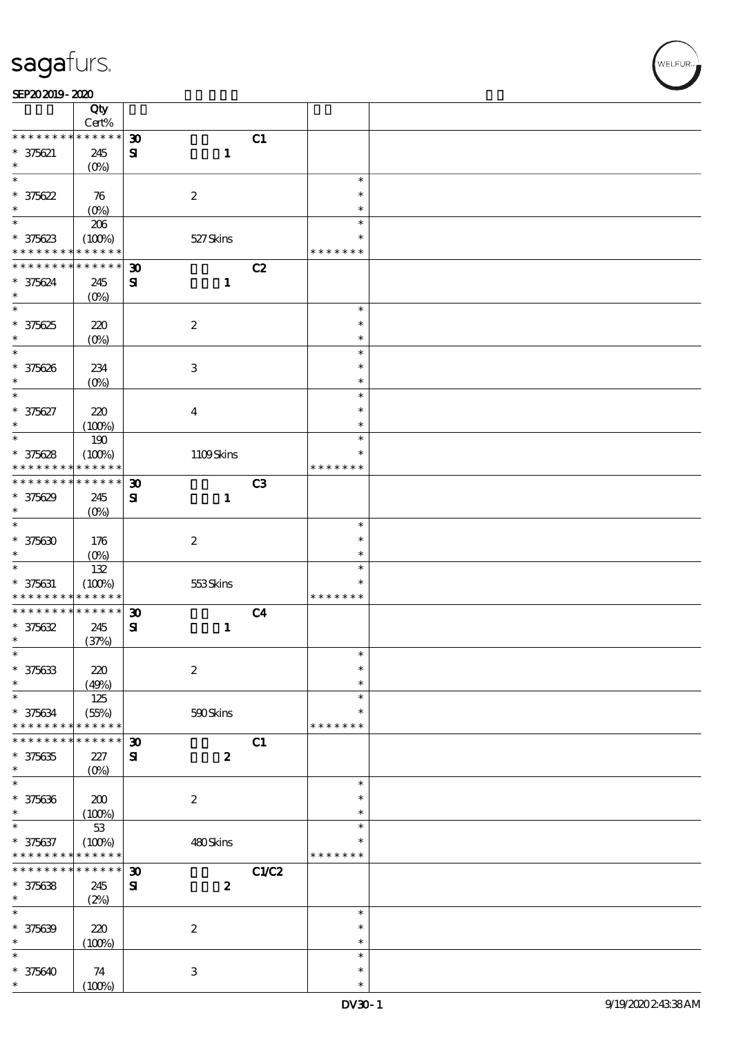| | Qty<br>Cert% | | | |
|---|---|---|---|---|
| * * * * * * * * * * * * * * | 30 | | C1 | |
| * 375621 | 245 | SI 1 | | |
| * | (0%) | | | |
| * | | | | * |
| * 375622 | 76 | 2 | | * |
| * | (0%) | | | * |
| * | 206 | | | * |
| * 375623 | (100%) | 527 Skins | | * |
| * * * * * * * * * * * * * * | | | | * * * * * * * |
| * * * * * * * * * * * * * * | 30 | | C2 | |
| * 375624 | 245 | SI 1 | | |
| * | (0%) | | | |
| * | | | | * |
| * 375625 | 220 | 2 | | * |
| * | (0%) | | | * |
| * | | | | * |
| * 375626 | 234 | 3 | | * |
| * | (0%) | | | * |
| * | | | | * |
| * 375627 | 220 | 4 | | * |
| * | (100%) | | | * |
| * | 190 | | | * |
| * 375628 | (100%) | 1109 Skins | | * |
| * * * * * * * * * * * * * * | | | | * * * * * * * |
| * * * * * * * * * * * * * * | 30 | | C3 | |
| * 375629 | 245 | SI 1 | | |
| * | (0%) | | | |
| * | | | | * |
| * 375630 | 176 | 2 | | * |
| * | (0%) | | | * |
| * | 132 | | | * |
| * 375631 | (100%) | 553 Skins | | * |
| * * * * * * * * * * * * * * | | | | * * * * * * * |
| * * * * * * * * * * * * * * | 30 | | C4 | |
| * 375632 | 245 | SI 1 | | |
| * | (37%) | | | |
| * | | | | * |
| * 375633 | 220 | 2 | | * |
| * | (49%) | | | * |
| * | 125 | | | * |
| * 375634 | (55%) | 590 Skins | | * |
| * * * * * * * * * * * * * * | | | | * * * * * * * |
| * * * * * * * * * * * * * * | 30 | | C1 | |
| * 375635 | 227 | SI 2 | | |
| * | (0%) | | | |
| * | | | | * |
| * 375636 | 200 | 2 | | * |
| * | (100%) | | | * |
| * | 53 | | | * |
| * 375637 | (100%) | 480 Skins | | * |
| * * * * * * * * * * * * * * | | | | * * * * * * * |
| * * * * * * * * * * * * * * | 30 | | C1/C2 | |
| * 375638 | 245 | SI 2 | | |
| * | (2%) | | | |
| * | | | | * |
| * 375639 | 220 | 2 | | * |
| * | (100%) | | | * |
| * | | | | * |
| * 375640 | 74 | 3 | | * |
| * | (100%) | | | * |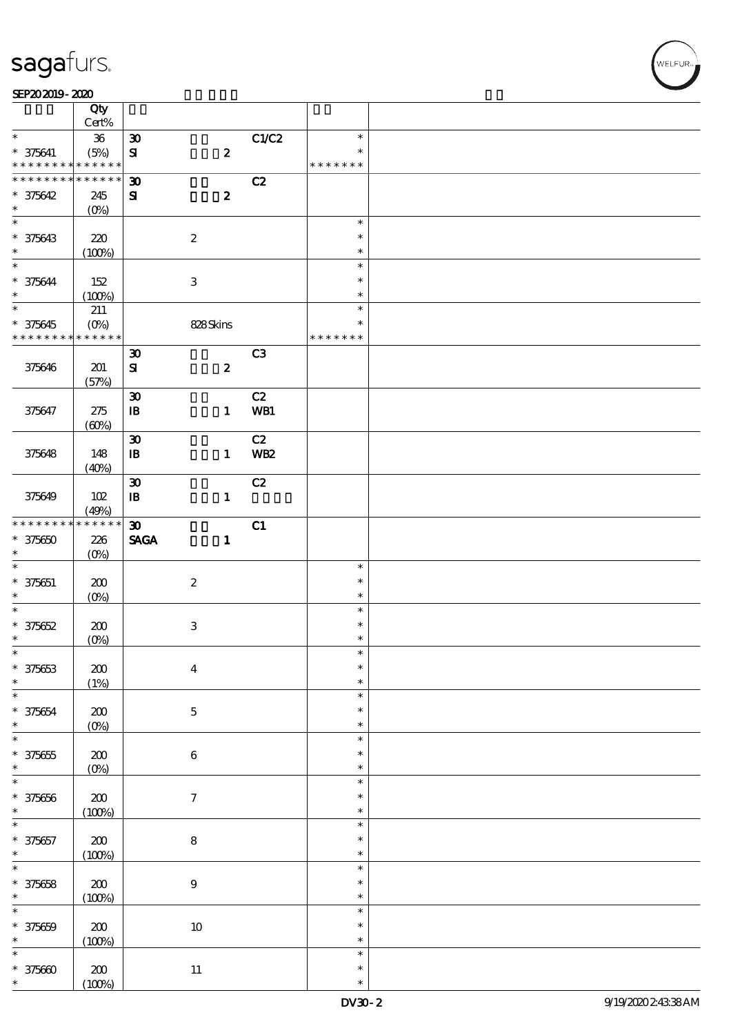# sagafurs.

SEP202019 - 2020

| | Qty Cert% | | | | | |
|---|---|---|---|---|---|---|
| * | 36 | 30 | | C1/C2 | * | |
| * 375641 | (5%) | SI | 2 | | * | |
| * * * * * * * * * * * * * * | | | | | * * * * * * * | |
| * * * * * * * * * * * * * * | | 30 | | C2 | | |
| * 375642 | 245 | SI | 2 | | | |
| * | (0%) | | | | | |
| * | | | | | * | |
| * 375643 | 220 | | 2 | | * | |
| * | (100%) | | | | * | |
| * | | | | | * | |
| * 375644 | 152 | | 3 | | * | |
| * | (100%) | | | | * | |
| * | 211 | | | | * | |
| * 375645 | (0%) | | 828 Skins | | * | |
| * * * * * * * * * * * * * * | | | | | * * * * * * * | |
| | | 30 | | C3 | | |
| 375646 | 201 | SI | 2 | | | |
| | (57%) | | | | | |
| | | 30 | | C2 | | |
| 375647 | 275 | IB | 1 | WB1 | | |
| | (60%) | | | | | |
| | | 30 | | C2 | | |
| 375648 | 148 | IB | 1 | WB2 | | |
| | (40%) | | | | | |
| | | 30 | | C2 | | |
| 375649 | 102 | IB | 1 | | | |
| | (49%) | | | | | |
| * * * * * * * * * * * * * * | | 30 | | C1 | | |
| * 375650 | 226 | SAGA | 1 | | | |
| * | (0%) | | | | | |
| * | | | | | * | |
| * 375651 | 200 | | 2 | | * | |
| * | (0%) | | | | * | |
| * | | | | | * | |
| * 375652 | 200 | | 3 | | * | |
| * | (0%) | | | | * | |
| * | | | | | * | |
| * 375653 | 200 | | 4 | | * | |
| * | (1%) | | | | * | |
| * | | | | | * | |
| * 375654 | 200 | | 5 | | * | |
| * | (0%) | | | | * | |
| * | | | | | * | |
| * 375655 | 200 | | 6 | | * | |
| * | (0%) | | | | * | |
| * | | | | | * | |
| * 375656 | 200 | | 7 | | * | |
| * | (100%) | | | | * | |
| * | | | | | * | |
| * 375657 | 200 | | 8 | | * | |
| * | (100%) | | | | * | |
| * | | | | | * | |
| * 375658 | 200 | | 9 | | * | |
| * | (100%) | | | | * | |
| * | | | | | * | |
| * 375659 | 200 | | 10 | | * | |
| * | (100%) | | | | * | |
| * | | | | | * | |
| * 375660 | 200 | | 11 | | * | |
| * | (100%) | | | | * | |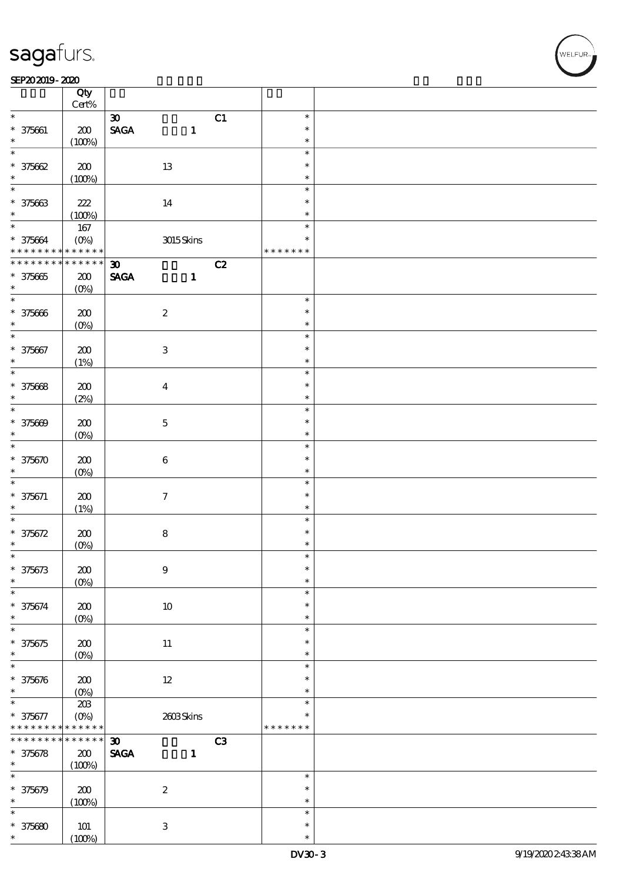| | Qty Cert% | | | |
|---|---|---|---|---|
| * | | 30 C1 | * | |
| * 375661 | 200 | SAGA 1 | * | |
| * | (100%) | | * | |
| * | | | * | |
| * 375662 | 200 | 13 | * | |
| * | (100%) | | * | |
| * | | | * | |
| * 375663 | 222 | 14 | * | |
| * | (100%) | | * | |
| * | 167 | | * | |
| * 375664 | (0%) | 3015 Skins | * | |
| * * * * * * * * * * * * * * | | | * * * * * * * | |
| * * * * * * * * * * * * * * | | 30 C2 | | |
| * 375665 | 200 | SAGA 1 | | |
| * | (0%) | | | |
| * | | | * | |
| * 375666 | 200 | 2 | * | |
| * | (0%) | | * | |
| * | | | * | |
| * 375667 | 200 | 3 | * | |
| * | (1%) | | * | |
| * | | | * | |
| * 375668 | 200 | 4 | * | |
| * | (2%) | | * | |
| * | | | * | |
| * 375669 | 200 | 5 | * | |
| * | (0%) | | * | |
| * | | | * | |
| * 375670 | 200 | 6 | * | |
| * | (0%) | | * | |
| * | | | * | |
| * 375671 | 200 | 7 | * | |
| * | (1%) | | * | |
| * | | | * | |
| * 375672 | 200 | 8 | * | |
| * | (0%) | | * | |
| * | | | * | |
| * 375673 | 200 | 9 | * | |
| * | (0%) | | * | |
| * | | | * | |
| * 375674 | 200 | 10 | * | |
| * | (0%) | | * | |
| * | | | * | |
| * 375675 | 200 | 11 | * | |
| * | (0%) | | * | |
| * | | | * | |
| * 375676 | 200 | 12 | * | |
| * | (0%) | | * | |
| * | 203 | | * | |
| * 375677 | (0%) | 2603 Skins | * | |
| * * * * * * * * * * * * * * | | | * * * * * * * | |
| * * * * * * * * * * * * * * | | 30 C3 | | |
| * 375678 | 200 | SAGA 1 | | |
| * | (100%) | | | |
| * | | | * | |
| * 375679 | 200 | 2 | * | |
| * | (100%) | | * | |
| * | | | * | |
| * 375680 | 101 | 3 | * | |
| * | (100%) | | * | |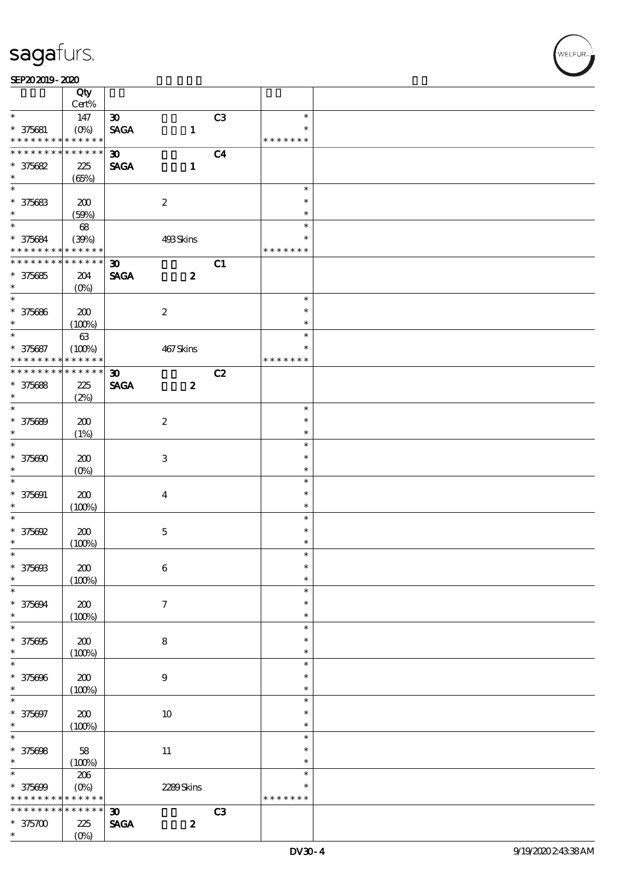sagafurs.

SEP20 2019 - 2020

| | Qty Cert% | | | | |
|---|---|---|---|---|---|
| * | 147 | 30 | | C3 | * |
| * 375681 | (0%) | SAGA | 1 | | * |
| * * * * * * * * * * * * * * | | | | | * * * * * * * |
| * * * * * * * * * * * * * * | | 30 | | C4 | |
| * 375682 | 225 | SAGA | 1 | | |
| * | (65%) | | | | |
| * | | | | | * |
| * 375683 | 200 | | 2 | | * |
| * | (59%) | | | | * |
| * | 68 | | | | * |
| * 375684 | (39%) | | 493 Skins | | * |
| * * * * * * * * * * * * * * | | | | | * * * * * * * |
| * * * * * * * * * * * * * * | | 30 | | C1 | |
| * 375685 | 204 | SAGA | 2 | | |
| * | (0%) | | | | |
| * | | | | | * |
| * 375686 | 200 | | 2 | | * |
| * | (100%) | | | | * |
| * | 63 | | | | * |
| * 375687 | (100%) | | 467 Skins | | * |
| * * * * * * * * * * * * * * | | | | | * * * * * * * |
| * * * * * * * * * * * * * * | | 30 | | C2 | |
| * 375688 | 225 | SAGA | 2 | | |
| * | (2%) | | | | |
| * | | | | | * |
| * 375689 | 200 | | 2 | | * |
| * | (1%) | | | | * |
| * | | | | | * |
| * 375690 | 200 | | 3 | | * |
| * | (0%) | | | | * |
| * | | | | | * |
| * 375691 | 200 | | 4 | | * |
| * | (100%) | | | | * |
| * | | | | | * |
| * 375692 | 200 | | 5 | | * |
| * | (100%) | | | | * |
| * | | | | | * |
| * 375693 | 200 | | 6 | | * |
| * | (100%) | | | | * |
| * | | | | | * |
| * 375694 | 200 | | 7 | | * |
| * | (100%) | | | | * |
| * | | | | | * |
| * 375695 | 200 | | 8 | | * |
| * | (100%) | | | | * |
| * | | | | | * |
| * 375696 | 200 | | 9 | | * |
| * | (100%) | | | | * |
| * | | | | | * |
| * 375697 | 200 | | 10 | | * |
| * | (100%) | | | | * |
| * | | | | | * |
| * 375698 | 58 | | 11 | | * |
| * | (100%) | | | | * |
| * | 206 | | | | * |
| * 375699 | (0%) | | 2289 Skins | | * |
| * * * * * * * * * * * * * * | | | | | * * * * * * * |
| * * * * * * * * * * * * * * | | 30 | | C3 | |
| * 375700 | 225 | SAGA | 2 | | |
| * | (0%) | | | | |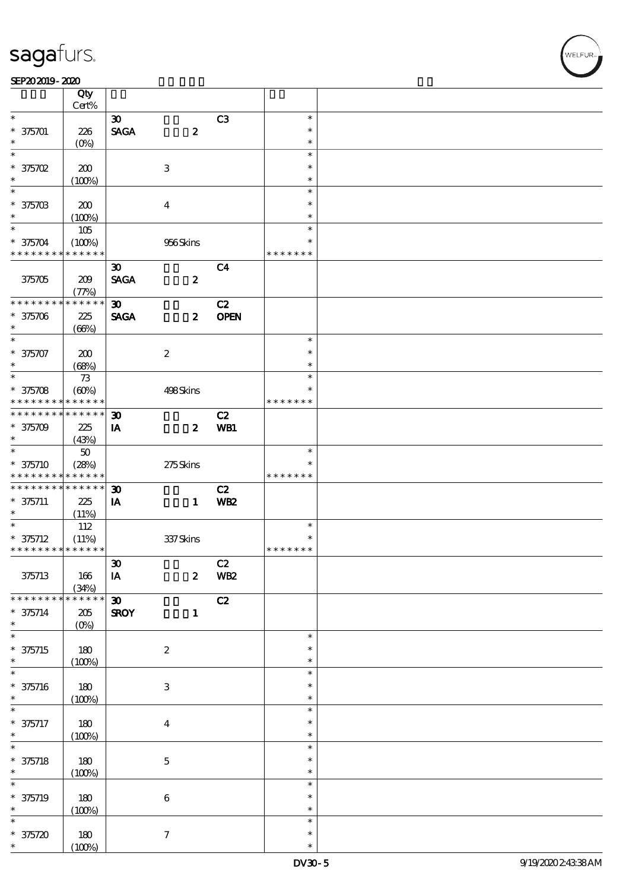| | Qty Cert% | | | | |
|---|---|---|---|---|---|
| * | | 30 | C3 | * | |
| * 375701 | 226 | SAGA 2 | | * | |
| * | (0%) | | | * | |
| * | | | | * | |
| * 375702 | 200 | 3 | | * | |
| * | (100%) | | | * | |
| * | | | | * | |
| * 375703 | 200 | 4 | | * | |
| * | (100%) | | | * | |
| * | 105 | | | * | |
| * 375704 | (100%) | 956 Skins | | * | |
| * * * * * * * * * * * * * * | | | | * * * * * * * | |
| | | 30 | C4 | | |
| 375705 | 209 | SAGA 2 | | | |
| | (77%) | | | | |
| * * * * * * * * * * * * * * | | 30 | C2 | | |
| * 375706 | 225 | SAGA 2 | OPEN | | |
| * | (66%) | | | | |
| * | | | | * | |
| * 375707 | 200 | 2 | | * | |
| * | (68%) | | | * | |
| * | 73 | | | * | |
| * 375708 | (60%) | 498 Skins | | * | |
| * * * * * * * * * * * * * * | | | | * * * * * * * | |
| * * * * * * * * * * * * * * | | 30 | C2 | | |
| * 375709 | 225 | IA 2 | WB1 | | |
| * | (43%) | | | | |
| * | 50 | | | * | |
| * 375710 | (28%) | 275 Skins | | * | |
| * * * * * * * * * * * * * * | | | | * * * * * * * | |
| * * * * * * * * * * * * * * | | 30 | C2 | | |
| * 375711 | 225 | IA 1 | WB2 | | |
| * | (11%) | | | | |
| * | 112 | | | * | |
| * 375712 | (11%) | 337 Skins | | * | |
| * * * * * * * * * * * * * * | | | | * * * * * * * | |
| | | 30 | C2 | | |
| 375713 | 166 | IA 2 | WB2 | | |
| | (34%) | | | | |
| * * * * * * * * * * * * * * | | 30 | C2 | | |
| * 375714 | 205 | SROY 1 | | | |
| * | (0%) | | | | |
| * | | | | * | |
| * 375715 | 180 | 2 | | * | |
| * | (100%) | | | * | |
| * | | | | * | |
| * 375716 | 180 | 3 | | * | |
| * | (100%) | | | * | |
| * | | | | * | |
| * 375717 | 180 | 4 | | * | |
| * | (100%) | | | * | |
| * | | | | * | |
| * 375718 | 180 | 5 | | * | |
| * | (100%) | | | * | |
| * | | | | * | |
| * 375719 | 180 | 6 | | * | |
| * | (100%) | | | * | |
| * | | | | * | |
| * 375720 | 180 | 7 | | * | |
| * | (100%) | | | * | |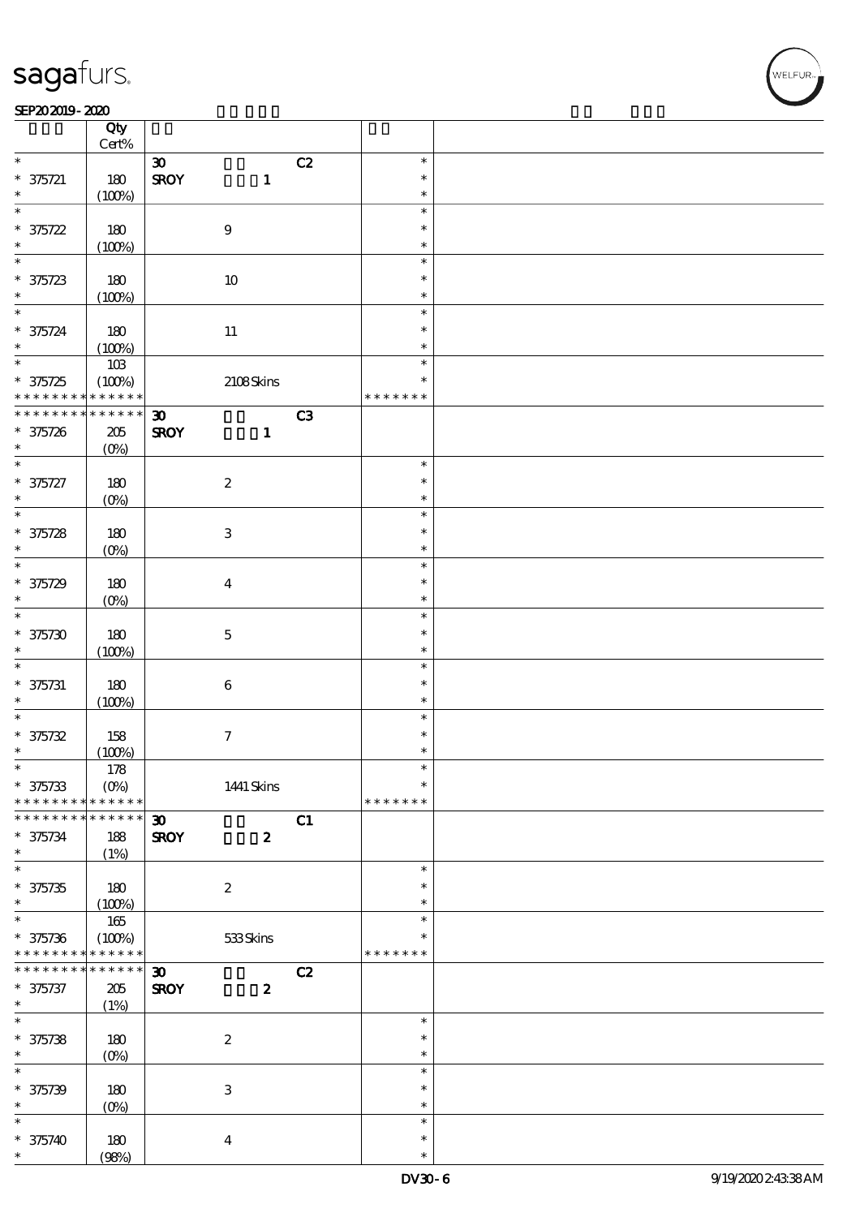| | Qty Cert% | | | |
|---|---|---|---|---|
| * | | 30 C2 | * | |
| * 375721 | 180 | SROY 1 | * | |
| * | (100%) | | * | |
| * | | | * | |
| * 375722 | 180 | 9 | * | |
| * | (100%) | | * | |
| * | | | * | |
| * 375723 | 180 | 10 | * | |
| * | (100%) | | * | |
| * | | | * | |
| * 375724 | 180 | 11 | * | |
| * | (100%) | | * | |
| * | 103 | | * | |
| * 375725 | (100%) | 2108 Skins | * | |
| * * * * * * * * * * * * * * | | | * * * * * * * | |
| * * * * * * * * * * * * * * | | 30 C3 | | |
| * 375726 | 205 | SROY 1 | | |
| * | (0%) | | | |
| * | | | * | |
| * 375727 | 180 | 2 | * | |
| * | (0%) | | * | |
| * | | | * | |
| * 375728 | 180 | 3 | * | |
| * | (0%) | | * | |
| * | | | * | |
| * 375729 | 180 | 4 | * | |
| * | (0%) | | * | |
| * | | | * | |
| * 375730 | 180 | 5 | * | |
| * | (100%) | | * | |
| * | | | * | |
| * 375731 | 180 | 6 | * | |
| * | (100%) | | * | |
| * | | | * | |
| * 375732 | 158 | 7 | * | |
| * | (100%) | | * | |
| * | 178 | | * | |
| * 375733 | (0%) | 1441 Skins | * | |
| * * * * * * * * * * * * * * | | | * * * * * * * | |
| * * * * * * * * * * * * * * | | 30 C1 | | |
| * 375734 | 188 | SROY 2 | | |
| * | (1%) | | | |
| * | | | * | |
| * 375735 | 180 | 2 | * | |
| * | (100%) | | * | |
| * | 165 | | * | |
| * 375736 | (100%) | 533 Skins | * | |
| * * * * * * * * * * * * * * | | | * * * * * * * | |
| * * * * * * * * * * * * * * | | 30 C2 | | |
| * 375737 | 205 | SROY 2 | | |
| * | (1%) | | | |
| * | | | * | |
| * 375738 | 180 | 2 | * | |
| * | (0%) | | * | |
| * | | | * | |
| * 375739 | 180 | 3 | * | |
| * | (0%) | | * | |
| * | | | * | |
| * 375740 | 180 | 4 | * | |
| * | (98%) | | * | |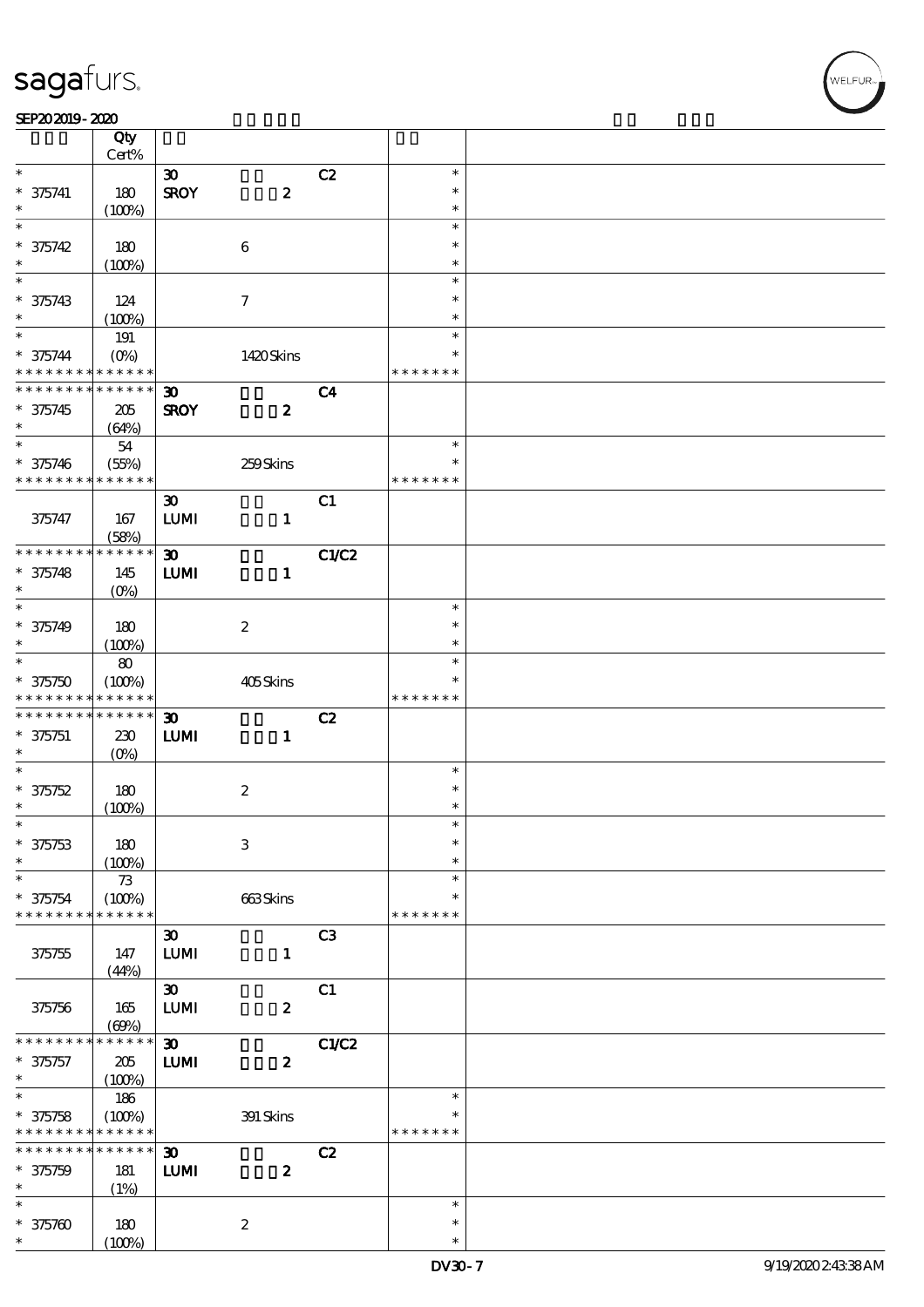| | Qty<br>Cert% | | | | | |
|---|---|---|---|---|---|---|
| * | | 30 | | C2 | * | |
| * 375741 | 180 | SROY | 2 | | * | |
| * | (100%) | | | | * | |
| * | | | | | * | |
| * 375742 | 180 | | 6 | | * | |
| * | (100%) | | | | * | |
| * | | | | | * | |
| * 375743 | 124 | | 7 | | * | |
| * | (100%) | | | | * | |
| * | 191 | | | | * | |
| * 375744 | (0%) | | 1420 Skins | | * | |
| * * * * * * * * * * * * * * | | | | | * * * * * * * | |
| * * * * * * * * * * * * * * | | 30 | | C4 | | |
| * 375745 | 205 | SROY | 2 | | | |
| * | (64%) | | | | | |
| * | 54 | | | | * | |
| * 375746 | (55%) | | 259 Skins | | * | |
| * * * * * * * * * * * * * * | | | | | * * * * * * * | |
| | | 30 | | C1 | | |
| 375747 | 167 | LUMI | 1 | | | |
| | (58%) | | | | | |
| * * * * * * * * * * * * * * | | 30 | | C1/C2 | | |
| * 375748 | 145 | LUMI | 1 | | | |
| * | (0%) | | | | | |
| * | | | | | * | |
| * 375749 | 180 | | 2 | | * | |
| * | (100%) | | | | * | |
| * | 80 | | | | * | |
| * 375750 | (100%) | | 405 Skins | | * | |
| * * * * * * * * * * * * * * | | | | | * * * * * * * | |
| * * * * * * * * * * * * * * | | 30 | | C2 | | |
| * 375751 | 230 | LUMI | 1 | | | |
| * | (0%) | | | | | |
| * | | | | | * | |
| * 375752 | 180 | | 2 | | * | |
| * | (100%) | | | | * | |
| * | | | | | * | |
| * 375753 | 180 | | 3 | | * | |
| * | (100%) | | | | * | |
| * | 73 | | | | * | |
| * 375754 | (100%) | | 663 Skins | | * | |
| * * * * * * * * * * * * * * | | | | | * * * * * * * | |
| | | 30 | | C3 | | |
| 375755 | 147 | LUMI | 1 | | | |
| | (44%) | | | | | |
| | | 30 | | C1 | | |
| 375756 | 165 | LUMI | 2 | | | |
| | (69%) | | | | | |
| * * * * * * * * * * * * * * | | 30 | | C1/C2 | | |
| * 375757 | 205 | LUMI | 2 | | | |
| * | (100%) | | | | | |
| * | 186 | | | | * | |
| * 375758 | (100%) | | 391 Skins | | * | |
| * * * * * * * * * * * * * * | | | | | * * * * * * * | |
| * * * * * * * * * * * * * * | | 30 | | C2 | | |
| * 375759 | 181 | LUMI | 2 | | | |
| * | (1%) | | | | | |
| * | | | | | * | |
| * 375760 | 180 | | 2 | | * | |
| * | (100%) | | | | * | |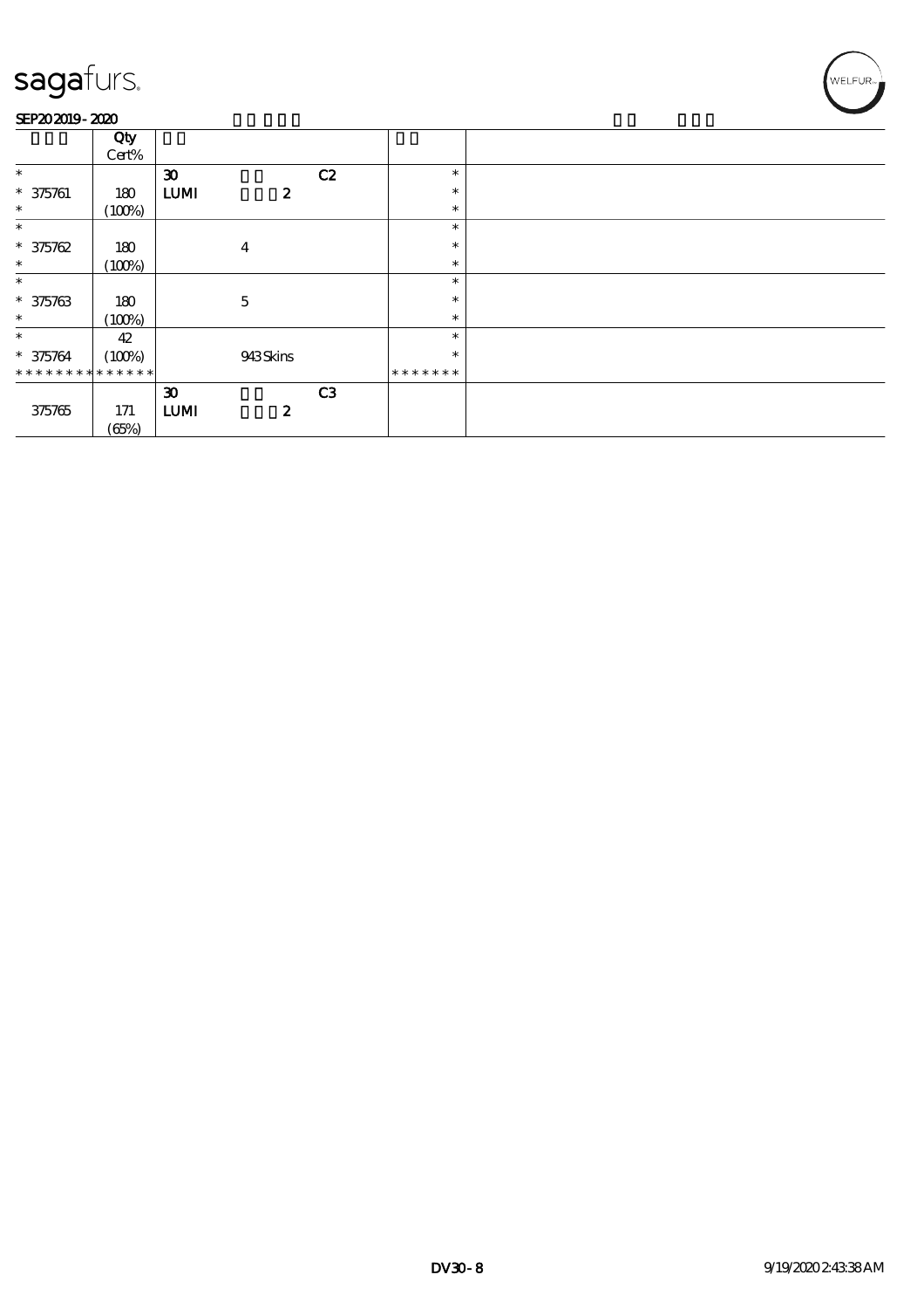sagafurs.

SEP20 2019 - 2020

| | Qty Cert% | | | | | |
|---|---|---|---|---|---|---|
| * | | 30 | | C2 | * | |
| * 375761 | 180 | LUMI | 2 | | * | |
| * | (100%) | | | | * | |
| * | | | | | * | |
| * 375762 | 180 | | 4 | | * | |
| * | (100%) | | | | * | |
| * | | | | | * | |
| * 375763 | 180 | | 5 | | * | |
| * | (100%) | | | | * | |
| * | 42 | | | | * | |
| * 375764 | (100%) | | 943 Skins | | * | |
| * * * * * * * * * * * * * * | | | | | * * * * * * * | |
| | | 30 | | C3 | | |
| 375765 | 171 | LUMI | 2 | | | |
| | (65%) | | | | | |

DV30 - 8

9/19/2020 2:43:38 AM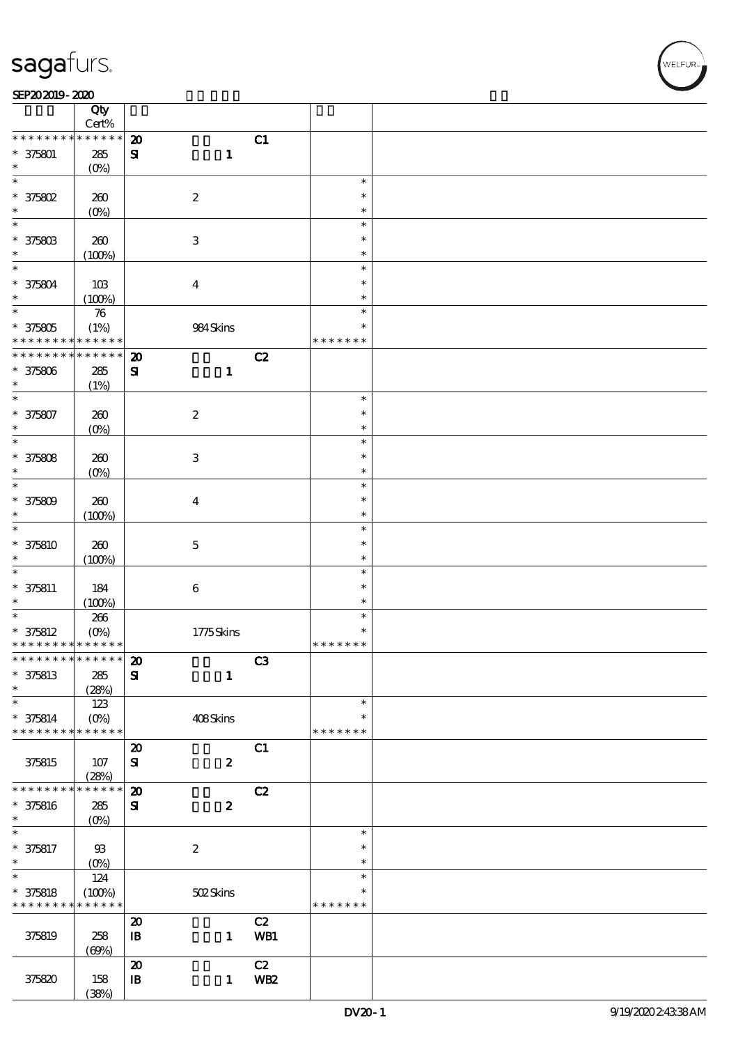| | Qty Cert% | | | |
|---|---|---|---|---|
| * * * * * * * * * * * * * * | 20 SI | 1 | C1 | |
| * 375801 * | 285 (0%) | | | |
| * 375802 * | 260 (0%) | 2 | | * * * |
| * 375803 * | 260 (100%) | 3 | | * * * |
| * 375804 * | 103 (100%) | 4 | | * * * |
| * 375805 * * * * * * * * * * * * * | 76 (1%) | 984 Skins | | * * * * * * * * |
| * * * * * * * * * * * * * * | 20 SI | 1 | C2 | |
| * 375806 * | 285 (1%) | | | |
| * 375807 * | 260 (0%) | 2 | | * * * |
| * 375808 * | 260 (0%) | 3 | | * * * |
| * 375809 * | 260 (100%) | 4 | | * * * |
| * 375810 * | 260 (100%) | 5 | | * * * |
| * 375811 * | 184 (100%) | 6 | | * * * |
| * 375812 * * * * * * * * * * * * * | 266 (0%) | 1775 Skins | | * * * * * * * * |
| * * * * * * * * * * * * * * | 20 SI | 1 | C3 | |
| * 375813 * | 285 (28%) | | | |
| * 375814 * * * * * * * * * * * * * | 123 (0%) | 408 Skins | | * * * * * * * * |
| 375815 | 107 (28%) | 20 SI 2 | C1 | |
| * * * * * * * * * * * * * * | 20 SI | 2 | C2 | |
| * 375816 * | 285 (0%) | | | |
| * 375817 * | 93 (0%) | 2 | | * * * |
| * 375818 * * * * * * * * * * * * * | 124 (100%) | 502 Skins | | * * * * * * * * |
| 375819 | 258 (69%) | 20 IB 1 | C2 WB1 | |
| 375820 | 158 (38%) | 20 IB 1 | C2 WB2 | |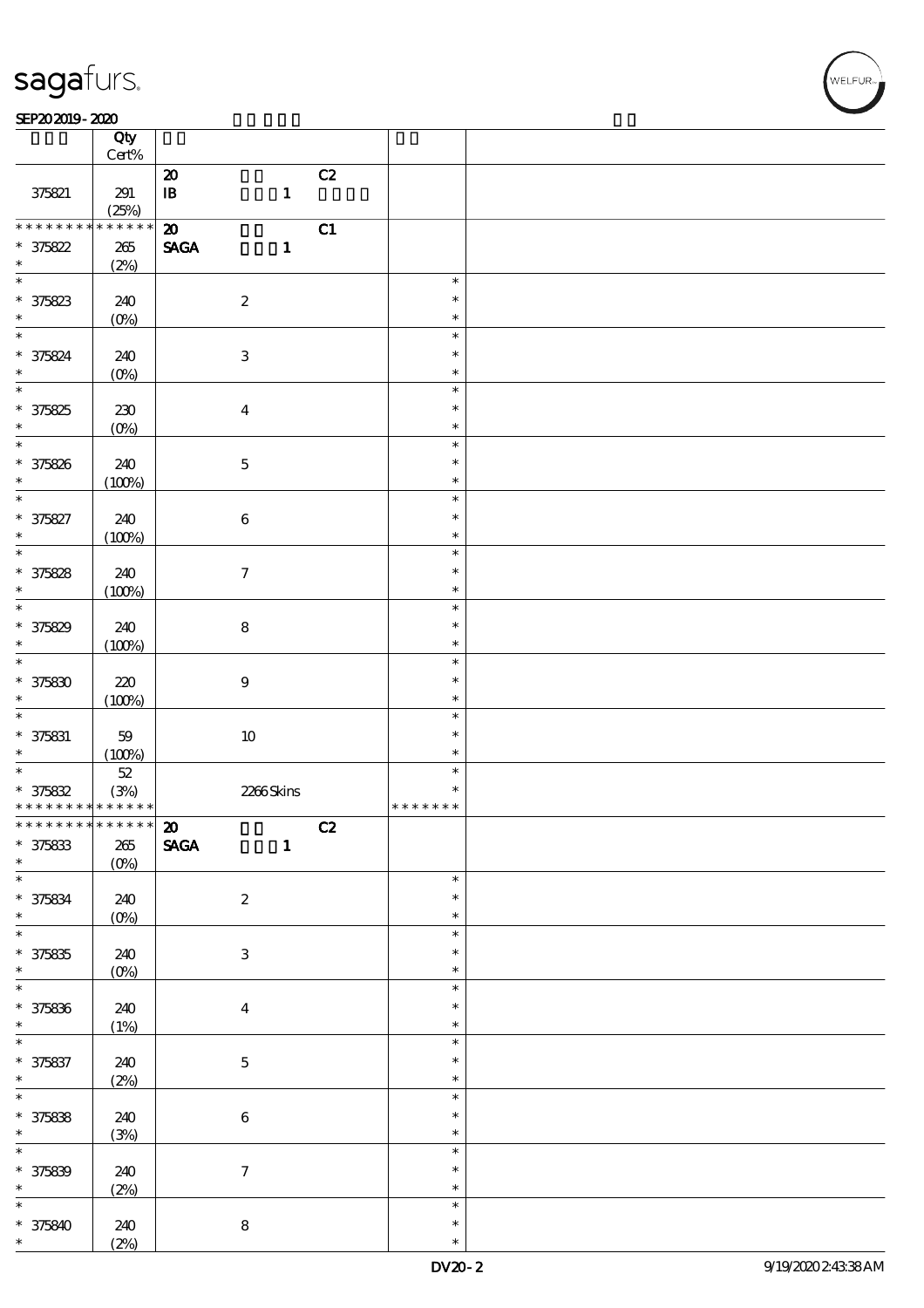| | Qty Cert% | | | |
|---|---|---|---|---|
| 375821 | 291 (25%) | 20 IB 1 C2 | | |
| * * * * * * * * * * * * * * 375822 * | 265 (2%) | 20 SAGA 1 C1 | | |
| * 375823 * | 240 (0%) | 2 | * * * | |
| * 375824 * | 240 (0%) | 3 | * * * | |
| * 375825 * | 230 (0%) | 4 | * * * | |
| * 375826 * | 240 (100%) | 5 | * * * | |
| * 375827 * | 240 (100%) | 6 | * * * | |
| * 375828 * | 240 (100%) | 7 | * * * | |
| * 375829 * | 240 (100%) | 8 | * * * | |
| * 375830 * | 220 (100%) | 9 | * * * | |
| * 375831 * | 59 (100%) | 10 | * * * | |
| * 375832 * * * * * * * * * * * * * * | 52 (3%) | 2266 Skins | * * * * * * * * * | |
| * * * * * * * * * * * * * * 375833 * | 265 (0%) | 20 SAGA 1 C2 | | |
| * 375834 * | 240 (0%) | 2 | * * * | |
| * 375835 * | 240 (0%) | 3 | * * * | |
| * 375836 * | 240 (1%) | 4 | * * * | |
| * 375837 * | 240 (2%) | 5 | * * * | |
| * 375838 * | 240 (3%) | 6 | * * * | |
| * 375839 * | 240 (2%) | 7 | * * * | |
| * 375840 * | 240 (2%) | 8 | * * * | |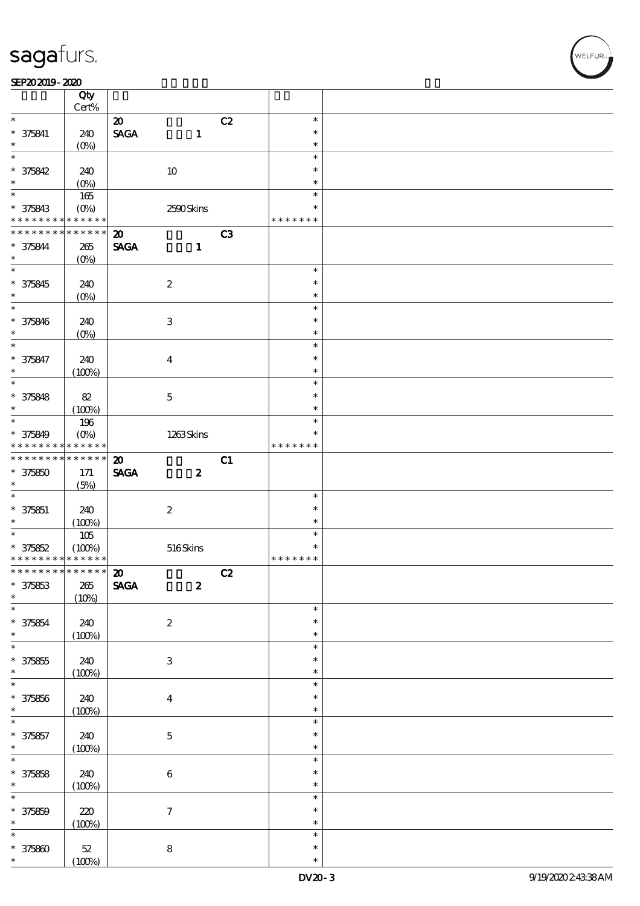| | Qty<br>Cert% | | | |
|---|---|---|---|---|
| * | | 20 C2 | * | |
| * 375841 | 240 | SAGA 1 | * | |
| * | (0%) | | * | |
| * | | | * | |
| * 375842 | 240 | 10 | * | |
| * | (0%) | | * | |
| * | 165 | | * | |
| * 375843 | (0%) | 2590 Skins | * | |
| * * * * * * * * * * * * * * | | | * * * * * * * | |
| * * * * * * * * * * * * * * | | 20 C3 | | |
| * 375844 | 265 | SAGA 1 | | |
| * | (0%) | | | |
| * | | | * | |
| * 375845 | 240 | 2 | * | |
| * | (0%) | | * | |
| * | | | * | |
| * 375846 | 240 | 3 | * | |
| * | (0%) | | * | |
| * | | | * | |
| * 375847 | 240 | 4 | * | |
| * | (100%) | | * | |
| * | | | * | |
| * 375848 | 82 | 5 | * | |
| * | (100%) | | * | |
| * | 196 | | * | |
| * 375849 | (0%) | 1263 Skins | * | |
| * * * * * * * * * * * * * * | | | * * * * * * * | |
| * * * * * * * * * * * * * * | | 20 C1 | | |
| * 375850 | 171 | SAGA 2 | | |
| * | (5%) | | | |
| * | | | * | |
| * 375851 | 240 | 2 | * | |
| * | (100%) | | * | |
| * | 105 | | * | |
| * 375852 | (100%) | 516 Skins | * | |
| * * * * * * * * * * * * * * | | | * * * * * * * | |
| * * * * * * * * * * * * * * | | 20 C2 | | |
| * 375853 | 265 | SAGA 2 | | |
| * | (10%) | | | |
| * | | | * | |
| * 375854 | 240 | 2 | * | |
| * | (100%) | | * | |
| * | | | * | |
| * 375855 | 240 | 3 | * | |
| * | (100%) | | * | |
| * | | | * | |
| * 375856 | 240 | 4 | * | |
| * | (100%) | | * | |
| * | | | * | |
| * 375857 | 240 | 5 | * | |
| * | (100%) | | * | |
| * | | | * | |
| * 375858 | 240 | 6 | * | |
| * | (100%) | | * | |
| * | | | * | |
| * 375859 | 220 | 7 | * | |
| * | (100%) | | * | |
| * | | | * | |
| * 375860 | 52 | 8 | * | |
| * | (100%) | | * | |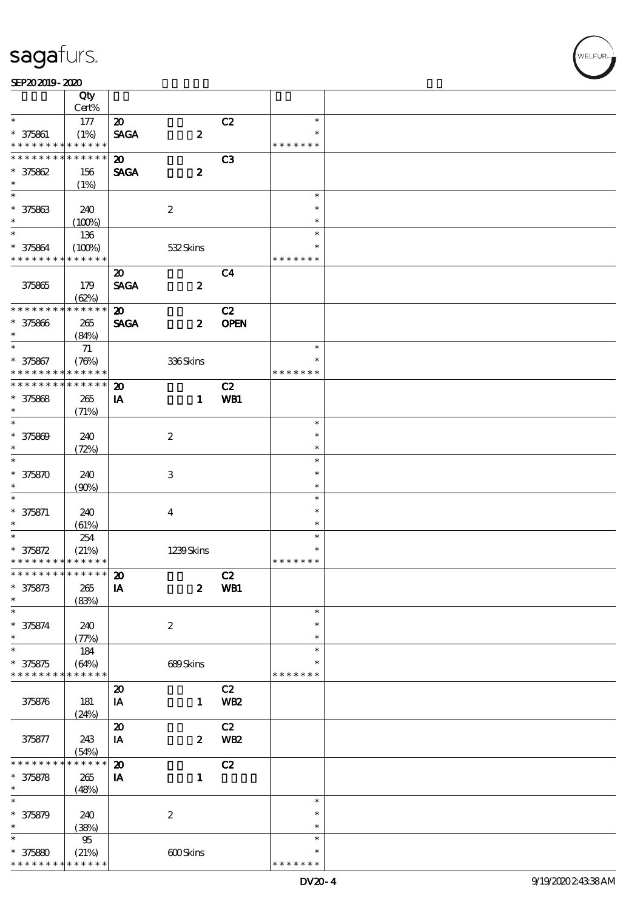| | Qty<br>Cert% | | | | |
|---|---|---|---|---|---|
| * | 177 | 20 | | C2 | * |
| * 375861 | (1%) | SAGA | 2 | | * |
| * * * * * * * * * * * * * * | | | | | * * * * * * * |
| * * * * * * * * * * * * * * | | 20 | | C3 | |
| * 375862 | 156 | SAGA | 2 | | |
| * | (1%) | | | | |
| * | | | | | * |
| * 375863 | 240 | | 2 | | * |
| * | (100%) | | | | * |
| * | 136 | | | | * |
| * 375864 | (100%) | | 532 Skins | | * |
| * * * * * * * * * * * * * * | | | | | * * * * * * * |
| | | 20 | | C4 | |
| 375865 | 179 | SAGA | 2 | | |
| | (62%) | | | | |
| * * * * * * * * * * * * * * | | 20 | | C2 | |
| * 375866 | 265 | SAGA | 2 | OPEN | |
| * | (84%) | | | | |
| * | 71 | | | | * |
| * 375867 | (76%) | | 336 Skins | | * |
| * * * * * * * * * * * * * * | | | | | * * * * * * * |
| * * * * * * * * * * * * * * | | 20 | | C2 | |
| * 375868 | 265 | IA | 1 | WB1 | |
| * | (71%) | | | | |
| * | | | | | * |
| * 375869 | 240 | | 2 | | * |
| * | (72%) | | | | * |
| * | | | | | * |
| * 375870 | 240 | | 3 | | * |
| * | (90%) | | | | * |
| * | | | | | * |
| * 375871 | 240 | | 4 | | * |
| * | (61%) | | | | * |
| * | 254 | | | | * |
| * 375872 | (21%) | | 1239 Skins | | * |
| * * * * * * * * * * * * * * | | | | | * * * * * * * |
| * * * * * * * * * * * * * * | | 20 | | C2 | |
| * 375873 | 265 | IA | 2 | WB1 | |
| * | (83%) | | | | |
| * | | | | | * |
| * 375874 | 240 | | 2 | | * |
| * | (77%) | | | | * |
| * | 184 | | | | * |
| * 375875 | (64%) | | 689 Skins | | * |
| * * * * * * * * * * * * * * | | | | | * * * * * * * |
| | | 20 | | C2 | |
| 375876 | 181 | IA | 1 | WB2 | |
| | (24%) | | | | |
| | | 20 | | C2 | |
| 375877 | 243 | IA | 2 | WB2 | |
| | (54%) | | | | |
| * * * * * * * * * * * * * * | | 20 | | C2 | |
| * 375878 | 265 | IA | 1 | | |
| * | (48%) | | | | |
| * | | | | | * |
| * 375879 | 240 | | 2 | | * |
| * | (38%) | | | | * |
| * | 95 | | | | * |
| * 375880 | (21%) | | 600 Skins | | * |
| * * * * * * * * * * * * * * | | | | | * * * * * * * |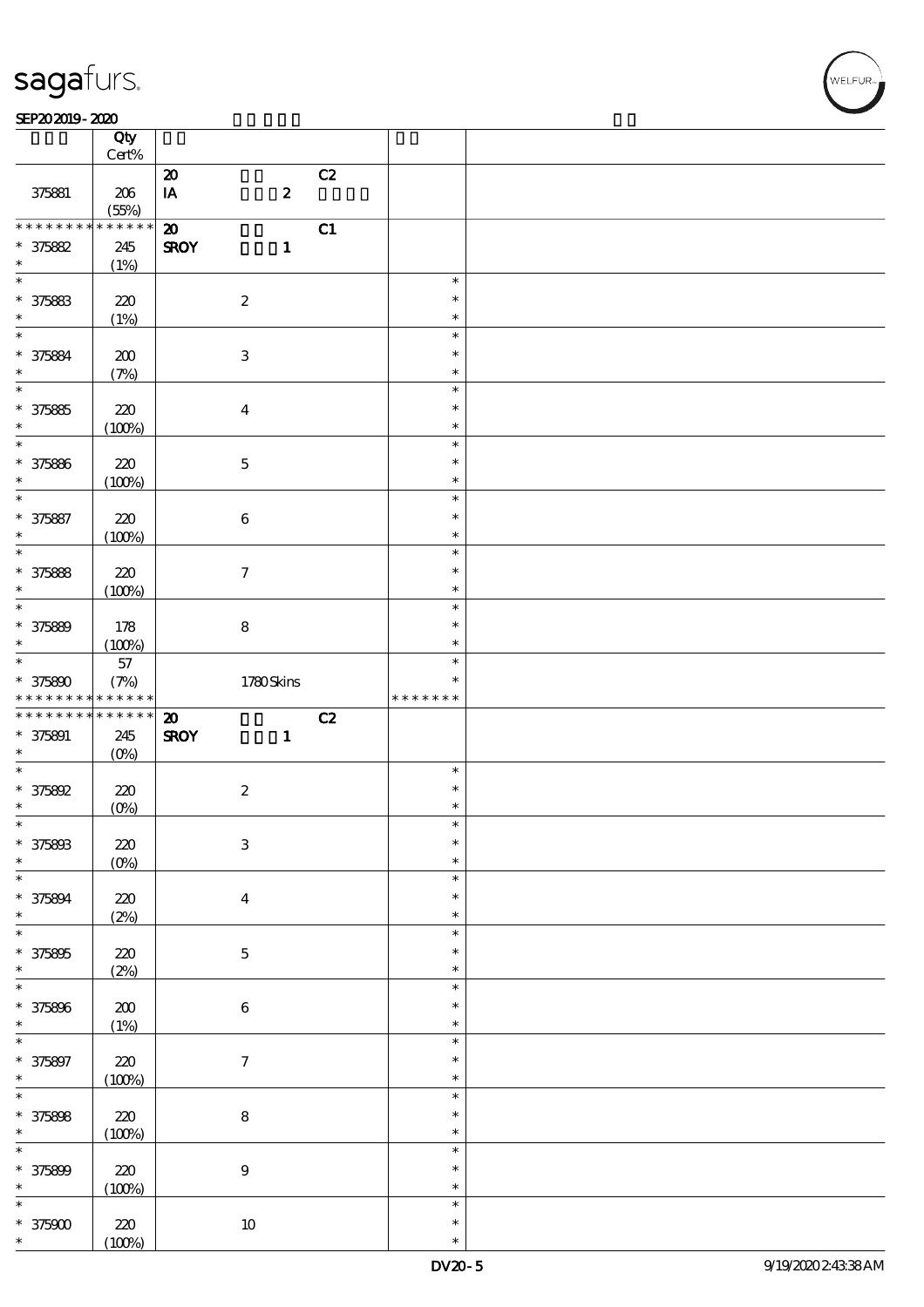| | Qty<br>Cert% | | | |
|---|---|---|---|---|
| 375881 | 206<br>(55%) | 20 C2<br>IA 2 | | |
| * * * * * * * * * * * * * *<br>* 375882<br>* | 245<br>(1%) | 20 C1<br>SROY 1 | | |
| * 375883 | 220<br>(1%) | 2 | * * * | |
| * 375884 | 200<br>(7%) | 3 | * * * | |
| * 375885 | 220<br>(100%) | 4 | * * * | |
| * 375886 | 220<br>(100%) | 5 | * * * | |
| * 375887 | 220<br>(100%) | 6 | * * * | |
| * 375888 | 220<br>(100%) | 7 | * * * | |
| * 375889 | 178<br>(100%) | 8 | * * * | |
| * 375890<br>* * * * * * * * * * * * * * | 57<br>(7%) | 1780 Skins | * *<br>* * * * * * * | |
| * * * * * * * * * * * * * *<br>* 375891<br>* | 245<br>(0%) | 20 C2<br>SROY 1 | | |
| * 375892 | 220<br>(0%) | 2 | * * * | |
| * 375893 | 220<br>(0%) | 3 | * * * | |
| * 375894 | 220<br>(2%) | 4 | * * * | |
| * 375895 | 220<br>(2%) | 5 | * * * | |
| * 375896 | 200<br>(1%) | 6 | * * * | |
| * 375897 | 220<br>(100%) | 7 | * * * | |
| * 375898 | 220<br>(100%) | 8 | * * * | |
| * 375899 | 220<br>(100%) | 9 | * * * | |
| * 375900 | 220<br>(100%) | 10 | * * * | |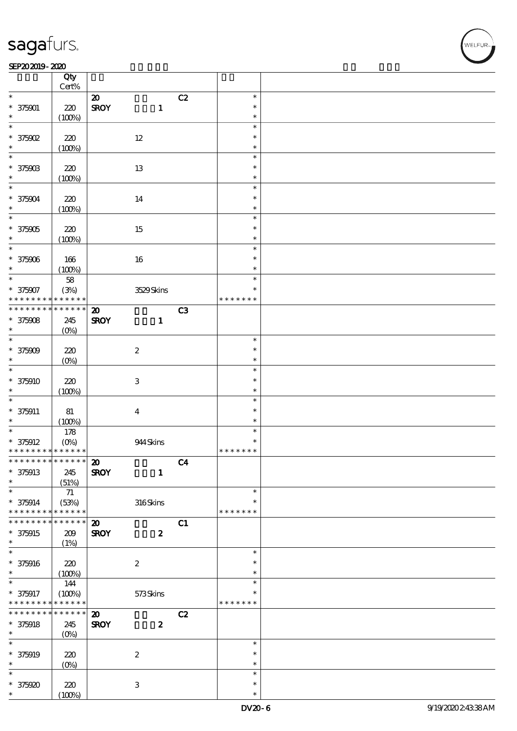| | Qty Cert% | | | |
|---|---|---|---|---|
| * | | 20 C2 | * | |
| * 375901 | 220 | SROY 1 | * | |
| * | (100%) | | * | |
| * | | | * | |
| * 375902 | 220 | 12 | * | |
| * | (100%) | | * | |
| * | | | * | |
| * 375903 | 220 | 13 | * | |
| * | (100%) | | * | |
| * | | | * | |
| * 375904 | 220 | 14 | * | |
| * | (100%) | | * | |
| * | | | * | |
| * 375905 | 220 | 15 | * | |
| * | (100%) | | * | |
| * | | | * | |
| * 375906 | 166 | 16 | * | |
| * | (100%) | | * | |
| * | 58 | | * | |
| * 375907 | (3%) | 3529 Skins | * | |
| * * * * * * * * * * * * * * | | | * * * * * * * | |
| * * * * * * * * * * * * * * | | 20 C3 | | |
| * 375908 | 245 | SROY 1 | | |
| * | (0%) | | | |
| * | | | * | |
| * 375909 | 220 | 2 | * | |
| * | (0%) | | * | |
| * | | | * | |
| * 375910 | 220 | 3 | * | |
| * | (100%) | | * | |
| * | | | * | |
| * 375911 | 81 | 4 | * | |
| * | (100%) | | * | |
| * | 178 | | * | |
| * 375912 | (0%) | 944 Skins | * | |
| * * * * * * * * * * * * * * | | | * * * * * * * | |
| * * * * * * * * * * * * * * | | 20 C4 | | |
| * 375913 | 245 | SROY 1 | | |
| * | (51%) | | | |
| * | 71 | | * | |
| * 375914 | (53%) | 316 Skins | * | |
| * * * * * * * * * * * * * * | | | * * * * * * * | |
| * * * * * * * * * * * * * * | | 20 C1 | | |
| * 375915 | 209 | SROY 2 | | |
| * | (1%) | | | |
| * | | | * | |
| * 375916 | 220 | 2 | * | |
| * | (100%) | | * | |
| * | 144 | | * | |
| * 375917 | (100%) | 573 Skins | * | |
| * * * * * * * * * * * * * * | | | * * * * * * * | |
| * * * * * * * * * * * * * * | | 20 C2 | | |
| * 375918 | 245 | SROY 2 | | |
| * | (0%) | | | |
| * | | | * | |
| * 375919 | 220 | 2 | * | |
| * | (0%) | | * | |
| * | | | * | |
| * 375920 | 220 | 3 | * | |
| * | (100%) | | * | |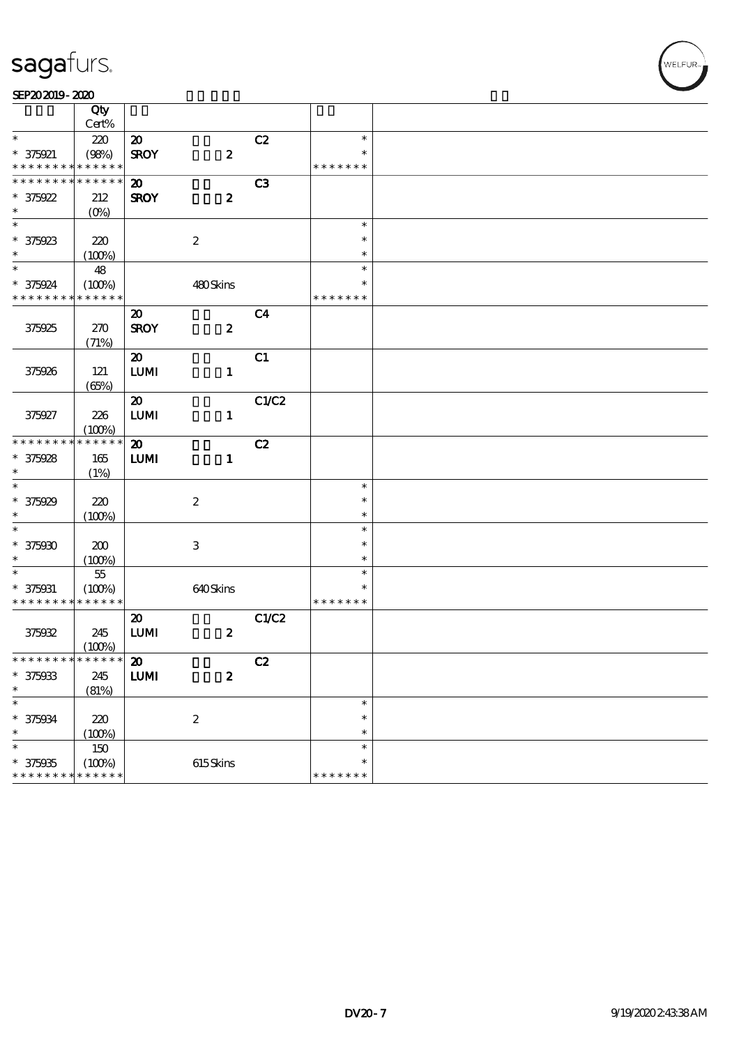sagafurs.

SEP20 2019 - 2020

| | Qty Cert% | | | |
|---|---|---|---|---|
| * | 220 | 20 | C2 | * |
| * 375921 | (98%) | SROY 2 | | * |
| * * * * * * * * * * * * * * | | | | * * * * * * * |
| * * * * * * * * * * * * * * | | 20 | C3 | |
| * 375922 | 212 | SROY 2 | | |
| * | (0%) | | | |
| * | | | | * |
| * 375923 | 220 | 2 | | * |
| * | (100%) | | | * |
| * | 48 | | | * |
| * 375924 | (100%) | 480 Skins | | * |
| * * * * * * * * * * * * * * | | | | * * * * * * * |
| | | 20 | C4 | |
| 375925 | 270 | SROY 2 | | |
| | (71%) | | | |
| | | 20 | C1 | |
| 375926 | 121 | LUMI 1 | | |
| | (65%) | | | |
| | | 20 | C1/C2 | |
| 375927 | 226 | LUMI 1 | | |
| | (100%) | | | |
| * * * * * * * * * * * * * * | | 20 | C2 | |
| * 375928 | 165 | LUMI 1 | | |
| * | (1%) | | | |
| * | | | | * |
| * 375929 | 220 | 2 | | * |
| * | (100%) | | | * |
| * | | | | * |
| * 375930 | 200 | 3 | | * |
| * | (100%) | | | * |
| * | 55 | | | * |
| * 375931 | (100%) | 640 Skins | | * |
| * * * * * * * * * * * * * * | | | | * * * * * * * |
| | | 20 | C1/C2 | |
| 375932 | 245 | LUMI 2 | | |
| | (100%) | | | |
| * * * * * * * * * * * * * * | | 20 | C2 | |
| * 375933 | 245 | LUMI 2 | | |
| * | (81%) | | | |
| * | | | | * |
| * 375934 | 220 | 2 | | * |
| * | (100%) | | | * |
| * | 150 | | | * |
| * 375935 | (100%) | 615 Skins | | * |
| * * * * * * * * * * * * * * | | | | * * * * * * * |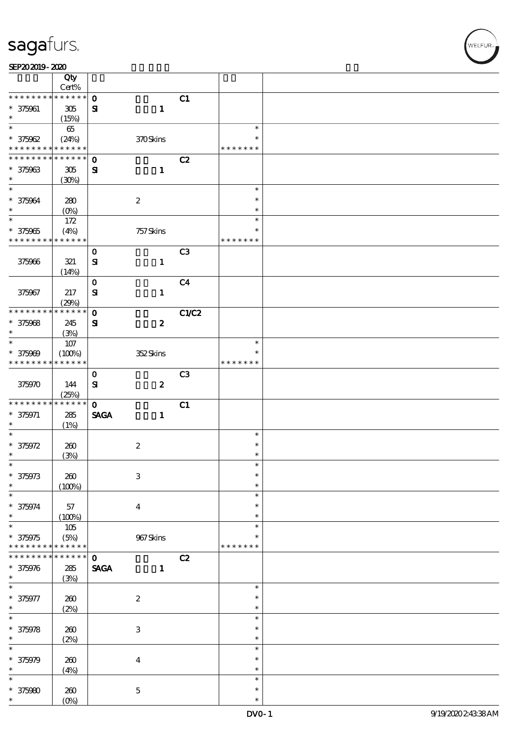| | Qty Cert% | | | | |
|---|---|---|---|---|---|
| * * * * * * * * * * * * * * | | 0 | | C1 | |
| * 375961 | 305 | SI | 1 | | |
| * | (15%) | | | | |
| * | 65 | | | | * |
| * 375962 | (24%) | | 370 Skins | | * |
| * * * * * * * * * * * * * * | | | | | * * * * * * * |
| * * * * * * * * * * * * * * | | 0 | | C2 | |
| * 375963 | 305 | SI | 1 | | |
| * | (30%) | | | | |
| * | | | | | * |
| * 375964 | 280 | | 2 | | * |
| * | (0%) | | | | * |
| * | 172 | | | | * |
| * 375965 | (4%) | | 757 Skins | | * |
| * * * * * * * * * * * * * * | | | | | * * * * * * * |
| | | 0 | | C3 | |
| 375966 | 321 | SI | 1 | | |
| | (14%) | | | | |
| | | 0 | | C4 | |
| 375967 | 217 | SI | 1 | | |
| | (29%) | | | | |
| * * * * * * * * * * * * * * | | 0 | | C1/C2 | |
| * 375968 | 245 | SI | 2 | | |
| * | (3%) | | | | |
| * | 107 | | | | * |
| * 375969 | (100%) | | 352 Skins | | * |
| * * * * * * * * * * * * * * | | | | | * * * * * * * |
| | | 0 | | C3 | |
| 375970 | 144 | SI | 2 | | |
| | (25%) | | | | |
| * * * * * * * * * * * * * * | | 0 | | C1 | |
| * 375971 | 285 | SAGA | 1 | | |
| * | (1%) | | | | |
| * | | | | | * |
| * 375972 | 260 | | 2 | | * |
| * | (3%) | | | | * |
| * | | | | | * |
| * 375973 | 260 | | 3 | | * |
| * | (100%) | | | | * |
| * | | | | | * |
| * 375974 | 57 | | 4 | | * |
| * | (100%) | | | | * |
| * | 105 | | | | * |
| * 375975 | (5%) | | 967 Skins | | * |
| * * * * * * * * * * * * * * | | | | | * * * * * * * |
| * * * * * * * * * * * * * * | | 0 | | C2 | |
| * 375976 | 285 | SAGA | 1 | | |
| * | (3%) | | | | |
| * | | | | | * |
| * 375977 | 260 | | 2 | | * |
| * | (2%) | | | | * |
| * | | | | | * |
| * 375978 | 260 | | 3 | | * |
| * | (2%) | | | | * |
| * | | | | | * |
| * 375979 | 260 | | 4 | | * |
| * | (4%) | | | | * |
| * | | | | | * |
| * 375980 | 260 | | 5 | | * |
| * | (0%) | | | | * |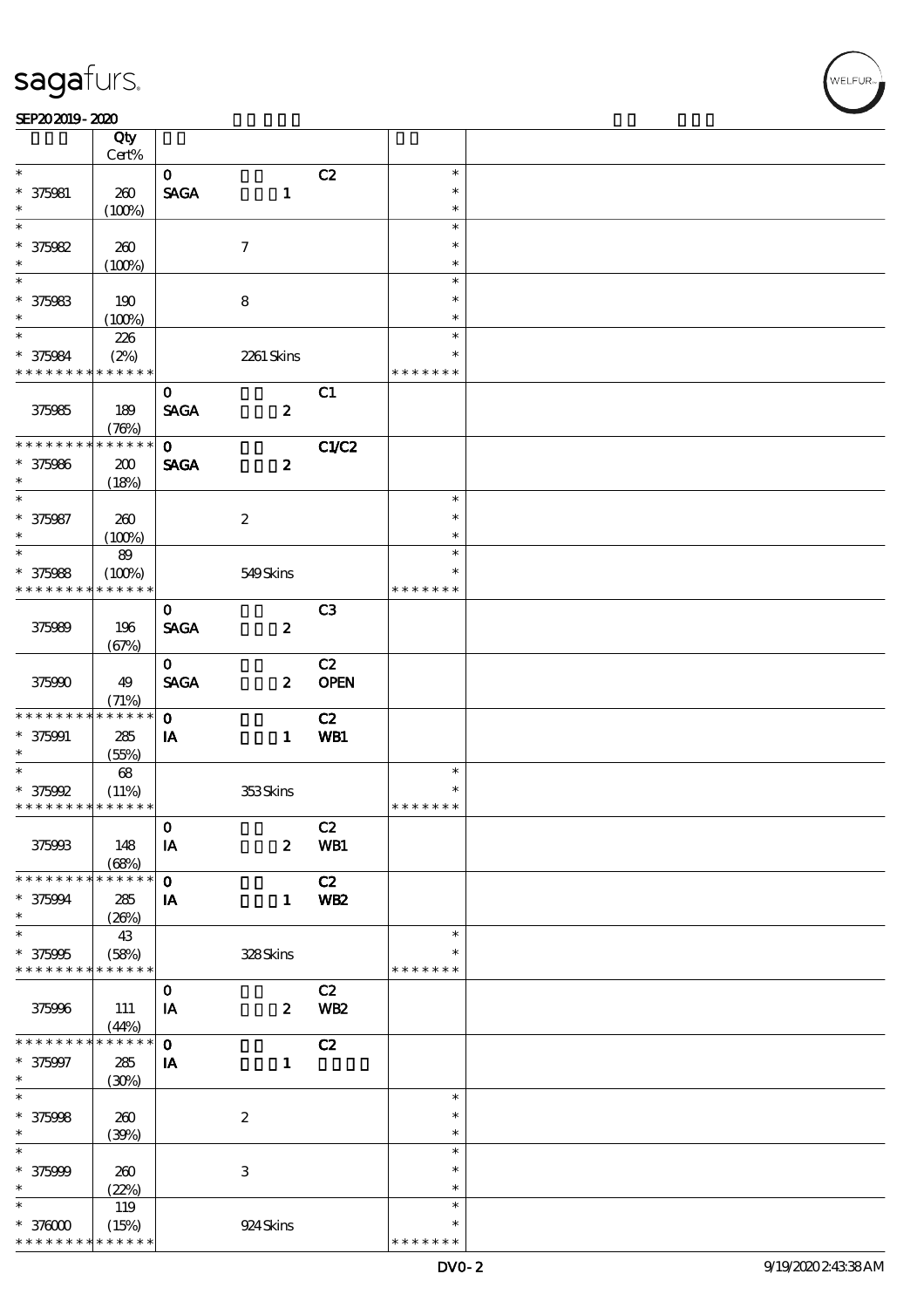| | Qty<br>Cert% | | | | | |
|---|---|---|---|---|---|---|
| * | | 0 | | C2 | * | |
| * 375981 | 260 | SAGA | 1 | | * | |
| * | (100%) | | | | * | |
| * | | | | | * | |
| * 375982 | 260 | | 7 | | * | |
| * | (100%) | | | | * | |
| * | | | | | * | |
| * 375983 | 190 | | 8 | | * | |
| * | (100%) | | | | * | |
| * | 226 | | | | * | |
| * 375984 | (2%) | | 2261 Skins | | * | |
| * * * * * * * * * * * * * * | | | | | * * * * * * * | |
| | | 0 | | C1 | | |
| 375985 | 189 | SAGA | 2 | | | |
| | (76%) | | | | | |
| * * * * * * * * * * * * * * | | 0 | | C1/C2 | | |
| * 375986 | 200 | SAGA | 2 | | | |
| * | (18%) | | | | | |
| * | | | | | * | |
| * 375987 | 260 | | 2 | | * | |
| * | (100%) | | | | * | |
| * | 89 | | | | * | |
| * 375988 | (100%) | | 549 Skins | | * | |
| * * * * * * * * * * * * * * | | | | | * * * * * * * | |
| | | 0 | | C3 | | |
| 375989 | 196 | SAGA | 2 | | | |
| | (67%) | | | | | |
| | | 0 | | C2 | | |
| 375990 | 49 | SAGA | 2 | OPEN | | |
| | (71%) | | | | | |
| * * * * * * * * * * * * * * | | 0 | | C2 | | |
| * 375991 | 285 | IA | 1 | WB1 | | |
| * | (55%) | | | | | |
| * | 68 | | | | * | |
| * 375992 | (11%) | | 353 Skins | | * | |
| * * * * * * * * * * * * * * | | | | | * * * * * * * | |
| | | 0 | | C2 | | |
| 375993 | 148 | IA | 2 | WB1 | | |
| | (68%) | | | | | |
| * * * * * * * * * * * * * * | | 0 | | C2 | | |
| * 375994 | 285 | IA | 1 | WB2 | | |
| * | (26%) | | | | | |
| * | 43 | | | | * | |
| * 375995 | (58%) | | 328 Skins | | * | |
| * * * * * * * * * * * * * * | | | | | * * * * * * * | |
| | | 0 | | C2 | | |
| 375996 | 111 | IA | 2 | WB2 | | |
| | (44%) | | | | | |
| * * * * * * * * * * * * * * | | 0 | | C2 | | |
| * 375997 | 285 | IA | 1 | | | |
| * | (30%) | | | | | |
| * | | | | | * | |
| * 375998 | 260 | | 2 | | * | |
| * | (39%) | | | | * | |
| * | | | | | * | |
| * 375999 | 260 | | 3 | | * | |
| * | (22%) | | | | * | |
| * | 119 | | | | * | |
| * 376000 | (15%) | | 924 Skins | | * | |
| * * * * * * * * * * * * * * | | | | | * * * * * * * | |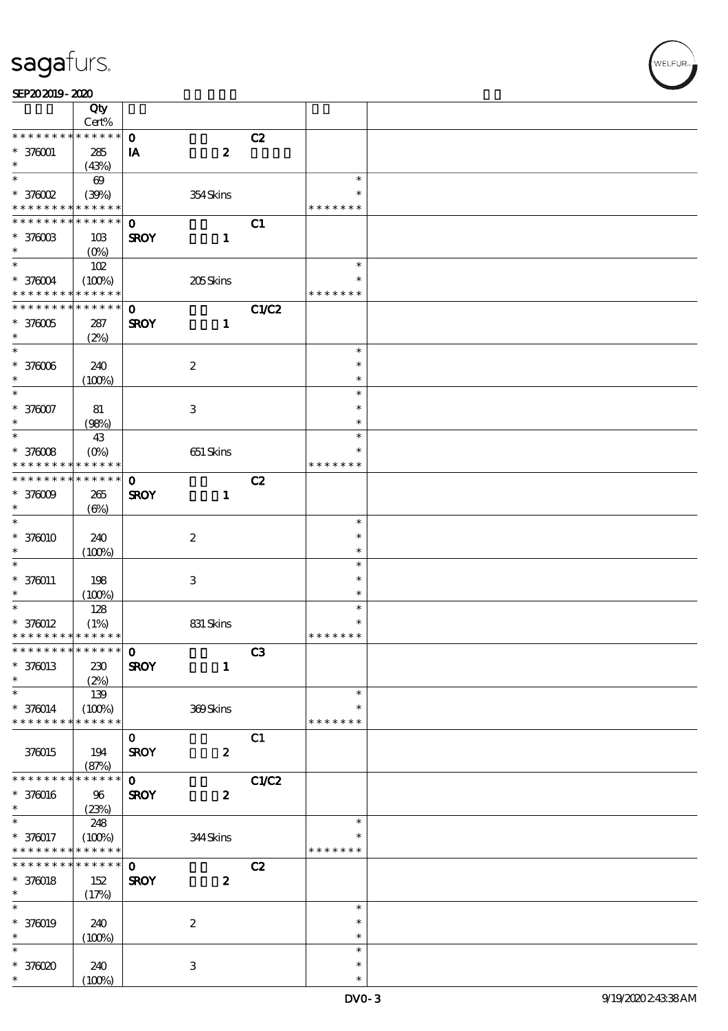| | Qty Cert% | | | | |
|---|---|---|---|---|---|
| * * * * * * * * * * * * * * | | 0 | | C2 | |
| * 376001 | 285 | IA | 2 | | |
| * | (43%) | | | | |
| * | 69 | | | | * |
| * 376002 | (39%) | | 354 Skins | | * |
| * * * * * * * * * * * * * * | | | | | * * * * * * * |
| * * * * * * * * * * * * * * | | 0 | | C1 | |
| * 376003 | 103 | SROY | 1 | | |
| * | (0%) | | | | |
| * | 102 | | | | * |
| * 376004 | (100%) | | 205 Skins | | * |
| * * * * * * * * * * * * * * | | | | | * * * * * * * |
| * * * * * * * * * * * * * * | | 0 | | C1/C2 | |
| * 376005 | 287 | SROY | 1 | | |
| * | (2%) | | | | |
| * | | | | | * |
| * 376006 | 240 | | 2 | | * |
| * | (100%) | | | | * |
| * | | | | | * |
| * 376007 | 81 | | 3 | | * |
| * | (98%) | | | | * |
| * | 43 | | | | * |
| * 376008 | (0%) | | 651 Skins | | * |
| * * * * * * * * * * * * * * | | | | | * * * * * * * |
| * * * * * * * * * * * * * * | | 0 | | C2 | |
| * 376009 | 265 | SROY | 1 | | |
| * | (6%) | | | | |
| * | | | | | * |
| * 376010 | 240 | | 2 | | * |
| * | (100%) | | | | * |
| * | | | | | * |
| * 376011 | 198 | | 3 | | * |
| * | (100%) | | | | * |
| * | 128 | | | | * |
| * 376012 | (1%) | | 831 Skins | | * |
| * * * * * * * * * * * * * * | | | | | * * * * * * * |
| * * * * * * * * * * * * * * | | 0 | | C3 | |
| * 376013 | 230 | SROY | 1 | | |
| * | (2%) | | | | |
| * | 139 | | | | * |
| * 376014 | (100%) | | 369 Skins | | * |
| * * * * * * * * * * * * * * | | | | | * * * * * * * |
| | | 0 | | C1 | |
| 376015 | 194 | SROY | 2 | | |
| | (87%) | | | | |
| * * * * * * * * * * * * * * | | 0 | | C1/C2 | |
| * 376016 | 96 | SROY | 2 | | |
| * | (23%) | | | | |
| * | 248 | | | | * |
| * 376017 | (100%) | | 344 Skins | | * |
| * * * * * * * * * * * * * * | | | | | * * * * * * * |
| * * * * * * * * * * * * * * | | 0 | | C2 | |
| * 376018 | 152 | SROY | 2 | | |
| * | (17%) | | | | |
| * | | | | | * |
| * 376019 | 240 | | 2 | | * |
| * | (100%) | | | | * |
| * | | | | | * |
| * 376020 | 240 | | 3 | | * |
| * | (100%) | | | | * |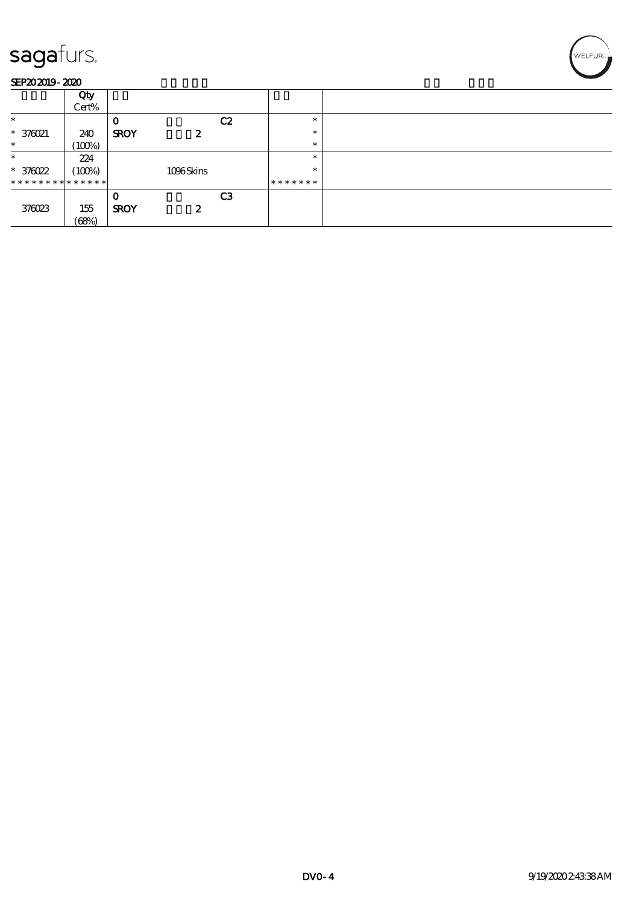# sagafurs.

SEP20 2019 - 2020

| | Qty Cert% | | | | | |
|---|---|---|---|---|---|---|
| * | | 0 | | C2 | * | |
| * 376021 | 240 | SROY | 2 | | * | |
| * | (100%) | | | | * | |
| * | 224 | | | | * | |
| * 376022 | (100%) | | 1096 Skins | | * | |
| * * * * * * * * * * * * * * | | | | | * * * * * * * | |
| | | 0 | | C3 | | |
| 376023 | 155 | SROY | 2 | | | |
| | (68%) | | | | | |

DV0 - 4

9/19/2020 2:43:38 AM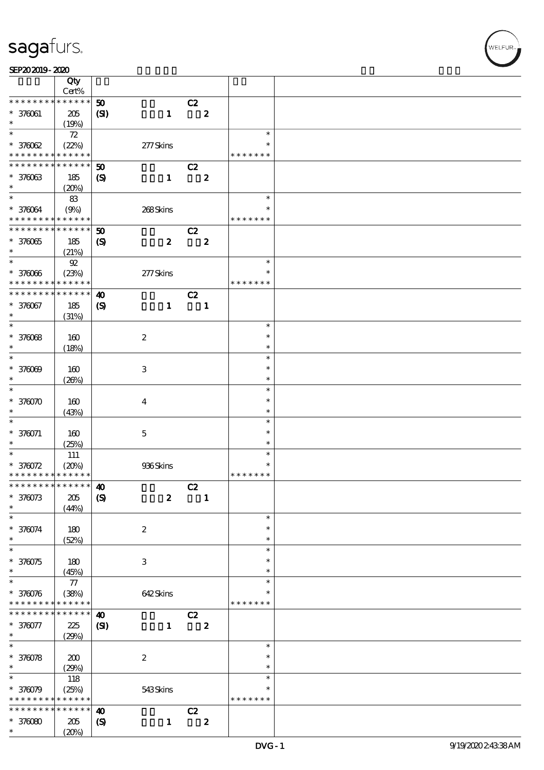| | Qty Cert% | | | | | |
|---|---|---|---|---|---|---|
| * * * * * * * * * * * * * * | 50 | | C2 | | | |
| * 376061 | 205 | (SI) | 1 | 2 | | |
| * | (19%) | | | | | |
| * | 72 | | | | * | |
| * 376062 | (22%) | | 277 Skins | | * | |
| * * * * * * * * * * * * * * | | | | | * * * * * * * | |
| * * * * * * * * * * * * * * | 50 | | C2 | | | |
| * 376063 | 185 | (S) | 1 | 2 | | |
| * | (20%) | | | | | |
| * | 83 | | | | * | |
| * 376064 | (9%) | | 268 Skins | | * | |
| * * * * * * * * * * * * * * | | | | | * * * * * * * | |
| * * * * * * * * * * * * * * | 50 | | C2 | | | |
| * 376065 | 185 | (S) | 2 | 2 | | |
| * | (21%) | | | | | |
| * | 92 | | | | * | |
| * 376066 | (23%) | | 277 Skins | | * | |
| * * * * * * * * * * * * * * | | | | | * * * * * * * | |
| * * * * * * * * * * * * * * | 40 | | C2 | | | |
| * 376067 | 185 | (S) | 1 | 1 | | |
| * | (31%) | | | | | |
| * | | | | | * | |
| * 376068 | 160 | | 2 | | * | |
| * | (18%) | | | | * | |
| * | | | | | * | |
| * 376069 | 160 | | 3 | | * | |
| * | (26%) | | | | * | |
| * | | | | | * | |
| * 376070 | 160 | | 4 | | * | |
| * | (43%) | | | | * | |
| * | | | | | * | |
| * 376071 | 160 | | 5 | | * | |
| * | (25%) | | | | * | |
| * | 111 | | | | * | |
| * 376072 | (20%) | | 936 Skins | | * | |
| * * * * * * * * * * * * * * | | | | | * * * * * * * | |
| * * * * * * * * * * * * * * | 40 | | C2 | | | |
| * 376073 | 205 | (S) | 2 | 1 | | |
| * | (44%) | | | | | |
| * | | | | | * | |
| * 376074 | 180 | | 2 | | * | |
| * | (52%) | | | | * | |
| * | | | | | * | |
| * 376075 | 180 | | 3 | | * | |
| * | (45%) | | | | * | |
| * | 77 | | | | * | |
| * 376076 | (38%) | | 642 Skins | | * | |
| * * * * * * * * * * * * * * | | | | | * * * * * * * | |
| * * * * * * * * * * * * * * | 40 | | C2 | | | |
| * 376077 | 225 | (SI) | 1 | 2 | | |
| * | (29%) | | | | | |
| * | | | | | * | |
| * 376078 | 200 | | 2 | | * | |
| * | (29%) | | | | * | |
| * | 118 | | | | * | |
| * 376079 | (25%) | | 543 Skins | | * | |
| * * * * * * * * * * * * * * | | | | | * * * * * * * | |
| * * * * * * * * * * * * * * | 40 | | C2 | | | |
| * 376080 | 205 | (S) | 1 | 2 | | |
| * | (20%) | | | | | |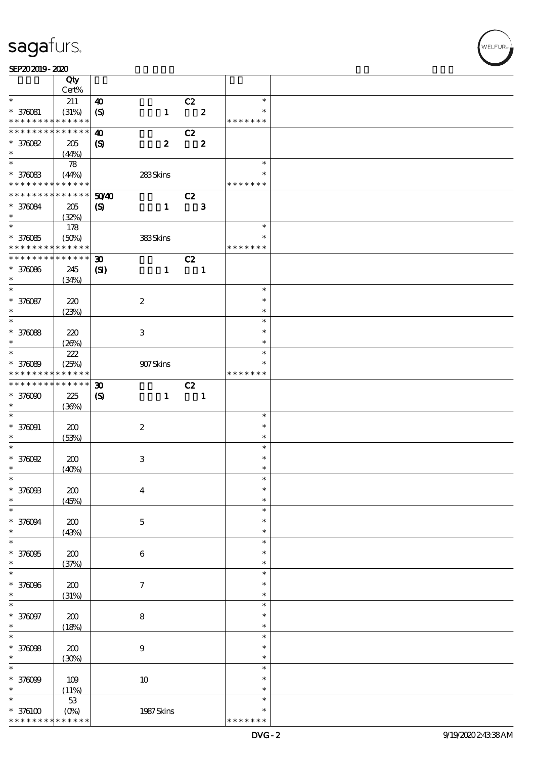| | Qty Cert% | | | |
|---|---|---|---|---|
| * 376081 * * * * * * * * * * * * * | 211 (31%) | 40 (S) 1 C2 2 | * * * * * * * * * * | |
| * * * * * * * * * * * * * * 376082 * | 205 (44%) | 40 (S) 2 C2 2 | | |
| * 376083 * * * * * * * * * * * * * | 78 (44%) | 283 Skins | * * * * * * * * * | |
| * * * * * * * * * * * * * * 376084 * | 205 (32%) | 50/40 (S) 1 C2 3 | | |
| * 376085 * * * * * * * * * * * * * | 178 (50%) | 383 Skins | * * * * * * * * * | |
| * * * * * * * * * * * * * * 376086 * | 245 (34%) | 30 (SI) 1 C2 1 | | |
| * 376087 * | 220 (23%) | 2 | * * * | |
| * 376088 * | 220 (26%) | 3 | * * * | |
| * 376089 * * * * * * * * * * * * * | 222 (25%) | 907 Skins | * * * * * * * * * | |
| * * * * * * * * * * * * * * 376090 * | 225 (36%) | 30 (S) 1 C2 1 | | |
| * 376091 * | 200 (53%) | 2 | * * * | |
| * 376092 * | 200 (40%) | 3 | * * * | |
| * 376093 * | 200 (45%) | 4 | * * * | |
| * 376094 * | 200 (43%) | 5 | * * * | |
| * 376095 * | 200 (37%) | 6 | * * * | |
| * 376096 * | 200 (31%) | 7 | * * * | |
| * 376097 * | 200 (18%) | 8 | * * * | |
| * 376098 * | 200 (30%) | 9 | * * * | |
| * 376099 * | 109 (11%) | 10 | * * * | |
| * 376100 * * * * * * * * * * * * * | 53 (0%) | 1987 Skins | * * * * * * * * * | |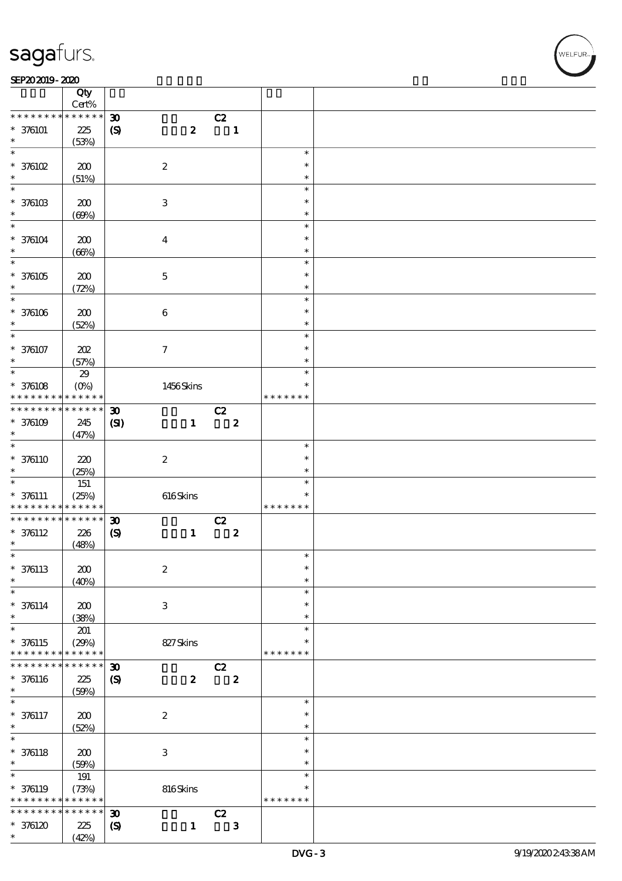| | Qty Cert% | | | |
|---|---|---|---|---|
| * * * * * * * * * * * * * * | | 30 C2 | | |
| * 376101 | 225 (53%) | (S) 2 1 | | |
| * 376102 | 200 (51%) | 2 | * * * | |
| * 376103 | 200 (69%) | 3 | * * * | |
| * 376104 | 200 (66%) | 4 | * * * | |
| * 376105 | 200 (72%) | 5 | * * * | |
| * 376106 | 200 (52%) | 6 | * * * | |
| * 376107 | 202 (57%) | 7 | * * * | |
| * 376108 | 29 (0%) | 1456 Skins | * * * * * * * | |
| * * * * * * * * * * * * * * | | 30 C2 | | |
| * 376109 | 245 (47%) | (SI) 1 2 | | |
| * 376110 | 220 (25%) | 2 | * * * | |
| * 376111 | 151 (25%) | 616 Skins | * * * * * * * | |
| * * * * * * * * * * * * * * | | 30 C2 | | |
| * 376112 | 226 (48%) | (S) 1 2 | | |
| * 376113 | 200 (40%) | 2 | * * * | |
| * 376114 | 200 (38%) | 3 | * * * | |
| * 376115 | 201 (29%) | 827 Skins | * * * * * * * | |
| * * * * * * * * * * * * * * | | 30 C2 | | |
| * 376116 | 225 (59%) | (S) 2 2 | | |
| * 376117 | 200 (52%) | 2 | * * * | |
| * 376118 | 200 (59%) | 3 | * * * | |
| * 376119 | 191 (73%) | 816 Skins | * * * * * * * | |
| * * * * * * * * * * * * * * | | 30 C2 | | |
| * 376120 | 225 (42%) | (S) 1 3 | | |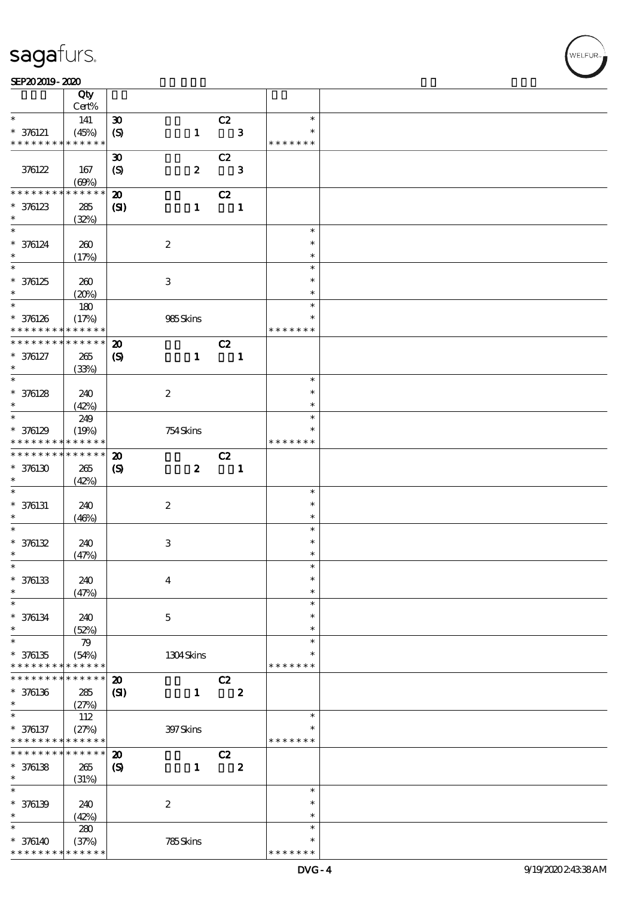sagafurs.

SEP20 2019 - 2020

| | Qty Cert% | | | | | |
|---|---|---|---|---|---|---|
| * | 141 | 30 | | C2 | * | |
| * 376121 | (45%) | (S) | 1 | 3 | * | |
| * * * * * * * * * * * * * * | | | | | * * * * * * * | |
| | | 30 | | C2 | | |
| 376122 | 167 (69%) | (S) | 2 | 3 | | |
| * * * * * * * * * * * * * * | | 20 | | C2 | | |
| * 376123 | 285 | (SI) | 1 | 1 | | |
| * | (32%) | | | | | |
| * | | | | | * | |
| * 376124 | 260 | | 2 | | * | |
| * | (17%) | | | | * | |
| * | | | | | * | |
| * 376125 | 260 | | 3 | | * | |
| * | (20%) | | | | * | |
| * | 180 | | | | * | |
| * 376126 | (17%) | | 985 Skins | | * | |
| * * * * * * * * * * * * * * | | | | | * * * * * * * | |
| * * * * * * * * * * * * * * | | 20 | | C2 | | |
| * 376127 | 265 | (S) | 1 | 1 | | |
| * | (33%) | | | | | |
| * | | | | | * | |
| * 376128 | 240 | | 2 | | * | |
| * | (42%) | | | | * | |
| * | 249 | | | | * | |
| * 376129 | (19%) | | 754 Skins | | * | |
| * * * * * * * * * * * * * * | | | | | * * * * * * * | |
| * * * * * * * * * * * * * * | | 20 | | C2 | | |
| * 376130 | 265 | (S) | 2 | 1 | | |
| * | (42%) | | | | | |
| * | | | | | * | |
| * 376131 | 240 | | 2 | | * | |
| * | (46%) | | | | * | |
| * | | | | | * | |
| * 376132 | 240 | | 3 | | * | |
| * | (47%) | | | | * | |
| * | | | | | * | |
| * 376133 | 240 | | 4 | | * | |
| * | (47%) | | | | * | |
| * | | | | | * | |
| * 376134 | 240 | | 5 | | * | |
| * | (52%) | | | | * | |
| * | 79 | | | | * | |
| * 376135 | (54%) | | 1304 Skins | | * | |
| * * * * * * * * * * * * * * | | | | | * * * * * * * | |
| * * * * * * * * * * * * * * | | 20 | | C2 | | |
| * 376136 | 285 | (SI) | 1 | 2 | | |
| * | (27%) | | | | | |
| * | 112 | | | | * | |
| * 376137 | (27%) | | 397 Skins | | * | |
| * * * * * * * * * * * * * * | | | | | * * * * * * * | |
| * * * * * * * * * * * * * * | | 20 | | C2 | | |
| * 376138 | 265 | (S) | 1 | 2 | | |
| * | (31%) | | | | | |
| * | | | | | * | |
| * 376139 | 240 | | 2 | | * | |
| * | (42%) | | | | * | |
| * | 280 | | | | * | |
| * 376140 | (37%) | | 785 Skins | | * | |
| * * * * * * * * * * * * * * | | | | | * * * * * * * | |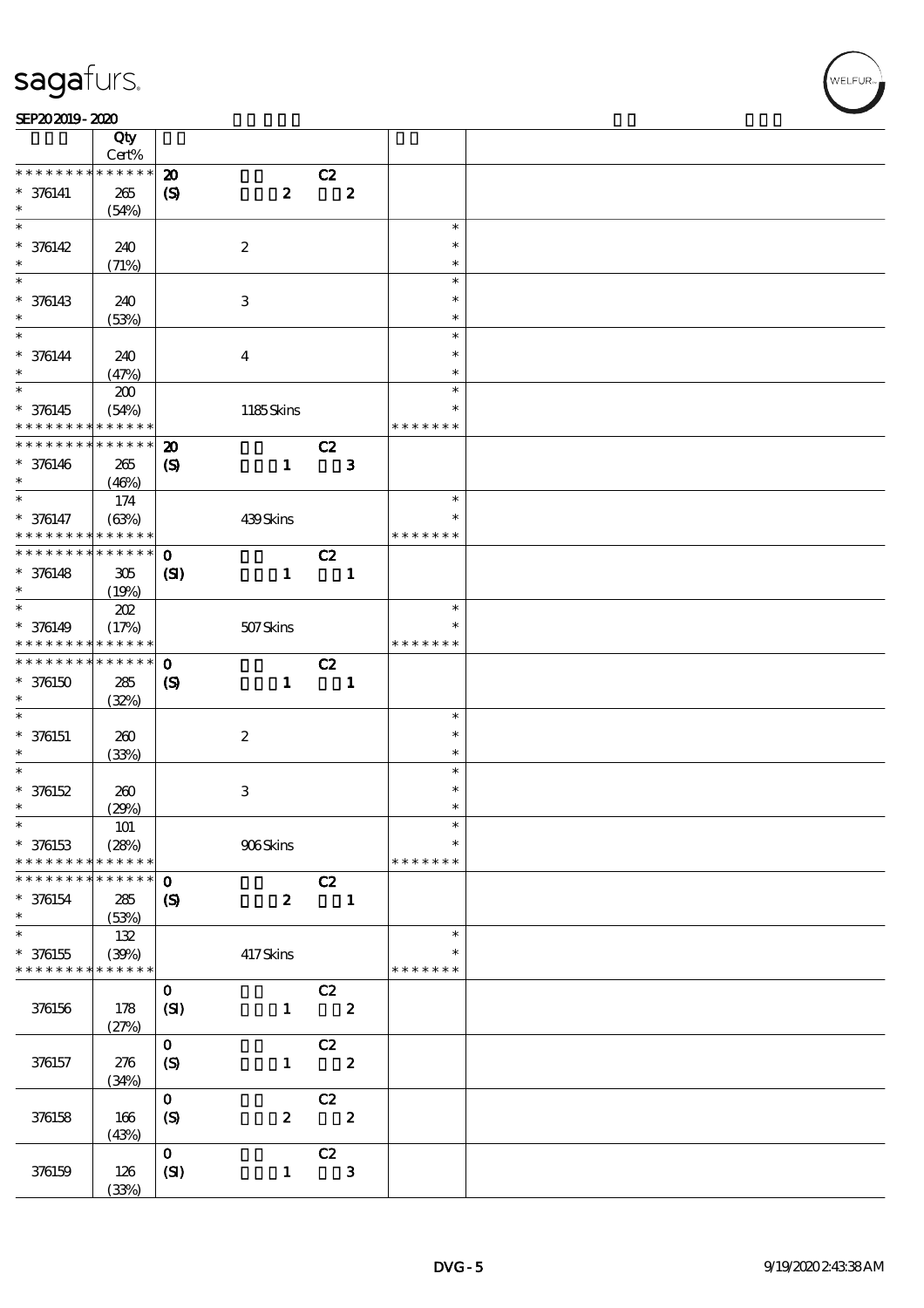sagafurs.

SEP20 2019 - 2020

| | Qty Cert% | | | |
|---|---|---|---|---|
| * * * * * * * * * * * * * * | 20 | C2 | | |
| * 376141 | 265 | (S) 2 2 | | |
| * | (54%) | | | |
| * | | | * | |
| * 376142 | 240 | 2 | * | |
| * | (71%) | | * | |
| * | | | * | |
| * 376143 | 240 | 3 | * | |
| * | (53%) | | * | |
| * | | | * | |
| * 376144 | 240 | 4 | * | |
| * | (47%) | | * | |
| * | 200 | | * | |
| * 376145 | (54%) | 1185 Skins | * | |
| * * * * * * * * * * * * * * | | | * * * * * * * | |
| * * * * * * * * * * * * * * | 20 | C2 | | |
| * 376146 | 265 | (S) 1 3 | | |
| * | (46%) | | | |
| * | 174 | | * | |
| * 376147 | (63%) | 439 Skins | * | |
| * * * * * * * * * * * * * * | | | * * * * * * * | |
| * * * * * * * * * * * * * * | 0 | C2 | | |
| * 376148 | 305 | (SI) 1 1 | | |
| * | (19%) | | | |
| * | 202 | | * | |
| * 376149 | (17%) | 507 Skins | * | |
| * * * * * * * * * * * * * * | | | * * * * * * * | |
| * * * * * * * * * * * * * * | 0 | C2 | | |
| * 376150 | 285 | (S) 1 1 | | |
| * | (32%) | | | |
| * | | | * | |
| * 376151 | 260 | 2 | * | |
| * | (33%) | | * | |
| * | | | * | |
| * 376152 | 260 | 3 | * | |
| * | (29%) | | * | |
| * | 101 | | * | |
| * 376153 | (28%) | 906 Skins | * | |
| * * * * * * * * * * * * * * | | | * * * * * * * | |
| * * * * * * * * * * * * * * | 0 | C2 | | |
| * 376154 | 285 | (S) 2 1 | | |
| * | (53%) | | | |
| * | 132 | | * | |
| * 376155 | (39%) | 417 Skins | * | |
| * * * * * * * * * * * * * * | | | * * * * * * * | |
| | | 0 C2 | | |
| 376156 | 178 (27%) | (SI) 1 2 | | |
| | | 0 C2 | | |
| 376157 | 276 (34%) | (S) 1 2 | | |
| | | 0 C2 | | |
| 376158 | 166 (43%) | (S) 2 2 | | |
| | | 0 C2 | | |
| 376159 | 126 (33%) | (SI) 1 3 | | |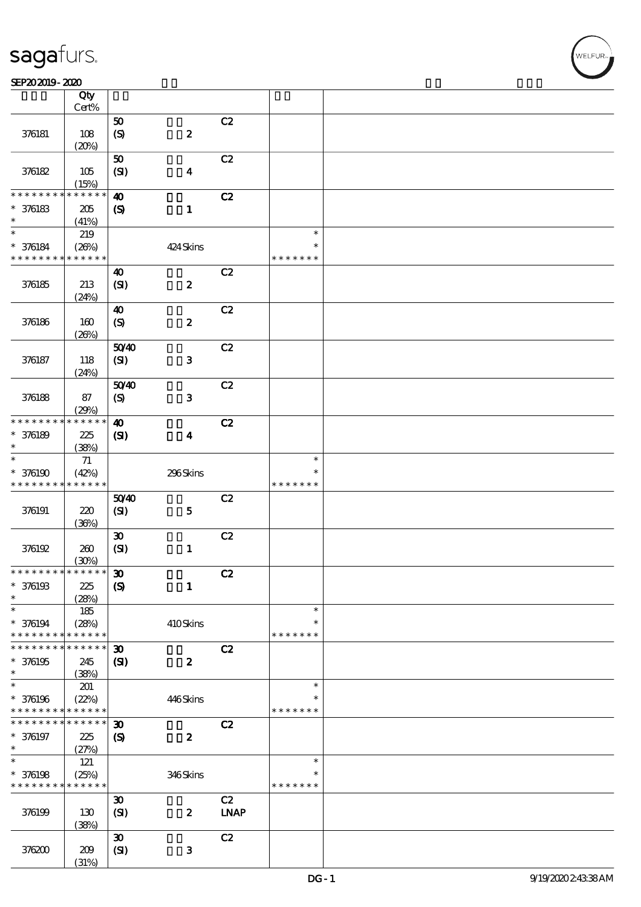| | Qty Cert% | | | | | |
|---|---|---|---|---|---|---|
| 376181 | 108 (20%) | 50 (S) | 2 | C2 | | |
| 376182 | 105 (15%) | 50 (SI) | 4 | C2 | | |
| * * * * * * * * * * * * * * * 376183 * | 205 (41%) | 40 (S) | 1 | C2 | | |
| * * 376184 * * * * * * * * * * * * * * | 219 (26%) | | 424 Skins | | * * * * * * * * * | |
| 376185 | 213 (24%) | 40 (SI) | 2 | C2 | | |
| 376186 | 160 (26%) | 40 (S) | 2 | C2 | | |
| 376187 | 118 (24%) | 50/40 (SI) | 3 | C2 | | |
| 376188 | 87 (29%) | 50/40 (S) | 3 | C2 | | |
| * * * * * * * * * * * * * * * 376189 * | 225 (38%) | 40 (SI) | 4 | C2 | | |
| * * 376190 * * * * * * * * * * * * * * | 71 (42%) | | 296 Skins | | * * * * * * * * * | |
| 376191 | 220 (36%) | 50/40 (SI) | 5 | C2 | | |
| 376192 | 260 (30%) | 30 (SI) | 1 | C2 | | |
| * * * * * * * * * * * * * * * 376193 * | 225 (28%) | 30 (S) | 1 | C2 | | |
| * * 376194 * * * * * * * * * * * * * * | 185 (28%) | | 410 Skins | | * * * * * * * * * | |
| * * * * * * * * * * * * * * * 376195 * | 245 (38%) | 30 (SI) | 2 | C2 | | |
| * * 376196 * * * * * * * * * * * * * * | 201 (22%) | | 446 Skins | | * * * * * * * * * | |
| * * * * * * * * * * * * * * * 376197 * | 225 (27%) | 30 (S) | 2 | C2 | | |
| * * 376198 * * * * * * * * * * * * * * | 121 (25%) | | 346 Skins | | * * * * * * * * * | |
| 376199 | 130 (38%) | 30 (SI) | 2 | C2 LNAP | | |
| 376200 | 209 (31%) | 30 (SI) | 3 | C2 | | |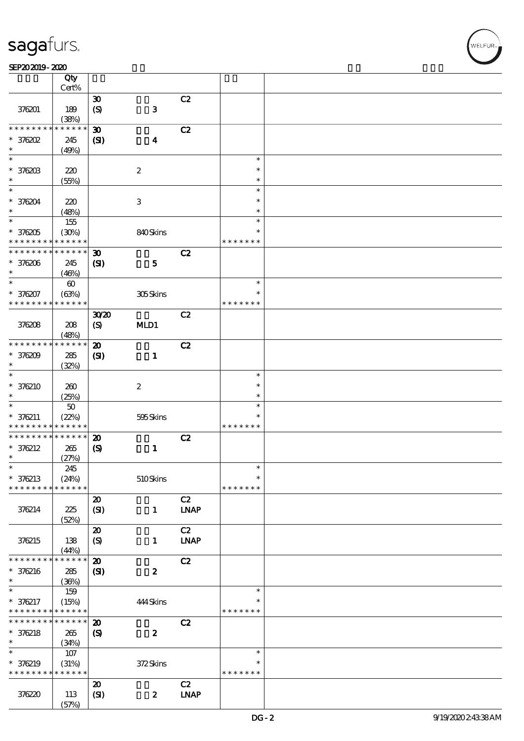| | Qty Cert% | | | | | |
|---|---|---|---|---|---|---|
| 376201 | 189 (38%) | 30 (S) | 3 | C2 | | |
| * * * * * * * * * * * * * * 376202 * | 245 (49%) | 30 (SI) | 4 | C2 | | |
| * * 376203 * | 220 (55%) | | 2 | | * * * | |
| * * 376204 * | 220 (48%) | | 3 | | * * * | |
| * * 376205 * * * * * * * * * * * * * | 155 (30%) | | 840 Skins | | * * * * * * * * * | |
| * * * * * * * * * * * * * * 376206 * | 245 (46%) | 30 (SI) | 5 | C2 | | |
| * * 376207 * * * * * * * * * * * * * | 60 (63%) | | 305 Skins | | * * * * * * * * * | |
| 376208 | 208 (48%) | 30/20 (S) | MLD1 | C2 | | |
| * * * * * * * * * * * * * * 376209 * | 285 (32%) | 20 (SI) | 1 | C2 | | |
| * * 376210 * | 260 (25%) | | 2 | | * * * | |
| * * 376211 * * * * * * * * * * * * * | 50 (22%) | | 595 Skins | | * * * * * * * * * | |
| * * * * * * * * * * * * * * 376212 * | 265 (27%) | 20 (S) | 1 | C2 | | |
| * * 376213 * * * * * * * * * * * * * | 245 (24%) | | 510 Skins | | * * * * * * * * * | |
| 376214 | 225 (52%) | 20 (SI) | 1 | C2 LNAP | | |
| 376215 | 138 (44%) | 20 (S) | 1 | C2 LNAP | | |
| * * * * * * * * * * * * * * 376216 * | 285 (36%) | 20 (SI) | 2 | C2 | | |
| * * 376217 * * * * * * * * * * * * * | 159 (15%) | | 444 Skins | | * * * * * * * * * | |
| * * * * * * * * * * * * * * 376218 * | 265 (34%) | 20 (S) | 2 | C2 | | |
| * * 376219 * * * * * * * * * * * * * | 107 (31%) | | 372 Skins | | * * * * * * * * * | |
| 376220 | 113 (57%) | 20 (SI) | 2 | C2 LNAP | | |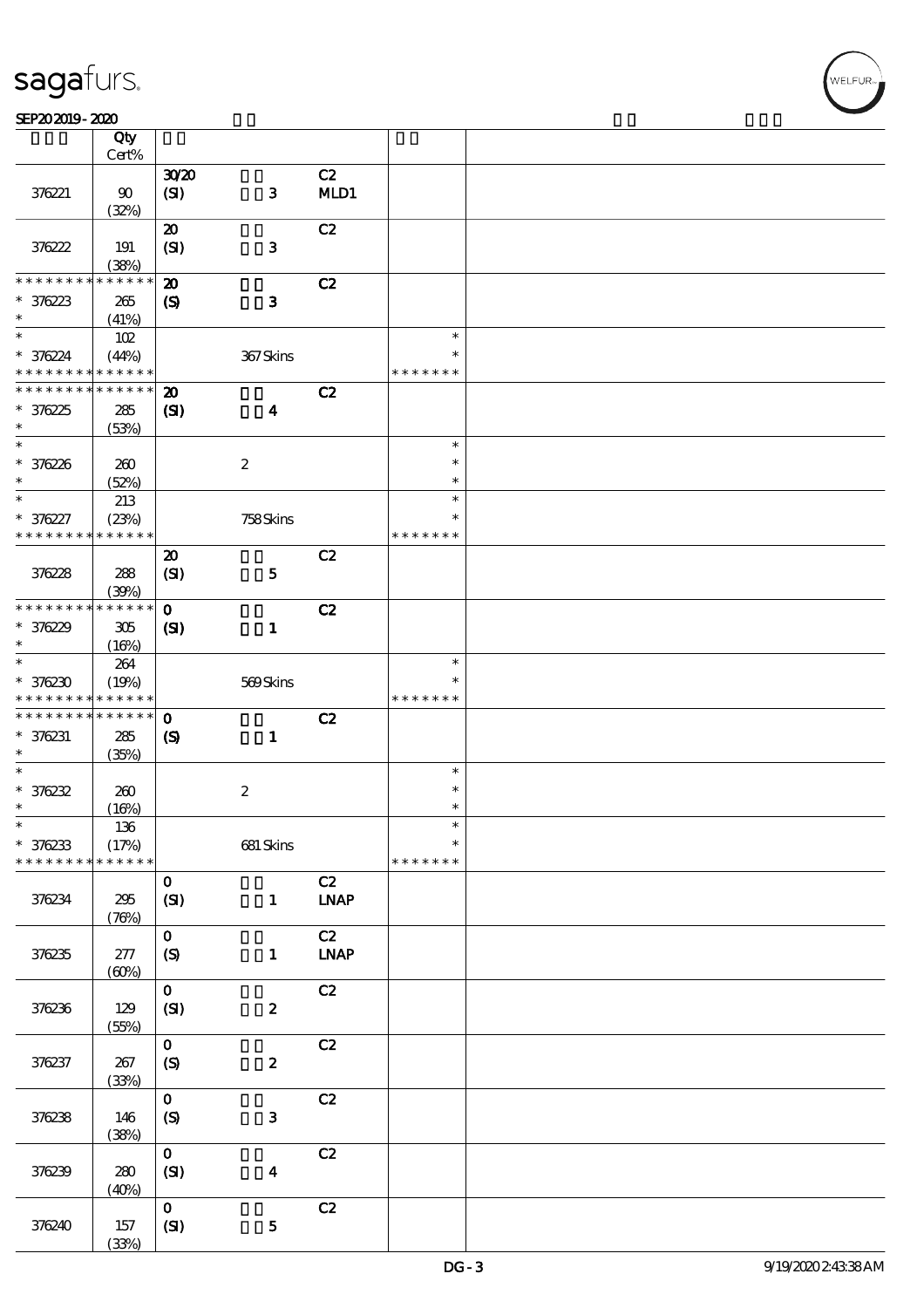| | Qty<br>Cert% | | | | | |
|---|---|---|---|---|---|---|
| 376221 | 90<br>(32%) | 30/20<br>(SI) | 3 | C2<br>MLD1 | | |
| 376222 | 191<br>(38%) | 20<br>(SI) | 3 | C2 | | |
| * * * * * * * * * * * * * *<br>* 376223<br>* | 265<br>(41%) | 20<br>(S) | 3 | C2 | | |
| *<br>* 376224<br>* * * * * * * * * * * * * * | 102<br>(44%) | | 367 Skins | | *<br>*<br>* * * * * * * | |
| * * * * * * * * * * * * * *<br>* 376225<br>* | 285<br>(53%) | 20<br>(SI) | 4 | C2 | | |
| *<br>* 376226<br>* | 260<br>(52%) | | 2 | | *<br>*<br>* | |
| *<br>* 376227<br>* * * * * * * * * * * * * * | 213<br>(23%) | | 758 Skins | | *<br>*<br>* * * * * * * | |
| 376228 | 288<br>(39%) | 20<br>(SI) | 5 | C2 | | |
| * * * * * * * * * * * * * *<br>* 376229<br>* | 305<br>(16%) | 0<br>(SI) | 1 | C2 | | |
| *<br>* 376230<br>* * * * * * * * * * * * * * | 264<br>(19%) | | 569 Skins | | *<br>*<br>* * * * * * * | |
| * * * * * * * * * * * * * *<br>* 376231<br>* | 285<br>(35%) | 0<br>(S) | 1 | C2 | | |
| *<br>* 376232<br>* | 260<br>(16%) | | 2 | | *<br>*<br>* | |
| *<br>* 376233<br>* * * * * * * * * * * * * * | 136<br>(17%) | | 681 Skins | | *<br>*<br>* * * * * * * | |
| 376234 | 295<br>(76%) | 0<br>(SI) | 1 | C2<br>LNAP | | |
| 376235 | 277<br>(60%) | 0<br>(S) | 1 | C2<br>LNAP | | |
| 376236 | 129<br>(55%) | 0<br>(SI) | 2 | C2 | | |
| 376237 | 267<br>(33%) | 0<br>(S) | 2 | C2 | | |
| 376238 | 146<br>(38%) | 0<br>(S) | 3 | C2 | | |
| 376239 | 280<br>(40%) | 0<br>(SI) | 4 | C2 | | |
| 376240 | 157<br>(33%) | 0<br>(SI) | 5 | C2 | | |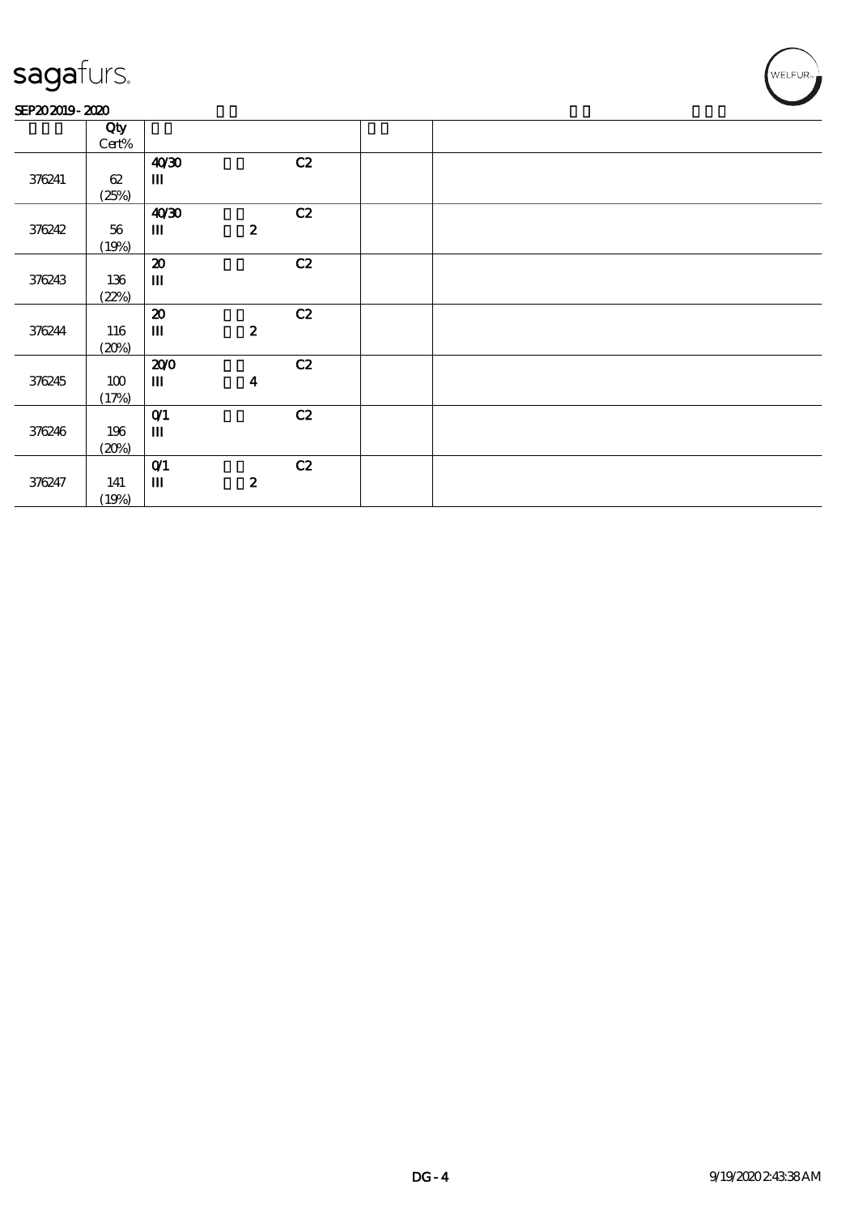sagafurs.

SEP20 2019 - 2020

| | Qty Cert% | | | | | |
|---|---|---|---|---|---|---|
| 376241 | 62 (25%) | 40/30 III | | C2 | | |
| 376242 | 56 (19%) | 40/30 III | 2 | C2 | | |
| 376243 | 136 (22%) | 20 III | | C2 | | |
| 376244 | 116 (20%) | 20 III | 2 | C2 | | |
| 376245 | 100 (17%) | 20/0 III | 4 | C2 | | |
| 376246 | 196 (20%) | 0/1 III | | C2 | | |
| 376247 | 141 (19%) | 0/1 III | 2 | C2 | | |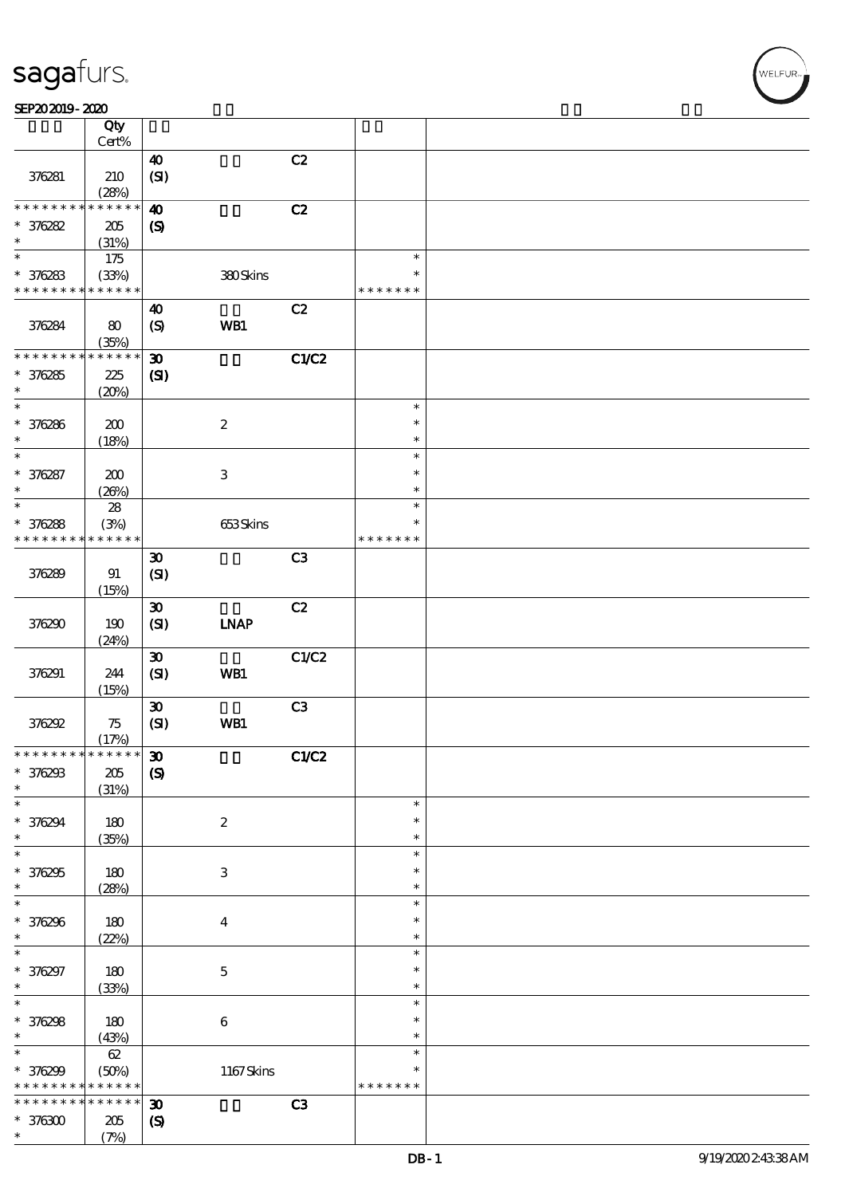| | Qty Cert% | | | | | |
|---|---|---|---|---|---|---|
| 376281 | 210 (28%) | 40 (SI) | | C2 | | |
| * * * * * * * * * * * * * * 376282 * | 205 (31%) | 40 (S) | | C2 | | |
| * * 376283 * * * * * * * * * * * * * | 175 (33%) | | 380 Skins | | * * * * * * * * * | |
| 376284 | 80 (35%) | 40 (S) | WB1 | C2 | | |
| * * * * * * * * * * * * * * 376285 * | 225 (20%) | 30 (SI) | | C1/C2 | | |
| * * 376286 * | 200 (18%) | | 2 | | * * * | |
| * * 376287 * | 200 (26%) | | 3 | | * * * | |
| * * 376288 * * * * * * * * * * * * * | 28 (3%) | | 653 Skins | | * * * * * * * * * | |
| 376289 | 91 (15%) | 30 (SI) | | C3 | | |
| 376290 | 190 (24%) | 30 (SI) | LNAP | C2 | | |
| 376291 | 244 (15%) | 30 (SI) | WB1 | C1/C2 | | |
| 376292 | 75 (17%) | 30 (SI) | WB1 | C3 | | |
| * * * * * * * * * * * * * * 376293 * | 205 (31%) | 30 (S) | | C1/C2 | | |
| * * 376294 * | 180 (35%) | | 2 | | * * * | |
| * * 376295 * | 180 (28%) | | 3 | | * * * | |
| * * 376296 * | 180 (22%) | | 4 | | * * * | |
| * * 376297 * | 180 (33%) | | 5 | | * * * | |
| * * 376298 * | 180 (43%) | | 6 | | * * * | |
| * * 376299 * * * * * * * * * * * * * | 62 (50%) | | 1167 Skins | | * * * * * * * * * | |
| * * * * * * * * * * * * * * 376300 * | 205 (7%) | 30 (S) | | C3 | | |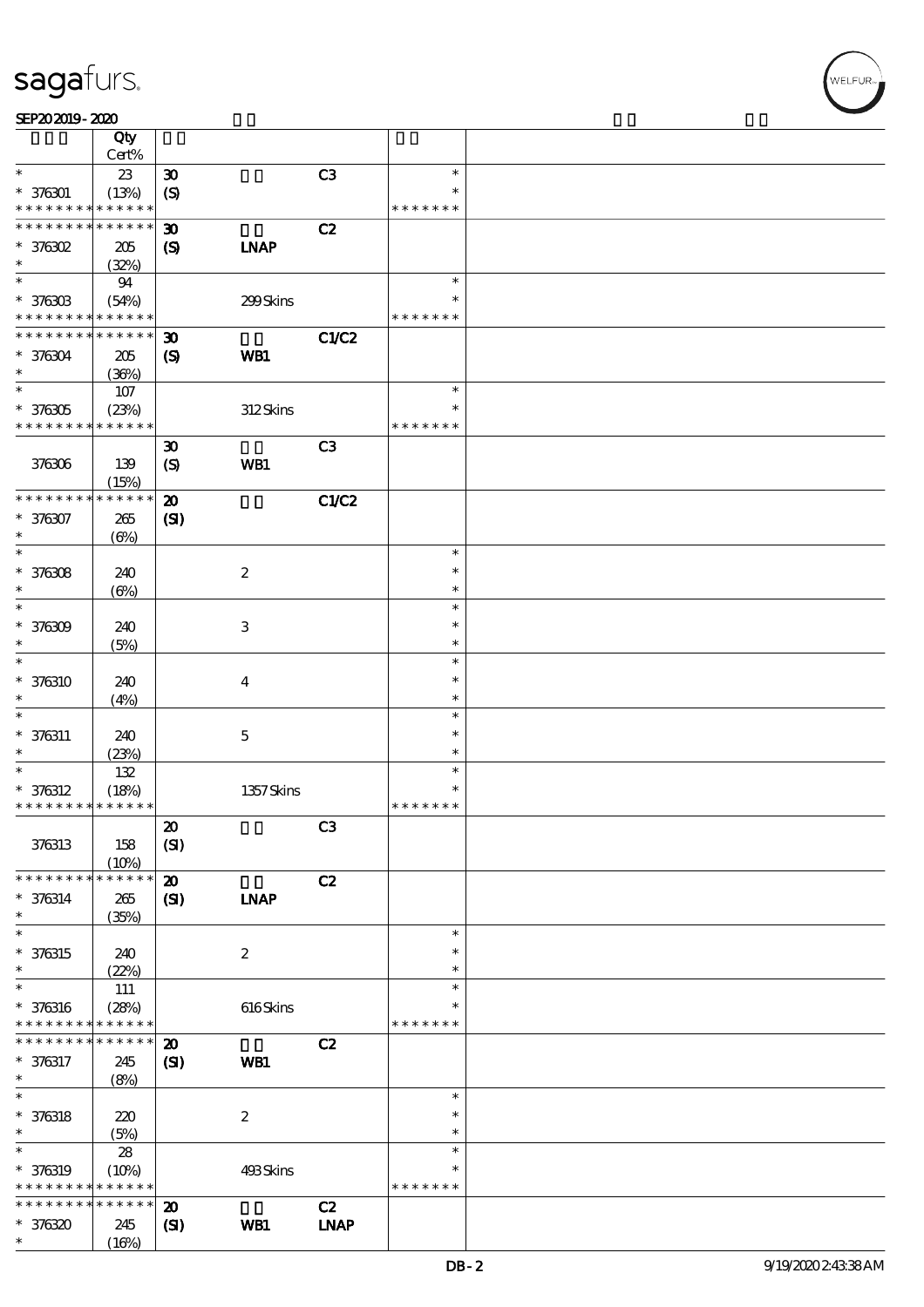| | Qty Cert% | | | | | |
|---|---|---|---|---|---|---|
| * | 23 | 30 | | C3 | * | |
| * 376301 | (13%) | (S) | | | * | |
| * * * * * * * * * * * * * * | | | | | * * * * * * * | |
| * * * * * * * * * * * * * * | | 30 | | C2 | | |
| * 376302 | 205 | (S) | LNAP | | | |
| * | (32%) | | | | | |
| * | 94 | | | | * | |
| * 376303 | (54%) | | 299 Skins | | * | |
| * * * * * * * * * * * * * * | | | | | * * * * * * * | |
| * * * * * * * * * * * * * * | | 30 | | C1/C2 | | |
| * 376304 | 205 | (S) | WB1 | | | |
| * | (36%) | | | | | |
| * | 107 | | | | * | |
| * 376305 | (23%) | | 312 Skins | | * | |
| * * * * * * * * * * * * * * | | | | | * * * * * * * | |
| | | 30 | | C3 | | |
| 376306 | 139 | (S) | WB1 | | | |
| | (15%) | | | | | |
| * * * * * * * * * * * * * * | | 20 | | C1/C2 | | |
| * 376307 | 265 | (SI) | | | | |
| * | (6%) | | | | | |
| * | | | | | * | |
| * 376308 | 240 | | 2 | | * | |
| * | (6%) | | | | * | |
| * | | | | | * | |
| * 376309 | 240 | | 3 | | * | |
| * | (5%) | | | | * | |
| * | | | | | * | |
| * 376310 | 240 | | 4 | | * | |
| * | (4%) | | | | * | |
| * | | | | | * | |
| * 376311 | 240 | | 5 | | * | |
| * | (23%) | | | | * | |
| * | 132 | | | | * | |
| * 376312 | (18%) | | 1357 Skins | | * | |
| * * * * * * * * * * * * * * | | | | | * * * * * * * | |
| | | 20 | | C3 | | |
| 376313 | 158 | (SI) | | | | |
| | (10%) | | | | | |
| * * * * * * * * * * * * * * | | 20 | | C2 | | |
| * 376314 | 265 | (SI) | LNAP | | | |
| * | (35%) | | | | | |
| * | | | | | * | |
| * 376315 | 240 | | 2 | | * | |
| * | (22%) | | | | * | |
| * | 111 | | | | * | |
| * 376316 | (28%) | | 616 Skins | | * | |
| * * * * * * * * * * * * * * | | | | | * * * * * * * | |
| * * * * * * * * * * * * * * | | 20 | | C2 | | |
| * 376317 | 245 | (SI) | WB1 | | | |
| * | (8%) | | | | | |
| * | | | | | * | |
| * 376318 | 220 | | 2 | | * | |
| * | (5%) | | | | * | |
| * | 28 | | | | * | |
| * 376319 | (10%) | | 493 Skins | | * | |
| * * * * * * * * * * * * * * | | | | | * * * * * * * | |
| * * * * * * * * * * * * * * | | 20 | | C2 | | |
| * 376320 | 245 | (SI) | WB1 | LNAP | | |
| * | (16%) | | | | | |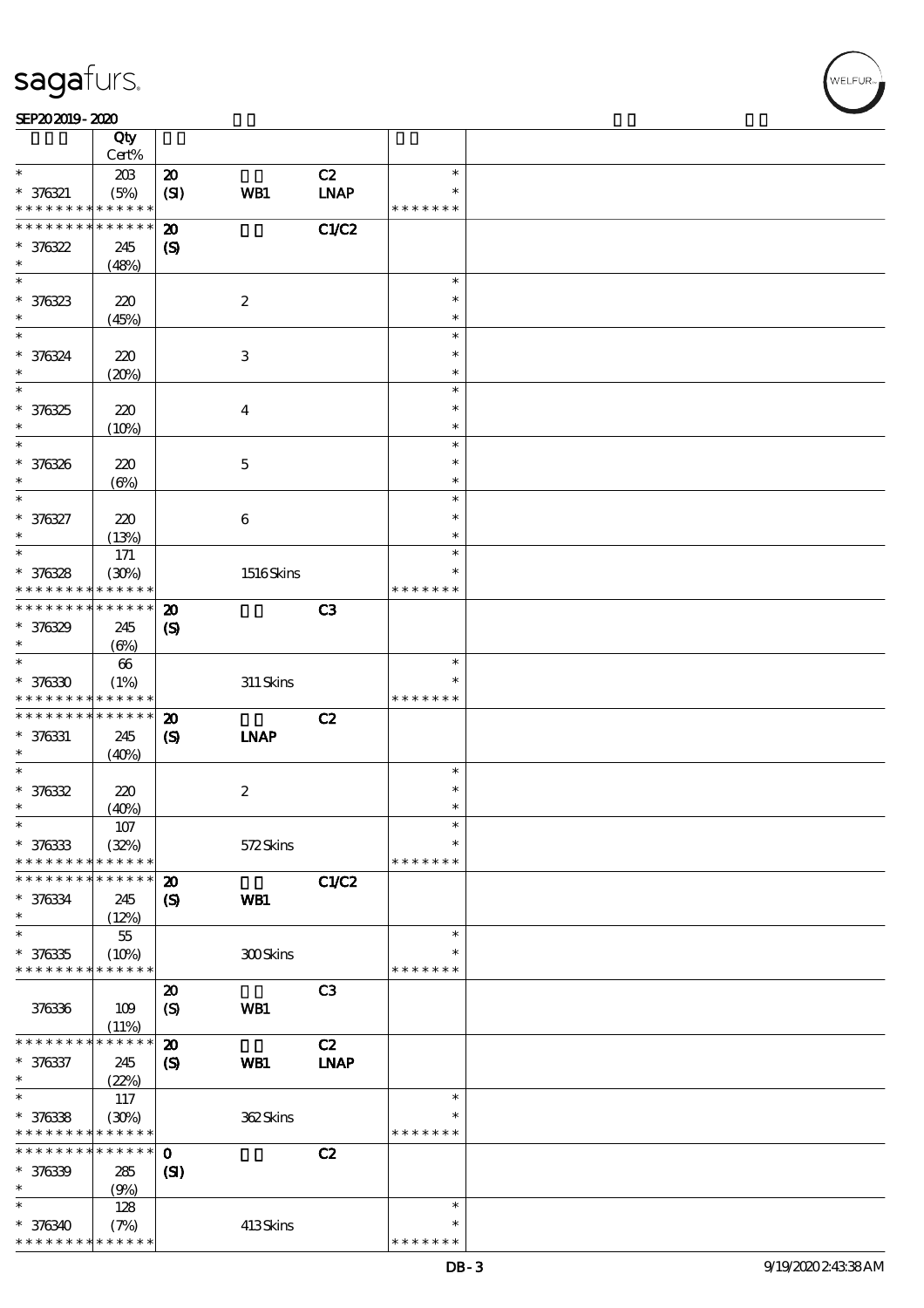| | Qty Cert% | | | | | |
|---|---|---|---|---|---|---|
| * | 203 | 20 | | C2 | * | |
| * 376321 | (5%) | (SI) | WB1 | LNAP | * | |
| * * * * * * * * * * * * * * | | | | | * * * * * * * | |
| * * * * * * * * * * * * * * | | 20 | | C1/C2 | | |
| * 376322 | 245 | (S) | | | | |
| * | (48%) | | | | | |
| * | | | | | * | |
| * 376323 | 220 | | 2 | | * | |
| * | (45%) | | | | * | |
| * | | | | | * | |
| * 376324 | 220 | | 3 | | * | |
| * | (20%) | | | | * | |
| * | | | | | * | |
| * 376325 | 220 | | 4 | | * | |
| * | (10%) | | | | * | |
| * | | | | | * | |
| * 376326 | 220 | | 5 | | * | |
| * | (6%) | | | | * | |
| * | | | | | * | |
| * 376327 | 220 | | 6 | | * | |
| * | (13%) | | | | * | |
| * | 171 | | | | * | |
| * 376328 | (30%) | | 1516 Skins | | * | |
| * * * * * * * * * * * * * * | | | | | * * * * * * * | |
| * * * * * * * * * * * * * * | | 20 | | C3 | | |
| * 376329 | 245 | (S) | | | | |
| * | (6%) | | | | | |
| * | 66 | | | | * | |
| * 376330 | (1%) | | 311 Skins | | * | |
| * * * * * * * * * * * * * * | | | | | * * * * * * * | |
| * * * * * * * * * * * * * * | | 20 | | C2 | | |
| * 376331 | 245 | (S) | LNAP | | | |
| * | (40%) | | | | | |
| * | | | | | * | |
| * 376332 | 220 | | 2 | | * | |
| * | (40%) | | | | * | |
| * | 107 | | | | * | |
| * 376333 | (32%) | | 572 Skins | | * | |
| * * * * * * * * * * * * * * | | | | | * * * * * * * | |
| * * * * * * * * * * * * * * | | 20 | | C1/C2 | | |
| * 376334 | 245 | (S) | WB1 | | | |
| * | (12%) | | | | | |
| * | 55 | | | | * | |
| * 376335 | (10%) | | 300 Skins | | * | |
| * * * * * * * * * * * * * * | | | | | * * * * * * * | |
| | | 20 | | C3 | | |
| 376336 | 109 | (S) | WB1 | | | |
| | (11%) | | | | | |
| * * * * * * * * * * * * * * | | 20 | | C2 | | |
| * 376337 | 245 | (S) | WB1 | LNAP | | |
| * | (22%) | | | | | |
| * | 117 | | | | * | |
| * 376338 | (30%) | | 362 Skins | | * | |
| * * * * * * * * * * * * * * | | | | | * * * * * * * | |
| * * * * * * * * * * * * * * | | 0 | | C2 | | |
| * 376339 | 285 | (SI) | | | | |
| * | (9%) | | | | | |
| * | 128 | | | | * | |
| * 376340 | (7%) | | 413 Skins | | * | |
| * * * * * * * * * * * * * * | | | | | * * * * * * * | |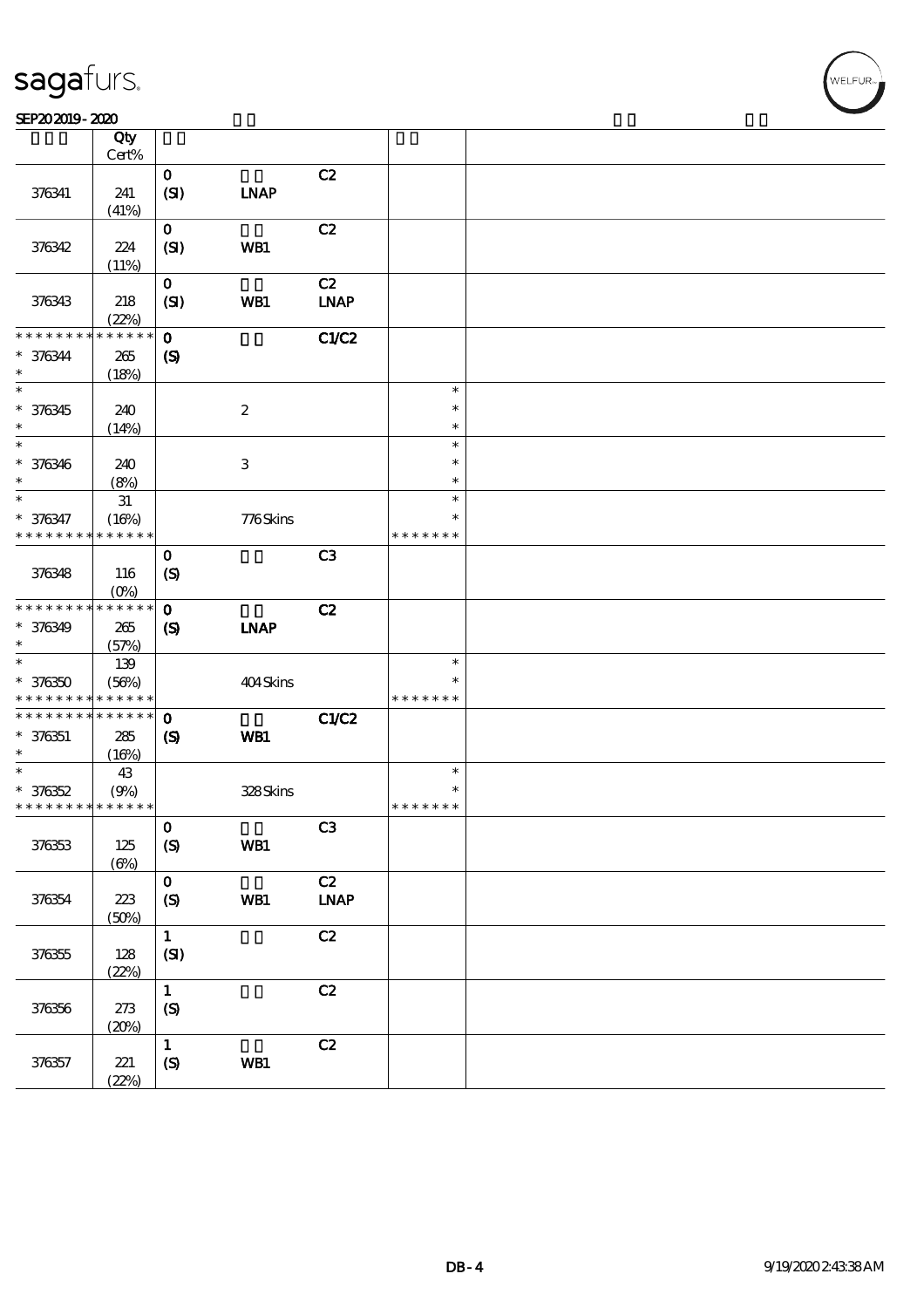| | Qty Cert% | | | | | |
|---|---|---|---|---|---|---|
| 376341 | 241 (41%) | 0 (SI) | LNAP | C2 | | |
| 376342 | 224 (11%) | 0 (SI) | WB1 | C2 | | |
| 376343 | 218 (22%) | 0 (SI) | WB1 | C2 LNAP | | |
| * * * * * * * * * * * * * * * 376344 * | 265 (18%) | 0 (S) | | C1/C2 | | |
| * * 376345 * | 240 (14%) | | 2 | | * * * | |
| * * 376346 * | 240 (8%) | | 3 | | * * * | |
| * * 376347 * * * * * * * * * * * * * * | 31 (16%) | | 776 Skins | | * * * * * * * * | |
| 376348 | 116 (0%) | 0 (S) | | C3 | | |
| * * * * * * * * * * * * * * * 376349 * | 265 (57%) | 0 (S) | LNAP | C2 | | |
| * * 376350 * * * * * * * * * * * * * * | 139 (56%) | | 404 Skins | | * * * * * * * * | |
| * * * * * * * * * * * * * * * 376351 * | 285 (16%) | 0 (S) | WB1 | C1/C2 | | |
| * * 376352 * * * * * * * * * * * * * * | 43 (9%) | | 328 Skins | | * * * * * * * * | |
| 376353 | 125 (6%) | 0 (S) | WB1 | C3 | | |
| 376354 | 223 (50%) | 0 (S) | WB1 | C2 LNAP | | |
| 376355 | 128 (22%) | 1 (SI) | | C2 | | |
| 376356 | 273 (20%) | 1 (S) | | C2 | | |
| 376357 | 221 (22%) | 1 (S) | WB1 | C2 | | |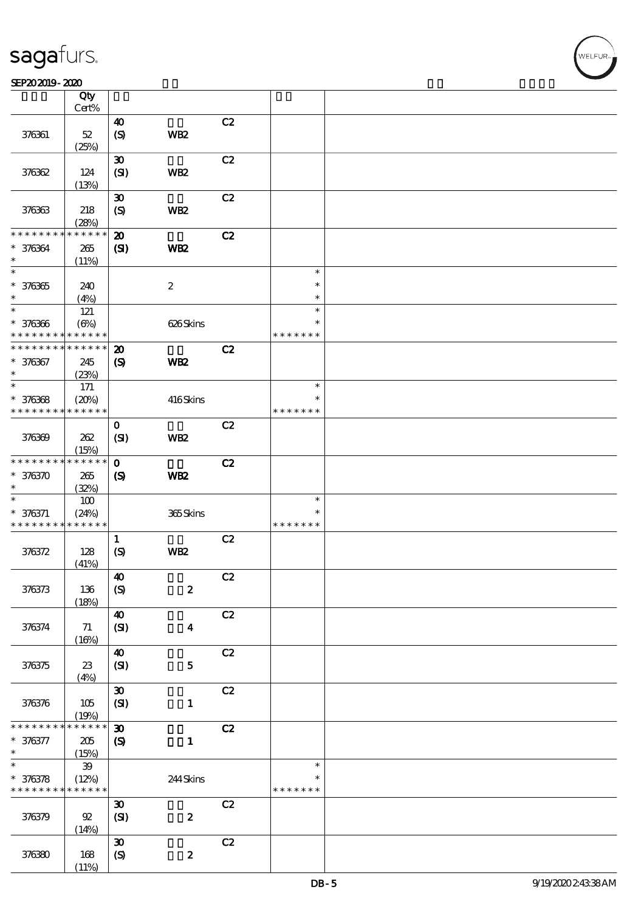| | Qty Cert% | | | | | |
|---|---|---|---|---|---|---|
| 376361 | 52 (25%) | 40 (S) | WB2 | C2 | | |
| 376362 | 124 (13%) | 30 (SI) | WB2 | C2 | | |
| 376363 | 218 (28%) | 30 (S) | WB2 | C2 | | |
| * * * * * * * * * * * * * * | | 20 | | C2 | | |
| * 376364 * | 265 (11%) | (SI) | WB2 | | | |
| * | | | | | * | |
| * 376365 * | 240 (4%) | | 2 | | * * | |
| * | 121 | | | | * | |
| * 376366 * * * * * * * * * * * * * * | (6%) | | 626 Skins | | * * * * * * * * | |
| * * * * * * * * * * * * * * | | 20 | | C2 | | |
| * 376367 * | 245 (23%) | (S) | WB2 | | | |
| * | 171 | | | | * | |
| * 376368 * * * * * * * * * * * * * * | (20%) | | 416 Skins | | * * * * * * * * | |
| 376369 | 262 (15%) | 0 (SI) | WB2 | C2 | | |
| * * * * * * * * * * * * * * | | 0 | | C2 | | |
| * 376370 * | 265 (32%) | (S) | WB2 | | | |
| * | 100 | | | | * | |
| * 376371 * * * * * * * * * * * * * * | (24%) | | 365 Skins | | * * * * * * * * | |
| 376372 | 128 (41%) | 1 (S) | WB2 | C2 | | |
| 376373 | 136 (18%) | 40 (S) | 2 | C2 | | |
| 376374 | 71 (16%) | 40 (SI) | 4 | C2 | | |
| 376375 | 23 (4%) | 40 (SI) | 5 | C2 | | |
| 376376 | 105 (19%) | 30 (SI) | 1 | C2 | | |
| * * * * * * * * * * * * * * | | 30 | | C2 | | |
| * 376377 * | 205 (15%) | (S) | 1 | | | |
| * | 39 | | | | * | |
| * 376378 * * * * * * * * * * * * * * | (12%) | | 244 Skins | | * * * * * * * * | |
| 376379 | 92 (14%) | 30 (SI) | 2 | C2 | | |
| 376380 | 168 (11%) | 30 (S) | 2 | C2 | | |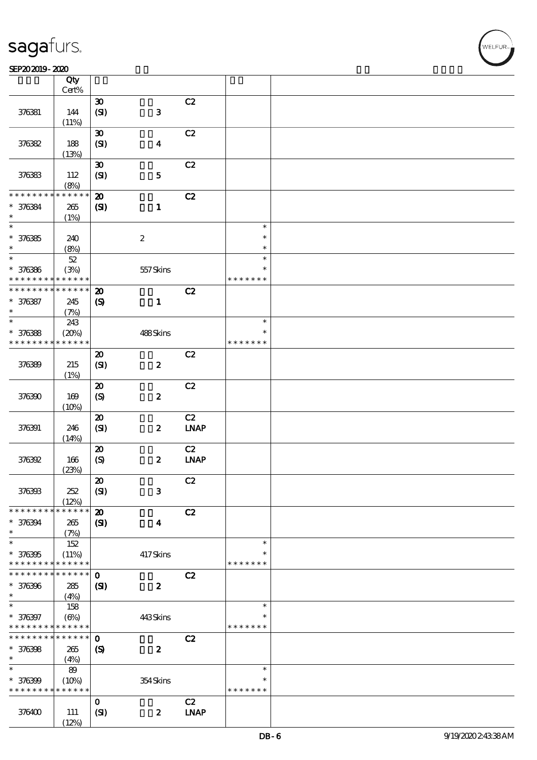| | Qty Cert% | | | | | |
|---|---|---|---|---|---|---|
| 376381 | 144 (11%) | 30 (SI) | 3 | C2 | | |
| 376382 | 188 (13%) | 30 (SI) | 4 | C2 | | |
| 376383 | 112 (8%) | 30 (SI) | 5 | C2 | | |
| * * * * * * * * * * * * * * | | 20 | | C2 | | |
| * 376384 * | 265 (1%) | (SI) | 1 | | | |
| * * 376385 * | 240 (8%) | | 2 | | * * * | |
| * * 376386 * * * * * * * * * * * * * * | 52 (3%) | | 557 Skins | | * * * * * * * * * | |
| * * * * * * * * * * * * * * | | 20 | | C2 | | |
| * 376387 * | 245 (7%) | (S) | 1 | | | |
| * * 376388 * * * * * * * * * * * * * * | 243 (20%) | | 488 Skins | | * * * * * * * * * | |
| 376389 | 215 (1%) | 20 (SI) | 2 | C2 | | |
| 376390 | 169 (10%) | 20 (S) | 2 | C2 | | |
| 376391 | 246 (14%) | 20 (SI) | 2 | C2 LNAP | | |
| 376392 | 166 (23%) | 20 (S) | 2 | C2 LNAP | | |
| 376393 | 252 (12%) | 20 (SI) | 3 | C2 | | |
| * * * * * * * * * * * * * * | | 20 | | C2 | | |
| * 376394 * | 265 (7%) | (SI) | 4 | | | |
| * * 376395 * * * * * * * * * * * * * * | 152 (11%) | | 417 Skins | | * * * * * * * * * | |
| * * * * * * * * * * * * * * | | 0 | | C2 | | |
| * 376396 * | 285 (4%) | (SI) | 2 | | | |
| * * 376397 * * * * * * * * * * * * * * | 158 (6%) | | 443 Skins | | * * * * * * * * * | |
| * * * * * * * * * * * * * * | | 0 | | C2 | | |
| * 376398 * | 265 (4%) | (S) | 2 | | | |
| * * 376399 * * * * * * * * * * * * * * | 89 (10%) | | 354 Skins | | * * * * * * * * * | |
| 376400 | 111 (12%) | 0 (SI) | 2 | C2 LNAP | | |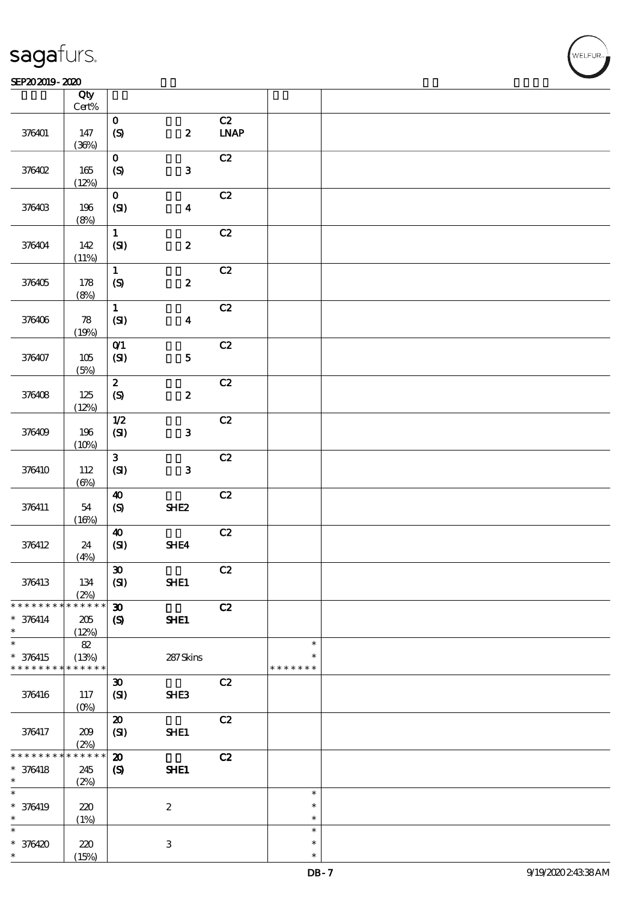| | Qty Cert% | | | | | |
|---|---|---|---|---|---|---|
| 376401 | 147 (36%) | 0 (S) | 2 | C2 LNAP | | |
| 376402 | 165 (12%) | 0 (S) | 3 | C2 | | |
| 376403 | 196 (8%) | 0 (SI) | 4 | C2 | | |
| 376404 | 142 (11%) | 1 (SI) | 2 | C2 | | |
| 376405 | 178 (8%) | 1 (S) | 2 | C2 | | |
| 376406 | 78 (19%) | 1 (SI) | 4 | C2 | | |
| 376407 | 105 (5%) | 0/1 (SI) | 5 | C2 | | |
| 376408 | 125 (12%) | 2 (S) | 2 | C2 | | |
| 376409 | 196 (10%) | 1/2 (SI) | 3 | C2 | | |
| 376410 | 112 (6%) | 3 (SI) | 3 | C2 | | |
| 376411 | 54 (16%) | 40 (S) | SHE2 | C2 | | |
| 376412 | 24 (4%) | 40 (SI) | SHE4 | C2 | | |
| 376413 | 134 (2%) | 30 (SI) | SHE1 | C2 | | |
| * * * * * * * * * * * * * * * 376414 * | 205 (12%) | 30 (S) | SHE1 | C2 | | |
| * * 376415 * * * * * * * * * * * * * | 82 (13%) | | 287 Skins | | * * * * * * * * * | |
| 376416 | 117 (0%) | 30 (SI) | SHE3 | C2 | | |
| 376417 | 209 (2%) | 20 (SI) | SHE1 | C2 | | |
| * * * * * * * * * * * * * * * 376418 * | 245 (2%) | 20 (S) | SHE1 | C2 | | |
| * * 376419 * | 220 (1%) | | 2 | | * * * | |
| * * 376420 * | 220 (15%) | | 3 | | * * * | |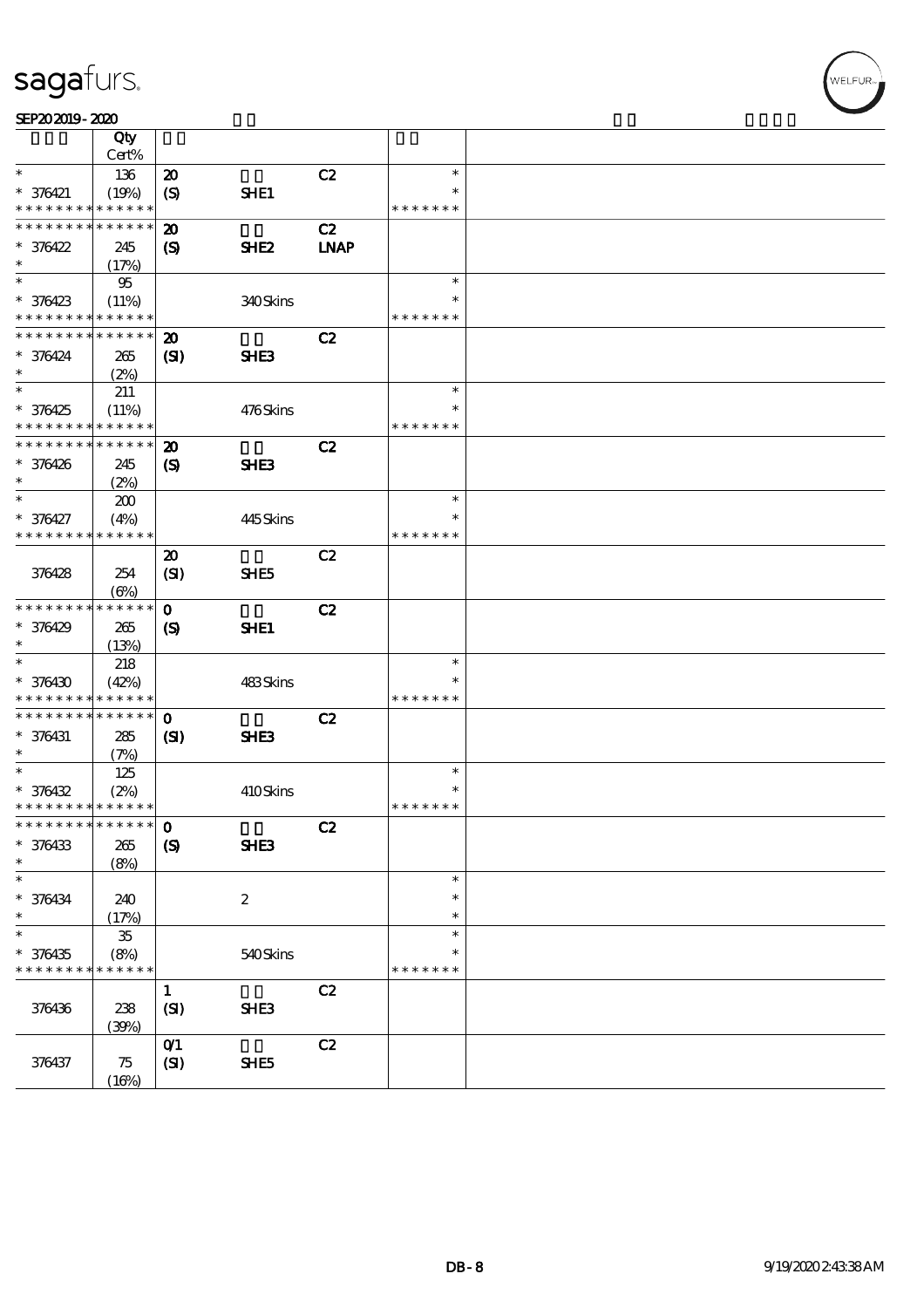| | Qty Cert% | | | | | |
|---|---|---|---|---|---|---|
| * | 136 | 20 | | C2 | * | |
| * 376421 | (19%) | (S) | SHE1 | | * | |
| * * * * * * * * * * * * * * | | | | | * * * * * * * | |
| * * * * * * * * * * * * * * | | 20 | | C2 | | |
| * 376422 | 245 | (S) | SHE2 | LNAP | | |
| * | (17%) | | | | | |
| * | 95 | | | | * | |
| * 376423 | (11%) | | 340 Skins | | * | |
| * * * * * * * * * * * * * * | | | | | * * * * * * * | |
| * * * * * * * * * * * * * * | | 20 | | C2 | | |
| * 376424 | 265 | (SI) | SHE3 | | | |
| * | (2%) | | | | | |
| * | 211 | | | | * | |
| * 376425 | (11%) | | 476 Skins | | * | |
| * * * * * * * * * * * * * * | | | | | * * * * * * * | |
| * * * * * * * * * * * * * * | | 20 | | C2 | | |
| * 376426 | 245 | (S) | SHE3 | | | |
| * | (2%) | | | | | |
| * | 200 | | | | * | |
| * 376427 | (4%) | | 445 Skins | | * | |
| * * * * * * * * * * * * * * | | | | | * * * * * * * | |
| | | 20 | | C2 | | |
| 376428 | 254 | (SI) | SHE5 | | | |
| | (6%) | | | | | |
| * * * * * * * * * * * * * * | | 0 | | C2 | | |
| * 376429 | 265 | (S) | SHE1 | | | |
| * | (13%) | | | | | |
| * | 218 | | | | * | |
| * 376430 | (42%) | | 483 Skins | | * | |
| * * * * * * * * * * * * * * | | | | | * * * * * * * | |
| * * * * * * * * * * * * * * | | 0 | | C2 | | |
| * 376431 | 285 | (SI) | SHE3 | | | |
| * | (7%) | | | | | |
| * | 125 | | | | * | |
| * 376432 | (2%) | | 410 Skins | | * | |
| * * * * * * * * * * * * * * | | | | | * * * * * * * | |
| * * * * * * * * * * * * * * | | 0 | | C2 | | |
| * 376433 | 265 | (S) | SHE3 | | | |
| * | (8%) | | | | | |
| * | | | | | * | |
| * 376434 | 240 | | 2 | | * | |
| * | (17%) | | | | * | |
| * | 35 | | | | * | |
| * 376435 | (8%) | | 540 Skins | | * | |
| * * * * * * * * * * * * * * | | | | | * * * * * * * | |
| | | 1 | | C2 | | |
| 376436 | 238 | (SI) | SHE3 | | | |
| | (39%) | | | | | |
| | | 0/1 | | C2 | | |
| 376437 | 75 | (SI) | SHE5 | | | |
| | (16%) | | | | | |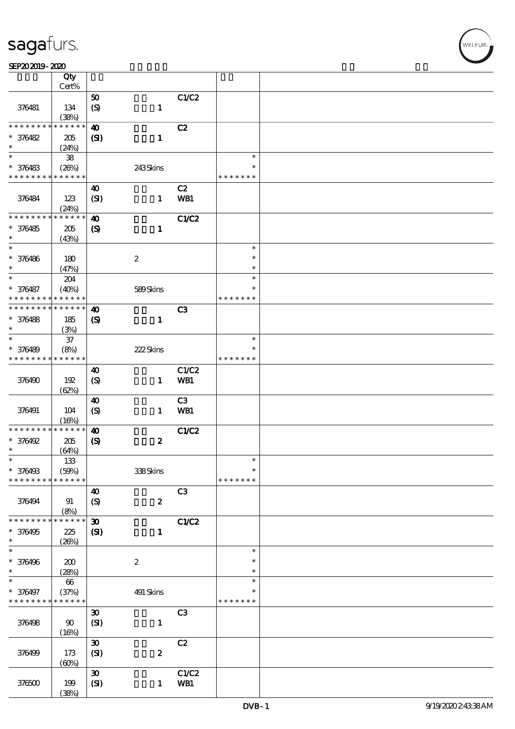| | Qty Cert% | | | | | |
|---|---|---|---|---|---|---|
| 376481 | 134 (38%) | 50 (S) | 1 | C1/C2 | | |
| * * * * * * * * * * * * * * 376482 * | 205 (24%) | 40 (SI) | 1 | C2 | | |
| * * 376483 * * * * * * * * * * * * * | 38 (26%) | | 243 Skins | | * * * * * * * * * | |
| 376484 | 123 (24%) | 40 (SI) | 1 | C2 WB1 | | |
| * * * * * * * * * * * * * * 376485 * | 205 (43%) | 40 (S) | 1 | C1/C2 | | |
| * * 376486 * | 180 (47%) | | 2 | | * * * | |
| * * 376487 * * * * * * * * * * * * * | 204 (40%) | | 589 Skins | | * * * * * * * * * | |
| * * * * * * * * * * * * * * 376488 * | 185 (3%) | 40 (S) | 1 | C3 | | |
| * * 376489 * * * * * * * * * * * * * | 37 (8%) | | 222 Skins | | * * * * * * * * * | |
| 376490 | 192 (62%) | 40 (S) | 1 | C1/C2 WB1 | | |
| 376491 | 104 (16%) | 40 (S) | 1 | C3 WB1 | | |
| * * * * * * * * * * * * * * 376492 * | 205 (64%) | 40 (S) | 2 | C1/C2 | | |
| * * 376493 * * * * * * * * * * * * * | 133 (59%) | | 338 Skins | | * * * * * * * * * | |
| 376494 | 91 (8%) | 40 (S) | 2 | C3 | | |
| * * * * * * * * * * * * * * 376495 * | 225 (26%) | 30 (SI) | 1 | C1/C2 | | |
| * * 376496 * | 200 (28%) | | 2 | | * * * | |
| * * 376497 * * * * * * * * * * * * * | 66 (37%) | | 491 Skins | | * * * * * * * * * | |
| 376498 | 90 (16%) | 30 (SI) | 1 | C3 | | |
| 376499 | 173 (60%) | 30 (SI) | 2 | C2 | | |
| 376500 | 199 (38%) | 30 (SI) | 1 | C1/C2 WB1 | | |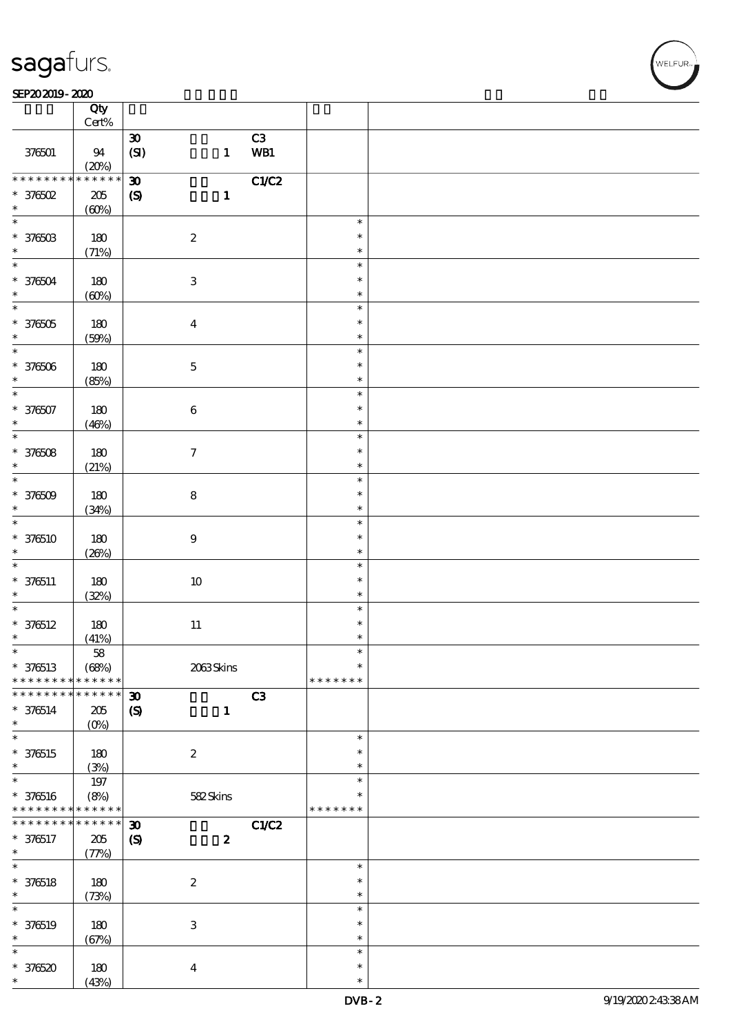| | Qty Cert% | | | | | |
|---|---|---|---|---|---|---|
| 376501 | 94 (20%) | 30 (SI) | 1 | C3 WB1 | | |
| * * * * * * * * * * * * * * 376502 * | 205 (60%) | 30 (S) | 1 | C1/C2 | | |
| * * 376503 * | 180 (71%) | | 2 | | * * * | |
| * * 376504 * | 180 (60%) | | 3 | | * * * | |
| * * 376505 * | 180 (59%) | | 4 | | * * * | |
| * * 376506 * | 180 (85%) | | 5 | | * * * | |
| * * 376507 * | 180 (46%) | | 6 | | * * * | |
| * * 376508 * | 180 (21%) | | 7 | | * * * | |
| * * 376509 * | 180 (34%) | | 8 | | * * * | |
| * * 376510 * | 180 (26%) | | 9 | | * * * | |
| * * 376511 * | 180 (32%) | | 10 | | * * * | |
| * * 376512 * | 180 (41%) | | 11 | | * * * | |
| * * 376513 * * * * * * * * * * * * * | 58 (68%) | | 2063 Skins | | * * * * * * * * * | |
| * * * * * * * * * * * * * * 376514 * | 205 (0%) | 30 (S) | 1 | C3 | | |
| * * 376515 * | 180 (3%) | | 2 | | * * * | |
| * * 376516 * * * * * * * * * * * * * | 197 (8%) | | 582 Skins | | * * * * * * * * * | |
| * * * * * * * * * * * * * * 376517 * | 205 (77%) | 30 (S) | 2 | C1/C2 | | |
| * * 376518 * | 180 (73%) | | 2 | | * * * | |
| * * 376519 * | 180 (67%) | | 3 | | * * * | |
| * * 376520 * | 180 (43%) | | 4 | | * * * | |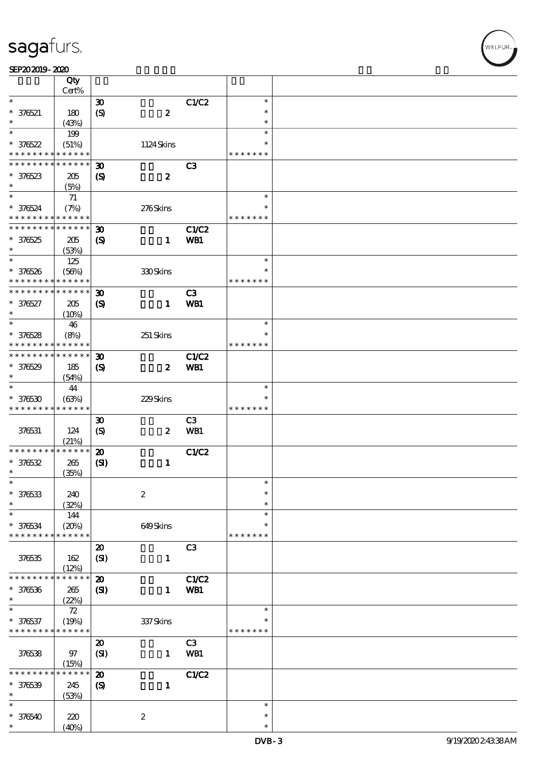| | Qty<br>Cert% | | | | |
|---|---|---|---|---|---|
| * | | 30 | | C1/C2 | * |
| * 376521 | 180 | (S) | 2 | | * |
| * | (43%) | | | | * |
| * | 199 | | | | * |
| * 376522 | (51%) | | 1124 Skins | | * |
| * * * * * * * * * * * * * * | | | | | * * * * * * * |
| * * * * * * * * * * * * * * | | 30 | | C3 | |
| * 376523 | 205 | (S) | 2 | | |
| * | (5%) | | | | |
| * | 71 | | | | * |
| * 376524 | (7%) | | 276 Skins | | * |
| * * * * * * * * * * * * * * | | | | | * * * * * * * |
| * * * * * * * * * * * * * * | | 30 | | C1/C2 | |
| * 376525 | 205 | (S) | 1 | WB1 | |
| * | (53%) | | | | |
| * | 125 | | | | * |
| * 376526 | (56%) | | 330 Skins | | * |
| * * * * * * * * * * * * * * | | | | | * * * * * * * |
| * * * * * * * * * * * * * * | | 30 | | C3 | |
| * 376527 | 205 | (S) | 1 | WB1 | |
| * | (10%) | | | | |
| * | 46 | | | | * |
| * 376528 | (8%) | | 251 Skins | | * |
| * * * * * * * * * * * * * * | | | | | * * * * * * * |
| * * * * * * * * * * * * * * | | 30 | | C1/C2 | |
| * 376529 | 185 | (S) | 2 | WB1 | |
| * | (54%) | | | | |
| * | 44 | | | | * |
| * 376530 | (63%) | | 229 Skins | | * |
| * * * * * * * * * * * * * * | | | | | * * * * * * * |
| | | 30 | | C3 | |
| 376531 | 124 | (S) | 2 | WB1 | |
| | (21%) | | | | |
| * * * * * * * * * * * * * * | | 20 | | C1/C2 | |
| * 376532 | 265 | (SI) | 1 | | |
| * | (35%) | | | | |
| * | | | | | * |
| * 376533 | 240 | | 2 | | * |
| * | (32%) | | | | * |
| * | 144 | | | | * |
| * 376534 | (20%) | | 649 Skins | | * |
| * * * * * * * * * * * * * * | | | | | * * * * * * * |
| | | 20 | | C3 | |
| 376535 | 162 | (SI) | 1 | | |
| | (12%) | | | | |
| * * * * * * * * * * * * * * | | 20 | | C1/C2 | |
| * 376536 | 265 | (SI) | 1 | WB1 | |
| * | (22%) | | | | |
| * | 72 | | | | * |
| * 376537 | (19%) | | 337 Skins | | * |
| * * * * * * * * * * * * * * | | | | | * * * * * * * |
| | | 20 | | C3 | |
| 376538 | 97 | (SI) | 1 | WB1 | |
| | (15%) | | | | |
| * * * * * * * * * * * * * * | | 20 | | C1/C2 | |
| * 376539 | 245 | (S) | 1 | | |
| * | (53%) | | | | |
| * | | | | | * |
| * 376540 | 220 | | 2 | | * |
| * | (40%) | | | | * |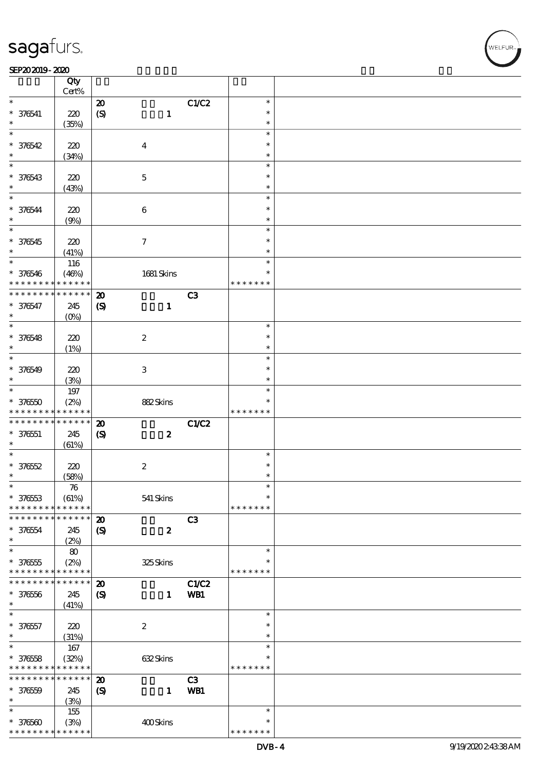| | Qty Cert% | | | | | |
|---|---|---|---|---|---|---|
| * | | 20 | | C1/C2 | * | |
| * 376541 | 220 | (S) | 1 | | * | |
| * | (35%) | | | | * | |
| * | | | | | * | |
| * 376542 | 220 | | 4 | | * | |
| * | (34%) | | | | * | |
| * | | | | | * | |
| * 376543 | 220 | | 5 | | * | |
| * | (43%) | | | | * | |
| * | | | | | * | |
| * 376544 | 220 | | 6 | | * | |
| * | (9%) | | | | * | |
| * | | | | | * | |
| * 376545 | 220 | | 7 | | * | |
| * | (41%) | | | | * | |
| * | 116 | | | | * | |
| * 376546 | (46%) | | 1681 Skins | | * | |
| * * * * * * * * * * * * * * | | | | | * * * * * * * | |
| * * * * * * * * * * * * * * | | 20 | | C3 | | |
| * 376547 | 245 | (S) | 1 | | | |
| * | (0%) | | | | | |
| * | | | | | * | |
| * 376548 | 220 | | 2 | | * | |
| * | (1%) | | | | * | |
| * | | | | | * | |
| * 376549 | 220 | | 3 | | * | |
| * | (3%) | | | | * | |
| * | 197 | | | | * | |
| * 376550 | (2%) | | 882 Skins | | * | |
| * * * * * * * * * * * * * * | | | | | * * * * * * * | |
| * * * * * * * * * * * * * * | | 20 | | C1/C2 | | |
| * 376551 | 245 | (S) | 2 | | | |
| * | (61%) | | | | | |
| * | | | | | * | |
| * 376552 | 220 | | 2 | | * | |
| * | (58%) | | | | * | |
| * | 76 | | | | * | |
| * 376553 | (61%) | | 541 Skins | | * | |
| * * * * * * * * * * * * * * | | | | | * * * * * * * | |
| * * * * * * * * * * * * * * | | 20 | | C3 | | |
| * 376554 | 245 | (S) | 2 | | | |
| * | (2%) | | | | | |
| * | 80 | | | | * | |
| * 376555 | (2%) | | 325 Skins | | * | |
| * * * * * * * * * * * * * * | | | | | * * * * * * * | |
| * * * * * * * * * * * * * * | | 20 | | C1/C2 | | |
| * 376556 | 245 | (S) | 1 | WB1 | | |
| * | (41%) | | | | | |
| * | | | | | * | |
| * 376557 | 220 | | 2 | | * | |
| * | (31%) | | | | * | |
| * | 167 | | | | * | |
| * 376558 | (32%) | | 632 Skins | | * | |
| * * * * * * * * * * * * * * | | | | | * * * * * * * | |
| * * * * * * * * * * * * * * | | 20 | | C3 | | |
| * 376559 | 245 | (S) | 1 | WB1 | | |
| * | (3%) | | | | | |
| * | 155 | | | | * | |
| * 376560 | (3%) | | 400 Skins | | * | |
| * * * * * * * * * * * * * * | | | | | * * * * * * * | |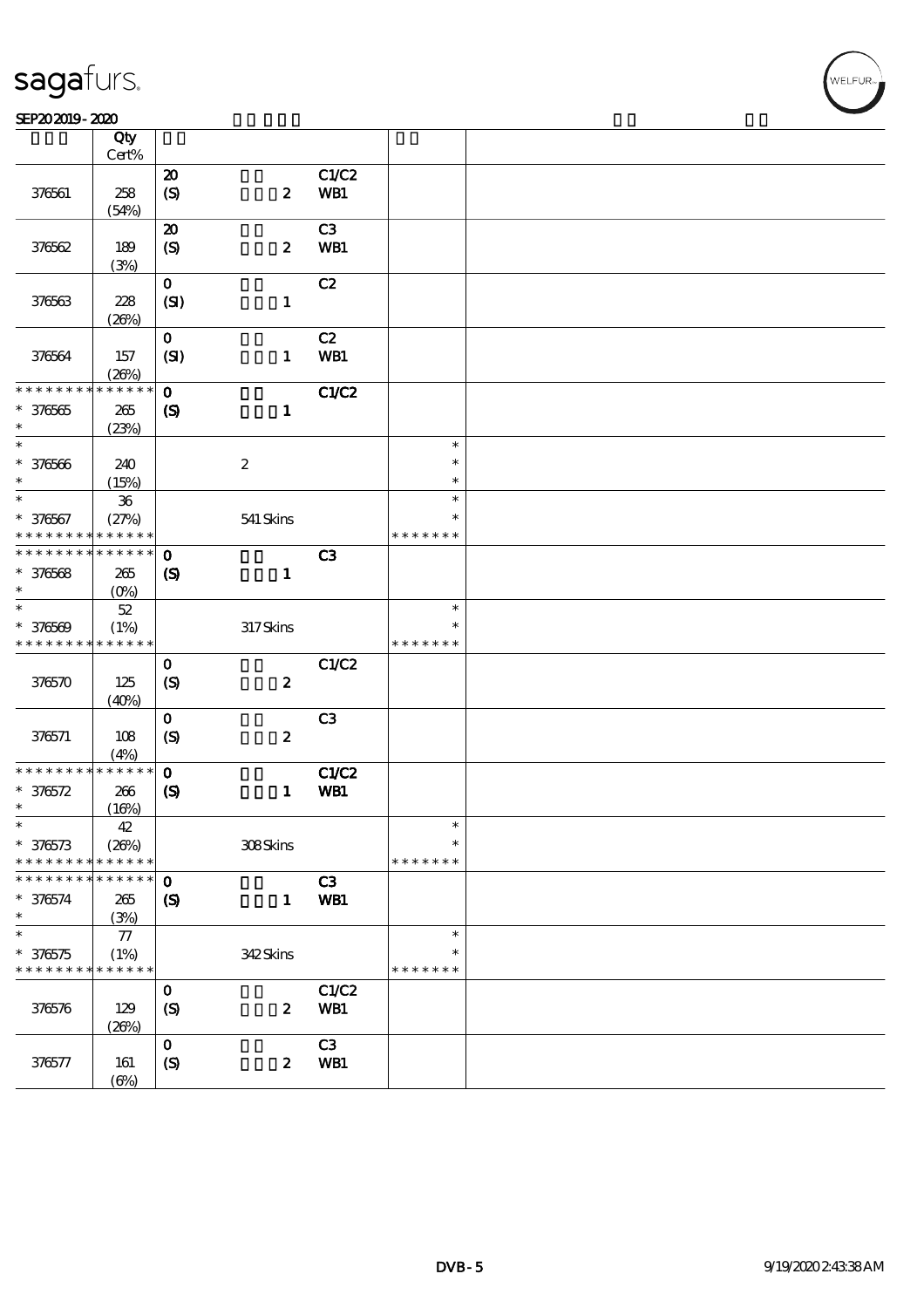| | Qty<br>Cert% | | | | | |
|---|---|---|---|---|---|---|
| 376561 | 258<br>(54%) | 20<br>(S) | 2 | C1/C2<br>WB1 | | |
| 376562 | 189<br>(3%) | 20<br>(S) | 2 | C3<br>WB1 | | |
| 376563 | 228<br>(26%) | 0<br>(SI) | 1 | C2 | | |
| 376564 | 157<br>(26%) | 0<br>(SI) | 1 | C2<br>WB1 | | |
| * * * * * * * * * * * * * *<br>* 376565<br>* | 265<br>(23%) | 0<br>(S) | 1 | C1/C2 | | |
| *<br>* 376566<br>* | 240<br>(15%) | | 2 | | *<br>*<br>* | |
| *<br>* 376567<br>* * * * * * * * * * * * * * | 36<br>(27%) | | 541 Skins | | *<br>*<br>* * * * * * * | |
| * * * * * * * * * * * * * *<br>* 376568<br>* | 265<br>(0%) | 0<br>(S) | 1 | C3 | | |
| *<br>* 376569<br>* * * * * * * * * * * * * * | 52<br>(1%) | | 317 Skins | | *<br>*<br>* * * * * * * | |
| 376570 | 125<br>(40%) | 0<br>(S) | 2 | C1/C2 | | |
| 376571 | 108<br>(4%) | 0<br>(S) | 2 | C3 | | |
| * * * * * * * * * * * * * *<br>* 376572<br>* | 266<br>(16%) | 0<br>(S) | 1 | C1/C2<br>WB1 | | |
| *<br>* 376573<br>* * * * * * * * * * * * * * | 42<br>(26%) | | 308 Skins | | *<br>*<br>* * * * * * * | |
| * * * * * * * * * * * * * *<br>* 376574<br>* | 265<br>(3%) | 0<br>(S) | 1 | C3<br>WB1 | | |
| *<br>* 376575<br>* * * * * * * * * * * * * * | 77<br>(1%) | | 342 Skins | | *<br>*<br>* * * * * * * | |
| 376576 | 129<br>(26%) | 0<br>(S) | 2 | C1/C2<br>WB1 | | |
| 376577 | 161<br>(6%) | 0<br>(S) | 2 | C3<br>WB1 | | |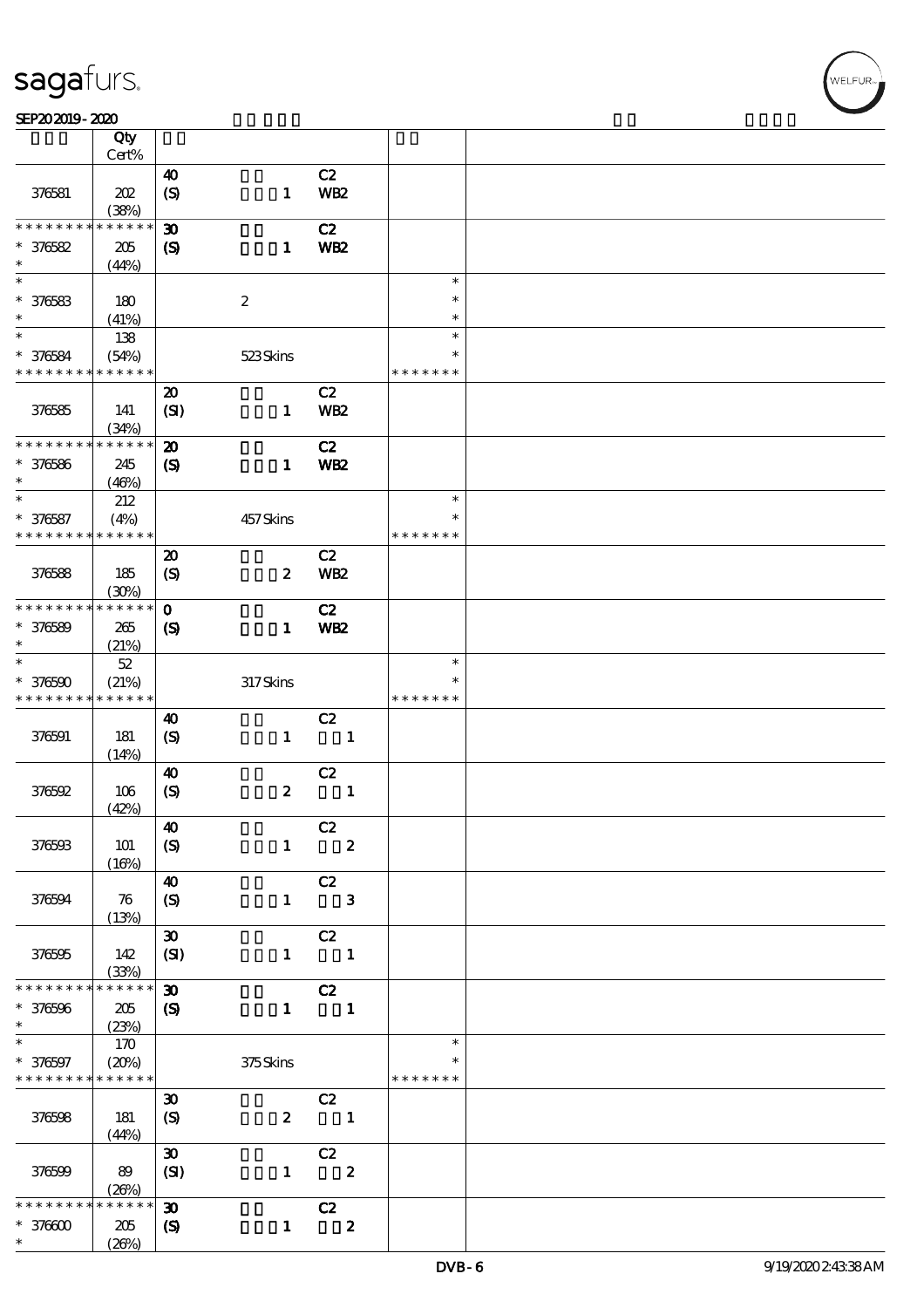| | Qty Cert% | | | | | |
|---|---|---|---|---|---|---|
| 376581 | 202 (38%) | 40 (S) | 1 | C2 WB2 | | |
| * * * * * * * * * * * * * * 376582 * | 205 (44%) | 30 (S) | 1 | C2 WB2 | | |
| * * 376583 * | 180 (41%) | | 2 | | * * * | |
| * * 376584 * * * * * * * * * * * * * * | 138 (54%) | | 523 Skins | | * * * * * * * * * * | |
| 376585 | 141 (34%) | 20 (SI) | 1 | C2 WB2 | | |
| * * * * * * * * * * * * * * 376586 * | 245 (46%) | 20 (S) | 1 | C2 WB2 | | |
| * * 376587 * * * * * * * * * * * * * * | 212 (4%) | | 457 Skins | | * * * * * * * * * * | |
| 376588 | 185 (30%) | 20 (S) | 2 | C2 WB2 | | |
| * * * * * * * * * * * * * * 376589 * | 265 (21%) | 0 (S) | 1 | C2 WB2 | | |
| * * 376590 * * * * * * * * * * * * * * | 52 (21%) | | 317 Skins | | * * * * * * * * * * | |
| 376591 | 181 (14%) | 40 (S) | 1 | C2 1 | | |
| 376592 | 106 (42%) | 40 (S) | 2 | C2 1 | | |
| 376593 | 101 (16%) | 40 (S) | 1 | C2 2 | | |
| 376594 | 76 (13%) | 40 (S) | 1 | C2 3 | | |
| 376595 | 142 (33%) | 30 (SI) | 1 | C2 1 | | |
| * * * * * * * * * * * * * * 376596 * | 205 (23%) | 30 (S) | 1 | C2 1 | | |
| * * 376597 * * * * * * * * * * * * * * | 170 (20%) | | 375 Skins | | * * * * * * * * * * | |
| 376598 | 181 (44%) | 30 (S) | 2 | C2 1 | | |
| 376599 | 89 (26%) | 30 (SI) | 1 | C2 2 | | |
| * * * * * * * * * * * * * * 376600 * | 205 (26%) | 30 (S) | 1 | C2 2 | | |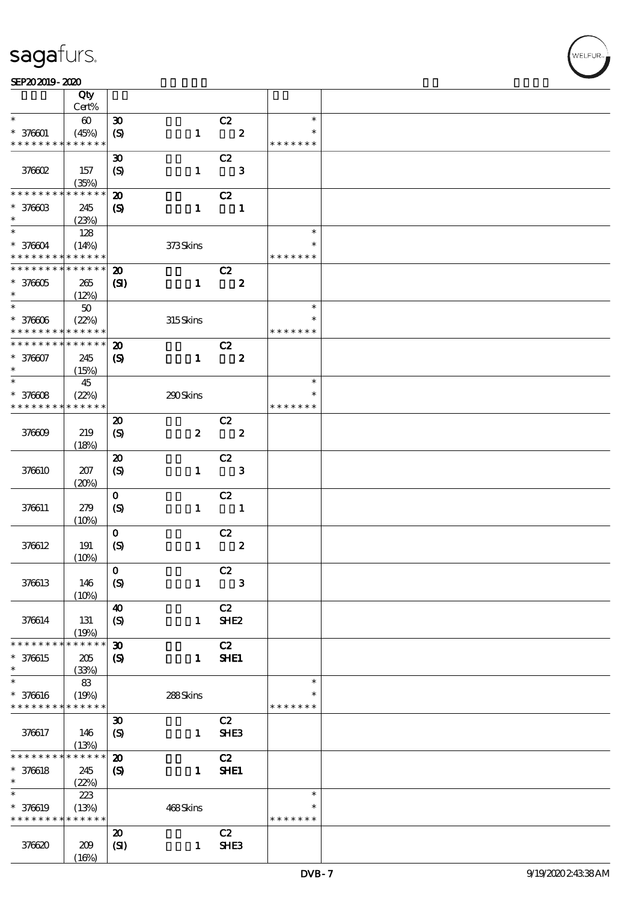SEP20 2019 - 2020

| | Qty Cert% | | | |
|---|---|---|---|---|
| * * 376601 * * * * * * * * * * * * * * | 60 (45%) | 30 (S) 1 C2 2 | * * * * * * * * * | |
| 376602 | 157 (35%) | 30 (S) 1 C2 3 | | |
| * * * * * * * * * * * * * * * 376603 * | 245 (23%) | 20 (S) 1 C2 1 | | |
| * * 376604 * * * * * * * * * * * * * * | 128 (14%) | 373 Skins | * * * * * * * * * | |
| * * * * * * * * * * * * * * * 376605 * | 265 (12%) | 20 (SI) 1 C2 2 | | |
| * * 376606 * * * * * * * * * * * * * * | 50 (22%) | 315 Skins | * * * * * * * * * | |
| * * * * * * * * * * * * * * * 376607 * | 245 (15%) | 20 (S) 1 C2 2 | | |
| * * 376608 * * * * * * * * * * * * * * | 45 (22%) | 290 Skins | * * * * * * * * * | |
| 376609 | 219 (18%) | 20 (S) 2 C2 2 | | |
| 376610 | 207 (20%) | 20 (S) 1 C2 3 | | |
| 376611 | 279 (10%) | 0 (S) 1 C2 1 | | |
| 376612 | 191 (10%) | 0 (S) 1 C2 2 | | |
| 376613 | 146 (10%) | 0 (S) 1 C2 3 | | |
| 376614 | 131 (19%) | 40 (S) 1 C2 SHE2 | | |
| * * * * * * * * * * * * * * * 376615 * | 205 (33%) | 30 (S) 1 C2 SHE1 | | |
| * * 376616 * * * * * * * * * * * * * * | 83 (19%) | 288 Skins | * * * * * * * * * | |
| 376617 | 146 (13%) | 30 (S) 1 C2 SHE3 | | |
| * * * * * * * * * * * * * * * 376618 * | 245 (22%) | 20 (S) 1 C2 SHE1 | | |
| * * 376619 * * * * * * * * * * * * * * | 223 (13%) | 468 Skins | * * * * * * * * * | |
| 376620 | 209 (16%) | 20 (SI) 1 C2 SHE3 | | |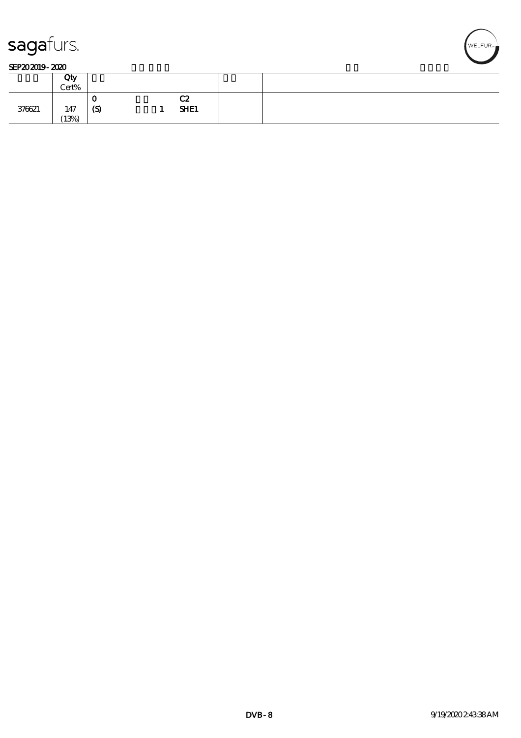SEP20 2019 - 2020

| | Qty<br>Cert% | | | |
|---|---|---|---|---|
| 376621 | 147<br>(13%) | 0<br>(S) 1 C2<br>SHE1 | | |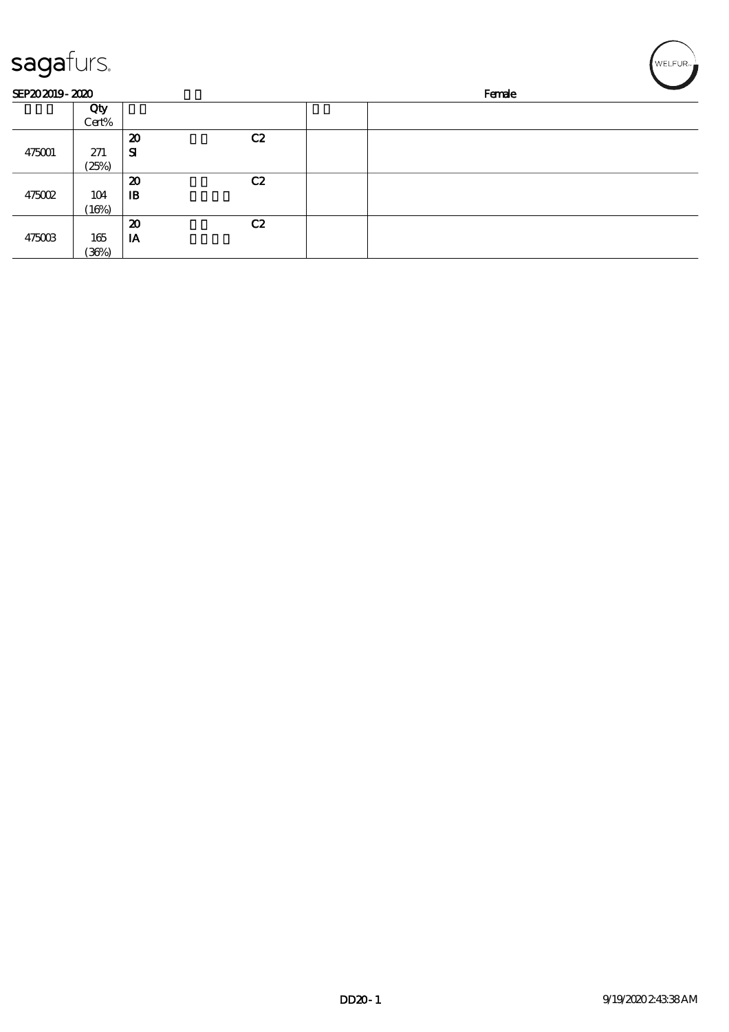sagafurs.

SEP20 2019 - 2020　　　　　　　　　　Female

| | Qty Cert% | | | | | |
|---|---|---|---|---|---|---|
| 475001 | 271 (25%) | 20 SI | | C2 | | |
| 475002 | 104 (16%) | 20 IB | | C2 | | |
| 475003 | 165 (36%) | 20 IA | | C2 | | |

DD20 - 1　　　　9/19/2020 2:43:38 AM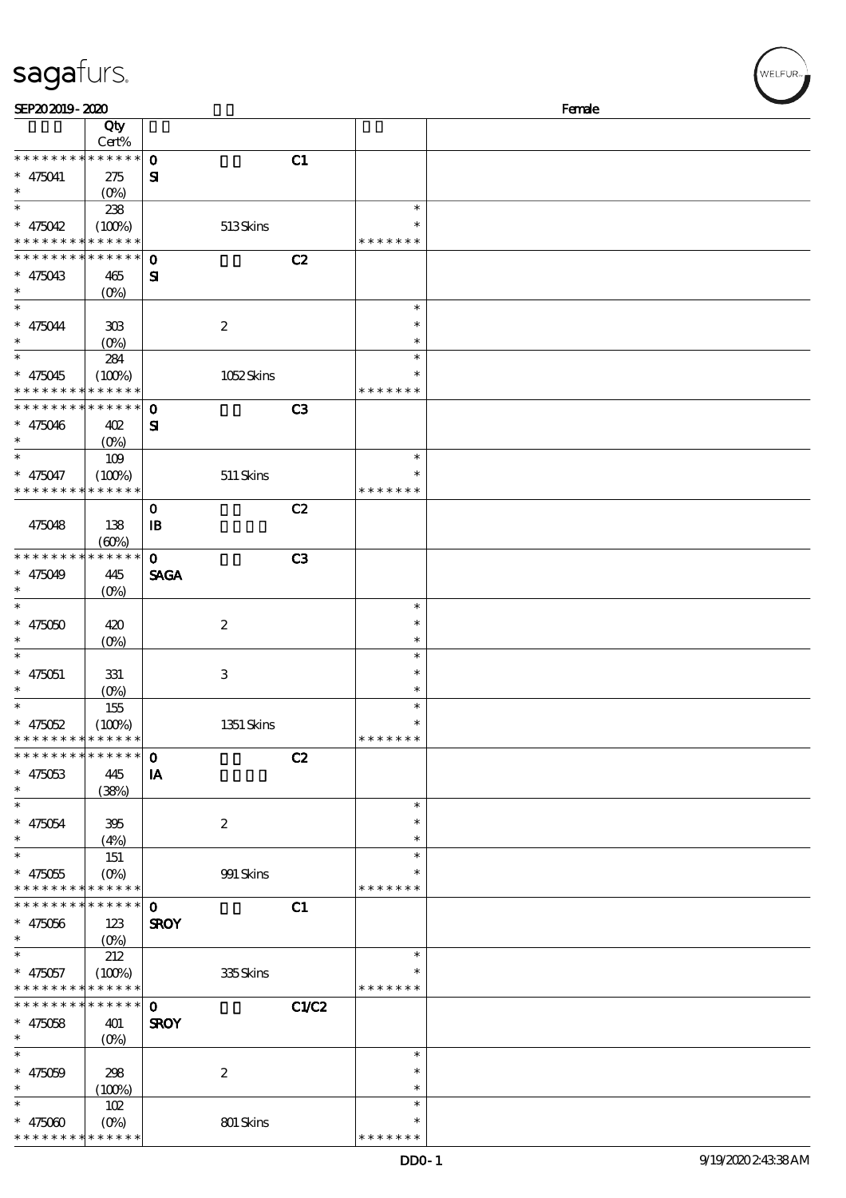sagafurs.

SEP20 2019 - 2020 Female

| | Qty Cert% | | | | |
|---|---|---|---|---|---|
| * * * * * * * * * * * * * * | 0 | | C1 | | |
| * 475041 | 275 | SI | | | |
| * | (0%) | | | | |
| * | 238 | | | * | |
| * 475042 | (100%) | | 513 Skins | * | |
| * * * * * * * * * * * * * * | | | | * * * * * * * | |
| * * * * * * * * * * * * * * | 0 | | C2 | | |
| * 475043 | 465 | SI | | | |
| * | (0%) | | | | |
| * | | | | * | |
| * 475044 | 303 | | 2 | * | |
| * | (0%) | | | * | |
| * | 284 | | | * | |
| * 475045 | (100%) | | 1052 Skins | * | |
| * * * * * * * * * * * * * * | | | | * * * * * * * | |
| * * * * * * * * * * * * * * | 0 | | C3 | | |
| * 475046 | 402 | SI | | | |
| * | (0%) | | | | |
| * | 109 | | | * | |
| * 475047 | (100%) | | 511 Skins | * | |
| * * * * * * * * * * * * * * | | | | * * * * * * * | |
| | | 0 | | C2 | |
| 475048 | 138 | IB | | | |
| | (60%) | | | | |
| * * * * * * * * * * * * * * | 0 | | C3 | | |
| * 475049 | 445 | SAGA | | | |
| * | (0%) | | | | |
| * | | | | * | |
| * 475050 | 420 | | 2 | * | |
| * | (0%) | | | * | |
| * | | | | * | |
| * 475051 | 331 | | 3 | * | |
| * | (0%) | | | * | |
| * | 155 | | | * | |
| * 475052 | (100%) | | 1351 Skins | * | |
| * * * * * * * * * * * * * * | | | | * * * * * * * | |
| * * * * * * * * * * * * * * | 0 | | C2 | | |
| * 475053 | 445 | IA | | | |
| * | (38%) | | | | |
| * | | | | * | |
| * 475054 | 395 | | 2 | * | |
| * | (4%) | | | * | |
| * | 151 | | | * | |
| * 475055 | (0%) | | 991 Skins | * | |
| * * * * * * * * * * * * * * | | | | * * * * * * * | |
| * * * * * * * * * * * * * * | 0 | | C1 | | |
| * 475056 | 123 | SROY | | | |
| * | (0%) | | | | |
| * | 212 | | | * | |
| * 475057 | (100%) | | 335 Skins | * | |
| * * * * * * * * * * * * * * | | | | * * * * * * * | |
| * * * * * * * * * * * * * * | 0 | | C1/C2 | | |
| * 475058 | 401 | SROY | | | |
| * | (0%) | | | | |
| * | | | | * | |
| * 475059 | 298 | | 2 | * | |
| * | (100%) | | | * | |
| * | 102 | | | * | |
| * 475060 | (0%) | | 801 Skins | * | |
| * * * * * * * * * * * * * * | | | | * * * * * * * | |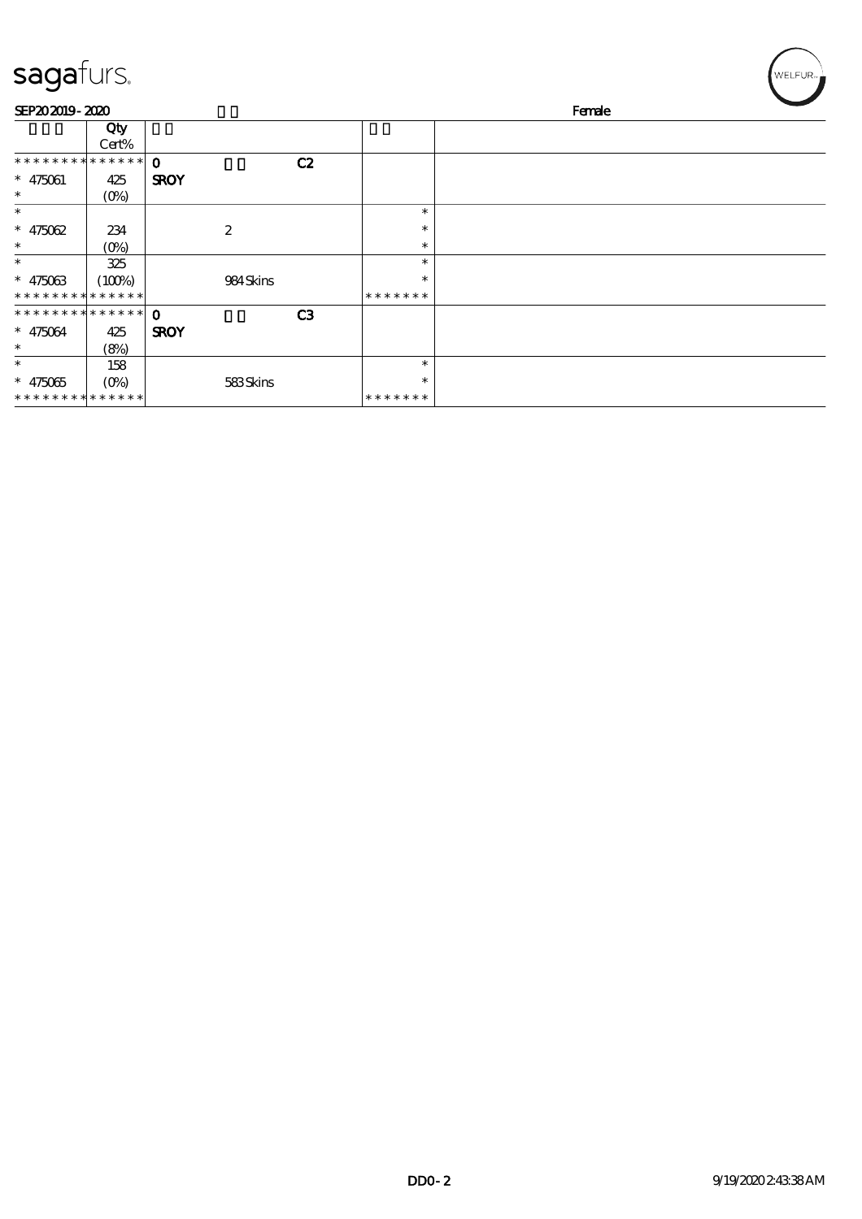SEP20 2019 - 2020 Female

| | Qty<br>Cert% | | | | |
|---|---|---|---|---|---|
| * * * * * * * * * * * * * * | | 0 C2 | | | |
| * 475061 | 425 | SROY | | | |
| * | (0%) | | | | |
| * | | | | * | |
| * 475062 | 234 | 2 | | * | |
| * | (0%) | | | * | |
| * | 325 | | | * | |
| * 475063 | (100%) | 984 Skins | | * | |
| * * * * * * * * * * * * * * | | | | * * * * * * * | |
| * * * * * * * * * * * * * * | | 0 C3 | | | |
| * 475064 | 425 | SROY | | | |
| * | (8%) | | | | |
| * | 158 | | | * | |
| * 475065 | (0%) | 583 Skins | | * | |
| * * * * * * * * * * * * * * | | | | * * * * * * * | |

DD0 - 2 9/19/2020 2:43:38 AM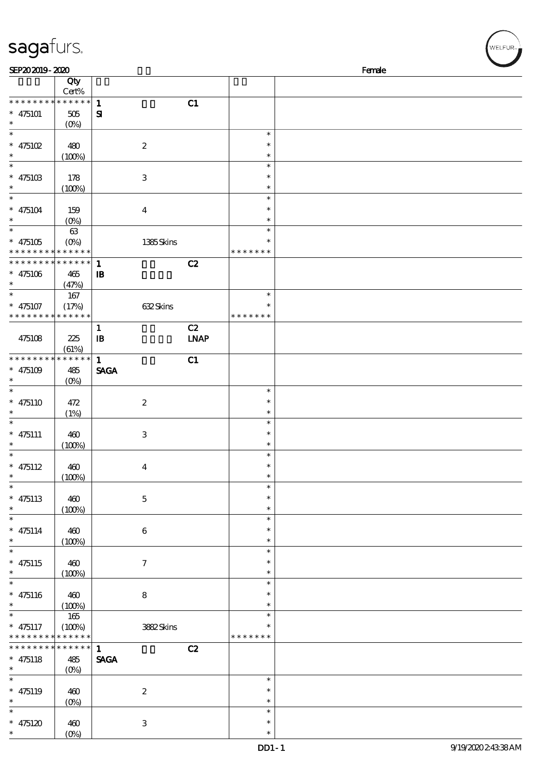SEP20 2019 - 2020 Female

| | Qty Cert% | | | | | |
|---|---|---|---|---|---|---|
| * * * * * * * * * * * * * * | | 1 | | C1 | | |
| * 475101 | 505 | SI | | | | |
| * | (0%) | | | | | |
| * | | | | | * | |
| * 475102 | 480 | | 2 | | * | |
| * | (100%) | | | | * | |
| * | | | | | * | |
| * 475103 | 178 | | 3 | | * | |
| * | (100%) | | | | * | |
| * | | | | | * | |
| * 475104 | 159 | | 4 | | * | |
| * | (0%) | | | | * | |
| * | 63 | | | | * | |
| * 475105 | (0%) | | 1385 Skins | | * | |
| * * * * * * * * * * * * * * | | | | | * * * * * * * | |
| * * * * * * * * * * * * * * | | 1 | | C2 | | |
| * 475106 | 465 | IB | | | | |
| * | (47%) | | | | | |
| * | 167 | | | | * | |
| * 475107 | (17%) | | 632 Skins | | * | |
| * * * * * * * * * * * * * * | | | | | * * * * * * * | |
| | | 1 | | C2 | | |
| 475108 | 225 | IB | | LNAP | | |
| | (61%) | | | | | |
| * * * * * * * * * * * * * * | | 1 | | C1 | | |
| * 475109 | 485 | SAGA | | | | |
| * | (0%) | | | | | |
| * | | | | | * | |
| * 475110 | 472 | | 2 | | * | |
| * | (1%) | | | | * | |
| * | | | | | * | |
| * 475111 | 460 | | 3 | | * | |
| * | (100%) | | | | * | |
| * | | | | | * | |
| * 475112 | 460 | | 4 | | * | |
| * | (100%) | | | | * | |
| * | | | | | * | |
| * 475113 | 460 | | 5 | | * | |
| * | (100%) | | | | * | |
| * | | | | | * | |
| * 475114 | 460 | | 6 | | * | |
| * | (100%) | | | | * | |
| * | | | | | * | |
| * 475115 | 460 | | 7 | | * | |
| * | (100%) | | | | * | |
| * | | | | | * | |
| * 475116 | 460 | | 8 | | * | |
| * | (100%) | | | | * | |
| * | 165 | | | | * | |
| * 475117 | (100%) | | 3882 Skins | | * | |
| * * * * * * * * * * * * * * | | | | | * * * * * * * | |
| * * * * * * * * * * * * * * | | 1 | | C2 | | |
| * 475118 | 485 | SAGA | | | | |
| * | (0%) | | | | | |
| * | | | | | * | |
| * 475119 | 460 | | 2 | | * | |
| * | (0%) | | | | * | |
| * | | | | | * | |
| * 475120 | 460 | | 3 | | * | |
| * | (0%) | | | | * | |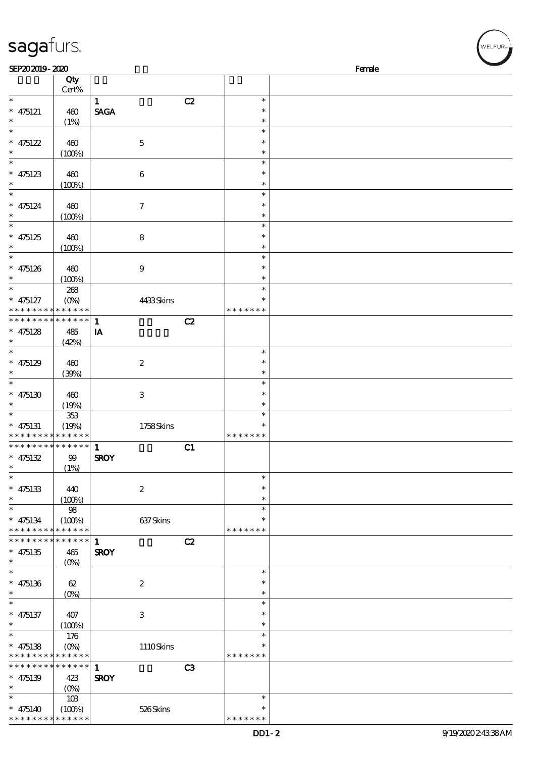sagafurs.

SEP20 2019 - 2020 Female

| | Qty Cert% | | | | |
|---|---|---|---|---|---|
| * | | 1 | | C2 | * |
| * 475121 | 460 | SAGA | | | * |
| * | (1%) | | | | * |
| * | | | | | * |
| * 475122 | 460 | | 5 | | * |
| * | (100%) | | | | * |
| * | | | | | * |
| * 475123 | 460 | | 6 | | * |
| * | (100%) | | | | * |
| * | | | | | * |
| * 475124 | 460 | | 7 | | * |
| * | (100%) | | | | * |
| * | | | | | * |
| * 475125 | 460 | | 8 | | * |
| * | (100%) | | | | * |
| * | | | | | * |
| * 475126 | 460 | | 9 | | * |
| * | (100%) | | | | * |
| * | 268 | | | | * |
| * 475127 | (0%) | | 4433 Skins | | * |
| * * * * * * * * * * * * * * | | | | | * * * * * * * |
| * * * * * * * * * * * * * * | | 1 | | C2 | |
| * 475128 | 485 | IA | | | |
| * | (42%) | | | | |
| * | | | | | * |
| * 475129 | 460 | | 2 | | * |
| * | (39%) | | | | * |
| * | | | | | * |
| * 475130 | 460 | | 3 | | * |
| * | (19%) | | | | * |
| * | 353 | | | | * |
| * 475131 | (19%) | | 1758 Skins | | * |
| * * * * * * * * * * * * * * | | | | | * * * * * * * |
| * * * * * * * * * * * * * * | | 1 | | C1 | |
| * 475132 | 99 | SROY | | | |
| * | (1%) | | | | |
| * | | | | | * |
| * 475133 | 440 | | 2 | | * |
| * | (100%) | | | | * |
| * | 98 | | | | * |
| * 475134 | (100%) | | 637 Skins | | * |
| * * * * * * * * * * * * * * | | | | | * * * * * * * |
| * * * * * * * * * * * * * * | | 1 | | C2 | |
| * 475135 | 465 | SROY | | | |
| * | (0%) | | | | |
| * | | | | | * |
| * 475136 | 62 | | 2 | | * |
| * | (0%) | | | | * |
| * | | | | | * |
| * 475137 | 407 | | 3 | | * |
| * | (100%) | | | | * |
| * | 176 | | | | * |
| * 475138 | (0%) | | 1110 Skins | | * |
| * * * * * * * * * * * * * * | | | | | * * * * * * * |
| * * * * * * * * * * * * * * | | 1 | | C3 | |
| * 475139 | 423 | SROY | | | |
| * | (0%) | | | | |
| * | 103 | | | | * |
| * 475140 | (100%) | | 526 Skins | | * |
| * * * * * * * * * * * * * * | | | | | * * * * * * * |

DD1-2 9/19/2020 2:43:38 AM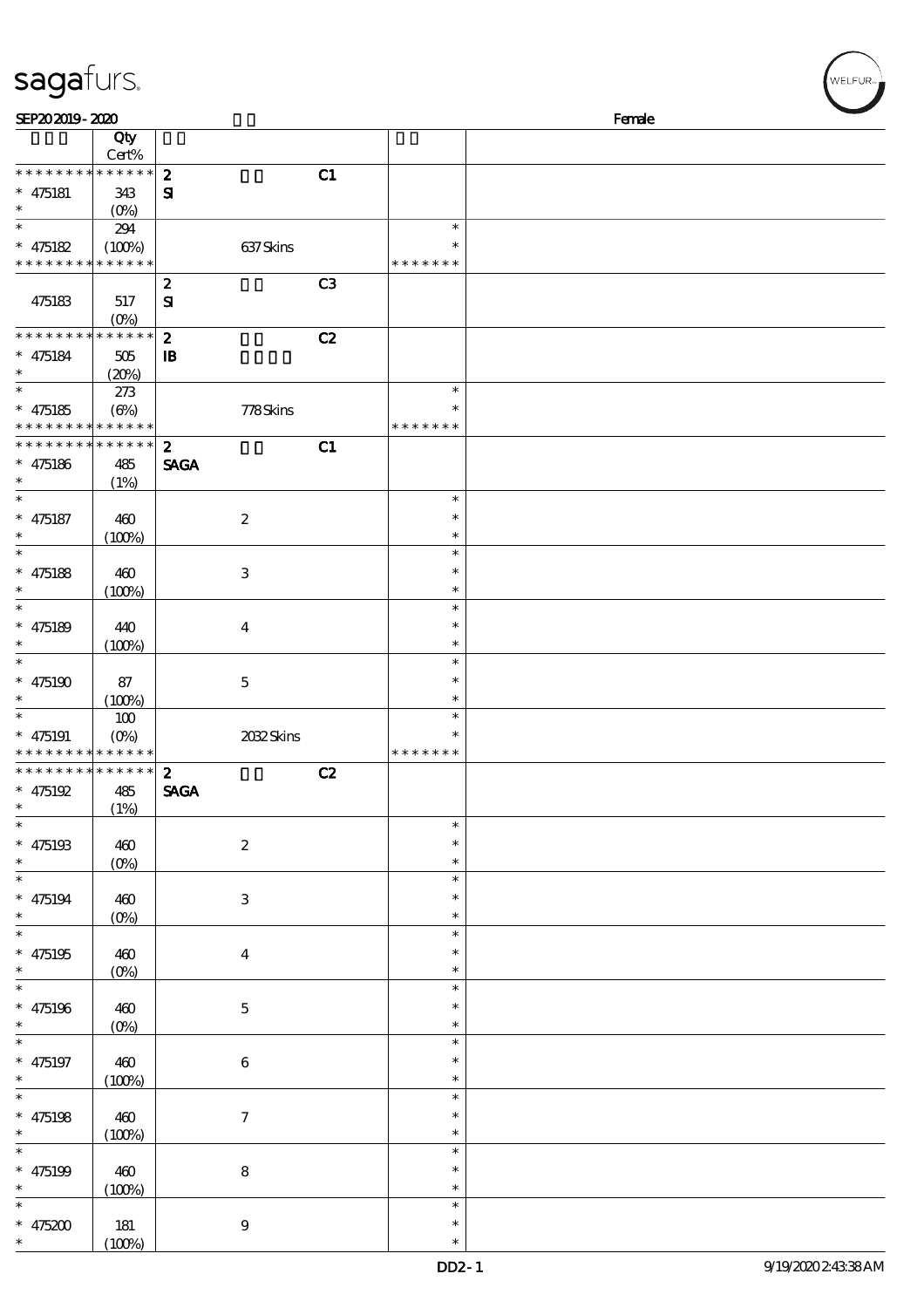SEP20 2019 - 2020 Female

| | Qty Cert% | | | | | |
|---|---|---|---|---|---|---|
| * * * * * * * * * * * * * * | | 2 | | C1 | | |
| * 475181 | 343 | SI | | | | |
| * | (0%) | | | | | |
| * | 294 | | | | * | |
| * 475182 | (100%) | | 637 Skins | | * | |
| * * * * * * * * * * * * * * | | | | | * * * * * * * | |
| | | 2 | | C3 | | |
| 475183 | 517 | SI | | | | |
| | (0%) | | | | | |
| * * * * * * * * * * * * * * | | 2 | | C2 | | |
| * 475184 | 505 | IB | | | | |
| * | (20%) | | | | | |
| * | 273 | | | | * | |
| * 475185 | (6%) | | 778 Skins | | * | |
| * * * * * * * * * * * * * * | | | | | * * * * * * * | |
| * * * * * * * * * * * * * * | | 2 | | C1 | | |
| * 475186 | 485 | SAGA | | | | |
| * | (1%) | | | | | |
| * | | | | | * | |
| * 475187 | 460 | | 2 | | * | |
| * | (100%) | | | | * | |
| * | | | | | * | |
| * 475188 | 460 | | 3 | | * | |
| * | (100%) | | | | * | |
| * | | | | | * | |
| * 475189 | 440 | | 4 | | * | |
| * | (100%) | | | | * | |
| * | | | | | * | |
| * 475190 | 87 | | 5 | | * | |
| * | (100%) | | | | * | |
| * | 100 | | | | * | |
| * 475191 | (0%) | | 2032 Skins | | * | |
| * * * * * * * * * * * * * * | | | | | * * * * * * * | |
| * * * * * * * * * * * * * * | | 2 | | C2 | | |
| * 475192 | 485 | SAGA | | | | |
| * | (1%) | | | | | |
| * | | | | | * | |
| * 475193 | 460 | | 2 | | * | |
| * | (0%) | | | | * | |
| * | | | | | * | |
| * 475194 | 460 | | 3 | | * | |
| * | (0%) | | | | * | |
| * | | | | | * | |
| * 475195 | 460 | | 4 | | * | |
| * | (0%) | | | | * | |
| * | | | | | * | |
| * 475196 | 460 | | 5 | | * | |
| * | (0%) | | | | * | |
| * | | | | | * | |
| * 475197 | 460 | | 6 | | * | |
| * | (100%) | | | | * | |
| * | | | | | * | |
| * 475198 | 460 | | 7 | | * | |
| * | (100%) | | | | * | |
| * | | | | | * | |
| * 475199 | 460 | | 8 | | * | |
| * | (100%) | | | | * | |
| * | | | | | * | |
| * 475200 | 181 | | 9 | | * | |
| * | (100%) | | | | * | |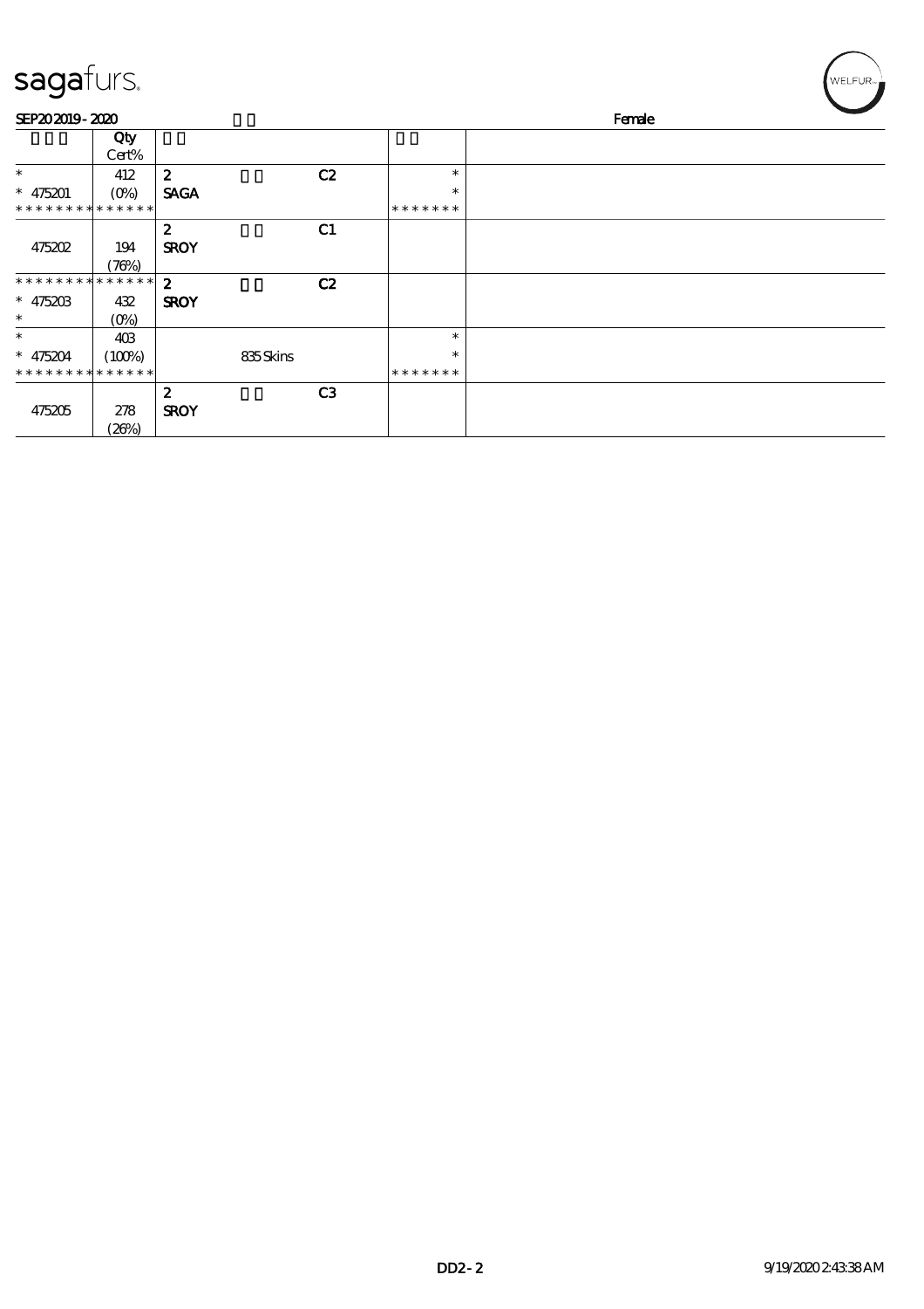SEP20 2019 - 2020 Female

| | Qty Cert% | | | | | |
|---|---|---|---|---|---|---|
| * * 475201 * * * * * * * * * * * * * | 412 (0%) | 2 SAGA | | C2 | * * * * * * * * * | |
| 475202 | 194 (76%) | 2 SROY | | C1 | | |
| * * * * * * * * * * * * * * 475203 * | 432 (0%) | 2 SROY | | C2 | | |
| * * 475204 * * * * * * * * * * * * * | 403 (100%) | | 835 Skins | | * * * * * * * * * | |
| 475205 | 278 (26%) | 2 SROY | | C3 | | |

DD2 - 2 9/19/2020 2:43:38 AM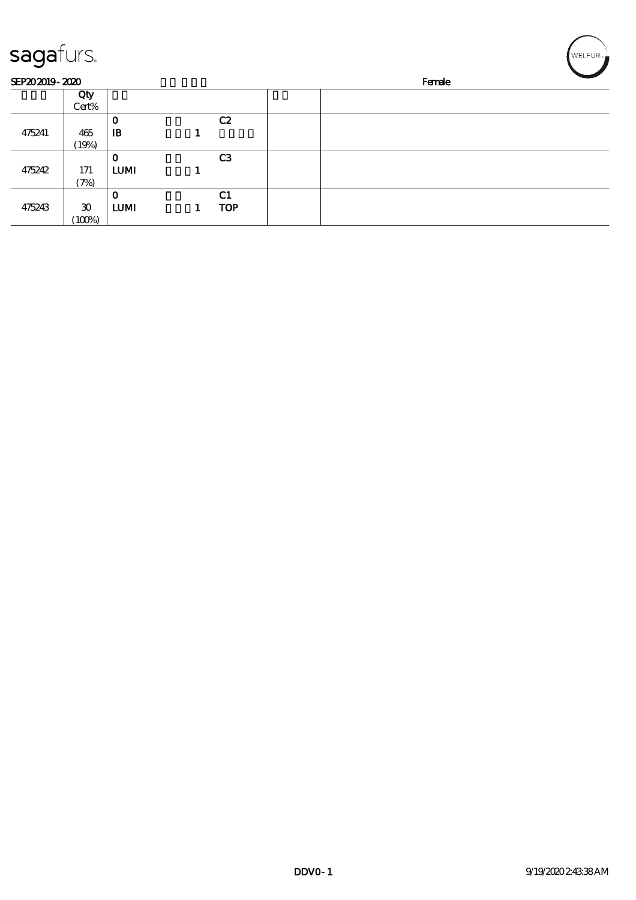| | Qty Cert% | | | | | |
|---|---|---|---|---|---|---|
| 475241 | 465 (19%) | 0 IB | 1 | C2 | | |
| 475242 | 171 (7%) | 0 LUMI | 1 | C3 | | |
| 475243 | 30 (100%) | 0 LUMI | 1 | C1 TOP | | |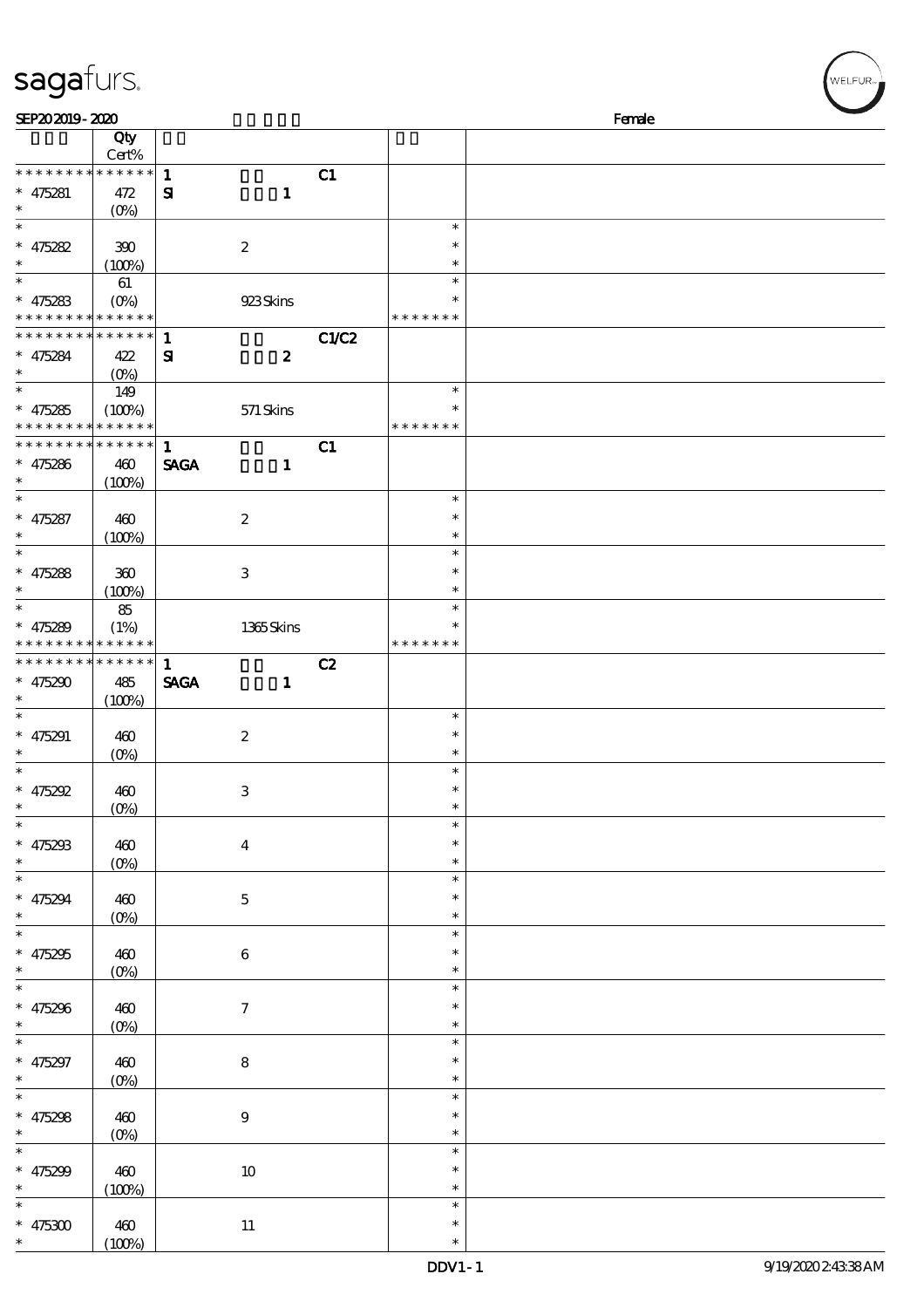**SEP20 2019 - 2020** Female

| | Qty Cert% | | | | |
|---|---|---|---|---|---|
| * * * * * * * * * * * * * * | | 1 | | C1 | |
| * 475281 | 472 (0%) | SI | 1 | | |
| * 475282 | 390 (100%) | | 2 | | * |
| * 475283 | 61 (0%) | | 923 Skins | | * * * * * * * |
| * * * * * * * * * * * * * * | | 1 | | C1/C2 | |
| * 475284 | 422 (0%) | SI | 2 | | |
| * 475285 | 149 (100%) | | 571 Skins | | * * * * * * * |
| * * * * * * * * * * * * * * | | 1 | | C1 | |
| * 475286 | 460 (100%) | SAGA | 1 | | |
| * 475287 | 460 (100%) | | 2 | | * |
| * 475288 | 360 (100%) | | 3 | | * |
| * 475289 | 85 (1%) | | 1365 Skins | | * * * * * * * |
| * * * * * * * * * * * * * * | | 1 | | C2 | |
| * 475290 | 485 (100%) | SAGA | 1 | | |
| * 475291 | 460 (0%) | | 2 | | * |
| * 475292 | 460 (0%) | | 3 | | * |
| * 475293 | 460 (0%) | | 4 | | * |
| * 475294 | 460 (0%) | | 5 | | * |
| * 475295 | 460 (0%) | | 6 | | * |
| * 475296 | 460 (0%) | | 7 | | * |
| * 475297 | 460 (0%) | | 8 | | * |
| * 475298 | 460 (0%) | | 9 | | * |
| * 475299 | 460 (100%) | | 10 | | * |
| * 475300 | 460 (100%) | | 11 | | * |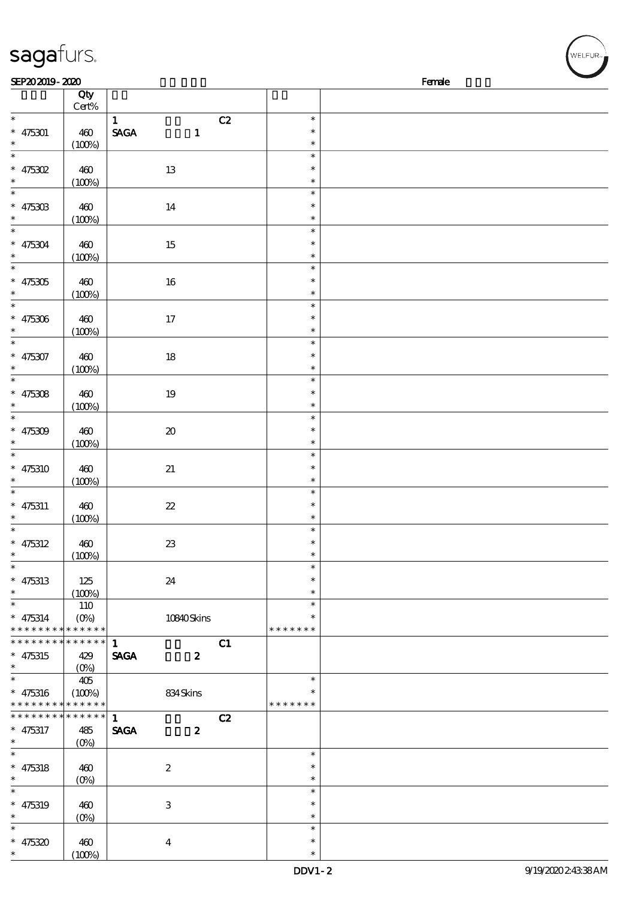sagafurs.

SEP20 2019 - 2020 Female

| | Qty Cert% | | | |
|---|---|---|---|---|
| * 475301 * | 460 (100%) | 1 SAGA 1 C2 | * * * | |
| * 475302 * | 460 (100%) | 13 | * * * | |
| * 475303 * | 460 (100%) | 14 | * * * | |
| * 475304 * | 460 (100%) | 15 | * * * | |
| * 475305 * | 460 (100%) | 16 | * * * | |
| * 475306 * | 460 (100%) | 17 | * * * | |
| * 475307 * | 460 (100%) | 18 | * * * | |
| * 475308 * | 460 (100%) | 19 | * * * | |
| * 475309 * | 460 (100%) | 20 | * * * | |
| * 475310 * | 460 (100%) | 21 | * * * | |
| * 475311 * | 460 (100%) | 22 | * * * | |
| * 475312 * | 460 (100%) | 23 | * * * | |
| * 475313 * | 125 (100%) | 24 | * * * | |
| * 475314 * * * * * * * * * * * * * | 110 (0%) | 10840 Skins | * * * * * * * * * | |
| * * * * * * * * * * * * * * 475315 * | 429 (0%) | 1 SAGA 2 C1 | | |
| * 475316 * * * * * * * * * * * * * | 405 (100%) | 834 Skins | * * * * * * * * * | |
| * * * * * * * * * * * * * * 475317 * | 485 (0%) | 1 SAGA 2 C2 | | |
| * 475318 * | 460 (0%) | 2 | * * * | |
| * 475319 * | 460 (0%) | 3 | * * * | |
| * 475320 * | 460 (100%) | 4 | * * * | |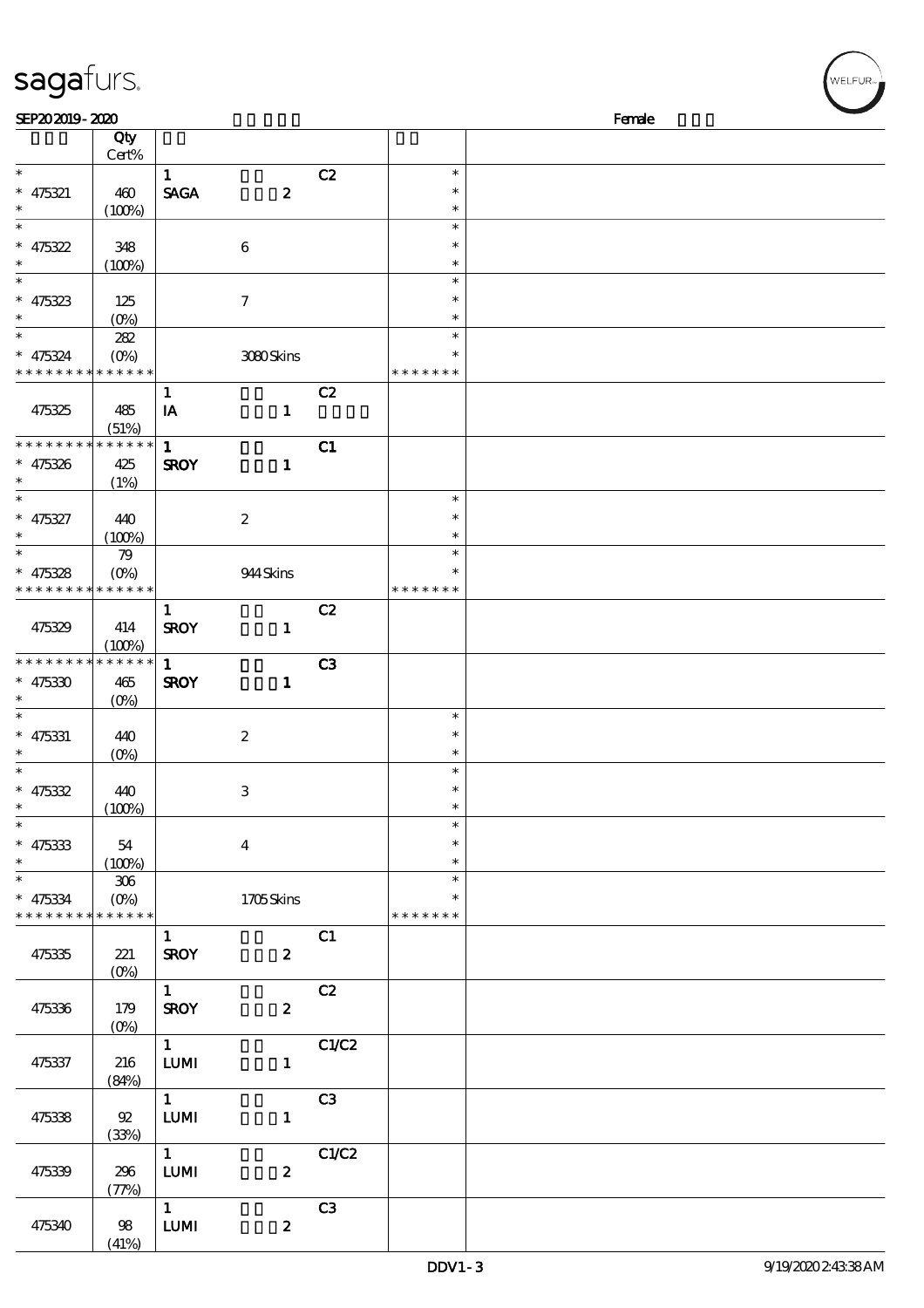sagafurs.

SEP20 2019 - 2020 Female

| | Qty Cert% | | | | |
|---|---|---|---|---|---|
| * | | 1 | | C2 | * |
| * 475321 | 460 | SAGA | 2 | | * |
| * | (100%) | | | | * |
| * | | | | | * |
| * 475322 | 348 | | 6 | | * |
| * | (100%) | | | | * |
| * | | | | | * |
| * 475323 | 125 | | 7 | | * |
| * | (0%) | | | | * |
| * | 282 | | | | * |
| * 475324 | (0%) | | 3080 Skins | | * |
| * * * * * * * * * * * * * * | | | | | * * * * * * * |
| | | 1 | | C2 | |
| 475325 | 485 | IA | 1 | | |
| | (51%) | | | | |
| * * * * * * * * * * * * * * | | 1 | | C1 | |
| * 475326 | 425 | SROY | 1 | | |
| * | (1%) | | | | |
| * | | | | | * |
| * 475327 | 440 | | 2 | | * |
| * | (100%) | | | | * |
| * | 79 | | | | * |
| * 475328 | (0%) | | 944 Skins | | * |
| * * * * * * * * * * * * * * | | | | | * * * * * * * |
| | | 1 | | C2 | |
| 475329 | 414 | SROY | 1 | | |
| | (100%) | | | | |
| * * * * * * * * * * * * * * | | 1 | | C3 | |
| * 475330 | 465 | SROY | 1 | | |
| * | (0%) | | | | |
| * | | | | | * |
| * 475331 | 440 | | 2 | | * |
| * | (0%) | | | | * |
| * | | | | | * |
| * 475332 | 440 | | 3 | | * |
| * | (100%) | | | | * |
| * | | | | | * |
| * 475333 | 54 | | 4 | | * |
| * | (100%) | | | | * |
| * | 306 | | | | * |
| * 475334 | (0%) | | 1705 Skins | | * |
| * * * * * * * * * * * * * * | | | | | * * * * * * * |
| | | 1 | | C1 | |
| 475335 | 221 | SROY | 2 | | |
| | (0%) | | | | |
| | | 1 | | C2 | |
| 475336 | 179 | SROY | 2 | | |
| | (0%) | | | | |
| | | 1 | | C1/C2 | |
| 475337 | 216 | LUMI | 1 | | |
| | (84%) | | | | |
| | | 1 | | C3 | |
| 475338 | 92 | LUMI | 1 | | |
| | (33%) | | | | |
| | | 1 | | C1/C2 | |
| 475339 | 296 | LUMI | 2 | | |
| | (77%) | | | | |
| | | 1 | | C3 | |
| 475340 | 98 | LUMI | 2 | | |
| | (41%) | | | | |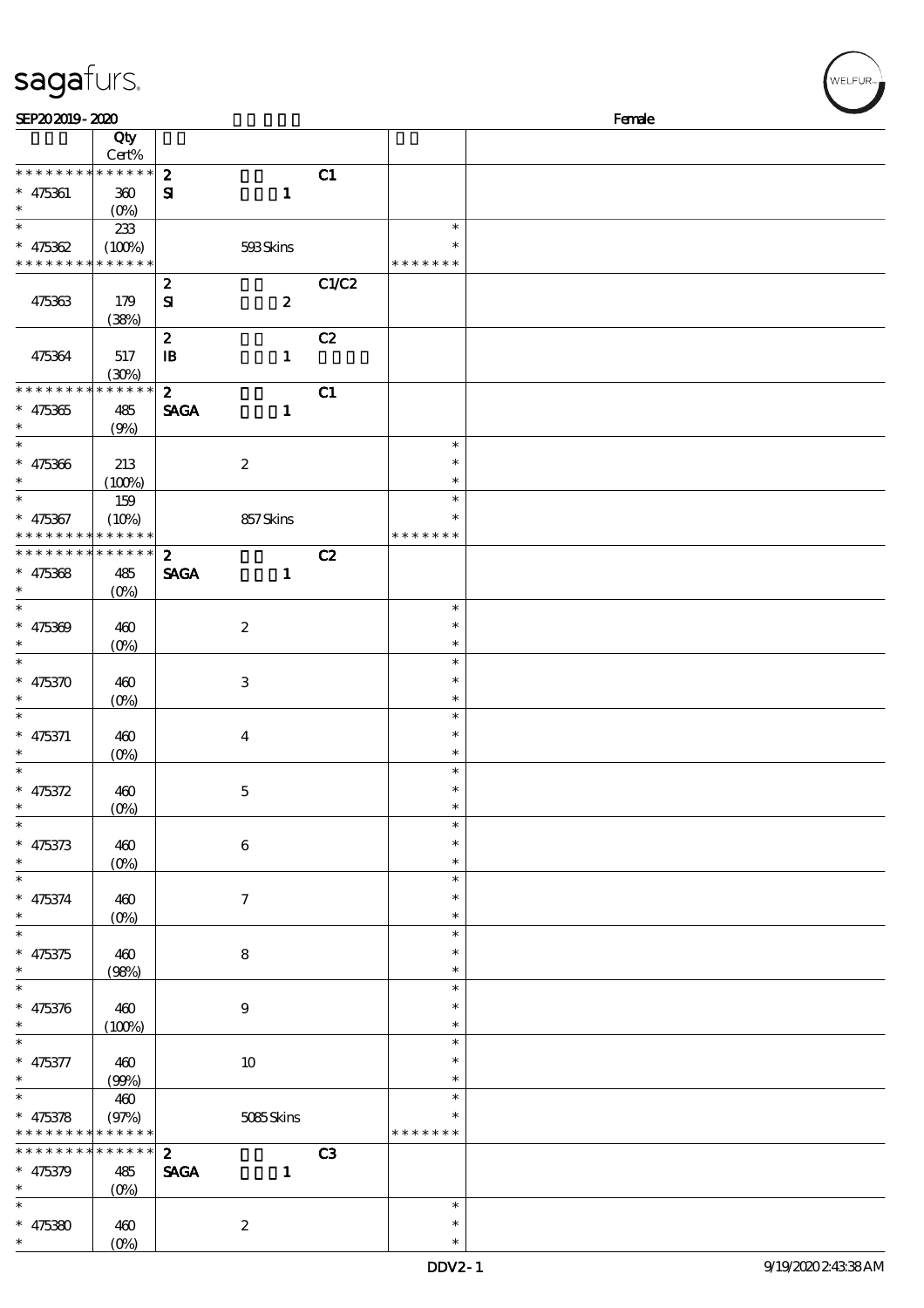| | Qty Cert% | | | | |
|---|---|---|---|---|---|
| * * * * * * * * * * * * * * | | 2 | | C1 | |
| * 475361 | 360 | SI | 1 | | |
| * | (0%) | | | | |
| * | 233 | | | | * |
| * 475362 | (100%) | | 593 Skins | | * |
| * * * * * * * * * * * * * * | | | | | * * * * * * * |
| | | 2 | | C1/C2 | |
| 475363 | 179 (38%) | SI | 2 | | |
| | | 2 | | C2 | |
| 475364 | 517 (30%) | IB | 1 | | |
| * * * * * * * * * * * * * * | | 2 | | C1 | |
| * 475365 | 485 | SAGA | 1 | | |
| * | (9%) | | | | |
| * | | | | | * |
| * 475366 | 213 | | 2 | | * |
| * | (100%) | | | | * |
| * | 159 | | | | * |
| * 475367 | (10%) | | 857 Skins | | * |
| * * * * * * * * * * * * * * | | | | | * * * * * * * |
| * * * * * * * * * * * * * * | | 2 | | C2 | |
| * 475368 | 485 | SAGA | 1 | | |
| * | (0%) | | | | |
| * | | | | | * |
| * 475369 | 460 | | 2 | | * |
| * | (0%) | | | | * |
| * | | | | | * |
| * 475370 | 460 | | 3 | | * |
| * | (0%) | | | | * |
| * | | | | | * |
| * 475371 | 460 | | 4 | | * |
| * | (0%) | | | | * |
| * | | | | | * |
| * 475372 | 460 | | 5 | | * |
| * | (0%) | | | | * |
| * | | | | | * |
| * 475373 | 460 | | 6 | | * |
| * | (0%) | | | | * |
| * | | | | | * |
| * 475374 | 460 | | 7 | | * |
| * | (0%) | | | | * |
| * | | | | | * |
| * 475375 | 460 | | 8 | | * |
| * | (98%) | | | | * |
| * | | | | | * |
| * 475376 | 460 | | 9 | | * |
| * | (100%) | | | | * |
| * | | | | | * |
| * 475377 | 460 | | 10 | | * |
| * | (99%) | | | | * |
| * | 460 | | | | * |
| * 475378 | (97%) | | 5085 Skins | | * |
| * * * * * * * * * * * * * * | | | | | * * * * * * * |
| * * * * * * * * * * * * * * | | 2 | | C3 | |
| * 475379 | 485 | SAGA | 1 | | |
| * | (0%) | | | | |
| * | | | | | * |
| * 475380 | 460 | | 2 | | * |
| * | (0%) | | | | * |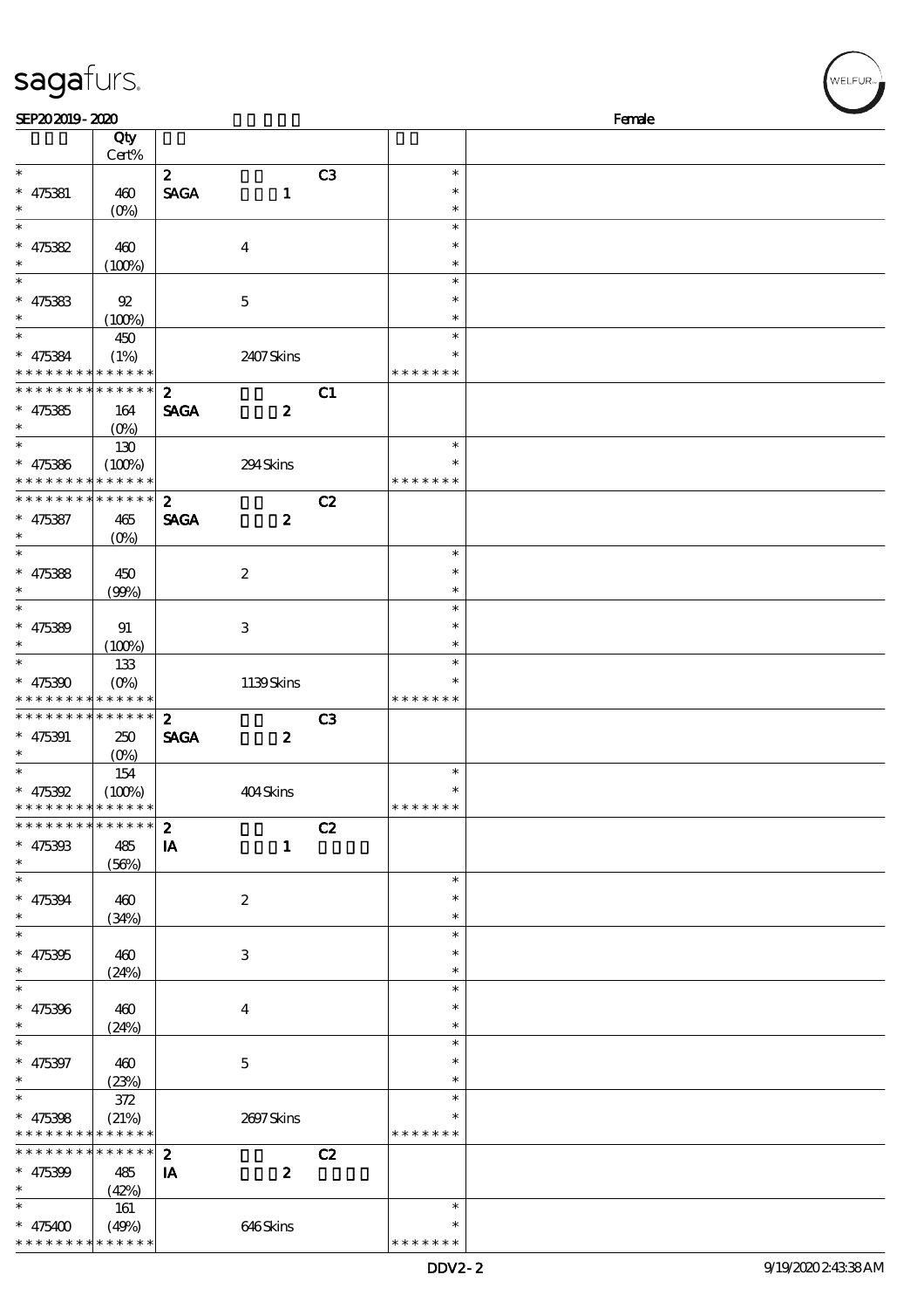| | Qty Cert% | | | | | |
|---|---|---|---|---|---|---|
| * | | 2 | | C3 | * | |
| * 475381 | 460 | SAGA | 1 | | * | |
| * | (0%) | | | | * | |
| * | | | | | * | |
| * 475382 | 460 | | 4 | | * | |
| * | (100%) | | | | * | |
| * | | | | | * | |
| * 475383 | 92 | | 5 | | * | |
| * | (100%) | | | | * | |
| * | 450 | | | | * | |
| * 475384 | (1%) | | 2407 Skins | | * | |
| * * * * * * * * * * * * * * | | | | | * * * * * * * | |
| * * * * * * * * * * * * * * | | 2 | | C1 | | |
| * 475385 | 164 | SAGA | 2 | | | |
| * | (0%) | | | | | |
| * | 130 | | | | * | |
| * 475386 | (100%) | | 294 Skins | | * | |
| * * * * * * * * * * * * * * | | | | | * * * * * * * | |
| * * * * * * * * * * * * * * | | 2 | | C2 | | |
| * 475387 | 465 | SAGA | 2 | | | |
| * | (0%) | | | | | |
| * | | | | | * | |
| * 475388 | 450 | | 2 | | * | |
| * | (99%) | | | | * | |
| * | | | | | * | |
| * 475389 | 91 | | 3 | | * | |
| * | (100%) | | | | * | |
| * | 133 | | | | * | |
| * 475390 | (0%) | | 1139 Skins | | * | |
| * * * * * * * * * * * * * * | | | | | * * * * * * * | |
| * * * * * * * * * * * * * * | | 2 | | C3 | | |
| * 475391 | 250 | SAGA | 2 | | | |
| * | (0%) | | | | | |
| * | 154 | | | | * | |
| * 475392 | (100%) | | 404 Skins | | * | |
| * * * * * * * * * * * * * * | | | | | * * * * * * * | |
| * * * * * * * * * * * * * * | | 2 | | C2 | | |
| * 475393 | 485 | IA | 1 | | | |
| * | (56%) | | | | | |
| * | | | | | * | |
| * 475394 | 460 | | 2 | | * | |
| * | (34%) | | | | * | |
| * | | | | | * | |
| * 475395 | 460 | | 3 | | * | |
| * | (24%) | | | | * | |
| * | | | | | * | |
| * 475396 | 460 | | 4 | | * | |
| * | (24%) | | | | * | |
| * | | | | | * | |
| * 475397 | 460 | | 5 | | * | |
| * | (23%) | | | | * | |
| * | 372 | | | | * | |
| * 475398 | (21%) | | 2697 Skins | | * | |
| * * * * * * * * * * * * * * | | | | | * * * * * * * | |
| * * * * * * * * * * * * * * | | 2 | | C2 | | |
| * 475399 | 485 | IA | 2 | | | |
| * | (42%) | | | | | |
| * | 161 | | | | * | |
| * 475400 | (49%) | | 646 Skins | | * | |
| * * * * * * * * * * * * * * | | | | | * * * * * * * | |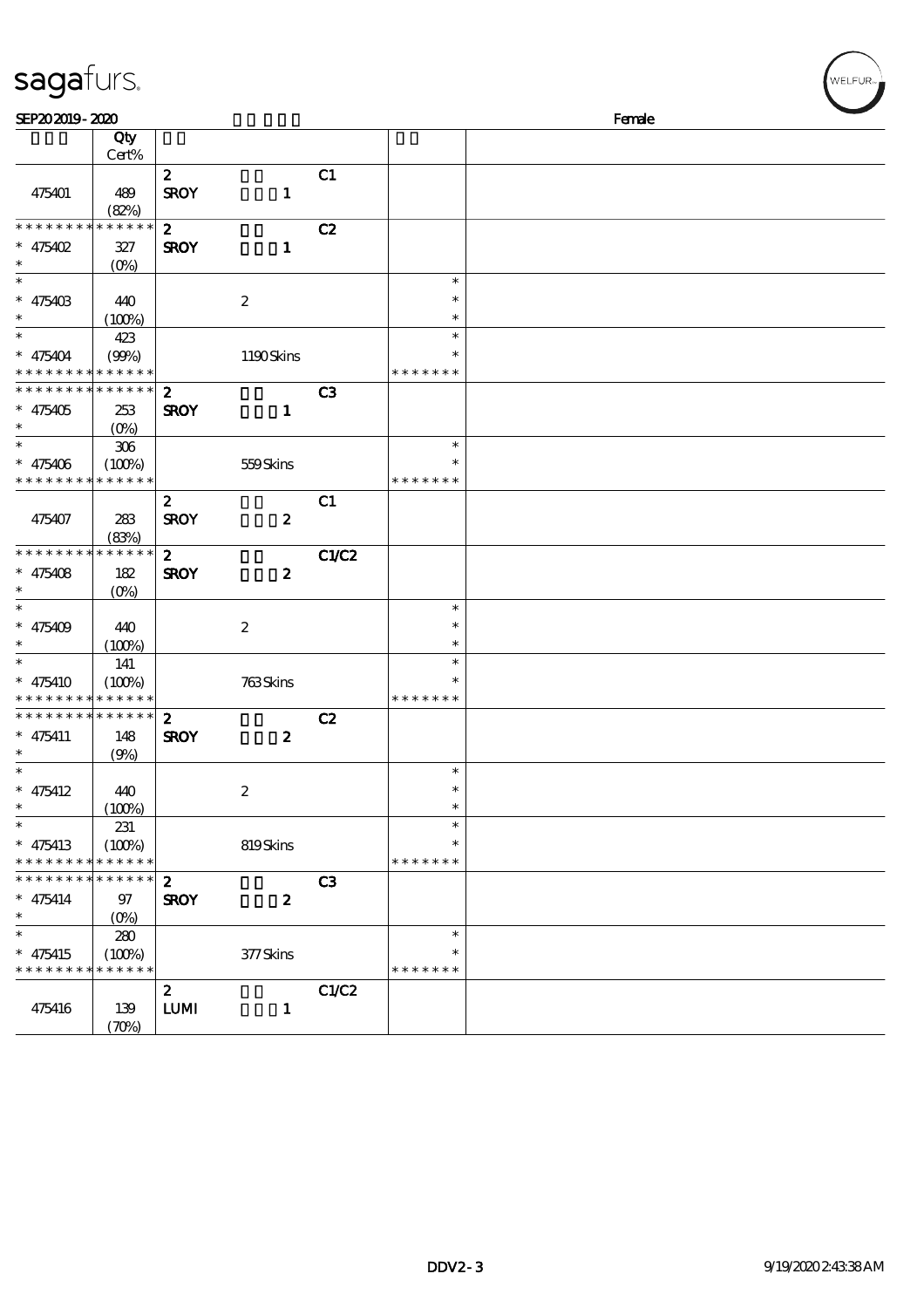SEP20 2019 - 2020 Female

| | Qty Cert% | | | | | |
|---|---|---|---|---|---|---|
| 475401 | 489 (82%) | 2 SROY | 1 | C1 | | |
| * * * * * * * * * * * * * * 475402 * | 327 (0%) | 2 SROY | 1 | C2 | | |
| * 475403 * | 440 (100%) | | 2 | | * * * | |
| * 475404 * * * * * * * * * * * * * * | 423 (99%) | | 1190 Skins | | * * * * * * * * * | |
| * * * * * * * * * * * * * * 475405 * | 253 (0%) | 2 SROY | 1 | C3 | | |
| * 475406 * * * * * * * * * * * * * * | 306 (100%) | | 559 Skins | | * * * * * * * * * | |
| 475407 | 283 (83%) | 2 SROY | 2 | C1 | | |
| * * * * * * * * * * * * * * 475408 * | 182 (0%) | 2 SROY | 2 | C1/C2 | | |
| * 475409 * | 440 (100%) | | 2 | | * * * | |
| * 475410 * * * * * * * * * * * * * * | 141 (100%) | | 763 Skins | | * * * * * * * * * | |
| * * * * * * * * * * * * * * 475411 * | 148 (9%) | 2 SROY | 2 | C2 | | |
| * 475412 * | 440 (100%) | | 2 | | * * * | |
| * 475413 * * * * * * * * * * * * * * | 231 (100%) | | 819 Skins | | * * * * * * * * * | |
| * * * * * * * * * * * * * * 475414 * | 97 (0%) | 2 SROY | 2 | C3 | | |
| * 475415 * * * * * * * * * * * * * * | 280 (100%) | | 377 Skins | | * * * * * * * * * | |
| 475416 | 139 (70%) | 2 LUMI | 1 | C1/C2 | | |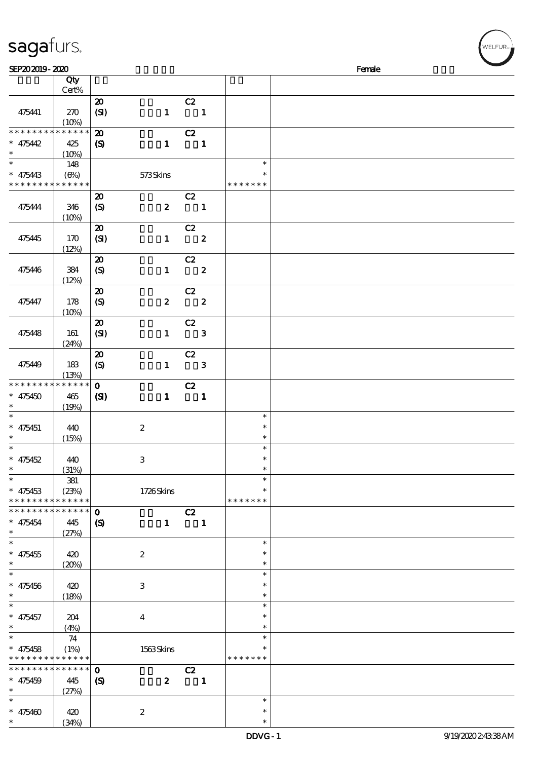| | Qty Cert% | | | |
|---|---|---|---|---|
| 475441 | 270 (10%) | 20 (SI) 1 C2 1 | | |
| * * * * * * * * * * * * * * 475442 * | 425 (10%) | 20 (S) 1 C2 1 | | |
| * 475443 * * * * * * * * * * * * * * | 148 (6%) | 573 Skins | * * * * * * * * | |
| 475444 | 346 (10%) | 20 (S) 2 C2 1 | | |
| 475445 | 170 (12%) | 20 (SI) 1 C2 2 | | |
| 475446 | 384 (12%) | 20 (S) 1 C2 2 | | |
| 475447 | 178 (10%) | 20 (S) 2 C2 2 | | |
| 475448 | 161 (24%) | 20 (SI) 1 C2 3 | | |
| 475449 | 183 (13%) | 20 (S) 1 C2 3 | | |
| * * * * * * * * * * * * * * 475450 * | 465 (19%) | 0 (SI) 1 C2 1 | | |
| * 475451 * | 440 (15%) | 2 | * * * | |
| * 475452 * | 440 (31%) | 3 | * * * | |
| * 475453 * * * * * * * * * * * * * * | 381 (23%) | 1726 Skins | * * * * * * * * | |
| * * * * * * * * * * * * * * 475454 * | 445 (27%) | 0 (S) 1 C2 1 | | |
| * 475455 * | 420 (20%) | 2 | * * * | |
| * 475456 * | 420 (18%) | 3 | * * * | |
| * 475457 * | 204 (4%) | 4 | * * * | |
| * 475458 * * * * * * * * * * * * * * | 74 (1%) | 1563 Skins | * * * * * * * * | |
| * * * * * * * * * * * * * * 475459 * | 445 (27%) | 0 (S) 2 C2 1 | | |
| * 475460 * | 420 (34%) | 2 | * * * | |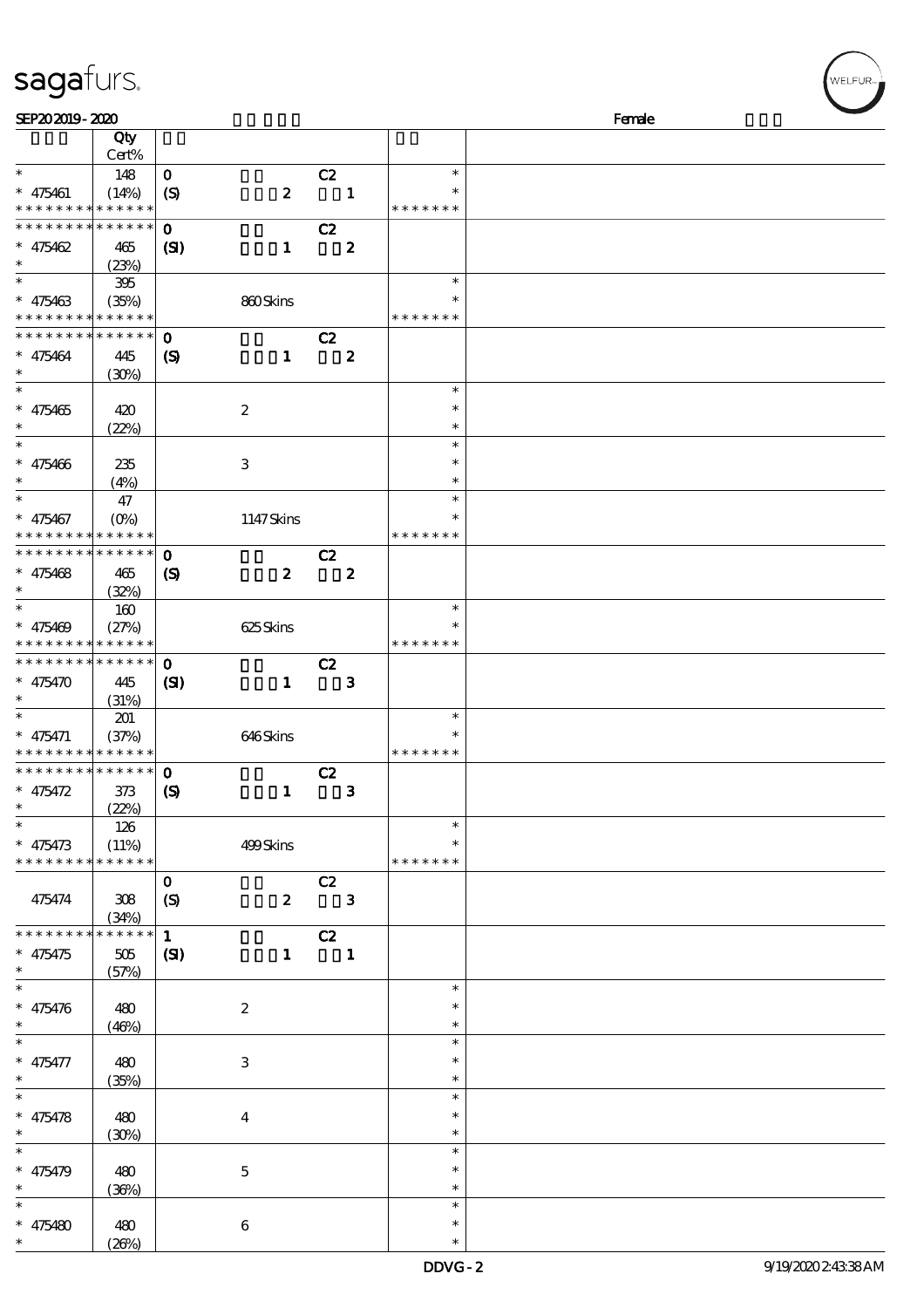| | Qty Cert% | | | |
|---|---|---|---|---|
| * | 148 | 0 C2 | * | |
| * 475461 | (14%) | (S) 2 1 | * | |
| * * * * * * * * * * * * * * | | | * * * * * * * | |
| * * * * * * * * * * * * * * | | 0 C2 | | |
| * 475462 | 465 | (SI) 1 2 | | |
| * | (23%) | | | |
| * | 395 | | * | |
| * 475463 | (35%) | 860 Skins | * | |
| * * * * * * * * * * * * * * | | | * * * * * * * | |
| * * * * * * * * * * * * * * | | 0 C2 | | |
| * 475464 | 445 | (S) 1 2 | | |
| * | (30%) | | | |
| * | | | * | |
| * 475465 | 420 | 2 | * | |
| * | (22%) | | * | |
| * | | | * | |
| * 475466 | 235 | 3 | * | |
| * | (4%) | | * | |
| * | 47 | | * | |
| * 475467 | (0%) | 1147 Skins | * | |
| * * * * * * * * * * * * * * | | | * * * * * * * | |
| * * * * * * * * * * * * * * | | 0 C2 | | |
| * 475468 | 465 | (S) 2 2 | | |
| * | (32%) | | | |
| * | 160 | | * | |
| * 475469 | (27%) | 625 Skins | * | |
| * * * * * * * * * * * * * * | | | * * * * * * * | |
| * * * * * * * * * * * * * * | | 0 C2 | | |
| * 475470 | 445 | (SI) 1 3 | | |
| * | (31%) | | | |
| * | 201 | | * | |
| * 475471 | (37%) | 646 Skins | * | |
| * * * * * * * * * * * * * * | | | * * * * * * * | |
| * * * * * * * * * * * * * * | | 0 C2 | | |
| * 475472 | 373 | (S) 1 3 | | |
| * | (22%) | | | |
| * | 126 | | * | |
| * 475473 | (11%) | 499 Skins | * | |
| * * * * * * * * * * * * * * | | | * * * * * * * | |
| | | 0 C2 | | |
| 475474 | 308 | (S) 2 3 | | |
| | (34%) | | | |
| * * * * * * * * * * * * * * | | 1 C2 | | |
| * 475475 | 505 | (SI) 1 1 | | |
| * | (57%) | | | |
| * | | | * | |
| * 475476 | 480 | 2 | * | |
| * | (46%) | | * | |
| * | | | * | |
| * 475477 | 480 | 3 | * | |
| * | (35%) | | * | |
| * | | | * | |
| * 475478 | 480 | 4 | * | |
| * | (30%) | | * | |
| * | | | * | |
| * 475479 | 480 | 5 | * | |
| * | (36%) | | * | |
| * | | | * | |
| * 475480 | 480 | 6 | * | |
| * | (26%) | | * | |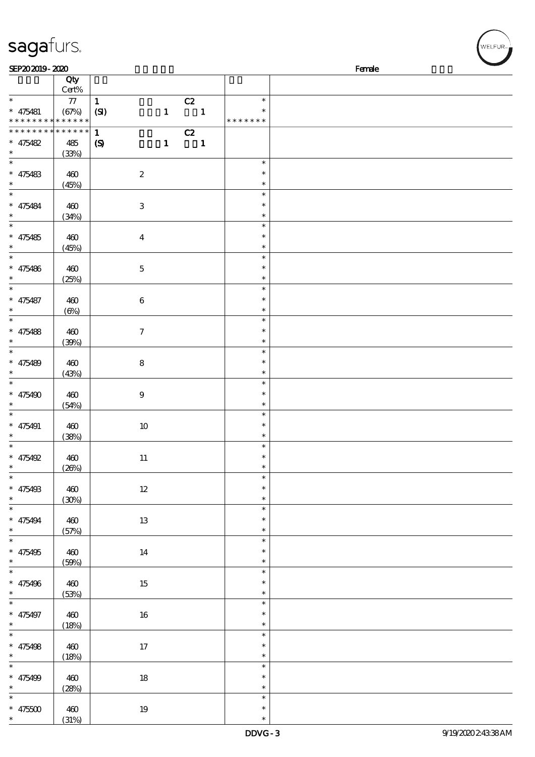SEP20 2019 - 2020 Female

| | Qty Cert% | | | |
|---|---|---|---|---|
| * * 475481 * * * * * * * * * * * * * | 77 (67%) | 1 (SI) 1 C2 1 | | * * * * * * * * * * |
| * * * * * * * * * * * * * * 475482 * | 485 (33%) | 1 (S) 1 C2 1 | | |
| * * 475483 * | 460 (45%) | 2 | | * * * |
| * * 475484 * | 460 (34%) | 3 | | * * * |
| * * 475485 * | 460 (45%) | 4 | | * * * |
| * * 475486 * | 460 (25%) | 5 | | * * * |
| * * 475487 * | 460 (6%) | 6 | | * * * |
| * * 475488 * | 460 (39%) | 7 | | * * * |
| * * 475489 * | 460 (43%) | 8 | | * * * |
| * * 475490 * | 460 (54%) | 9 | | * * * |
| * * 475491 * | 460 (38%) | 10 | | * * * |
| * * 475492 * | 460 (26%) | 11 | | * * * |
| * * 475493 * | 460 (30%) | 12 | | * * * |
| * * 475494 * | 460 (57%) | 13 | | * * * |
| * * 475495 * | 460 (59%) | 14 | | * * * |
| * * 475496 * | 460 (53%) | 15 | | * * * |
| * * 475497 * | 460 (18%) | 16 | | * * * |
| * * 475498 * | 460 (18%) | 17 | | * * * |
| * * 475499 * | 460 (28%) | 18 | | * * * |
| * * 475500 * | 460 (31%) | 19 | | * * * |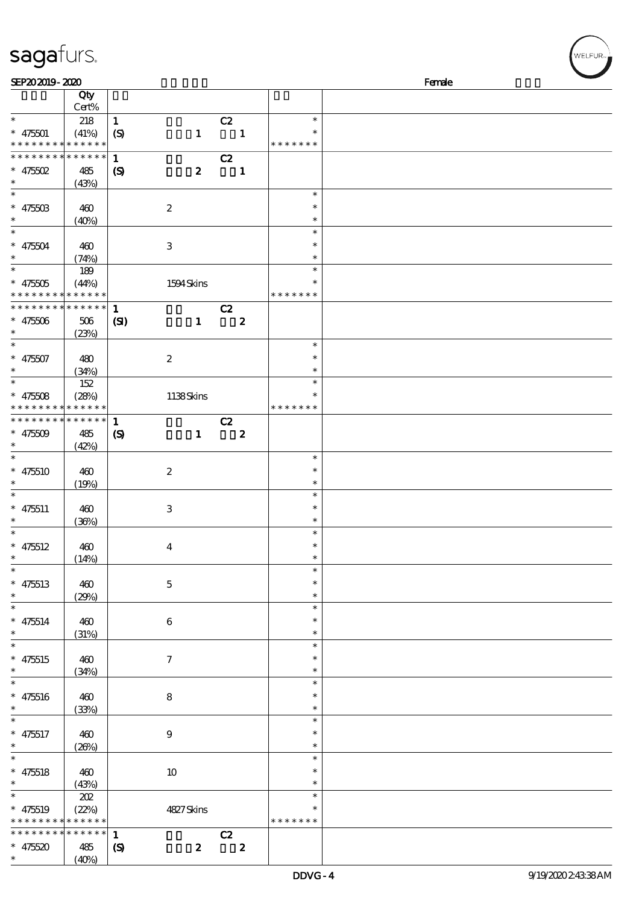SEP20 2019 - 2020 Female

| | Qty Cert% | | | |
|---|---|---|---|---|
| * | 218 | 1 C2 | * | |
| * 475501 | (41%) | (S) 1 1 | * | |
| * * * * * * * * * * * * * * | | | * * * * * * * | |
| * * * * * * * * * * * * * * | | 1 C2 | | |
| * 475502 | 485 | (S) 2 1 | | |
| * | (43%) | | | |
| * | | | * | |
| * 475503 | 460 | 2 | * | |
| * | (40%) | | * | |
| * | | | * | |
| * 475504 | 460 | 3 | * | |
| * | (74%) | | * | |
| * | 189 | | * | |
| * 475505 | (44%) | 1594 Skins | * | |
| * * * * * * * * * * * * * * | | | * * * * * * * | |
| * * * * * * * * * * * * * * | | 1 C2 | | |
| * 475506 | 506 | (SI) 1 2 | | |
| * | (23%) | | | |
| * | | | * | |
| * 475507 | 480 | 2 | * | |
| * | (34%) | | * | |
| * | 152 | | * | |
| * 475508 | (28%) | 1138 Skins | * | |
| * * * * * * * * * * * * * * | | | * * * * * * * | |
| * * * * * * * * * * * * * * | | 1 C2 | | |
| * 475509 | 485 | (S) 1 2 | | |
| * | (42%) | | | |
| * | | | * | |
| * 475510 | 460 | 2 | * | |
| * | (19%) | | * | |
| * | | | * | |
| * 475511 | 460 | 3 | * | |
| * | (36%) | | * | |
| * | | | * | |
| * 475512 | 460 | 4 | * | |
| * | (14%) | | * | |
| * | | | * | |
| * 475513 | 460 | 5 | * | |
| * | (29%) | | * | |
| * | | | * | |
| * 475514 | 460 | 6 | * | |
| * | (31%) | | * | |
| * | | | * | |
| * 475515 | 460 | 7 | * | |
| * | (34%) | | * | |
| * | | | * | |
| * 475516 | 460 | 8 | * | |
| * | (33%) | | * | |
| * | | | * | |
| * 475517 | 460 | 9 | * | |
| * | (26%) | | * | |
| * | | | * | |
| * 475518 | 460 | 10 | * | |
| * | (43%) | | * | |
| * | 202 | | * | |
| * 475519 | (22%) | 4827 Skins | * | |
| * * * * * * * * * * * * * * | | | * * * * * * * | |
| * * * * * * * * * * * * * * | | 1 C2 | | |
| * 475520 | 485 | (S) 2 2 | | |
| * | (40%) | | | |

DDVG - 4 9/19/2020 2:43:38 AM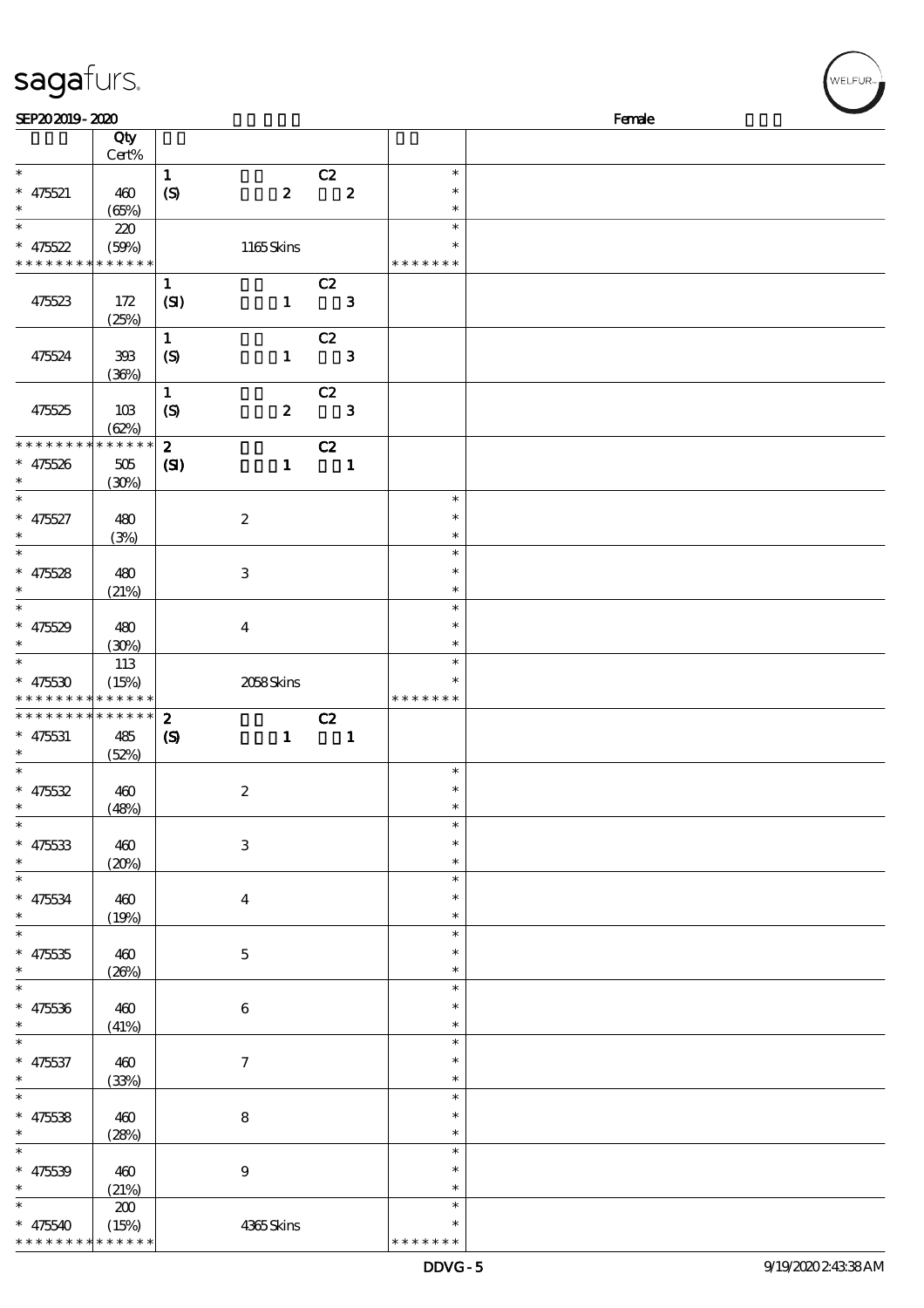SEP20 2019 - 2020 Female

| | Qty Cert% | | | | |
|---|---|---|---|---|---|
| * | | 1 C2 | * | |
| * 475521 | 460 | (S) 2 2 | * | |
| * | (65%) | | * | |
| * | 220 | | * | |
| * 475522 | (59%) | 1165 Skins | * | |
| * * * * * * * * * * * * * * | | | * * * * * * * | |
| | | 1 C2 | | |
| 475523 | 172 | (SI) 1 3 | | |
| | (25%) | | | |
| | | 1 C2 | | |
| 475524 | 393 | (S) 1 3 | | |
| | (36%) | | | |
| | | 1 C2 | | |
| 475525 | 103 | (S) 2 3 | | |
| | (62%) | | | |
| * * * * * * * * * * * * * * | | 2 C2 | | |
| * 475526 | 505 | (SI) 1 1 | | |
| * | (30%) | | | |
| * | | | * | |
| * 475527 | 480 | 2 | * | |
| * | (3%) | | * | |
| * | | | * | |
| * 475528 | 480 | 3 | * | |
| * | (21%) | | * | |
| * | | | * | |
| * 475529 | 480 | 4 | * | |
| * | (30%) | | * | |
| * | 113 | | * | |
| * 475530 | (15%) | 2058 Skins | * | |
| * * * * * * * * * * * * * * | | | * * * * * * * | |
| * * * * * * * * * * * * * * | | 2 C2 | | |
| * 475531 | 485 | (S) 1 1 | | |
| * | (52%) | | | |
| * | | | * | |
| * 475532 | 460 | 2 | * | |
| * | (48%) | | * | |
| * | | | * | |
| * 475533 | 460 | 3 | * | |
| * | (20%) | | * | |
| * | | | * | |
| * 475534 | 460 | 4 | * | |
| * | (19%) | | * | |
| * | | | * | |
| * 475535 | 460 | 5 | * | |
| * | (26%) | | * | |
| * | | | * | |
| * 475536 | 460 | 6 | * | |
| * | (41%) | | * | |
| * | | | * | |
| * 475537 | 460 | 7 | * | |
| * | (33%) | | * | |
| * | | | * | |
| * 475538 | 460 | 8 | * | |
| * | (28%) | | * | |
| * | | | * | |
| * 475539 | 460 | 9 | * | |
| * | (21%) | | * | |
| * | 200 | | * | |
| * 475540 | (15%) | 4365 Skins | * | |
| * * * * * * * * * * * * * * | | | * * * * * * * | |

DDVG - 5 9/19/2020 2:43:38 AM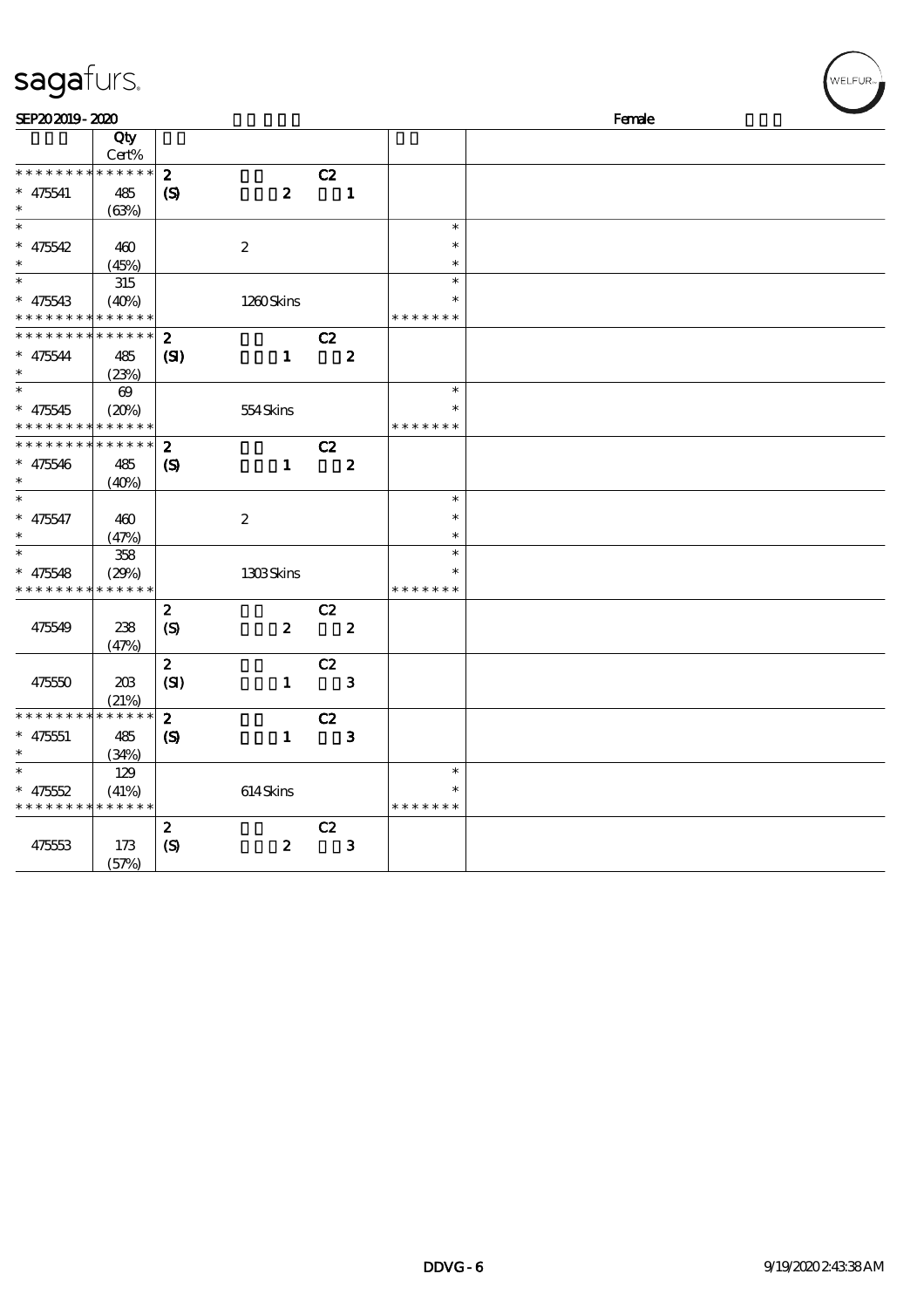sagafurs.

SEP20 2019 - 2020 Female

| | Qty Cert% | | | | |
|---|---|---|---|---|---|
| * * * * * * * * * * * * * * | | 2 | C2 | | |
| * 475541 | 485 | (S) | 2 1 | | |
| * | (63%) | | | | |
| * | | | | * | |
| * 475542 | 460 | | 2 | * | |
| * | (45%) | | | * | |
| * | 315 | | | * | |
| * 475543 | (40%) | | 1260 Skins | * | |
| * * * * * * * * * * * * * * | | | | * * * * * * * | |
| * * * * * * * * * * * * * * | | 2 | C2 | | |
| * 475544 | 485 | (SI) | 1 2 | | |
| * | (23%) | | | | |
| * | 69 | | | * | |
| * 475545 | (20%) | | 554 Skins | * | |
| * * * * * * * * * * * * * * | | | | * * * * * * * | |
| * * * * * * * * * * * * * * | | 2 | C2 | | |
| * 475546 | 485 | (S) | 1 2 | | |
| * | (40%) | | | | |
| * | | | | * | |
| * 475547 | 460 | | 2 | * | |
| * | (47%) | | | * | |
| * | 358 | | | * | |
| * 475548 | (29%) | | 1303 Skins | * | |
| * * * * * * * * * * * * * * | | | | * * * * * * * | |
| | | 2 | C2 | | |
| 475549 | 238 | (S) | 2 2 | | |
| | (47%) | | | | |
| | | 2 | C2 | | |
| 475550 | 203 | (SI) | 1 3 | | |
| | (21%) | | | | |
| * * * * * * * * * * * * * * | | 2 | C2 | | |
| * 475551 | 485 | (S) | 1 3 | | |
| * | (34%) | | | | |
| * | 129 | | | * | |
| * 475552 | (41%) | | 614 Skins | * | |
| * * * * * * * * * * * * * * | | | | * * * * * * * | |
| | | 2 | C2 | | |
| 475553 | 173 | (S) | 2 3 | | |
| | (57%) | | | | |

DDVG - 6 9/19/2020 2:43:38 AM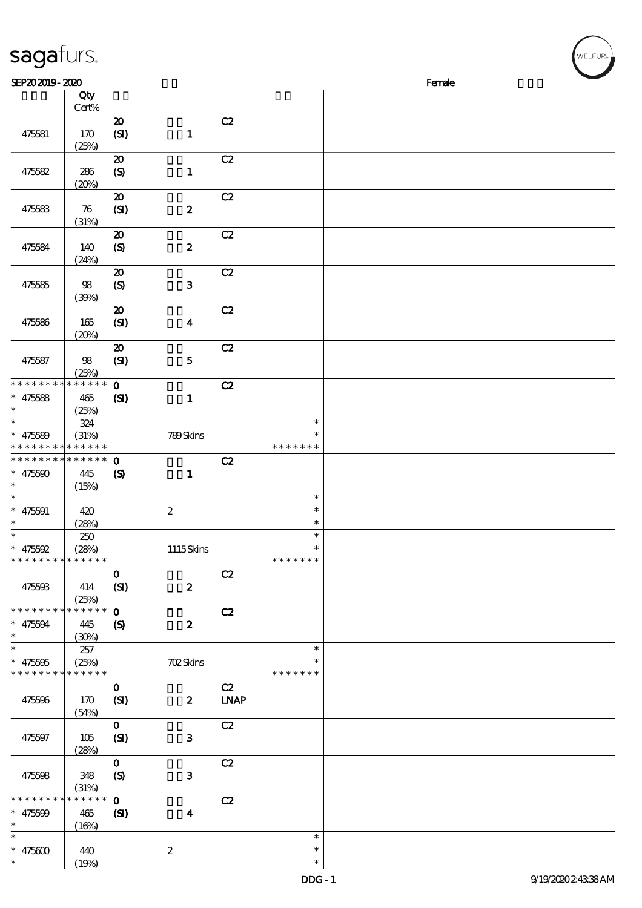SEP20 2019 - 2020 Female

| | Qty Cert% | | | | | |
|---|---|---|---|---|---|---|
| 475581 | 170 (25%) | 20 (SI) | 1 | C2 | | |
| 475582 | 286 (20%) | 20 (S) | 1 | C2 | | |
| 475583 | 76 (31%) | 20 (SI) | 2 | C2 | | |
| 475584 | 140 (24%) | 20 (S) | 2 | C2 | | |
| 475585 | 98 (39%) | 20 (S) | 3 | C2 | | |
| 475586 | 165 (20%) | 20 (SI) | 4 | C2 | | |
| 475587 | 98 (25%) | 20 (SI) | 5 | C2 | | |
| * 475588 | 465 (25%) | 0 (SI) | 1 | C2 | | |
| * 475589 | 324 (31%) | | 789 Skins | | * | |
| * 475590 | 445 (15%) | 0 (S) | 1 | C2 | | |
| * 475591 | 420 (28%) | | 2 | | * | |
| * 475592 | 250 (28%) | | 1115 Skins | | * | |
| 475593 | 414 (25%) | 0 (SI) | 2 | C2 | | |
| * 475594 | 445 (30%) | 0 (S) | 2 | C2 | | |
| * 475595 | 257 (25%) | | 702 Skins | | * | |
| 475596 | 170 (54%) | 0 (SI) | 2 | C2 LNAP | | |
| 475597 | 105 (28%) | 0 (SI) | 3 | C2 | | |
| 475598 | 348 (31%) | 0 (S) | 3 | C2 | | |
| * 475599 | 465 (16%) | 0 (SI) | 4 | C2 | | |
| * 475600 | 440 (19%) | | 2 | | * | |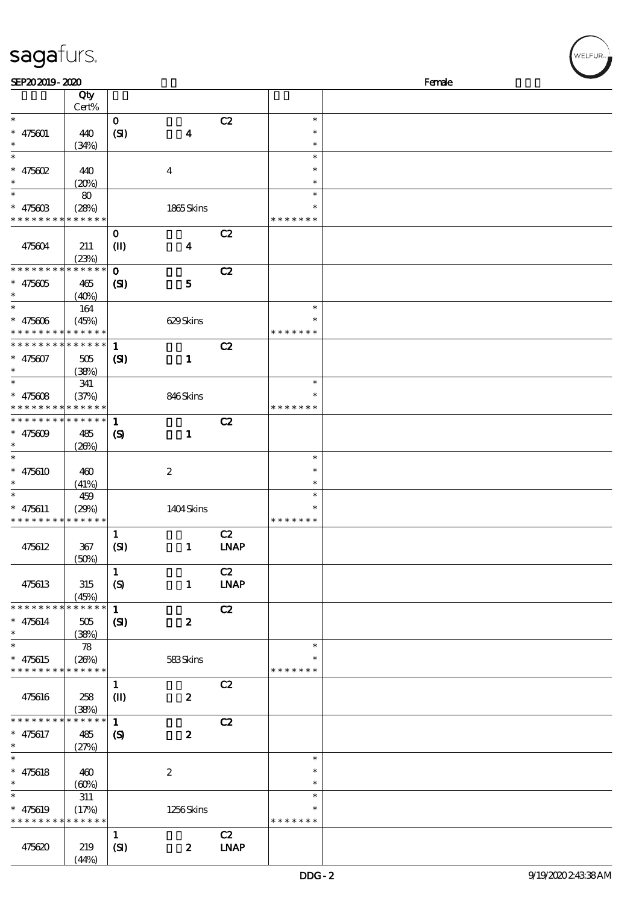| | Qty Cert% | | | | | |
|---|---|---|---|---|---|---|
| * | | 0 | | C2 | * | |
| * 475601 | 440 | (SI) | 4 | | * | |
| * | (34%) | | | | * | |
| * | | | | | * | |
| * 475602 | 440 | | 4 | | * | |
| * | (20%) | | | | * | |
| * | 80 | | | | * | |
| * 475603 | (28%) | | 1865 Skins | | * | |
| * * * * * * * * * * * * * * | | | | | * * * * * * * | |
| | | 0 | | C2 | | |
| 475604 | 211 | (II) | 4 | | | |
| | (23%) | | | | | |
| * * * * * * * * * * * * * * | | 0 | | C2 | | |
| * 475605 | 465 | (SI) | 5 | | | |
| * | (40%) | | | | | |
| * | 164 | | | | * | |
| * 475606 | (45%) | | 629 Skins | | * | |
| * * * * * * * * * * * * * * | | | | | * * * * * * * | |
| * * * * * * * * * * * * * * | | 1 | | C2 | | |
| * 475607 | 505 | (SI) | 1 | | | |
| * | (38%) | | | | | |
| * | 341 | | | | * | |
| * 475608 | (37%) | | 846 Skins | | * | |
| * * * * * * * * * * * * * * | | | | | * * * * * * * | |
| * * * * * * * * * * * * * * | | 1 | | C2 | | |
| * 475609 | 485 | (S) | 1 | | | |
| * | (26%) | | | | | |
| * | | | | | * | |
| * 475610 | 460 | | 2 | | * | |
| * | (41%) | | | | * | |
| * | 459 | | | | * | |
| * 475611 | (29%) | | 1404 Skins | | * | |
| * * * * * * * * * * * * * * | | | | | * * * * * * * | |
| | | 1 | | C2 | | |
| 475612 | 367 | (SI) | 1 | LNAP | | |
| | (50%) | | | | | |
| | | 1 | | C2 | | |
| 475613 | 315 | (S) | 1 | LNAP | | |
| | (45%) | | | | | |
| * * * * * * * * * * * * * * | | 1 | | C2 | | |
| * 475614 | 505 | (SI) | 2 | | | |
| * | (38%) | | | | | |
| * | 78 | | | | * | |
| * 475615 | (26%) | | 583 Skins | | * | |
| * * * * * * * * * * * * * * | | | | | * * * * * * * | |
| | | 1 | | C2 | | |
| 475616 | 258 | (II) | 2 | | | |
| | (38%) | | | | | |
| * * * * * * * * * * * * * * | | 1 | | C2 | | |
| * 475617 | 485 | (S) | 2 | | | |
| * | (27%) | | | | | |
| * | | | | | * | |
| * 475618 | 460 | | 2 | | * | |
| * | (60%) | | | | * | |
| * | 311 | | | | * | |
| * 475619 | (17%) | | 1256 Skins | | * | |
| * * * * * * * * * * * * * * | | | | | * * * * * * * | |
| | | 1 | | C2 | | |
| 475620 | 219 | (SI) | 2 | LNAP | | |
| | (44%) | | | | | |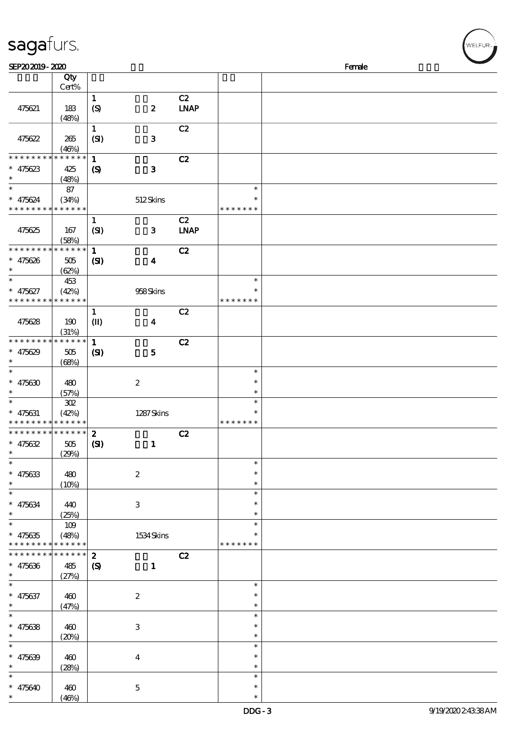SEP20 2019 - 2020 Female

| | Qty Cert% | | | | | |
|---|---|---|---|---|---|---|
| 475621 | 183 (48%) | 1 (S) | 2 | C2 LNAP | | |
| 475622 | 265 (46%) | 1 (SI) | 3 | C2 | | |
| * * * * * * * * * * * * * * 475623 * | 425 (48%) | 1 (S) | 3 | C2 | | |
| * * 475624 * * * * * * * * * * * * * * | 87 (34%) | | 512 Skins | | * * * * * * * * * | |
| 475625 | 167 (58%) | 1 (SI) | 3 | C2 LNAP | | |
| * * * * * * * * * * * * * * 475626 * | 505 (62%) | 1 (SI) | 4 | C2 | | |
| * * 475627 * * * * * * * * * * * * * * | 453 (42%) | | 958 Skins | | * * * * * * * * * | |
| 475628 | 190 (31%) | 1 (II) | 4 | C2 | | |
| * * * * * * * * * * * * * * 475629 * | 505 (68%) | 1 (SI) | 5 | C2 | | |
| * * 475630 * | 480 (57%) | | 2 | | * * * | |
| * * 475631 * * * * * * * * * * * * * * | 302 (42%) | | 1287 Skins | | * * * * * * * * * | |
| * * * * * * * * * * * * * * 475632 * | 505 (29%) | 2 (SI) | 1 | C2 | | |
| * * 475633 * | 480 (10%) | | 2 | | * * * | |
| * * 475634 * | 440 (25%) | | 3 | | * * * | |
| * * 475635 * * * * * * * * * * * * * * | 109 (48%) | | 1534 Skins | | * * * * * * * * * | |
| * * * * * * * * * * * * * * 475636 * | 485 (27%) | 2 (S) | 1 | C2 | | |
| * * 475637 * | 460 (47%) | | 2 | | * * * | |
| * * 475638 * | 460 (20%) | | 3 | | * * * | |
| * * 475639 * | 460 (28%) | | 4 | | * * * | |
| * * 475640 * | 460 (46%) | | 5 | | * * * | |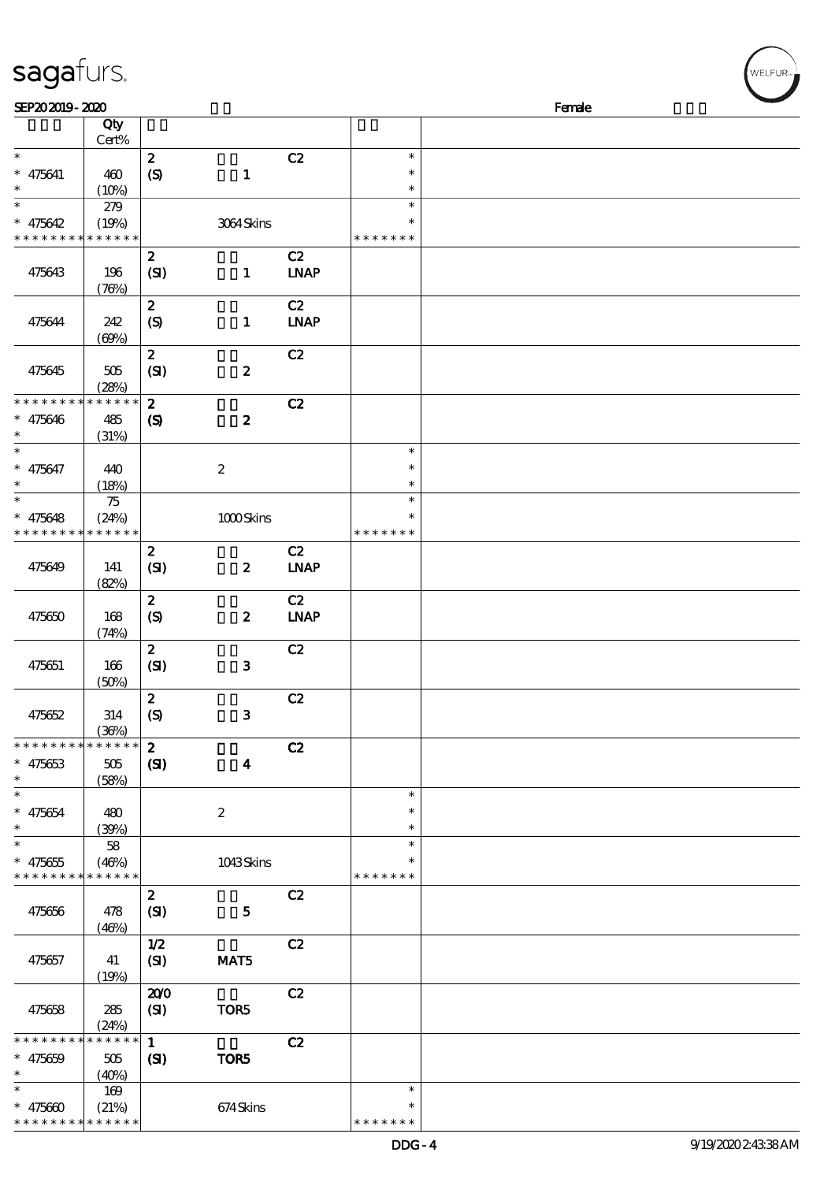| | Qty Cert% | | | | | |
|---|---|---|---|---|---|---|
| * | | 2 | | C2 | * | |
| * 475641 | 460 | (S) | 1 | | * | |
| * | (10%) | | | | * | |
| * | 279 | | | | * | |
| * 475642 | (19%) | | 3064 Skins | | * | |
| * * * * * * * * * * * * * * | | | | | * * * * * * * | |
| | | 2 | | C2 | | |
| 475643 | 196 | (SI) | 1 | LNAP | | |
| | (76%) | | | | | |
| | | 2 | | C2 | | |
| 475644 | 242 | (S) | 1 | LNAP | | |
| | (69%) | | | | | |
| | | 2 | | C2 | | |
| 475645 | 505 | (SI) | 2 | | | |
| | (28%) | | | | | |
| * * * * * * * * * * * * * * | | 2 | | C2 | | |
| * 475646 | 485 | (S) | 2 | | | |
| * | (31%) | | | | | |
| * | | | | | * | |
| * 475647 | 440 | | 2 | | * | |
| * | (18%) | | | | * | |
| * | 75 | | | | * | |
| * 475648 | (24%) | | 1000 Skins | | * | |
| * * * * * * * * * * * * * * | | | | | * * * * * * * | |
| | | 2 | | C2 | | |
| 475649 | 141 | (SI) | 2 | LNAP | | |
| | (82%) | | | | | |
| | | 2 | | C2 | | |
| 475650 | 168 | (S) | 2 | LNAP | | |
| | (74%) | | | | | |
| | | 2 | | C2 | | |
| 475651 | 166 | (SI) | 3 | | | |
| | (50%) | | | | | |
| | | 2 | | C2 | | |
| 475652 | 314 | (S) | 3 | | | |
| | (36%) | | | | | |
| * * * * * * * * * * * * * * | | 2 | | C2 | | |
| * 475653 | 505 | (SI) | 4 | | | |
| * | (58%) | | | | | |
| * | | | | | * | |
| * 475654 | 480 | | 2 | | * | |
| * | (39%) | | | | * | |
| * | 58 | | | | * | |
| * 475655 | (46%) | | 1043 Skins | | * | |
| * * * * * * * * * * * * * * | | | | | * * * * * * * | |
| | | 2 | | C2 | | |
| 475656 | 478 | (SI) | 5 | | | |
| | (46%) | | | | | |
| | | 1/2 | | C2 | | |
| 475657 | 41 | (SI) | MAT5 | | | |
| | (19%) | | | | | |
| | | 20/0 | | C2 | | |
| 475658 | 285 | (SI) | TOR5 | | | |
| | (24%) | | | | | |
| * * * * * * * * * * * * * * | | 1 | | C2 | | |
| * 475659 | 505 | (SI) | TOR5 | | | |
| * | (40%) | | | | | |
| * | 169 | | | | * | |
| * 475660 | (21%) | | 674 Skins | | * | |
| * * * * * * * * * * * * * * | | | | | * * * * * * * | |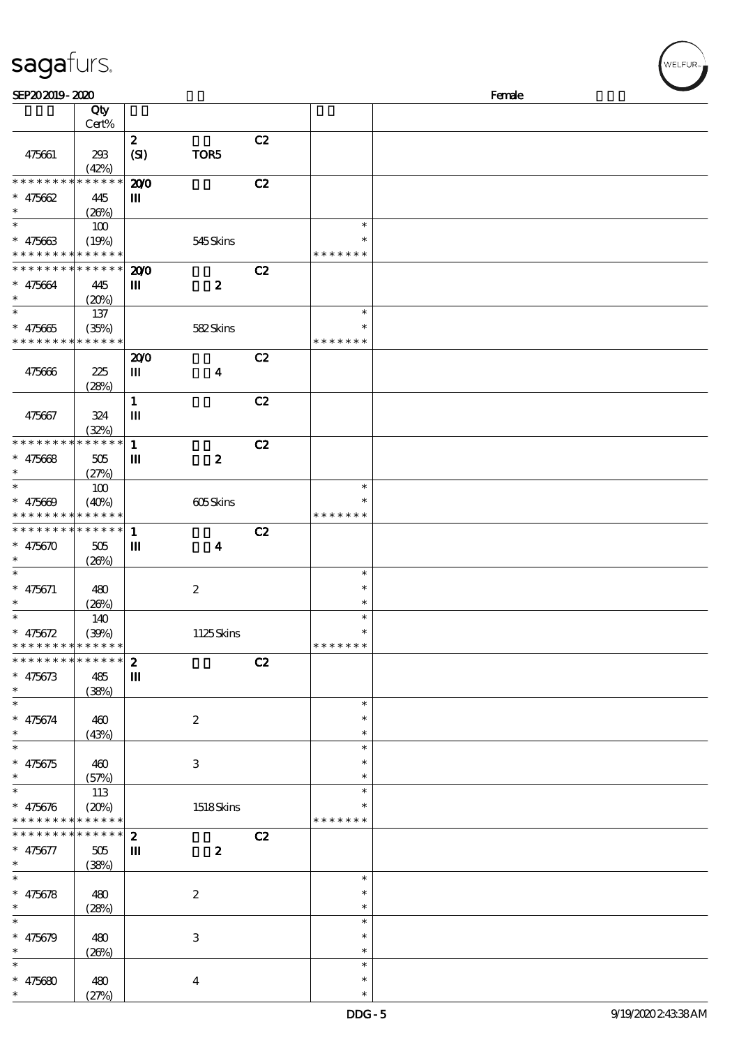| | Qty Cert% | | | | | |
|---|---|---|---|---|---|---|
| 475661 | 293 (42%) | 2 (SI) | TOR5 | C2 | | |
| * * * * * * * * * * * * * * 475662 * | 445 (26%) | 20/0 III | | C2 | | |
| * * 475663 * * * * * * * * * * * * * * | 100 (19%) | | 545 Skins | | * * * * * * * * * | |
| * * * * * * * * * * * * * * 475664 * | 445 (20%) | 20/0 III | 2 | C2 | | |
| * * 475665 * * * * * * * * * * * * * * | 137 (35%) | | 582 Skins | | * * * * * * * * * | |
| 475666 | 225 (28%) | 20/0 III | 4 | C2 | | |
| 475667 | 324 (32%) | 1 III | | C2 | | |
| * * * * * * * * * * * * * * 475668 * | 505 (27%) | 1 III | 2 | C2 | | |
| * * 475669 * * * * * * * * * * * * * * | 100 (40%) | | 605 Skins | | * * * * * * * * * | |
| * * * * * * * * * * * * * * 475670 * | 505 (26%) | 1 III | 4 | C2 | | |
| * * 475671 * | 480 (26%) | | 2 | | * * * | |
| * * 475672 * * * * * * * * * * * * * * | 140 (39%) | | 1125 Skins | | * * * * * * * * * | |
| * * * * * * * * * * * * * * 475673 * | 485 (38%) | 2 III | | C2 | | |
| * * 475674 * | 460 (43%) | | 2 | | * * * | |
| * * 475675 * | 460 (57%) | | 3 | | * * * | |
| * * 475676 * * * * * * * * * * * * * * | 113 (20%) | | 1518 Skins | | * * * * * * * * * | |
| * * * * * * * * * * * * * * 475677 * | 505 (38%) | 2 III | 2 | C2 | | |
| * * 475678 * | 480 (28%) | | 2 | | * * * | |
| * * 475679 * | 480 (26%) | | 3 | | * * * | |
| * * 475680 * | 480 (27%) | | 4 | | * * * | |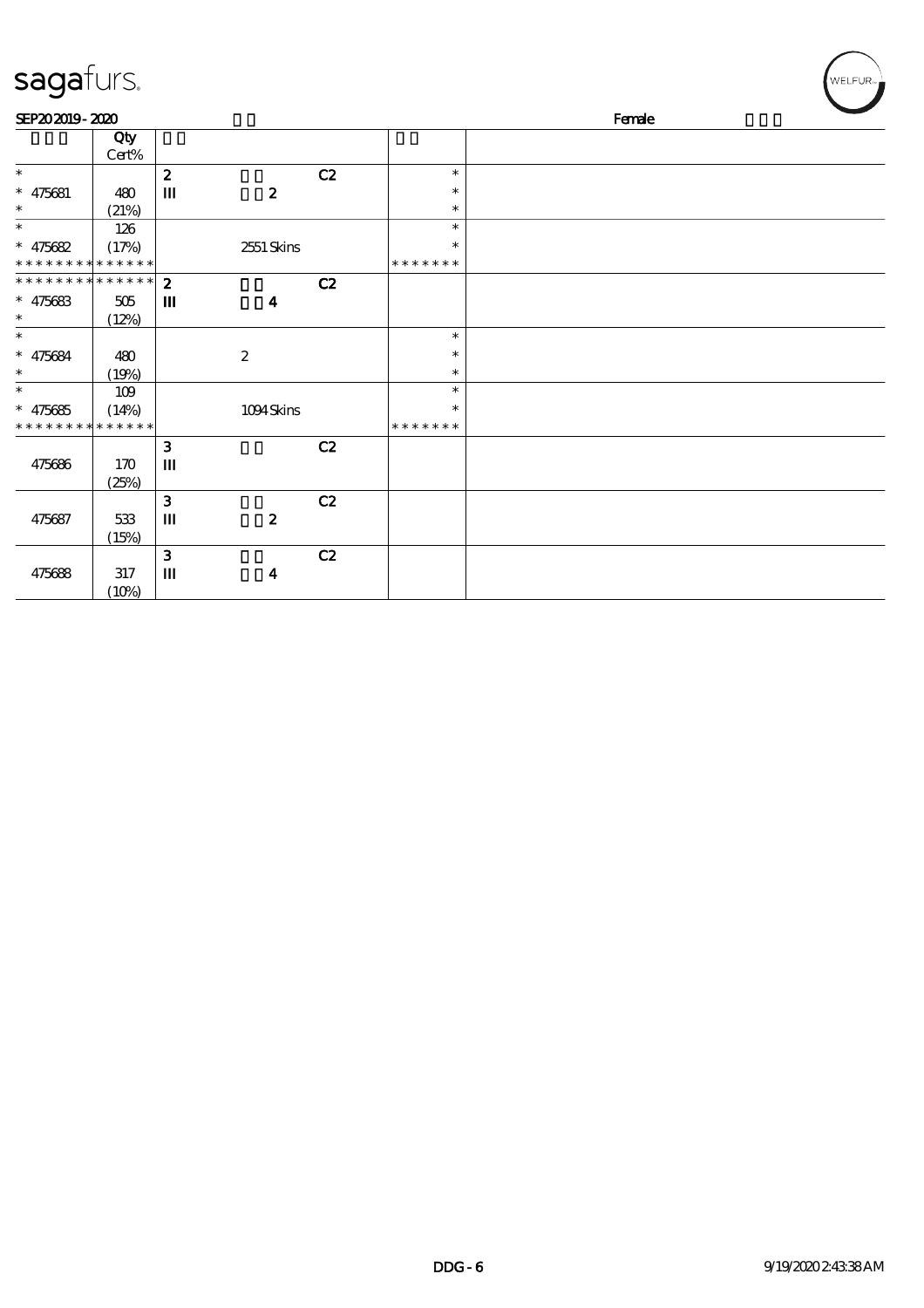SEP20 2019 - 2020　　　Female

| | Qty Cert% | | | | | |
|---|---|---|---|---|---|---|
| * | | 2 | | C2 | * | |
| * 475681 | 480 | III | 2 | | * | |
| * | (21%) | | | | * | |
| * | 126 | | | | * | |
| * 475682 | (17%) | | 2551 Skins | | * | |
| * * * * * * * * * * * * * * | | | | | * * * * * * * | |
| * * * * * * * * * * * * * * | | 2 | | C2 | | |
| * 475683 | 505 | III | 4 | | | |
| * | (12%) | | | | | |
| * | | | | | * | |
| * 475684 | 480 | | 2 | | * | |
| * | (19%) | | | | * | |
| * | 109 | | | | * | |
| * 475685 | (14%) | | 1094 Skins | | * | |
| * * * * * * * * * * * * * * | | | | | * * * * * * * | |
| 475686 | 170 (25%) | 3 III | | C2 | | |
| 475687 | 533 (15%) | 3 III | 2 | C2 | | |
| 475688 | 317 (10%) | 3 III | 4 | C2 | | |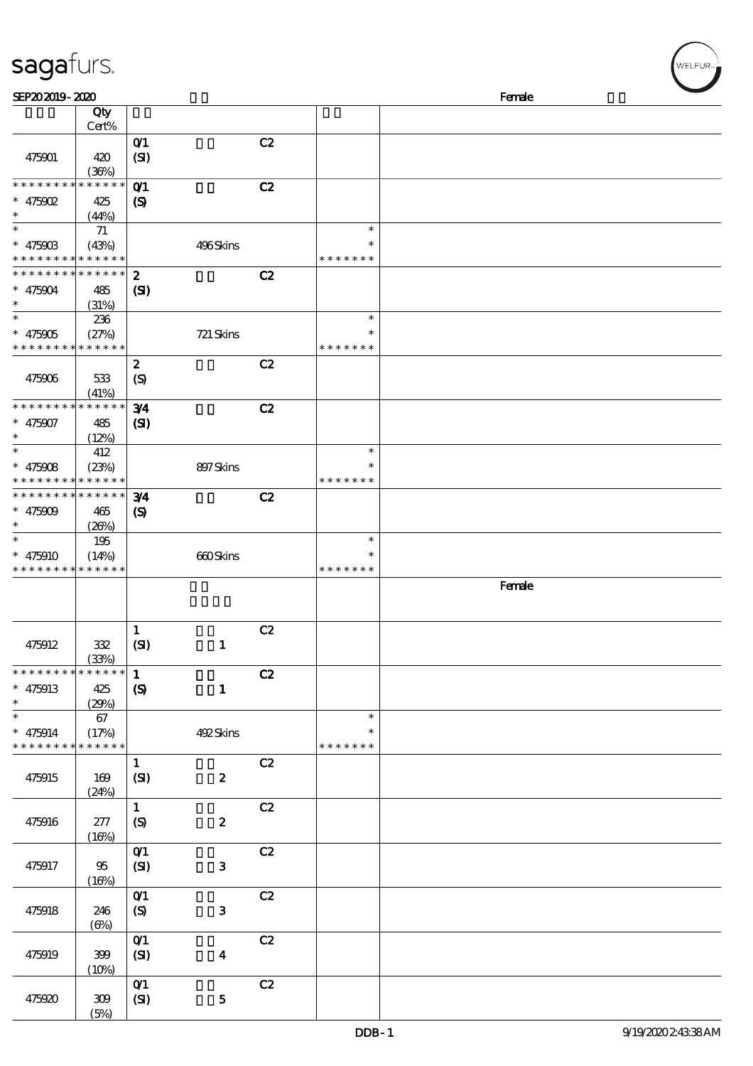| | Qty Cert% | | | | | |
|---|---|---|---|---|---|---|
| 475901 | 420 (36%) | 0/1 (SI) | | C2 | | |
| * * * * * * * * * * * * * * 475902 * | 425 (44%) | 0/1 (S) | | C2 | | |
| * 475903 * * * * * * * * * * * * * * | 71 (43%) | | 496 Skins | | * * * * * * * * * | |
| * * * * * * * * * * * * * * 475904 * | 485 (31%) | 2 (SI) | | C2 | | |
| * 475905 * * * * * * * * * * * * * * | 236 (27%) | | 721 Skins | | * * * * * * * * * | |
| 475906 | 533 (41%) | 2 (S) | | C2 | | |
| * * * * * * * * * * * * * * 475907 * | 485 (12%) | 3/4 (SI) | | C2 | | |
| * 475908 * * * * * * * * * * * * * * | 412 (23%) | | 897 Skins | | * * * * * * * * * | |
| * * * * * * * * * * * * * * 475909 * | 465 (26%) | 3/4 (S) | | C2 | | |
| * 475910 * * * * * * * * * * * * * * | 195 (14%) | | 660 Skins | | * * * * * * * * * | |
| | | | | | | Female |
| 475912 | 332 (33%) | 1 (SI) | 1 | C2 | | |
| * * * * * * * * * * * * * * 475913 * | 425 (29%) | 1 (S) | 1 | C2 | | |
| * 475914 * * * * * * * * * * * * * * | 67 (17%) | | 492 Skins | | * * * * * * * * * | |
| 475915 | 169 (24%) | 1 (SI) | 2 | C2 | | |
| 475916 | 277 (16%) | 1 (S) | 2 | C2 | | |
| 475917 | 95 (16%) | 0/1 (SI) | 3 | C2 | | |
| 475918 | 246 (6%) | 0/1 (S) | 3 | C2 | | |
| 475919 | 399 (10%) | 0/1 (SI) | 4 | C2 | | |
| 475920 | 309 (5%) | 0/1 (SI) | 5 | C2 | | |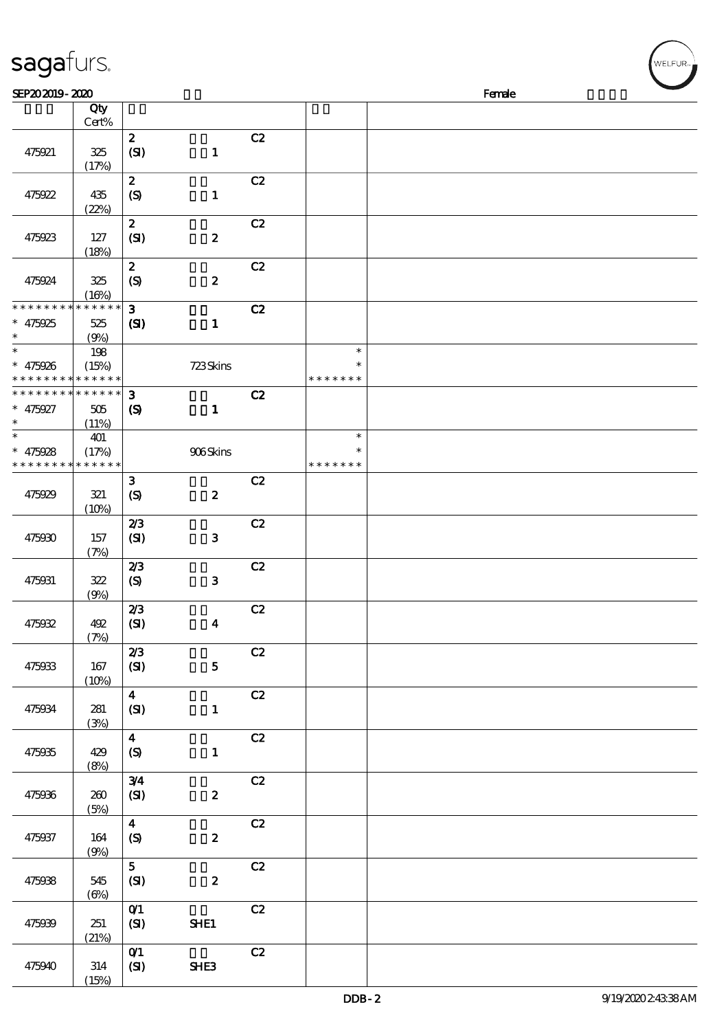SEP20 2019 - 2020 Female

| | Qty Cert% | | | | |
|---|---|---|---|---|---|
| 475921 | 325 (17%) | 2 (SI) 1 | C2 | | |
| 475922 | 435 (22%) | 2 (S) 1 | C2 | | |
| 475923 | 127 (18%) | 2 (SI) 2 | C2 | | |
| 475924 | 325 (16%) | 2 (S) 2 | C2 | | |
| * * * * * * * * * * * * * * 475925 * | 525 (9%) | 3 (SI) 1 | C2 | | |
| * * 475926 * * * * * * * * * * * * * | 198 (15%) | 723 Skins | | * * * * * * * * * | |
| * * * * * * * * * * * * * * 475927 * | 505 (11%) | 3 (S) 1 | C2 | | |
| * * 475928 * * * * * * * * * * * * * | 401 (17%) | 906 Skins | | * * * * * * * * * | |
| 475929 | 321 (10%) | 3 (S) 2 | C2 | | |
| 475930 | 157 (7%) | 2/3 (SI) 3 | C2 | | |
| 475931 | 322 (9%) | 2/3 (S) 3 | C2 | | |
| 475932 | 492 (7%) | 2/3 (SI) 4 | C2 | | |
| 475933 | 167 (10%) | 2/3 (SI) 5 | C2 | | |
| 475934 | 281 (3%) | 4 (SI) 1 | C2 | | |
| 475935 | 429 (8%) | 4 (S) 1 | C2 | | |
| 475936 | 260 (5%) | 3/4 (SI) 2 | C2 | | |
| 475937 | 164 (9%) | 4 (S) 2 | C2 | | |
| 475938 | 545 (6%) | 5 (SI) 2 | C2 | | |
| 475939 | 251 (21%) | 0/1 (SI) SHE1 | C2 | | |
| 475940 | 314 (15%) | 0/1 (SI) SHE3 | C2 | | |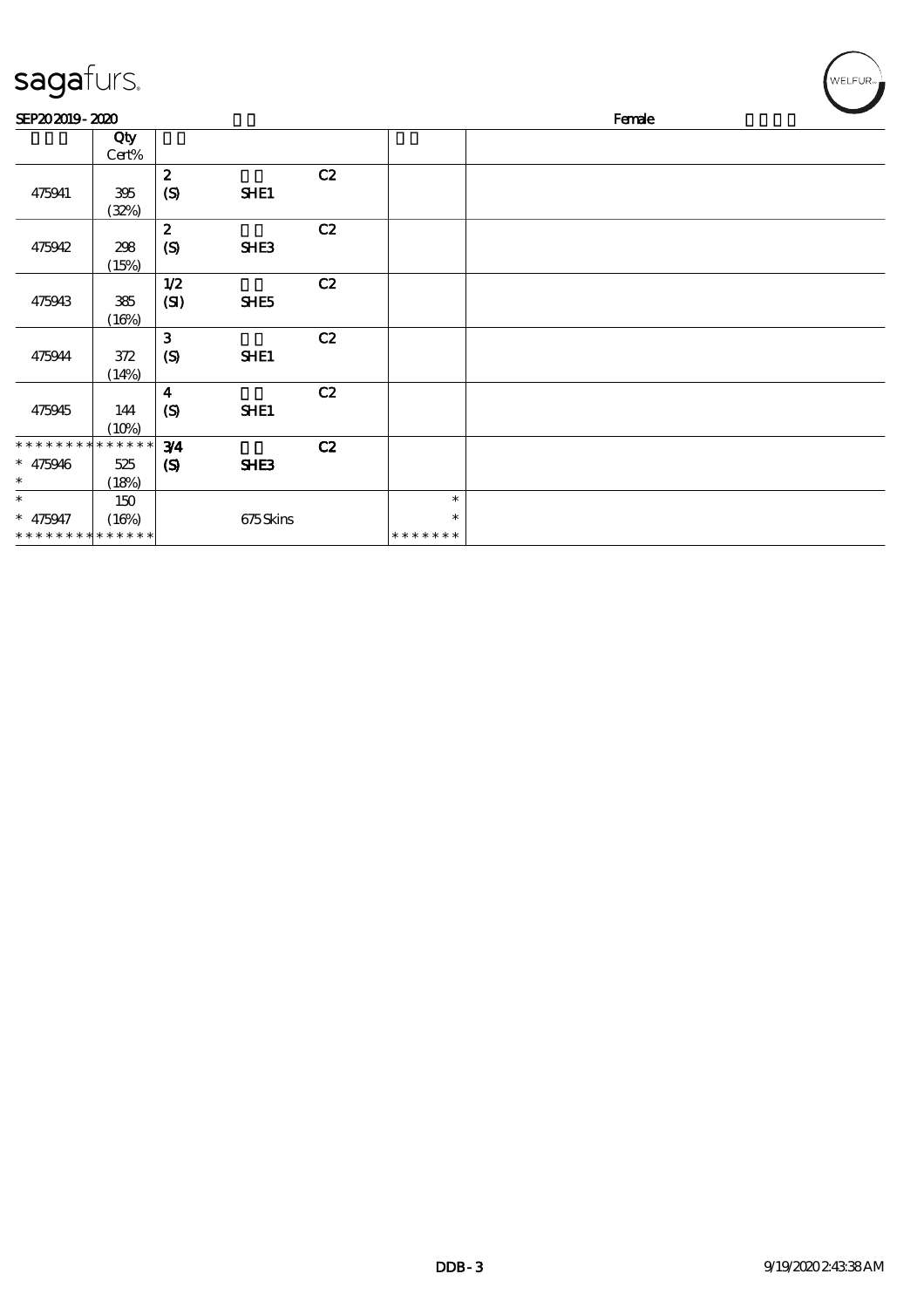SEP20 2019 - 2020 Female

| | Qty Cert% | | | | | |
|---|---|---|---|---|---|---|
| 475941 | 395 (32%) | 2 (S) | SHE1 | C2 | | |
| 475942 | 298 (15%) | 2 (S) | SHE3 | C2 | | |
| 475943 | 385 (16%) | 1/2 (SI) | SHE5 | C2 | | |
| 475944 | 372 (14%) | 3 (S) | SHE1 | C2 | | |
| 475945 | 144 (10%) | 4 (S) | SHE1 | C2 | | |
| * * * * * * * * * * * * * * 475946 * | 525 (18%) | 3/4 (S) | SHE3 | C2 | | |
| * 475947 * * * * * * * * * * * * * * | 150 (16%) | | 675 Skins | | * * * * * * * * * | |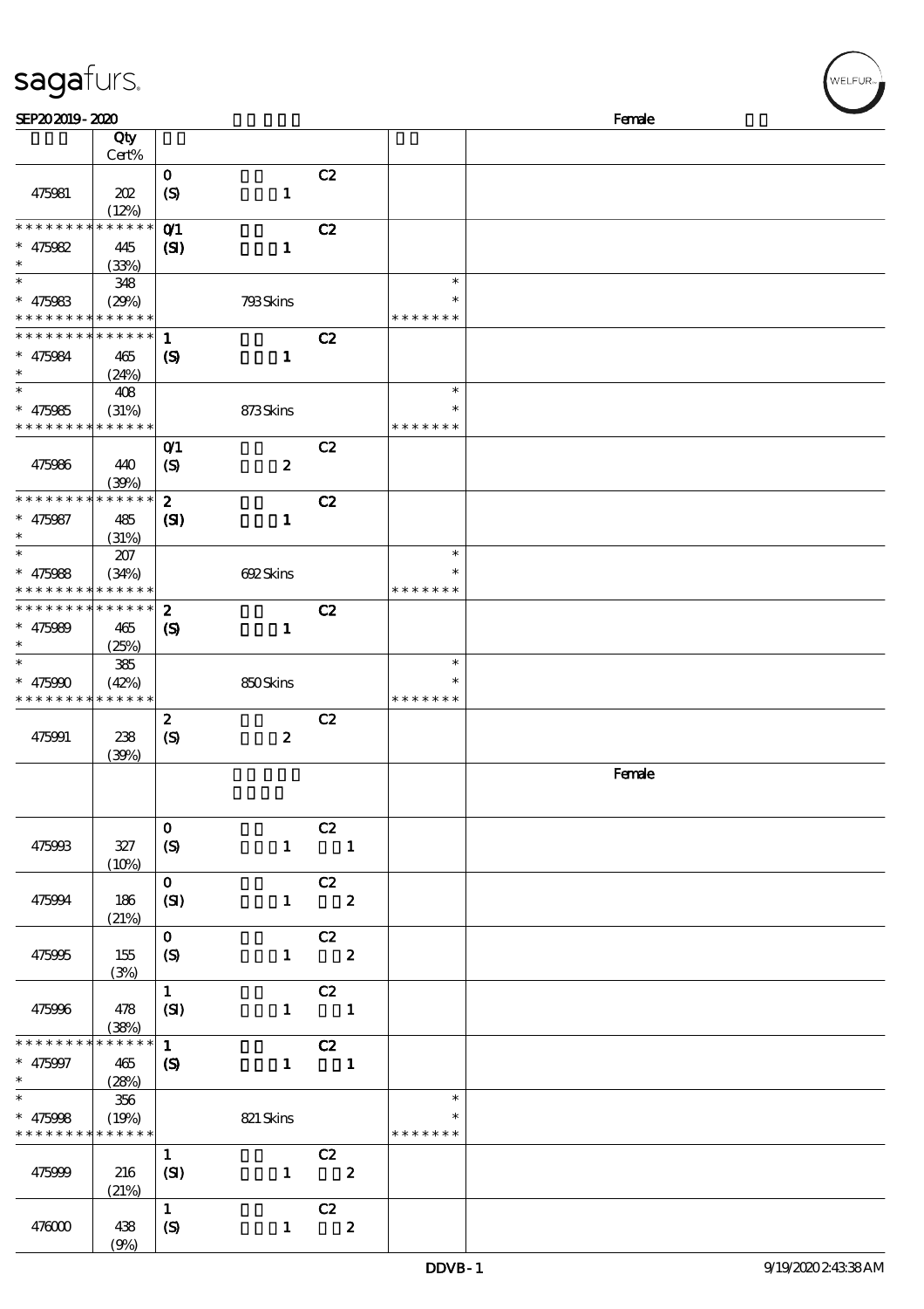| | Qty Cert% | | | | |
|---|---|---|---|---|---|
| 475981 | 202 (12%) | 0 (S) 1 | C2 | | |
| * * * * * * * * * * * * * * <br>* 475982<br>* | 445 (33%) | 0/1 (SI) 1 | C2 | | |
| *<br>* 475983<br>* * * * * * * * * * * * * * | 348 (29%) | 793 Skins | | *<br>*<br>* * * * * * * | |
| * * * * * * * * * * * * * * <br>* 475984<br>* | 465 (24%) | 1 (S) 1 | C2 | | |
| *<br>* 475985<br>* * * * * * * * * * * * * * | 408 (31%) | 873 Skins | | *<br>*<br>* * * * * * * | |
| 475986 | 440 (39%) | 0/1 (S) 2 | C2 | | |
| * * * * * * * * * * * * * * <br>* 475987<br>* | 485 (31%) | 2 (SI) 1 | C2 | | |
| *<br>* 475988<br>* * * * * * * * * * * * * * | 207 (34%) | 692 Skins | | *<br>*<br>* * * * * * * | |
| * * * * * * * * * * * * * * <br>* 475989<br>* | 465 (25%) | 2 (S) 1 | C2 | | |
| *<br>* 475990<br>* * * * * * * * * * * * * * | 385 (42%) | 850 Skins | | *<br>*<br>* * * * * * * | |
| 475991 | 238 (39%) | 2 (S) 2 | C2 | | |
| | | | | | Female |
| 475993 | 327 (10%) | 0 (S) 1 | C2 1 | | |
| 475994 | 186 (21%) | 0 (SI) 1 | C2 2 | | |
| 475995 | 155 (3%) | 0 (S) 1 | C2 2 | | |
| 475996 | 478 (38%) | 1 (SI) 1 | C2 1 | | |
| * * * * * * * * * * * * * * <br>* 475997<br>* | 465 (28%) | 1 (S) 1 | C2 1 | | |
| *<br>* 475998<br>* * * * * * * * * * * * * * | 356 (19%) | 821 Skins | | *<br>*<br>* * * * * * * | |
| 475999 | 216 (21%) | 1 (SI) 1 | C2 2 | | |
| 476000 | 438 (9%) | 1 (S) 1 | C2 2 | | |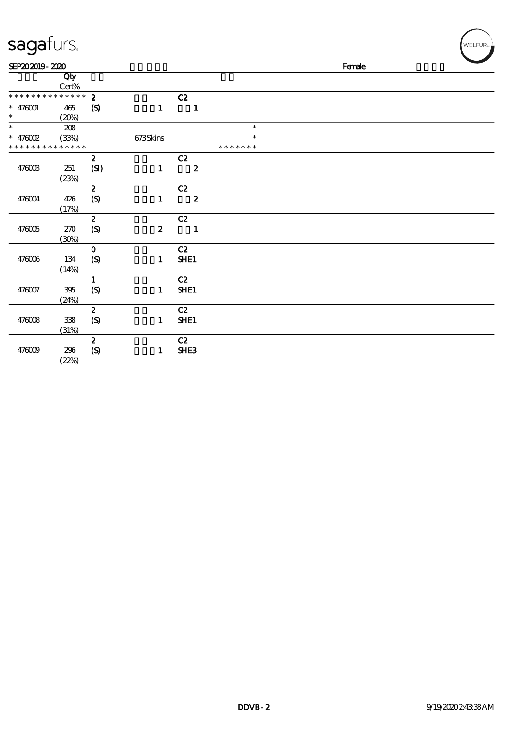sagafurs.

SEP20 2019 - 2020 Female

| | Qty Cert% | | | | | |
|---|---|---|---|---|---|---|
| * * * * * * * * * * * * * * | 2 | | | C2 | | |
| * 476001 | 465 | (S) | 1 | 1 | | |
| * | (20%) | | | | | |
| * | 208 | | | | * | |
| * 476002 | (33%) | | 673 Skins | | * | |
| * * * * * * * * * * * * * * | | | | | * * * * * * * | |
| | | 2 | | C2 | | |
| 476003 | 251 (23%) | (SI) | 1 | 2 | | |
| | | 2 | | C2 | | |
| 476004 | 426 (17%) | (S) | 1 | 2 | | |
| | | 2 | | C2 | | |
| 476005 | 270 (30%) | (S) | 2 | 1 | | |
| | | 0 | | C2 | | |
| 476006 | 134 (14%) | (S) | 1 | SHE1 | | |
| | | 1 | | C2 | | |
| 476007 | 395 (24%) | (S) | 1 | SHE1 | | |
| | | 2 | | C2 | | |
| 476008 | 338 (31%) | (S) | 1 | SHE1 | | |
| | | 2 | | C2 | | |
| 476009 | 296 (22%) | (S) | 1 | SHE3 | | |

DDVB - 2 9/19/2020 2:43:38 AM